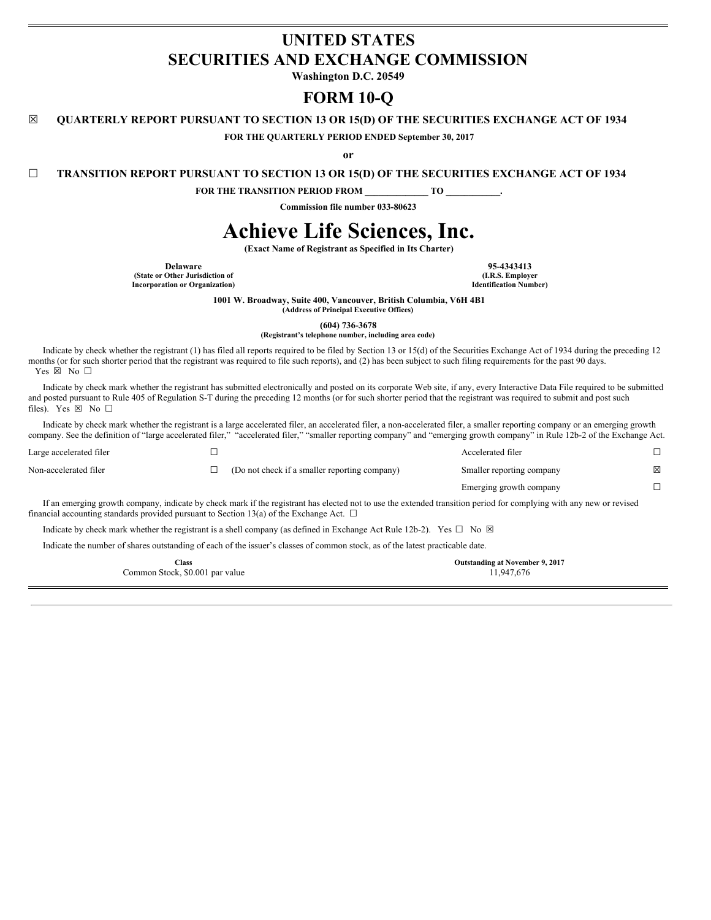# UNITED STATES
# SECURITIES AND EXCHANGE COMMISSION

**Washington D.C. 20549**

# FORM 10-Q

☒ **QUARTERLY REPORT PURSUANT TO SECTION 13 OR 15(D) OF THE SECURITIES EXCHANGE ACT OF 1934**

**FOR THE QUARTERLY PERIOD ENDED September 30, 2017**

**or**

☐ **TRANSITION REPORT PURSUANT TO SECTION 13 OR 15(D) OF THE SECURITIES EXCHANGE ACT OF 1934**

**FOR THE TRANSITION PERIOD FROM \_\_\_\_\_\_\_\_\_\_\_\_\_ TO \_\_\_\_\_\_\_\_\_\_\_.**

**Commission file number 033-80623**

# Achieve Life Sciences, Inc.

**(Exact Name of Registrant as Specified in Its Charter)**

| **Delaware** | **95-4343413** |
|---|---|
| **(State or Other Jurisdiction of Incorporation or Organization)** | **(I.R.S. Employer Identification Number)** |

**1001 W. Broadway, Suite 400, Vancouver, British Columbia, V6H 4B1**
**(Address of Principal Executive Offices)**

**(604) 736-3678**
**(Registrant's telephone number, including area code)**

Indicate by check whether the registrant (1) has filed all reports required to be filed by Section 13 or 15(d) of the Securities Exchange Act of 1934 during the preceding 12 months (or for such shorter period that the registrant was required to file such reports), and (2) has been subject to such filing requirements for the past 90 days. Yes ☒ No ☐

Indicate by check mark whether the registrant has submitted electronically and posted on its corporate Web site, if any, every Interactive Data File required to be submitted and posted pursuant to Rule 405 of Regulation S-T during the preceding 12 months (or for such shorter period that the registrant was required to submit and post such files). Yes ☒ No ☐

Indicate by check mark whether the registrant is a large accelerated filer, an accelerated filer, a non-accelerated filer, a smaller reporting company or an emerging growth company. See the definition of "large accelerated filer," "accelerated filer," "smaller reporting company" and "emerging growth company" in Rule 12b-2 of the Exchange Act.

| | | | | |
|---|---|---|---|---|
| Large accelerated filer | ☐ | | Accelerated filer | ☐ |
| Non-accelerated filer | ☐ | (Do not check if a smaller reporting company) | Smaller reporting company | ☒ |
| | | | Emerging growth company | ☐ |

If an emerging growth company, indicate by check mark if the registrant has elected not to use the extended transition period for complying with any new or revised financial accounting standards provided pursuant to Section 13(a) of the Exchange Act. ☐

Indicate by check mark whether the registrant is a shell company (as defined in Exchange Act Rule 12b-2). Yes ☐ No ☒

Indicate the number of shares outstanding of each of the issuer's classes of common stock, as of the latest practicable date.

| **Class** | **Outstanding at November 9, 2017** |
|---|---|
| Common Stock, $0.001 par value | 11,947,676 |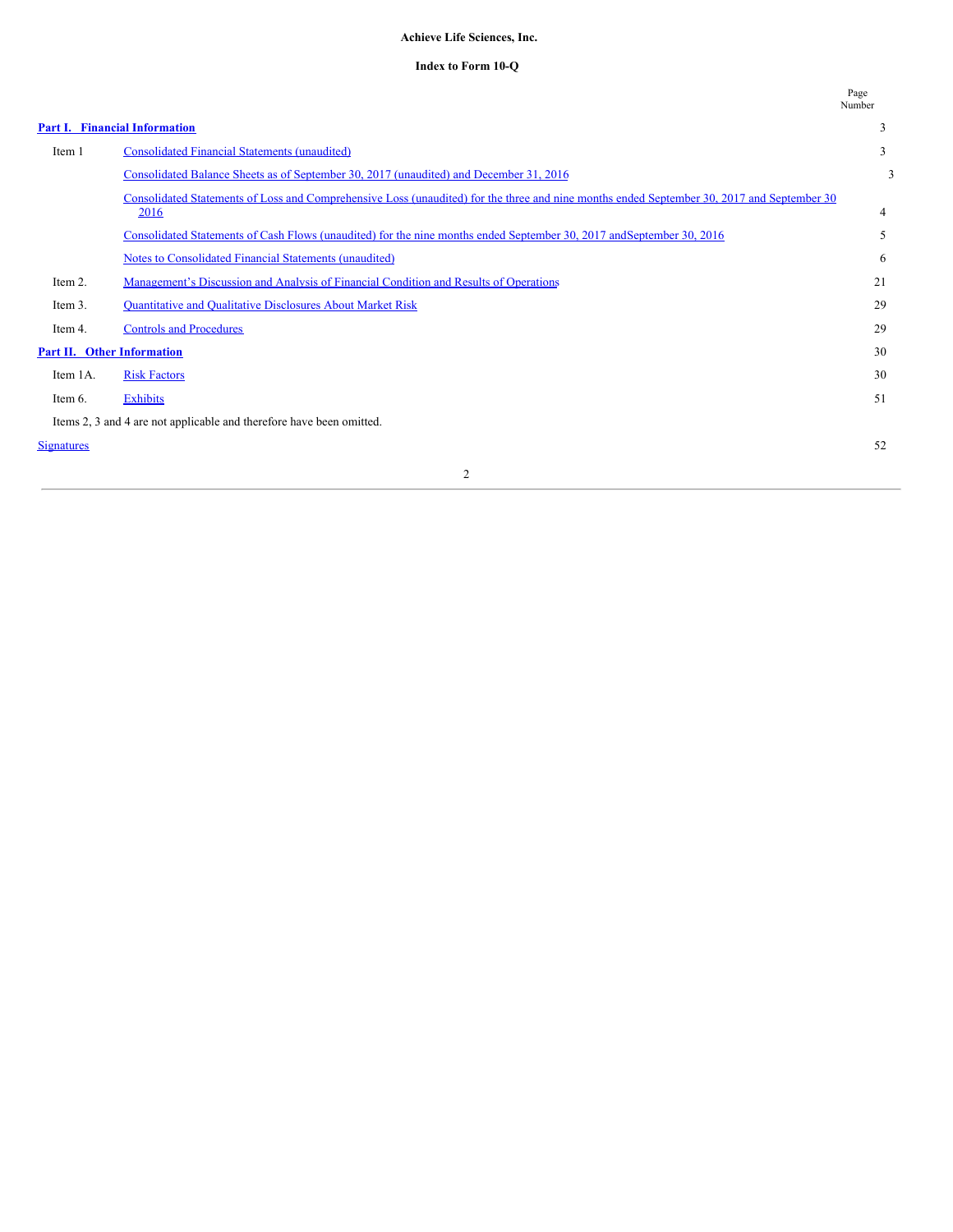**Achieve Life Sciences, Inc.**

**Index to Form 10-Q**

| | | Page Number |
|---|---|---|
| **Part I. Financial Information** | | 3 |
| Item 1 | Consolidated Financial Statements (unaudited) | 3 |
| | Consolidated Balance Sheets as of September 30, 2017 (unaudited) and December 31, 2016 | 3 |
| | Consolidated Statements of Loss and Comprehensive Loss (unaudited) for the three and nine months ended September 30, 2017 and September 30 2016 | 4 |
| | Consolidated Statements of Cash Flows (unaudited) for the nine months ended September 30, 2017 andSeptember 30, 2016 | 5 |
| | Notes to Consolidated Financial Statements (unaudited) | 6 |
| Item 2. | Management's Discussion and Analysis of Financial Condition and Results of Operations | 21 |
| Item 3. | Quantitative and Qualitative Disclosures About Market Risk | 29 |
| Item 4. | Controls and Procedures | 29 |
| **Part II. Other Information** | | 30 |
| Item 1A. | Risk Factors | 30 |
| Item 6. | Exhibits | 51 |
| Items 2, 3 and 4 are not applicable and therefore have been omitted. | | |
| Signatures | | 52 |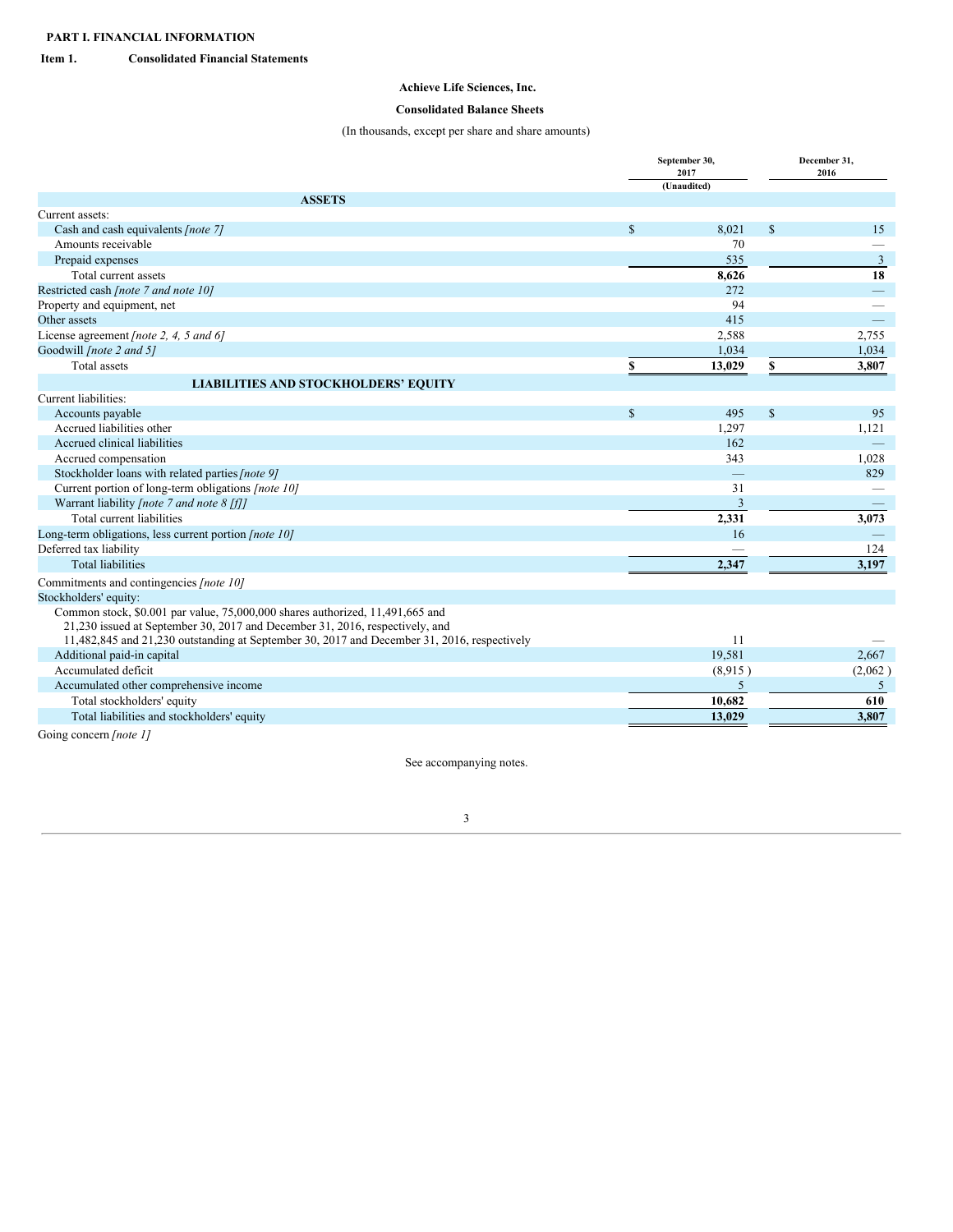**PART I. FINANCIAL INFORMATION**

**Item 1. Consolidated Financial Statements**

**Achieve Life Sciences, Inc.**

**Consolidated Balance Sheets**

(In thousands, except per share and share amounts)

| | September 30, 2017 (Unaudited) | December 31, 2016 |
|---|---|---|
| **ASSETS** | | |
| Current assets: | | |
| Cash and cash equivalents *[note 7]* | $ 8,021 | $ 15 |
| Amounts receivable | 70 | — |
| Prepaid expenses | 535 | 3 |
| Total current assets | **8,626** | **18** |
| Restricted cash *[note 7 and note 10]* | 272 | — |
| Property and equipment, net | 94 | — |
| Other assets | 415 | — |
| License agreement *[note 2, 4, 5 and 6]* | 2,588 | 2,755 |
| Goodwill *[note 2 and 5]* | 1,034 | 1,034 |
| Total assets | **$ 13,029** | **$ 3,807** |
| **LIABILITIES AND STOCKHOLDERS' EQUITY** | | |
| Current liabilities: | | |
| Accounts payable | $ 495 | $ 95 |
| Accrued liabilities other | 1,297 | 1,121 |
| Accrued clinical liabilities | 162 | — |
| Accrued compensation | 343 | 1,028 |
| Stockholder loans with related parties *[note 9]* | — | 829 |
| Current portion of long-term obligations *[note 10]* | 31 | — |
| Warrant liability *[note 7 and note 8 [f]]* | 3 | — |
| Total current liabilities | **2,331** | **3,073** |
| Long-term obligations, less current portion *[note 10]* | 16 | — |
| Deferred tax liability | — | 124 |
| Total liabilities | **2,347** | **3,197** |
| Commitments and contingencies *[note 10]* | | |
| Stockholders' equity: | | |
| Common stock, $0.001 par value, 75,000,000 shares authorized, 11,491,665 and 21,230 issued at September 30, 2017 and December 31, 2016, respectively, and 11,482,845 and 21,230 outstanding at September 30, 2017 and December 31, 2016, respectively | 11 | — |
| Additional paid-in capital | 19,581 | 2,667 |
| Accumulated deficit | (8,915 ) | (2,062 ) |
| Accumulated other comprehensive income | 5 | 5 |
| Total stockholders' equity | **10,682** | **610** |
| Total liabilities and stockholders' equity | **13,029** | **3,807** |

Going concern *[note 1]*

See accompanying notes.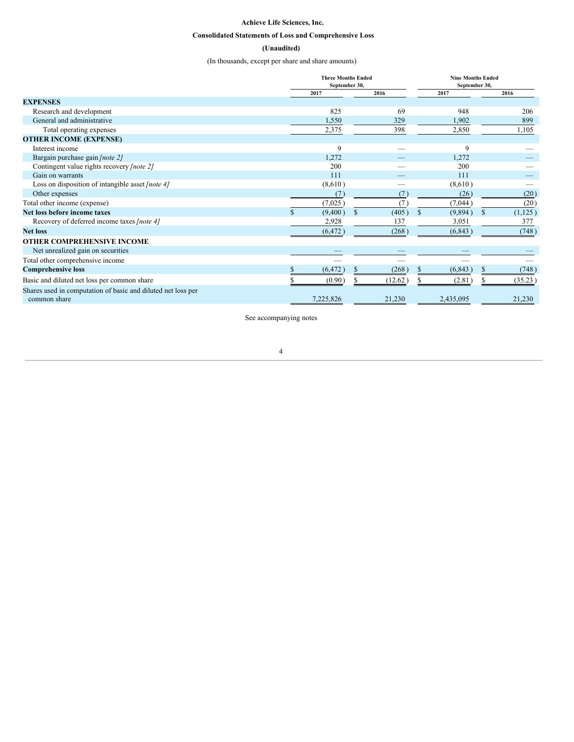**Achieve Life Sciences, Inc.**

**Consolidated Statements of Loss and Comprehensive Loss**

**(Unaudited)**

(In thousands, except per share and share amounts)

| | Three Months Ended September 30, | | Nine Months Ended September 30, | |
|---|---|---|---|---|
| | 2017 | 2016 | 2017 | 2016 |
| **EXPENSES** | | | | |
| Research and development | 825 | 69 | 948 | 206 |
| General and administrative | 1,550 | 329 | 1,902 | 899 |
| Total operating expenses | 2,375 | 398 | 2,850 | 1,105 |
| **OTHER INCOME (EXPENSE)** | | | | |
| Interest income | 9 | — | 9 | — |
| Bargain purchase gain *[note 2]* | 1,272 | — | 1,272 | — |
| Contingent value rights recovery *[note 2]* | 200 | — | 200 | — |
| Gain on warrants | 111 | — | 111 | — |
| Loss on disposition of intangible asset *[note 4]* | (8,610) | — | (8,610) | — |
| Other expenses | (7) | (7) | (26) | (20) |
| Total other income (expense) | (7,025) | (7) | (7,044) | (20) |
| **Net loss before income taxes** | $ (9,400) | $ (405) | $ (9,894) | $ (1,125) |
| Recovery of deferred income taxes *[note 4]* | 2,928 | 137 | 3,051 | 377 |
| **Net loss** | (6,472) | (268) | (6,843) | (748) |
| **OTHER COMPREHENSIVE INCOME** | | | | |
| Net unrealized gain on securities | — | — | — | — |
| Total other comprehensive income | — | — | — | — |
| **Comprehensive loss** | $ (6,472) | $ (268) | $ (6,843) | $ (748) |
| Basic and diluted net loss per common share | $ (0.90) | $ (12.62) | $ (2.81) | $ (35.23) |
| Shares used in computation of basic and diluted net loss per common share | 7,225,826 | 21,230 | 2,435,095 | 21,230 |

See accompanying notes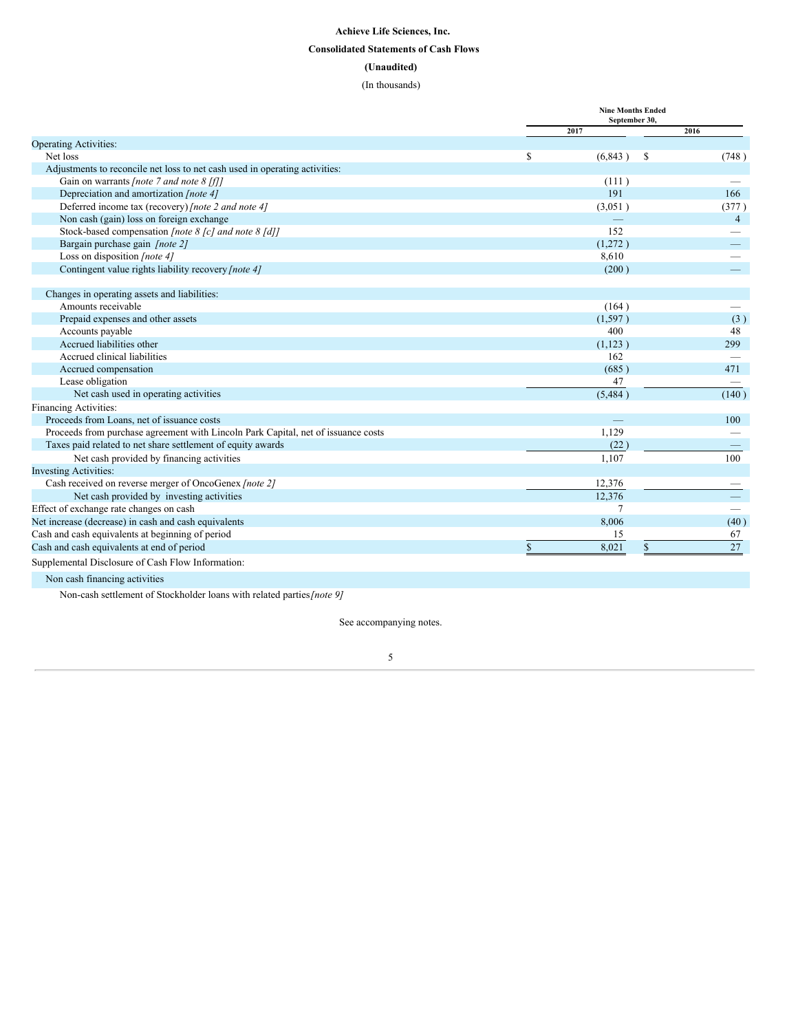**Achieve Life Sciences, Inc.**

**Consolidated Statements of Cash Flows**

**(Unaudited)**

(In thousands)

| | Nine Months Ended September 30, | |
|---|---|---|
| | 2017 | 2016 |
| Operating Activities: | | |
| Net loss | $ (6,843 ) | $ (748 ) |
| Adjustments to reconcile net loss to net cash used in operating activities: | | |
| Gain on warrants *[note 7 and note 8 [f]]* | (111 ) | — |
| Depreciation and amortization *[note 4]* | 191 | 166 |
| Deferred income tax (recovery) *[note 2 and note 4]* | (3,051 ) | (377 ) |
| Non cash (gain) loss on foreign exchange | — | 4 |
| Stock-based compensation *[note 8 [c] and note 8 [d]]* | 152 | — |
| Bargain purchase gain *[note 2]* | (1,272 ) | — |
| Loss on disposition *[note 4]* | 8,610 | — |
| Contingent value rights liability recovery *[note 4]* | (200 ) | — |
| Changes in operating assets and liabilities: | | |
| Amounts receivable | (164 ) | — |
| Prepaid expenses and other assets | (1,597 ) | (3 ) |
| Accounts payable | 400 | 48 |
| Accrued liabilities other | (1,123 ) | 299 |
| Accrued clinical liabilities | 162 | — |
| Accrued compensation | (685 ) | 471 |
| Lease obligation | 47 | — |
| Net cash used in operating activities | (5,484 ) | (140 ) |
| Financing Activities: | | |
| Proceeds from Loans, net of issuance costs | — | 100 |
| Proceeds from purchase agreement with Lincoln Park Capital, net of issuance costs | 1,129 | — |
| Taxes paid related to net share settlement of equity awards | (22 ) | — |
| Net cash provided by financing activities | 1,107 | 100 |
| Investing Activities: | | |
| Cash received on reverse merger of OncoGenex *[note 2]* | 12,376 | — |
| Net cash provided by investing activities | 12,376 | — |
| Effect of exchange rate changes on cash | 7 | — |
| Net increase (decrease) in cash and cash equivalents | 8,006 | (40 ) |
| Cash and cash equivalents at beginning of period | 15 | 67 |
| Cash and cash equivalents at end of period | $ 8,021 | $ 27 |
| Supplemental Disclosure of Cash Flow Information: | | |
| Non cash financing activities | | |
| Non-cash settlement of Stockholder loans with related parties *[note 9]* | | |

See accompanying notes.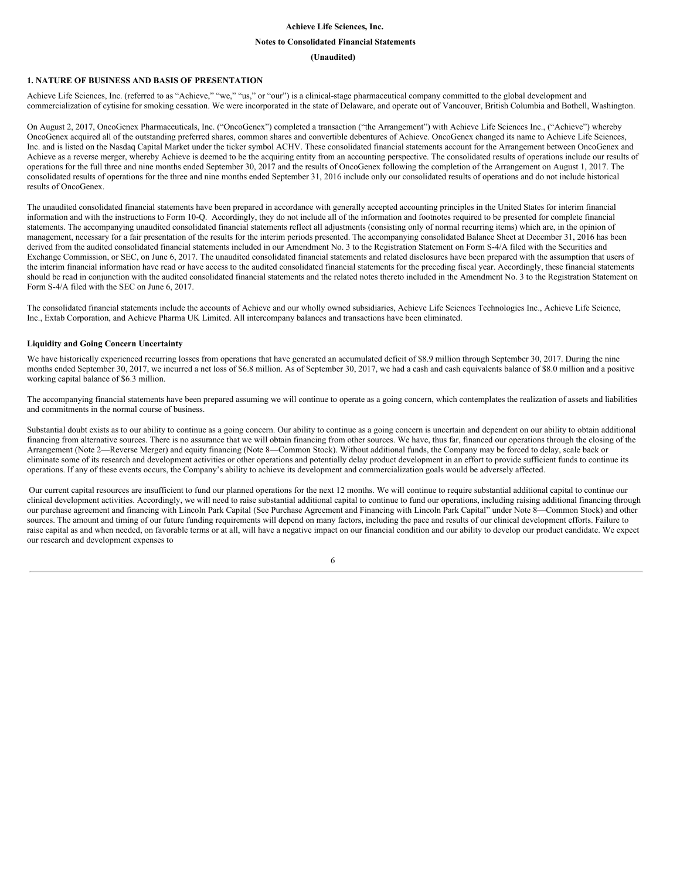**Achieve Life Sciences, Inc.**

**Notes to Consolidated Financial Statements**

**(Unaudited)**

## 1. NATURE OF BUSINESS AND BASIS OF PRESENTATION

Achieve Life Sciences, Inc. (referred to as "Achieve," "we," "us," or "our") is a clinical-stage pharmaceutical company committed to the global development and commercialization of cytisine for smoking cessation. We were incorporated in the state of Delaware, and operate out of Vancouver, British Columbia and Bothell, Washington.

On August 2, 2017, OncoGenex Pharmaceuticals, Inc. ("OncoGenex") completed a transaction ("the Arrangement") with Achieve Life Sciences Inc., ("Achieve") whereby OncoGenex acquired all of the outstanding preferred shares, common shares and convertible debentures of Achieve. OncoGenex changed its name to Achieve Life Sciences, Inc. and is listed on the Nasdaq Capital Market under the ticker symbol ACHV. These consolidated financial statements account for the Arrangement between OncoGenex and Achieve as a reverse merger, whereby Achieve is deemed to be the acquiring entity from an accounting perspective. The consolidated results of operations include our results of operations for the full three and nine months ended September 30, 2017 and the results of OncoGenex following the completion of the Arrangement on August 1, 2017. The consolidated results of operations for the three and nine months ended September 31, 2016 include only our consolidated results of operations and do not include historical results of OncoGenex.

The unaudited consolidated financial statements have been prepared in accordance with generally accepted accounting principles in the United States for interim financial information and with the instructions to Form 10-Q. Accordingly, they do not include all of the information and footnotes required to be presented for complete financial statements. The accompanying unaudited consolidated financial statements reflect all adjustments (consisting only of normal recurring items) which are, in the opinion of management, necessary for a fair presentation of the results for the interim periods presented. The accompanying consolidated Balance Sheet at December 31, 2016 has been derived from the audited consolidated financial statements included in our Amendment No. 3 to the Registration Statement on Form S-4/A filed with the Securities and Exchange Commission, or SEC, on June 6, 2017. The unaudited consolidated financial statements and related disclosures have been prepared with the assumption that users of the interim financial information have read or have access to the audited consolidated financial statements for the preceding fiscal year. Accordingly, these financial statements should be read in conjunction with the audited consolidated financial statements and the related notes thereto included in the Amendment No. 3 to the Registration Statement on Form S-4/A filed with the SEC on June 6, 2017.

The consolidated financial statements include the accounts of Achieve and our wholly owned subsidiaries, Achieve Life Sciences Technologies Inc., Achieve Life Science, Inc., Extab Corporation, and Achieve Pharma UK Limited. All intercompany balances and transactions have been eliminated.

### Liquidity and Going Concern Uncertainty

We have historically experienced recurring losses from operations that have generated an accumulated deficit of $8.9 million through September 30, 2017. During the nine months ended September 30, 2017, we incurred a net loss of $6.8 million. As of September 30, 2017, we had a cash and cash equivalents balance of $8.0 million and a positive working capital balance of $6.3 million.

The accompanying financial statements have been prepared assuming we will continue to operate as a going concern, which contemplates the realization of assets and liabilities and commitments in the normal course of business.

Substantial doubt exists as to our ability to continue as a going concern. Our ability to continue as a going concern is uncertain and dependent on our ability to obtain additional financing from alternative sources. There is no assurance that we will obtain financing from other sources. We have, thus far, financed our operations through the closing of the Arrangement (Note 2—Reverse Merger) and equity financing (Note 8—Common Stock). Without additional funds, the Company may be forced to delay, scale back or eliminate some of its research and development activities or other operations and potentially delay product development in an effort to provide sufficient funds to continue its operations. If any of these events occurs, the Company's ability to achieve its development and commercialization goals would be adversely affected.

Our current capital resources are insufficient to fund our planned operations for the next 12 months. We will continue to require substantial additional capital to continue our clinical development activities. Accordingly, we will need to raise substantial additional capital to continue to fund our operations, including raising additional financing through our purchase agreement and financing with Lincoln Park Capital (See Purchase Agreement and Financing with Lincoln Park Capital" under Note 8—Common Stock) and other sources. The amount and timing of our future funding requirements will depend on many factors, including the pace and results of our clinical development efforts. Failure to raise capital as and when needed, on favorable terms or at all, will have a negative impact on our financial condition and our ability to develop our product candidate. We expect our research and development expenses to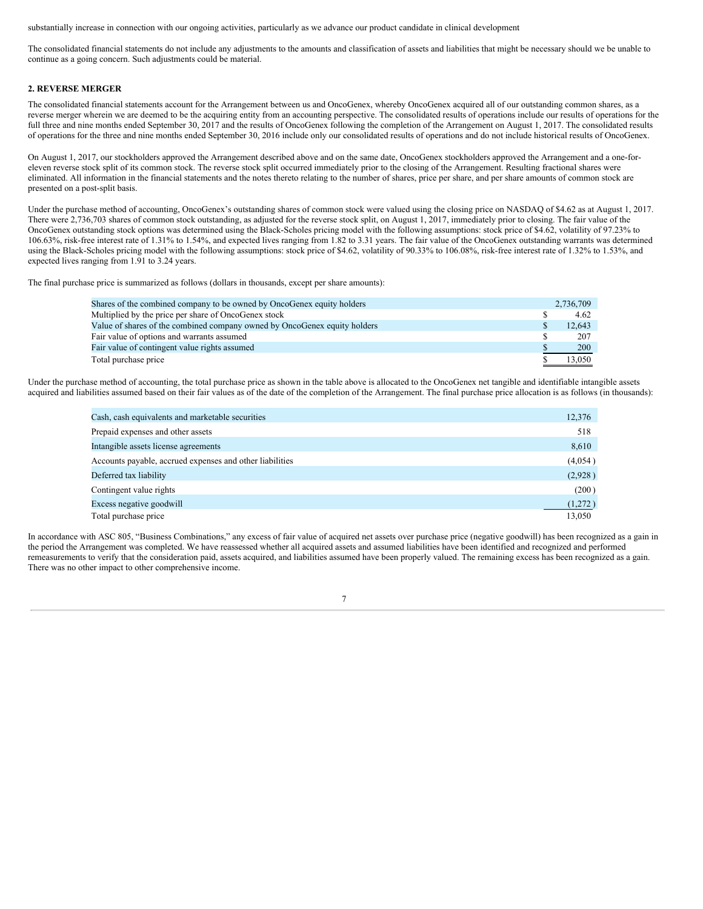substantially increase in connection with our ongoing activities, particularly as we advance our product candidate in clinical development

The consolidated financial statements do not include any adjustments to the amounts and classification of assets and liabilities that might be necessary should we be unable to continue as a going concern. Such adjustments could be material.

## 2. REVERSE MERGER

The consolidated financial statements account for the Arrangement between us and OncoGenex, whereby OncoGenex acquired all of our outstanding common shares, as a reverse merger wherein we are deemed to be the acquiring entity from an accounting perspective. The consolidated results of operations include our results of operations for the full three and nine months ended September 30, 2017 and the results of OncoGenex following the completion of the Arrangement on August 1, 2017. The consolidated results of operations for the three and nine months ended September 30, 2016 include only our consolidated results of operations and do not include historical results of OncoGenex.

On August 1, 2017, our stockholders approved the Arrangement described above and on the same date, OncoGenex stockholders approved the Arrangement and a one-for-eleven reverse stock split of its common stock. The reverse stock split occurred immediately prior to the closing of the Arrangement. Resulting fractional shares were eliminated. All information in the financial statements and the notes thereto relating to the number of shares, price per share, and per share amounts of common stock are presented on a post-split basis.

Under the purchase method of accounting, OncoGenex's outstanding shares of common stock were valued using the closing price on NASDAQ of $4.62 as at August 1, 2017. There were 2,736,703 shares of common stock outstanding, as adjusted for the reverse stock split, on August 1, 2017, immediately prior to closing. The fair value of the OncoGenex outstanding stock options was determined using the Black-Scholes pricing model with the following assumptions: stock price of $4.62, volatility of 97.23% to 106.63%, risk-free interest rate of 1.31% to 1.54%, and expected lives ranging from 1.82 to 3.31 years. The fair value of the OncoGenex outstanding warrants was determined using the Black-Scholes pricing model with the following assumptions: stock price of $4.62, volatility of 90.33% to 106.08%, risk-free interest rate of 1.32% to 1.53%, and expected lives ranging from 1.91 to 3.24 years.

The final purchase price is summarized as follows (dollars in thousands, except per share amounts):

| | |
|---|---|
| Shares of the combined company to be owned by OncoGenex equity holders | 2,736,709 |
| Multiplied by the price per share of OncoGenex stock | $ 4.62 |
| Value of shares of the combined company owned by OncoGenex equity holders | $ 12,643 |
| Fair value of options and warrants assumed | $ 207 |
| Fair value of contingent value rights assumed | $ 200 |
| Total purchase price | $ 13,050 |

Under the purchase method of accounting, the total purchase price as shown in the table above is allocated to the OncoGenex net tangible and identifiable intangible assets acquired and liabilities assumed based on their fair values as of the date of the completion of the Arrangement. The final purchase price allocation is as follows (in thousands):

| | |
|---|---|
| Cash, cash equivalents and marketable securities | 12,376 |
| Prepaid expenses and other assets | 518 |
| Intangible assets license agreements | 8,610 |
| Accounts payable, accrued expenses and other liabilities | (4,054 ) |
| Deferred tax liability | (2,928 ) |
| Contingent value rights | (200 ) |
| Excess negative goodwill | (1,272 ) |
| Total purchase price | 13,050 |

In accordance with ASC 805, "Business Combinations," any excess of fair value of acquired net assets over purchase price (negative goodwill) has been recognized as a gain in the period the Arrangement was completed. We have reassessed whether all acquired assets and assumed liabilities have been identified and recognized and performed remeasurements to verify that the consideration paid, assets acquired, and liabilities assumed have been properly valued. The remaining excess has been recognized as a gain. There was no other impact to other comprehensive income.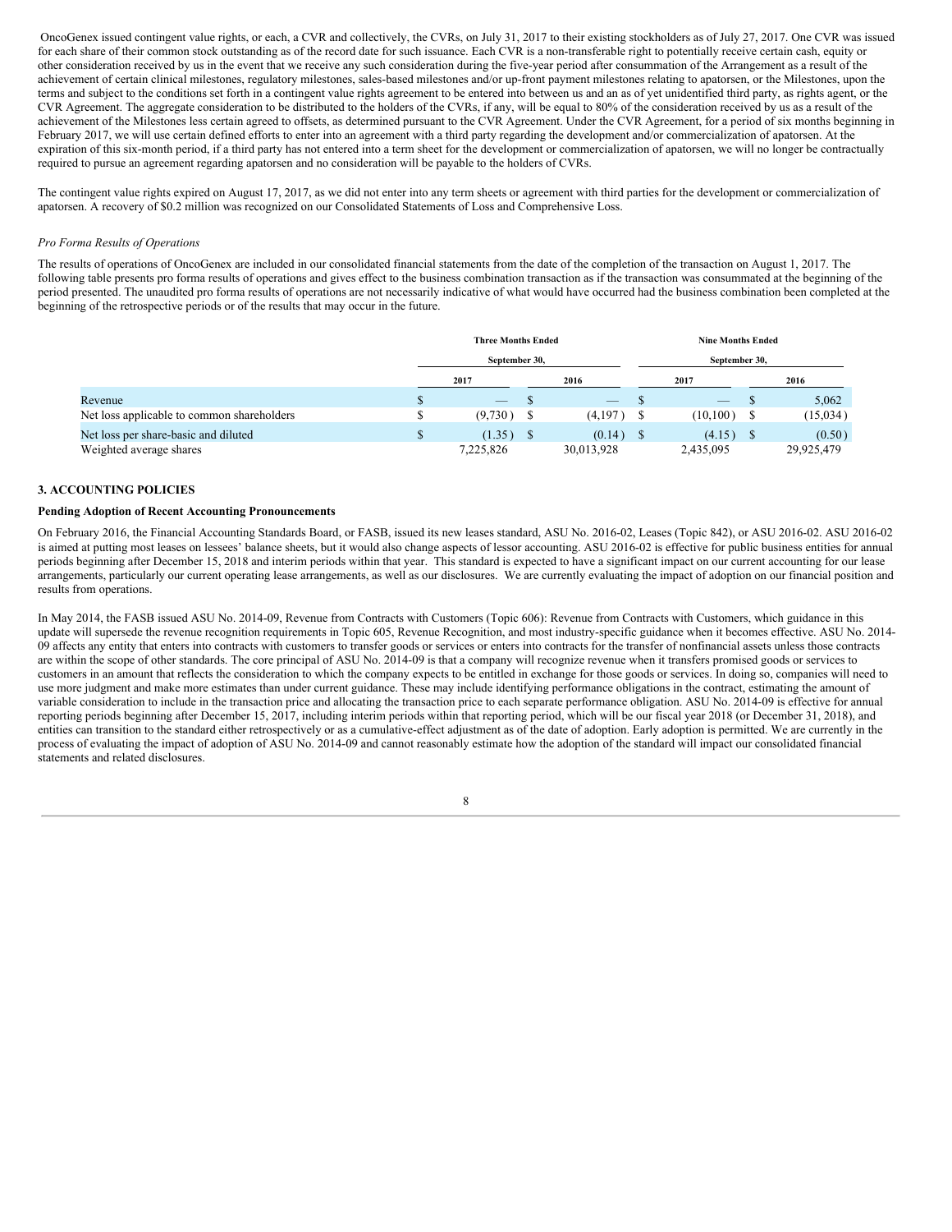OncoGenex issued contingent value rights, or each, a CVR and collectively, the CVRs, on July 31, 2017 to their existing stockholders as of July 27, 2017. One CVR was issued for each share of their common stock outstanding as of the record date for such issuance. Each CVR is a non-transferable right to potentially receive certain cash, equity or other consideration received by us in the event that we receive any such consideration during the five-year period after consummation of the Arrangement as a result of the achievement of certain clinical milestones, regulatory milestones, sales-based milestones and/or up-front payment milestones relating to apatorsen, or the Milestones, upon the terms and subject to the conditions set forth in a contingent value rights agreement to be entered into between us and an as of yet unidentified third party, as rights agent, or the CVR Agreement. The aggregate consideration to be distributed to the holders of the CVRs, if any, will be equal to 80% of the consideration received by us as a result of the achievement of the Milestones less certain agreed to offsets, as determined pursuant to the CVR Agreement. Under the CVR Agreement, for a period of six months beginning in February 2017, we will use certain defined efforts to enter into an agreement with a third party regarding the development and/or commercialization of apatorsen. At the expiration of this six-month period, if a third party has not entered into a term sheet for the development or commercialization of apatorsen, we will no longer be contractually required to pursue an agreement regarding apatorsen and no consideration will be payable to the holders of CVRs.

The contingent value rights expired on August 17, 2017, as we did not enter into any term sheets or agreement with third parties for the development or commercialization of apatorsen. A recovery of $0.2 million was recognized on our Consolidated Statements of Loss and Comprehensive Loss.

*Pro Forma Results of Operations*

The results of operations of OncoGenex are included in our consolidated financial statements from the date of the completion of the transaction on August 1, 2017. The following table presents pro forma results of operations and gives effect to the business combination transaction as if the transaction was consummated at the beginning of the period presented. The unaudited pro forma results of operations are not necessarily indicative of what would have occurred had the business combination been completed at the beginning of the retrospective periods or of the results that may occur in the future.

| | Three Months Ended September 30, | | Nine Months Ended September 30, | |
|---|---|---|---|---|
| | 2017 | 2016 | 2017 | 2016 |
| Revenue | $ — | $ — | $ — | $ 5,062 |
| Net loss applicable to common shareholders | $ (9,730) | $ (4,197) | $ (10,100) | $ (15,034) |
| Net loss per share-basic and diluted | $ (1.35) | $ (0.14) | $ (4.15) | $ (0.50) |
| Weighted average shares | 7,225,826 | 30,013,928 | 2,435,095 | 29,925,479 |

### 3. ACCOUNTING POLICIES

#### Pending Adoption of Recent Accounting Pronouncements

On February 2016, the Financial Accounting Standards Board, or FASB, issued its new leases standard, ASU No. 2016-02, Leases (Topic 842), or ASU 2016-02. ASU 2016-02 is aimed at putting most leases on lessees' balance sheets, but it would also change aspects of lessor accounting. ASU 2016-02 is effective for public business entities for annual periods beginning after December 15, 2018 and interim periods within that year. This standard is expected to have a significant impact on our current accounting for our lease arrangements, particularly our current operating lease arrangements, as well as our disclosures. We are currently evaluating the impact of adoption on our financial position and results from operations.

In May 2014, the FASB issued ASU No. 2014-09, Revenue from Contracts with Customers (Topic 606): Revenue from Contracts with Customers, which guidance in this update will supersede the revenue recognition requirements in Topic 605, Revenue Recognition, and most industry-specific guidance when it becomes effective. ASU No. 2014-09 affects any entity that enters into contracts with customers to transfer goods or services or enters into contracts for the transfer of nonfinancial assets unless those contracts are within the scope of other standards. The core principal of ASU No. 2014-09 is that a company will recognize revenue when it transfers promised goods or services to customers in an amount that reflects the consideration to which the company expects to be entitled in exchange for those goods or services. In doing so, companies will need to use more judgment and make more estimates than under current guidance. These may include identifying performance obligations in the contract, estimating the amount of variable consideration to include in the transaction price and allocating the transaction price to each separate performance obligation. ASU No. 2014-09 is effective for annual reporting periods beginning after December 15, 2017, including interim periods within that reporting period, which will be our fiscal year 2018 (or December 31, 2018), and entities can transition to the standard either retrospectively or as a cumulative-effect adjustment as of the date of adoption. Early adoption is permitted. We are currently in the process of evaluating the impact of adoption of ASU No. 2014-09 and cannot reasonably estimate how the adoption of the standard will impact our consolidated financial statements and related disclosures.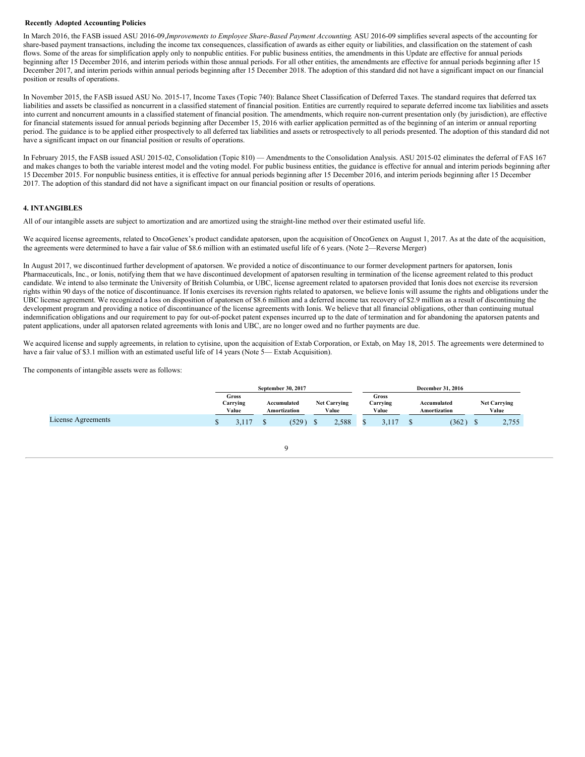**Recently Adopted Accounting Policies**

In March 2016, the FASB issued ASU 2016-09,*Improvements to Employee Share-Based Payment Accounting*. ASU 2016-09 simplifies several aspects of the accounting for share-based payment transactions, including the income tax consequences, classification of awards as either equity or liabilities, and classification on the statement of cash flows. Some of the areas for simplification apply only to nonpublic entities. For public business entities, the amendments in this Update are effective for annual periods beginning after 15 December 2016, and interim periods within those annual periods. For all other entities, the amendments are effective for annual periods beginning after 15 December 2017, and interim periods within annual periods beginning after 15 December 2018. The adoption of this standard did not have a significant impact on our financial position or results of operations.

In November 2015, the FASB issued ASU No. 2015-17, Income Taxes (Topic 740): Balance Sheet Classification of Deferred Taxes. The standard requires that deferred tax liabilities and assets be classified as noncurrent in a classified statement of financial position. Entities are currently required to separate deferred income tax liabilities and assets into current and noncurrent amounts in a classified statement of financial position. The amendments, which require non-current presentation only (by jurisdiction), are effective for financial statements issued for annual periods beginning after December 15, 2016 with earlier application permitted as of the beginning of an interim or annual reporting period. The guidance is to be applied either prospectively to all deferred tax liabilities and assets or retrospectively to all periods presented. The adoption of this standard did not have a significant impact on our financial position or results of operations.

In February 2015, the FASB issued ASU 2015-02, Consolidation (Topic 810) — Amendments to the Consolidation Analysis. ASU 2015-02 eliminates the deferral of FAS 167 and makes changes to both the variable interest model and the voting model. For public business entities, the guidance is effective for annual and interim periods beginning after 15 December 2015. For nonpublic business entities, it is effective for annual periods beginning after 15 December 2016, and interim periods beginning after 15 December 2017. The adoption of this standard did not have a significant impact on our financial position or results of operations.

## 4. INTANGIBLES

All of our intangible assets are subject to amortization and are amortized using the straight-line method over their estimated useful life.

We acquired license agreements, related to OncoGenex's product candidate apatorsen, upon the acquisition of OncoGenex on August 1, 2017. As at the date of the acquisition, the agreements were determined to have a fair value of $8.6 million with an estimated useful life of 6 years. (Note 2—Reverse Merger)

In August 2017, we discontinued further development of apatorsen. We provided a notice of discontinuance to our former development partners for apatorsen, Ionis Pharmaceuticals, Inc., or Ionis, notifying them that we have discontinued development of apatorsen resulting in termination of the license agreement related to this product candidate. We intend to also terminate the University of British Columbia, or UBC, license agreement related to apatorsen provided that Ionis does not exercise its reversion rights within 90 days of the notice of discontinuance. If Ionis exercises its reversion rights related to apatorsen, we believe Ionis will assume the rights and obligations under the UBC license agreement. We recognized a loss on disposition of apatorsen of $8.6 million and a deferred income tax recovery of $2.9 million as a result of discontinuing the development program and providing a notice of discontinuance of the license agreements with Ionis. We believe that all financial obligations, other than continuing mutual indemnification obligations and our requirement to pay for out-of-pocket patent expenses incurred up to the date of termination and for abandoning the apatorsen patents and patent applications, under all apatorsen related agreements with Ionis and UBC, are no longer owed and no further payments are due.

We acquired license and supply agreements, in relation to cytisine, upon the acquisition of Extab Corporation, or Extab, on May 18, 2015. The agreements were determined to have a fair value of $3.1 million with an estimated useful life of 14 years (Note 5— Extab Acquisition).

The components of intangible assets were as follows:

| | September 30, 2017 | | | December 31, 2016 | | |
|---|---|---|---|---|---|---|
| | Gross Carrying Value | Accumulated Amortization | Net Carrying Value | Gross Carrying Value | Accumulated Amortization | Net Carrying Value |
| License Agreements | $ 3,117 | $ (529) | $ 2,588 | $ 3,117 | $ (362) | $ 2,755 |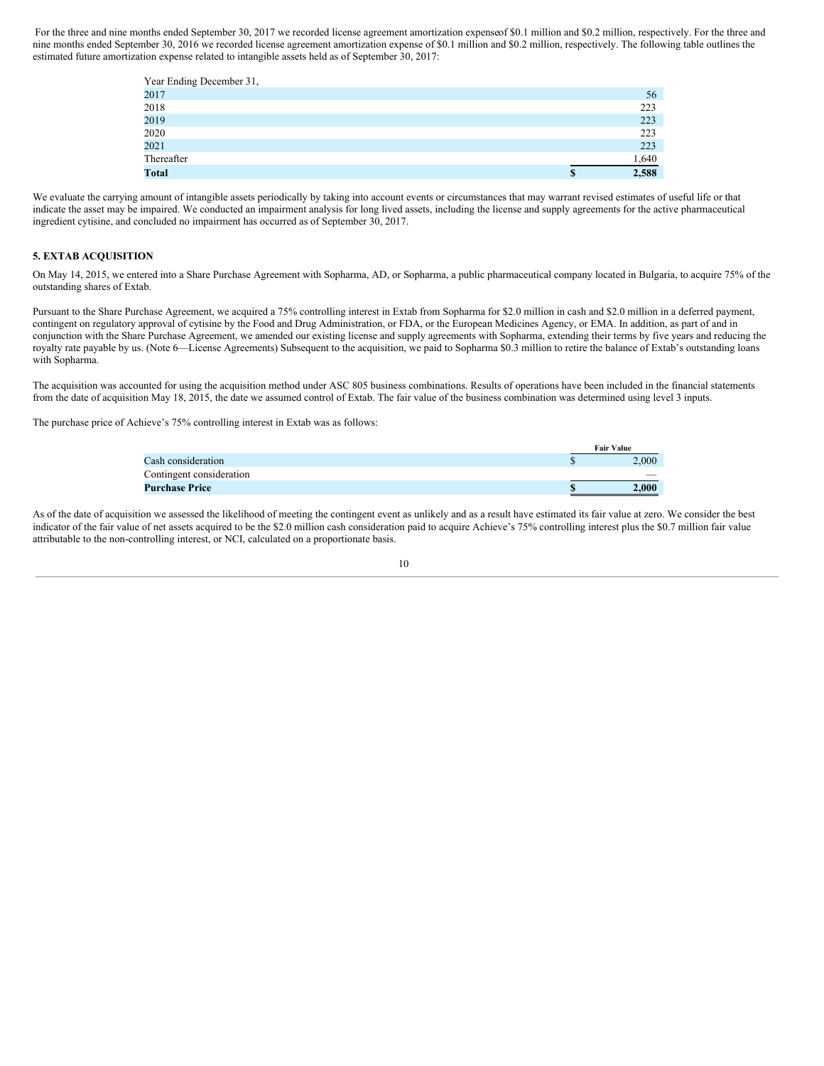For the three and nine months ended September 30, 2017 we recorded license agreement amortization expenseof $0.1 million and $0.2 million, respectively. For the three and nine months ended September 30, 2016 we recorded license agreement amortization expense of $0.1 million and $0.2 million, respectively. The following table outlines the estimated future amortization expense related to intangible assets held as of September 30, 2017:

| Year Ending December 31, | | |
|---|---|---|
| 2017 | | 56 |
| 2018 | | 223 |
| 2019 | | 223 |
| 2020 | | 223 |
| 2021 | | 223 |
| Thereafter | | 1,640 |
| **Total** | **$** | **2,588** |

We evaluate the carrying amount of intangible assets periodically by taking into account events or circumstances that may warrant revised estimates of useful life or that indicate the asset may be impaired. We conducted an impairment analysis for long lived assets, including the license and supply agreements for the active pharmaceutical ingredient cytisine, and concluded no impairment has occurred as of September 30, 2017.

## 5. EXTAB ACQUISITION

On May 14, 2015, we entered into a Share Purchase Agreement with Sopharma, AD, or Sopharma, a public pharmaceutical company located in Bulgaria, to acquire 75% of the outstanding shares of Extab.

Pursuant to the Share Purchase Agreement, we acquired a 75% controlling interest in Extab from Sopharma for $2.0 million in cash and $2.0 million in a deferred payment, contingent on regulatory approval of cytisine by the Food and Drug Administration, or FDA, or the European Medicines Agency, or EMA. In addition, as part of and in conjunction with the Share Purchase Agreement, we amended our existing license and supply agreements with Sopharma, extending their terms by five years and reducing the royalty rate payable by us. (Note 6—License Agreements) Subsequent to the acquisition, we paid to Sopharma $0.3 million to retire the balance of Extab's outstanding loans with Sopharma.

The acquisition was accounted for using the acquisition method under ASC 805 business combinations. Results of operations have been included in the financial statements from the date of acquisition May 18, 2015, the date we assumed control of Extab. The fair value of the business combination was determined using level 3 inputs.

The purchase price of Achieve's 75% controlling interest in Extab was as follows:

| | | Fair Value |
|---|---|---|
| Cash consideration | $ | 2,000 |
| Contingent consideration | | — |
| **Purchase Price** | **$** | **2,000** |

As of the date of acquisition we assessed the likelihood of meeting the contingent event as unlikely and as a result have estimated its fair value at zero. We consider the best indicator of the fair value of net assets acquired to be the $2.0 million cash consideration paid to acquire Achieve's 75% controlling interest plus the $0.7 million fair value attributable to the non-controlling interest, or NCI, calculated on a proportionate basis.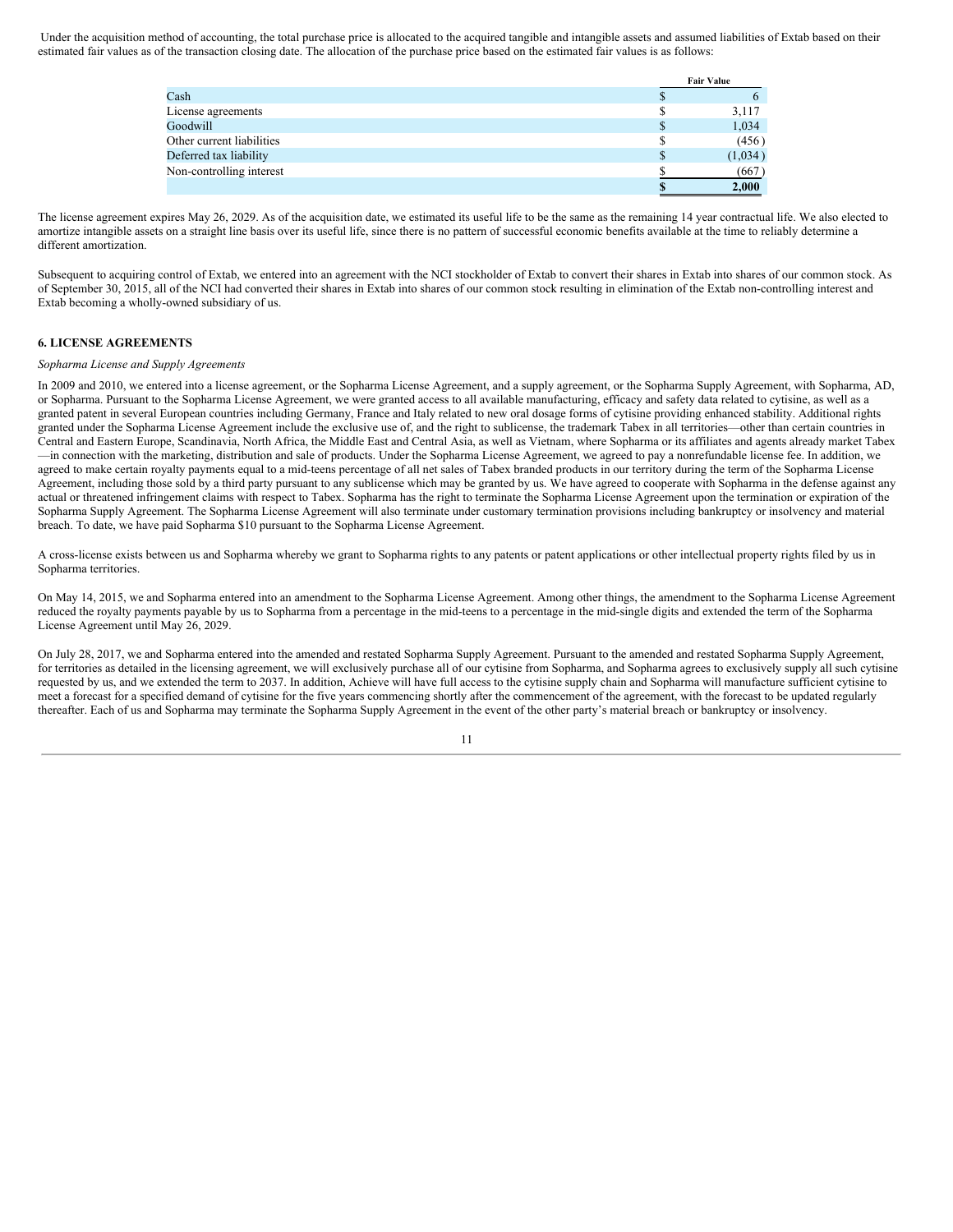Under the acquisition method of accounting, the total purchase price is allocated to the acquired tangible and intangible assets and assumed liabilities of Extab based on their estimated fair values as of the transaction closing date. The allocation of the purchase price based on the estimated fair values is as follows:

| | | Fair Value |
|---|---|---|
| Cash | $ | 6 |
| License agreements | $ | 3,117 |
| Goodwill | $ | 1,034 |
| Other current liabilities | $ | (456) |
| Deferred tax liability | $ | (1,034) |
| Non-controlling interest | $ | (667) |
| | **$** | **2,000** |

The license agreement expires May 26, 2029. As of the acquisition date, we estimated its useful life to be the same as the remaining 14 year contractual life. We also elected to amortize intangible assets on a straight line basis over its useful life, since there is no pattern of successful economic benefits available at the time to reliably determine a different amortization.

Subsequent to acquiring control of Extab, we entered into an agreement with the NCI stockholder of Extab to convert their shares in Extab into shares of our common stock. As of September 30, 2015, all of the NCI had converted their shares in Extab into shares of our common stock resulting in elimination of the Extab non-controlling interest and Extab becoming a wholly-owned subsidiary of us.

## 6. LICENSE AGREEMENTS

*Sopharma License and Supply Agreements*

In 2009 and 2010, we entered into a license agreement, or the Sopharma License Agreement, and a supply agreement, or the Sopharma Supply Agreement, with Sopharma, AD, or Sopharma. Pursuant to the Sopharma License Agreement, we were granted access to all available manufacturing, efficacy and safety data related to cytisine, as well as a granted patent in several European countries including Germany, France and Italy related to new oral dosage forms of cytisine providing enhanced stability. Additional rights granted under the Sopharma License Agreement include the exclusive use of, and the right to sublicense, the trademark Tabex in all territories—other than certain countries in Central and Eastern Europe, Scandinavia, North Africa, the Middle East and Central Asia, as well as Vietnam, where Sopharma or its affiliates and agents already market Tabex—in connection with the marketing, distribution and sale of products. Under the Sopharma License Agreement, we agreed to pay a nonrefundable license fee. In addition, we agreed to make certain royalty payments equal to a mid-teens percentage of all net sales of Tabex branded products in our territory during the term of the Sopharma License Agreement, including those sold by a third party pursuant to any sublicense which may be granted by us. We have agreed to cooperate with Sopharma in the defense against any actual or threatened infringement claims with respect to Tabex. Sopharma has the right to terminate the Sopharma License Agreement upon the termination or expiration of the Sopharma Supply Agreement. The Sopharma License Agreement will also terminate under customary termination provisions including bankruptcy or insolvency and material breach. To date, we have paid Sopharma $10 pursuant to the Sopharma License Agreement.

A cross-license exists between us and Sopharma whereby we grant to Sopharma rights to any patents or patent applications or other intellectual property rights filed by us in Sopharma territories.

On May 14, 2015, we and Sopharma entered into an amendment to the Sopharma License Agreement. Among other things, the amendment to the Sopharma License Agreement reduced the royalty payments payable by us to Sopharma from a percentage in the mid-teens to a percentage in the mid-single digits and extended the term of the Sopharma License Agreement until May 26, 2029.

On July 28, 2017, we and Sopharma entered into the amended and restated Sopharma Supply Agreement. Pursuant to the amended and restated Sopharma Supply Agreement, for territories as detailed in the licensing agreement, we will exclusively purchase all of our cytisine from Sopharma, and Sopharma agrees to exclusively supply all such cytisine requested by us, and we extended the term to 2037. In addition, Achieve will have full access to the cytisine supply chain and Sopharma will manufacture sufficient cytisine to meet a forecast for a specified demand of cytisine for the five years commencing shortly after the commencement of the agreement, with the forecast to be updated regularly thereafter. Each of us and Sopharma may terminate the Sopharma Supply Agreement in the event of the other party's material breach or bankruptcy or insolvency.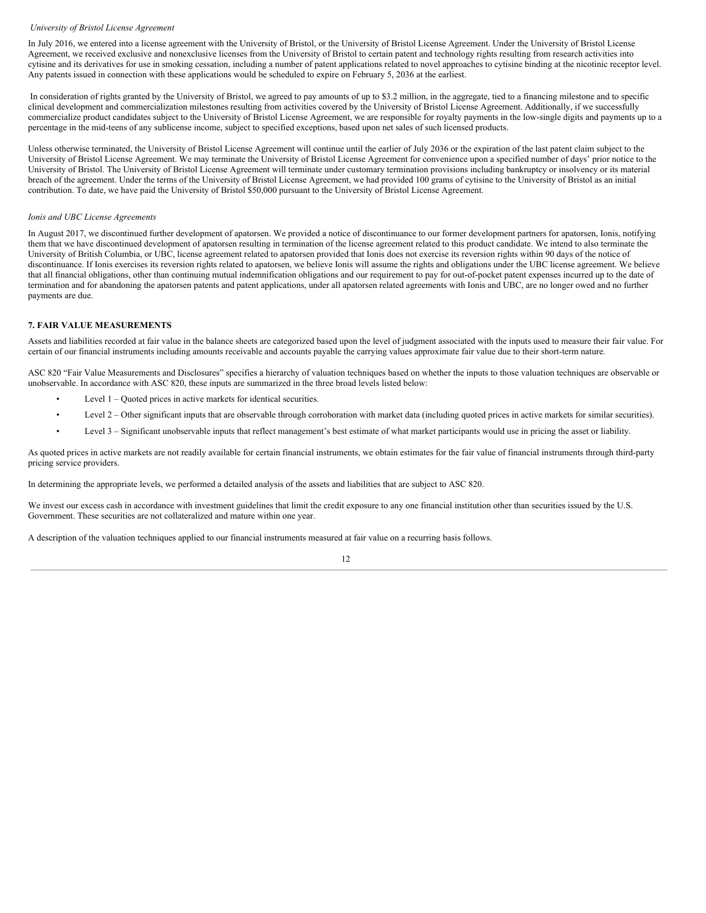*University of Bristol License Agreement*

In July 2016, we entered into a license agreement with the University of Bristol, or the University of Bristol License Agreement. Under the University of Bristol License Agreement, we received exclusive and nonexclusive licenses from the University of Bristol to certain patent and technology rights resulting from research activities into cytisine and its derivatives for use in smoking cessation, including a number of patent applications related to novel approaches to cytisine binding at the nicotinic receptor level. Any patents issued in connection with these applications would be scheduled to expire on February 5, 2036 at the earliest.

In consideration of rights granted by the University of Bristol, we agreed to pay amounts of up to $3.2 million, in the aggregate, tied to a financing milestone and to specific clinical development and commercialization milestones resulting from activities covered by the University of Bristol License Agreement. Additionally, if we successfully commercialize product candidates subject to the University of Bristol License Agreement, we are responsible for royalty payments in the low-single digits and payments up to a percentage in the mid-teens of any sublicense income, subject to specified exceptions, based upon net sales of such licensed products.

Unless otherwise terminated, the University of Bristol License Agreement will continue until the earlier of July 2036 or the expiration of the last patent claim subject to the University of Bristol License Agreement. We may terminate the University of Bristol License Agreement for convenience upon a specified number of days' prior notice to the University of Bristol. The University of Bristol License Agreement will terminate under customary termination provisions including bankruptcy or insolvency or its material breach of the agreement. Under the terms of the University of Bristol License Agreement, we had provided 100 grams of cytisine to the University of Bristol as an initial contribution. To date, we have paid the University of Bristol $50,000 pursuant to the University of Bristol License Agreement.

*Ionis and UBC License Agreements*

In August 2017, we discontinued further development of apatorsen. We provided a notice of discontinuance to our former development partners for apatorsen, Ionis, notifying them that we have discontinued development of apatorsen resulting in termination of the license agreement related to this product candidate. We intend to also terminate the University of British Columbia, or UBC, license agreement related to apatorsen provided that Ionis does not exercise its reversion rights within 90 days of the notice of discontinuance. If Ionis exercises its reversion rights related to apatorsen, we believe Ionis will assume the rights and obligations under the UBC license agreement. We believe that all financial obligations, other than continuing mutual indemnification obligations and our requirement to pay for out-of-pocket patent expenses incurred up to the date of termination and for abandoning the apatorsen patents and patent applications, under all apatorsen related agreements with Ionis and UBC, are no longer owed and no further payments are due.

## 7. FAIR VALUE MEASUREMENTS

Assets and liabilities recorded at fair value in the balance sheets are categorized based upon the level of judgment associated with the inputs used to measure their fair value. For certain of our financial instruments including amounts receivable and accounts payable the carrying values approximate fair value due to their short-term nature.

ASC 820 "Fair Value Measurements and Disclosures" specifies a hierarchy of valuation techniques based on whether the inputs to those valuation techniques are observable or unobservable. In accordance with ASC 820, these inputs are summarized in the three broad levels listed below:

- Level 1 – Quoted prices in active markets for identical securities.
- Level 2 – Other significant inputs that are observable through corroboration with market data (including quoted prices in active markets for similar securities).
- Level 3 – Significant unobservable inputs that reflect management's best estimate of what market participants would use in pricing the asset or liability.

As quoted prices in active markets are not readily available for certain financial instruments, we obtain estimates for the fair value of financial instruments through third-party pricing service providers.

In determining the appropriate levels, we performed a detailed analysis of the assets and liabilities that are subject to ASC 820.

We invest our excess cash in accordance with investment guidelines that limit the credit exposure to any one financial institution other than securities issued by the U.S. Government. These securities are not collateralized and mature within one year.

A description of the valuation techniques applied to our financial instruments measured at fair value on a recurring basis follows.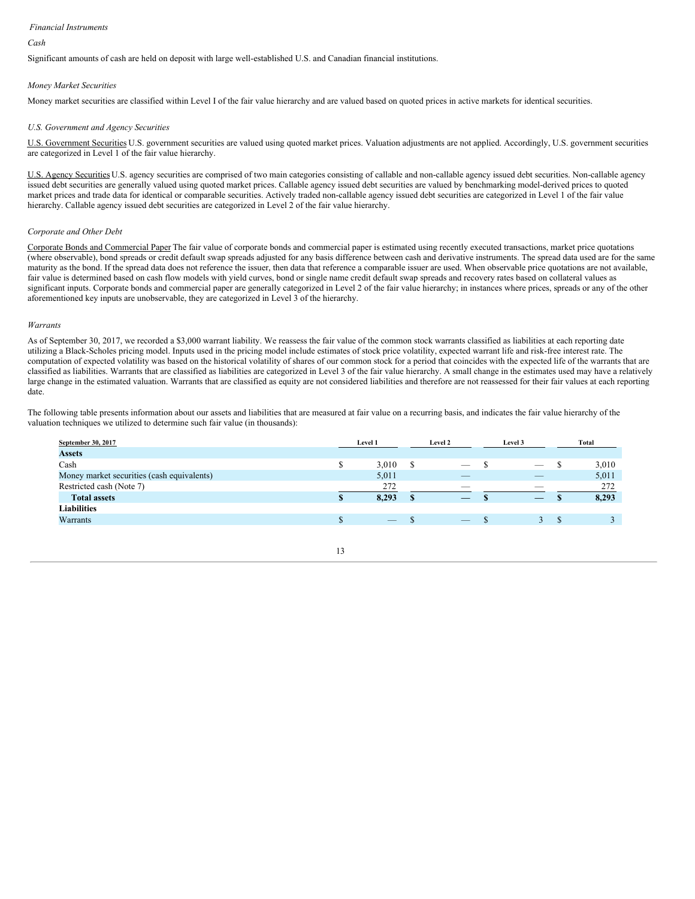*Financial Instruments*

*Cash*

Significant amounts of cash are held on deposit with large well-established U.S. and Canadian financial institutions.

*Money Market Securities*

Money market securities are classified within Level I of the fair value hierarchy and are valued based on quoted prices in active markets for identical securities.

*U.S. Government and Agency Securities*

U.S. Government Securities U.S. government securities are valued using quoted market prices. Valuation adjustments are not applied. Accordingly, U.S. government securities are categorized in Level 1 of the fair value hierarchy.

U.S. Agency Securities U.S. agency securities are comprised of two main categories consisting of callable and non-callable agency issued debt securities. Non-callable agency issued debt securities are generally valued using quoted market prices. Callable agency issued debt securities are valued by benchmarking model-derived prices to quoted market prices and trade data for identical or comparable securities. Actively traded non-callable agency issued debt securities are categorized in Level 1 of the fair value hierarchy. Callable agency issued debt securities are categorized in Level 2 of the fair value hierarchy.

*Corporate and Other Debt*

Corporate Bonds and Commercial Paper The fair value of corporate bonds and commercial paper is estimated using recently executed transactions, market price quotations (where observable), bond spreads or credit default swap spreads adjusted for any basis difference between cash and derivative instruments. The spread data used are for the same maturity as the bond. If the spread data does not reference the issuer, then data that reference a comparable issuer are used. When observable price quotations are not available, fair value is determined based on cash flow models with yield curves, bond or single name credit default swap spreads and recovery rates based on collateral values as significant inputs. Corporate bonds and commercial paper are generally categorized in Level 2 of the fair value hierarchy; in instances where prices, spreads or any of the other aforementioned key inputs are unobservable, they are categorized in Level 3 of the hierarchy.

*Warrants*

As of September 30, 2017, we recorded a $3,000 warrant liability. We reassess the fair value of the common stock warrants classified as liabilities at each reporting date utilizing a Black-Scholes pricing model. Inputs used in the pricing model include estimates of stock price volatility, expected warrant life and risk-free interest rate. The computation of expected volatility was based on the historical volatility of shares of our common stock for a period that coincides with the expected life of the warrants that are classified as liabilities. Warrants that are classified as liabilities are categorized in Level 3 of the fair value hierarchy. A small change in the estimates used may have a relatively large change in the estimated valuation. Warrants that are classified as equity are not considered liabilities and therefore are not reassessed for their fair values at each reporting date.

The following table presents information about our assets and liabilities that are measured at fair value on a recurring basis, and indicates the fair value hierarchy of the valuation techniques we utilized to determine such fair value (in thousands):

| September 30, 2017 | Level 1 | Level 2 | Level 3 | Total |
|---|---|---|---|---|
| **Assets** | | | | |
| Cash | $ 3,010 | $ — | $ — | $ 3,010 |
| Money market securities (cash equivalents) | 5,011 | — | — | 5,011 |
| Restricted cash (Note 7) | 272 | — | — | 272 |
| **Total assets** | **$ 8,293** | **$ —** | **$ —** | **$ 8,293** |
| **Liabilities** | | | | |
| Warrants | $ — | $ — | $ 3 | $ 3 |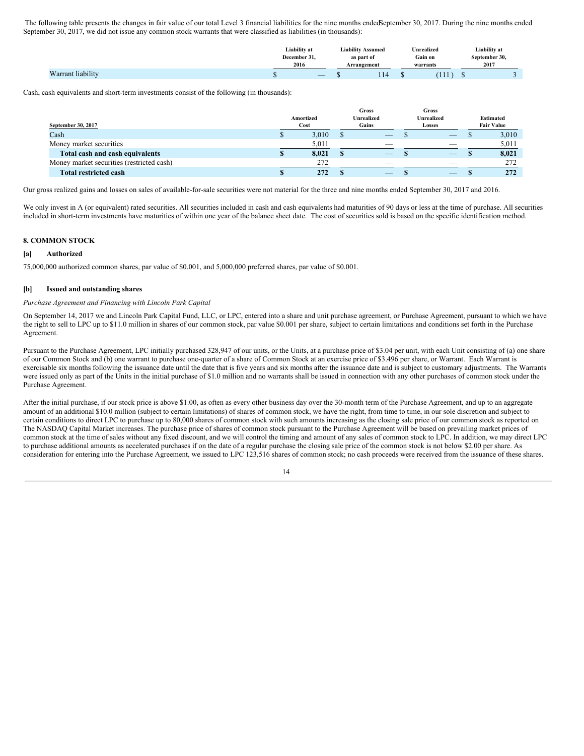The following table presents the changes in fair value of our total Level 3 financial liabilities for the nine months ended September 30, 2017. During the nine months ended September 30, 2017, we did not issue any common stock warrants that were classified as liabilities (in thousands):

| | Liability at December 31, 2016 | Liability Assumed as part of Arrangement | Unrealized Gain on warrants | Liability at September 30, 2017 |
|---|---|---|---|---|
| Warrant liability | $ — | $ 114 | $ (111) | $ 3 |

Cash, cash equivalents and short-term investments consist of the following (in thousands):

| September 30, 2017 | Amortized Cost | Gross Unrealized Gains | Gross Unrealized Losses | Estimated Fair Value |
|---|---|---|---|---|
| Cash | $ 3,010 | $ — | $ — | $ 3,010 |
| Money market securities | 5,011 | — | — | 5,011 |
| **Total cash and cash equivalents** | **$ 8,021** | **$ —** | **$ —** | **$ 8,021** |
| Money market securities (restricted cash) | 272 | — | — | 272 |
| **Total restricted cash** | **$ 272** | **$ —** | **$ —** | **$ 272** |

Our gross realized gains and losses on sales of available-for-sale securities were not material for the three and nine months ended September 30, 2017 and 2016.

We only invest in A (or equivalent) rated securities. All securities included in cash and cash equivalents had maturities of 90 days or less at the time of purchase. All securities included in short-term investments have maturities of within one year of the balance sheet date. The cost of securities sold is based on the specific identification method.

## 8. COMMON STOCK

### [a] Authorized

75,000,000 authorized common shares, par value of $0.001, and 5,000,000 preferred shares, par value of $0.001.

### [b] Issued and outstanding shares

*Purchase Agreement and Financing with Lincoln Park Capital*

On September 14, 2017 we and Lincoln Park Capital Fund, LLC, or LPC, entered into a share and unit purchase agreement, or Purchase Agreement, pursuant to which we have the right to sell to LPC up to $11.0 million in shares of our common stock, par value $0.001 per share, subject to certain limitations and conditions set forth in the Purchase Agreement.

Pursuant to the Purchase Agreement, LPC initially purchased 328,947 of our units, or the Units, at a purchase price of $3.04 per unit, with each Unit consisting of (a) one share of our Common Stock and (b) one warrant to purchase one-quarter of a share of Common Stock at an exercise price of $3.496 per share, or Warrant. Each Warrant is exercisable six months following the issuance date until the date that is five years and six months after the issuance date and is subject to customary adjustments. The Warrants were issued only as part of the Units in the initial purchase of $1.0 million and no warrants shall be issued in connection with any other purchases of common stock under the Purchase Agreement.

After the initial purchase, if our stock price is above $1.00, as often as every other business day over the 30-month term of the Purchase Agreement, and up to an aggregate amount of an additional $10.0 million (subject to certain limitations) of shares of common stock, we have the right, from time to time, in our sole discretion and subject to certain conditions to direct LPC to purchase up to 80,000 shares of common stock with such amounts increasing as the closing sale price of our common stock as reported on The NASDAQ Capital Market increases. The purchase price of shares of common stock pursuant to the Purchase Agreement will be based on prevailing market prices of common stock at the time of sales without any fixed discount, and we will control the timing and amount of any sales of common stock to LPC. In addition, we may direct LPC to purchase additional amounts as accelerated purchases if on the date of a regular purchase the closing sale price of the common stock is not below $2.00 per share. As consideration for entering into the Purchase Agreement, we issued to LPC 123,516 shares of common stock; no cash proceeds were received from the issuance of these shares.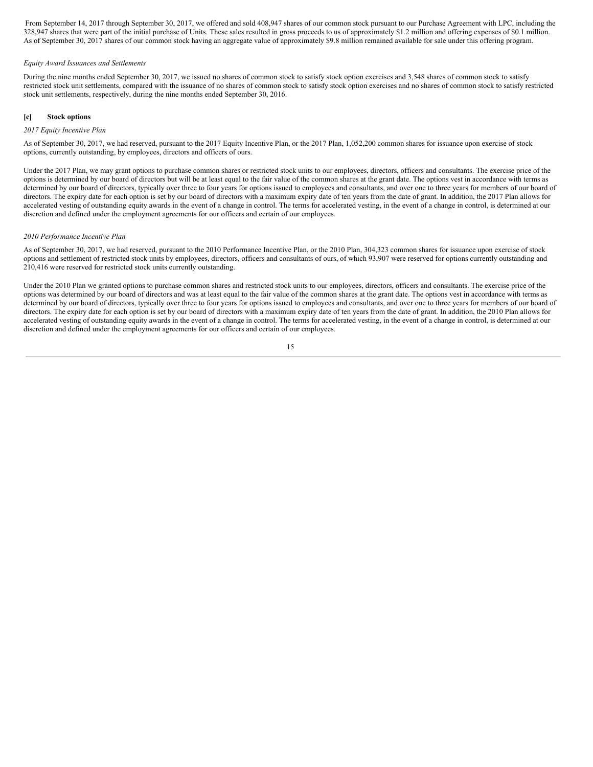From September 14, 2017 through September 30, 2017, we offered and sold 408,947 shares of our common stock pursuant to our Purchase Agreement with LPC, including the 328,947 shares that were part of the initial purchase of Units. These sales resulted in gross proceeds to us of approximately $1.2 million and offering expenses of $0.1 million. As of September 30, 2017 shares of our common stock having an aggregate value of approximately $9.8 million remained available for sale under this offering program.

*Equity Award Issuances and Settlements*

During the nine months ended September 30, 2017, we issued no shares of common stock to satisfy stock option exercises and 3,548 shares of common stock to satisfy restricted stock unit settlements, compared with the issuance of no shares of common stock to satisfy stock option exercises and no shares of common stock to satisfy restricted stock unit settlements, respectively, during the nine months ended September 30, 2016.

### [c] Stock options

*2017 Equity Incentive Plan*

As of September 30, 2017, we had reserved, pursuant to the 2017 Equity Incentive Plan, or the 2017 Plan, 1,052,200 common shares for issuance upon exercise of stock options, currently outstanding, by employees, directors and officers of ours.

Under the 2017 Plan, we may grant options to purchase common shares or restricted stock units to our employees, directors, officers and consultants. The exercise price of the options is determined by our board of directors but will be at least equal to the fair value of the common shares at the grant date. The options vest in accordance with terms as determined by our board of directors, typically over three to four years for options issued to employees and consultants, and over one to three years for members of our board of directors. The expiry date for each option is set by our board of directors with a maximum expiry date of ten years from the date of grant. In addition, the 2017 Plan allows for accelerated vesting of outstanding equity awards in the event of a change in control. The terms for accelerated vesting, in the event of a change in control, is determined at our discretion and defined under the employment agreements for our officers and certain of our employees.

*2010 Performance Incentive Plan*

As of September 30, 2017, we had reserved, pursuant to the 2010 Performance Incentive Plan, or the 2010 Plan, 304,323 common shares for issuance upon exercise of stock options and settlement of restricted stock units by employees, directors, officers and consultants of ours, of which 93,907 were reserved for options currently outstanding and 210,416 were reserved for restricted stock units currently outstanding.

Under the 2010 Plan we granted options to purchase common shares and restricted stock units to our employees, directors, officers and consultants. The exercise price of the options was determined by our board of directors and was at least equal to the fair value of the common shares at the grant date. The options vest in accordance with terms as determined by our board of directors, typically over three to four years for options issued to employees and consultants, and over one to three years for members of our board of directors. The expiry date for each option is set by our board of directors with a maximum expiry date of ten years from the date of grant. In addition, the 2010 Plan allows for accelerated vesting of outstanding equity awards in the event of a change in control. The terms for accelerated vesting, in the event of a change in control, is determined at our discretion and defined under the employment agreements for our officers and certain of our employees.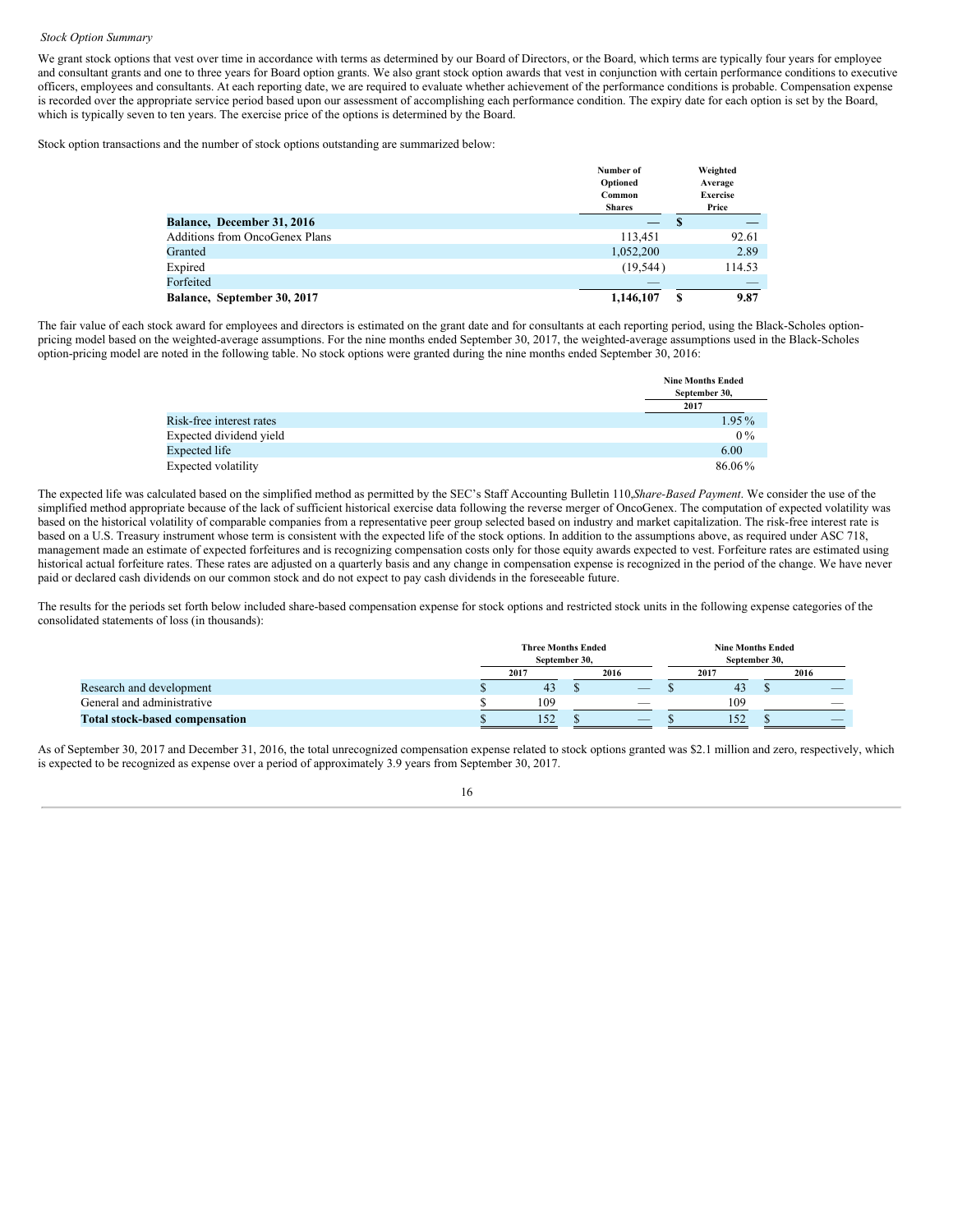*Stock Option Summary*

We grant stock options that vest over time in accordance with terms as determined by our Board of Directors, or the Board, which terms are typically four years for employee and consultant grants and one to three years for Board option grants. We also grant stock option awards that vest in conjunction with certain performance conditions to executive officers, employees and consultants. At each reporting date, we are required to evaluate whether achievement of the performance conditions is probable. Compensation expense is recorded over the appropriate service period based upon our assessment of accomplishing each performance condition. The expiry date for each option is set by the Board, which is typically seven to ten years. The exercise price of the options is determined by the Board.

Stock option transactions and the number of stock options outstanding are summarized below:

| | Number of Optioned Common Shares | Weighted Average Exercise Price |
|---|---|---|
| **Balance, December 31, 2016** | — | $ — |
| Additions from OncoGenex Plans | 113,451 | 92.61 |
| Granted | 1,052,200 | 2.89 |
| Expired | (19,544) | 114.53 |
| Forfeited | — | — |
| **Balance, September 30, 2017** | **1,146,107** | **$ 9.87** |

The fair value of each stock award for employees and directors is estimated on the grant date and for consultants at each reporting period, using the Black-Scholes option-pricing model based on the weighted-average assumptions. For the nine months ended September 30, 2017, the weighted-average assumptions used in the Black-Scholes option-pricing model are noted in the following table. No stock options were granted during the nine months ended September 30, 2016:

| | Nine Months Ended September 30, 2017 |
|---|---|
| Risk-free interest rates | 1.95% |
| Expected dividend yield | 0% |
| Expected life | 6.00 |
| Expected volatility | 86.06% |

The expected life was calculated based on the simplified method as permitted by the SEC's Staff Accounting Bulletin 110, *Share-Based Payment*. We consider the use of the simplified method appropriate because of the lack of sufficient historical exercise data following the reverse merger of OncoGenex. The computation of expected volatility was based on the historical volatility of comparable companies from a representative peer group selected based on industry and market capitalization. The risk-free interest rate is based on a U.S. Treasury instrument whose term is consistent with the expected life of the stock options. In addition to the assumptions above, as required under ASC 718, management made an estimate of expected forfeitures and is recognizing compensation costs only for those equity awards expected to vest. Forfeiture rates are estimated using historical actual forfeiture rates. These rates are adjusted on a quarterly basis and any change in compensation expense is recognized in the period of the change. We have never paid or declared cash dividends on our common stock and do not expect to pay cash dividends in the foreseeable future.

The results for the periods set forth below included share-based compensation expense for stock options and restricted stock units in the following expense categories of the consolidated statements of loss (in thousands):

| | Three Months Ended September 30, | | Nine Months Ended September 30, | |
|---|---|---|---|---|
| | 2017 | 2016 | 2017 | 2016 |
| Research and development | $ 43 | $ — | $ 43 | $ — |
| General and administrative | $ 109 | — | 109 | — |
| **Total stock-based compensation** | $ 152 | $ — | $ 152 | $ — |

As of September 30, 2017 and December 31, 2016, the total unrecognized compensation expense related to stock options granted was $2.1 million and zero, respectively, which is expected to be recognized as expense over a period of approximately 3.9 years from September 30, 2017.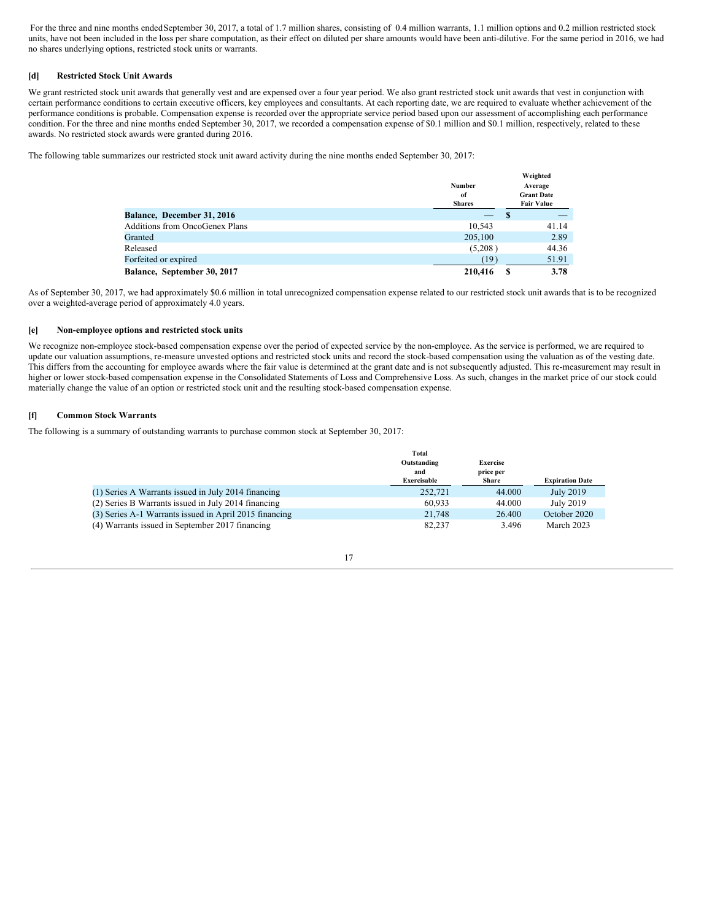For the three and nine months ended September 30, 2017, a total of 1.7 million shares, consisting of 0.4 million warrants, 1.1 million options and 0.2 million restricted stock units, have not been included in the loss per share computation, as their effect on diluted per share amounts would have been anti-dilutive. For the same period in 2016, we had no shares underlying options, restricted stock units or warrants.

### [d] Restricted Stock Unit Awards

We grant restricted stock unit awards that generally vest and are expensed over a four year period. We also grant restricted stock unit awards that vest in conjunction with certain performance conditions to certain executive officers, key employees and consultants. At each reporting date, we are required to evaluate whether achievement of the performance conditions is probable. Compensation expense is recorded over the appropriate service period based upon our assessment of accomplishing each performance condition. For the three and nine months ended September 30, 2017, we recorded a compensation expense of $0.1 million and $0.1 million, respectively, related to these awards. No restricted stock awards were granted during 2016.

The following table summarizes our restricted stock unit award activity during the nine months ended September 30, 2017:

| | Number of Shares | Weighted Average Grant Date Fair Value |
|---|---|---|
| **Balance, December 31, 2016** | — | $ — |
| Additions from OncoGenex Plans | 10,543 | 41.14 |
| Granted | 205,100 | 2.89 |
| Released | (5,208 ) | 44.36 |
| Forfeited or expired | (19 ) | 51.91 |
| **Balance, September 30, 2017** | **210,416** | **$ 3.78** |

As of September 30, 2017, we had approximately $0.6 million in total unrecognized compensation expense related to our restricted stock unit awards that is to be recognized over a weighted-average period of approximately 4.0 years.

### [e] Non-employee options and restricted stock units

We recognize non-employee stock-based compensation expense over the period of expected service by the non-employee. As the service is performed, we are required to update our valuation assumptions, re-measure unvested options and restricted stock units and record the stock-based compensation using the valuation as of the vesting date. This differs from the accounting for employee awards where the fair value is determined at the grant date and is not subsequently adjusted. This re-measurement may result in higher or lower stock-based compensation expense in the Consolidated Statements of Loss and Comprehensive Loss. As such, changes in the market price of our stock could materially change the value of an option or restricted stock unit and the resulting stock-based compensation expense.

### [f] Common Stock Warrants

The following is a summary of outstanding warrants to purchase common stock at September 30, 2017:

| | Total Outstanding and Exercisable | Exercise price per Share | Expiration Date |
|---|---|---|---|
| (1) Series A Warrants issued in July 2014 financing | 252,721 | 44.000 | July 2019 |
| (2) Series B Warrants issued in July 2014 financing | 60,933 | 44.000 | July 2019 |
| (3) Series A-1 Warrants issued in April 2015 financing | 21,748 | 26.400 | October 2020 |
| (4) Warrants issued in September 2017 financing | 82,237 | 3.496 | March 2023 |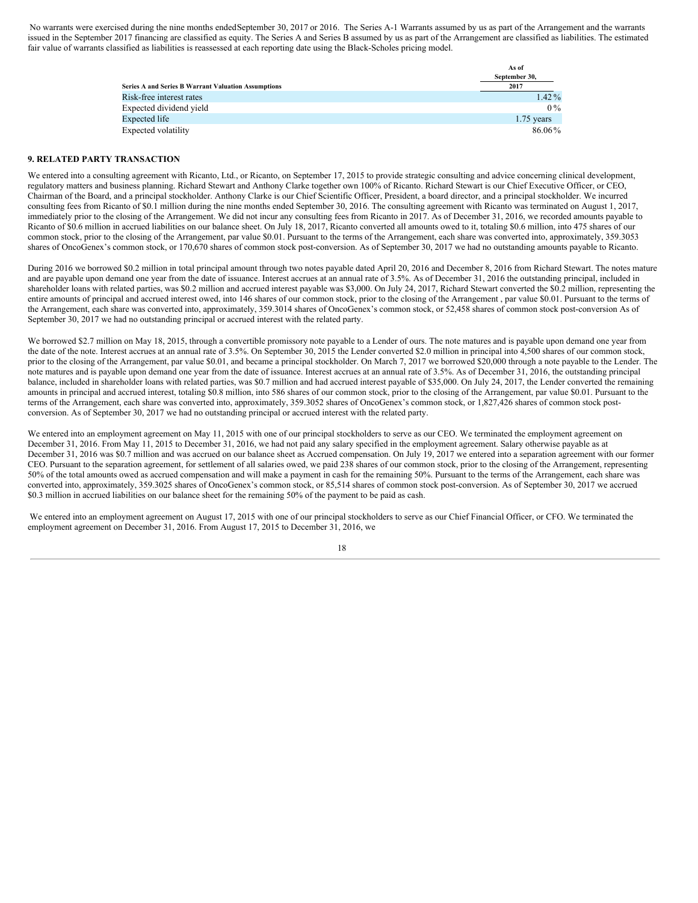No warrants were exercised during the nine months ended September 30, 2017 or 2016. The Series A-1 Warrants assumed by us as part of the Arrangement and the warrants issued in the September 2017 financing are classified as equity. The Series A and Series B assumed by us as part of the Arrangement are classified as liabilities. The estimated fair value of warrants classified as liabilities is reassessed at each reporting date using the Black-Scholes pricing model.

| Series A and Series B Warrant Valuation Assumptions | As of September 30, 2017 |
|---|---|
| Risk-free interest rates | 1.42 % |
| Expected dividend yield | 0 % |
| Expected life | 1.75 years |
| Expected volatility | 86.06 % |

## 9. RELATED PARTY TRANSACTION

We entered into a consulting agreement with Ricanto, Ltd., or Ricanto, on September 17, 2015 to provide strategic consulting and advice concerning clinical development, regulatory matters and business planning. Richard Stewart and Anthony Clarke together own 100% of Ricanto. Richard Stewart is our Chief Executive Officer, or CEO, Chairman of the Board, and a principal stockholder. Anthony Clarke is our Chief Scientific Officer, President, a board director, and a principal stockholder. We incurred consulting fees from Ricanto of $0.1 million during the nine months ended September 30, 2016. The consulting agreement with Ricanto was terminated on August 1, 2017, immediately prior to the closing of the Arrangement. We did not incur any consulting fees from Ricanto in 2017. As of December 31, 2016, we recorded amounts payable to Ricanto of $0.6 million in accrued liabilities on our balance sheet. On July 18, 2017, Ricanto converted all amounts owed to it, totaling $0.6 million, into 475 shares of our common stock, prior to the closing of the Arrangement, par value $0.01. Pursuant to the terms of the Arrangement, each share was converted into, approximately, 359.3053 shares of OncoGenex's common stock, or 170,670 shares of common stock post-conversion. As of September 30, 2017 we had no outstanding amounts payable to Ricanto.

During 2016 we borrowed $0.2 million in total principal amount through two notes payable dated April 20, 2016 and December 8, 2016 from Richard Stewart. The notes mature and are payable upon demand one year from the date of issuance. Interest accrues at an annual rate of 3.5%. As of December 31, 2016 the outstanding principal, included in shareholder loans with related parties, was $0.2 million and accrued interest payable was $3,000. On July 24, 2017, Richard Stewart converted the $0.2 million, representing the entire amounts of principal and accrued interest owed, into 146 shares of our common stock, prior to the closing of the Arrangement , par value $0.01. Pursuant to the terms of the Arrangement, each share was converted into, approximately, 359.3014 shares of OncoGenex's common stock, or 52,458 shares of common stock post-conversion As of September 30, 2017 we had no outstanding principal or accrued interest with the related party.

We borrowed $2.7 million on May 18, 2015, through a convertible promissory note payable to a Lender of ours. The note matures and is payable upon demand one year from the date of the note. Interest accrues at an annual rate of 3.5%. On September 30, 2015 the Lender converted $2.0 million in principal into 4,500 shares of our common stock, prior to the closing of the Arrangement, par value $0.01, and became a principal stockholder. On March 7, 2017 we borrowed $20,000 through a note payable to the Lender. The note matures and is payable upon demand one year from the date of issuance. Interest accrues at an annual rate of 3.5%. As of December 31, 2016, the outstanding principal balance, included in shareholder loans with related parties, was $0.7 million and had accrued interest payable of $35,000. On July 24, 2017, the Lender converted the remaining amounts in principal and accrued interest, totaling $0.8 million, into 586 shares of our common stock, prior to the closing of the Arrangement, par value $0.01. Pursuant to the terms of the Arrangement, each share was converted into, approximately, 359.3052 shares of OncoGenex's common stock, or 1,827,426 shares of common stock post-conversion. As of September 30, 2017 we had no outstanding principal or accrued interest with the related party.

We entered into an employment agreement on May 11, 2015 with one of our principal stockholders to serve as our CEO. We terminated the employment agreement on December 31, 2016. From May 11, 2015 to December 31, 2016, we had not paid any salary specified in the employment agreement. Salary otherwise payable as at December 31, 2016 was $0.7 million and was accrued on our balance sheet as Accrued compensation. On July 19, 2017 we entered into a separation agreement with our former CEO. Pursuant to the separation agreement, for settlement of all salaries owed, we paid 238 shares of our common stock, prior to the closing of the Arrangement, representing 50% of the total amounts owed as accrued compensation and will make a payment in cash for the remaining 50%. Pursuant to the terms of the Arrangement, each share was converted into, approximately, 359.3025 shares of OncoGenex's common stock, or 85,514 shares of common stock post-conversion. As of September 30, 2017 we accrued $0.3 million in accrued liabilities on our balance sheet for the remaining 50% of the payment to be paid as cash.

We entered into an employment agreement on August 17, 2015 with one of our principal stockholders to serve as our Chief Financial Officer, or CFO. We terminated the employment agreement on December 31, 2016. From August 17, 2015 to December 31, 2016, we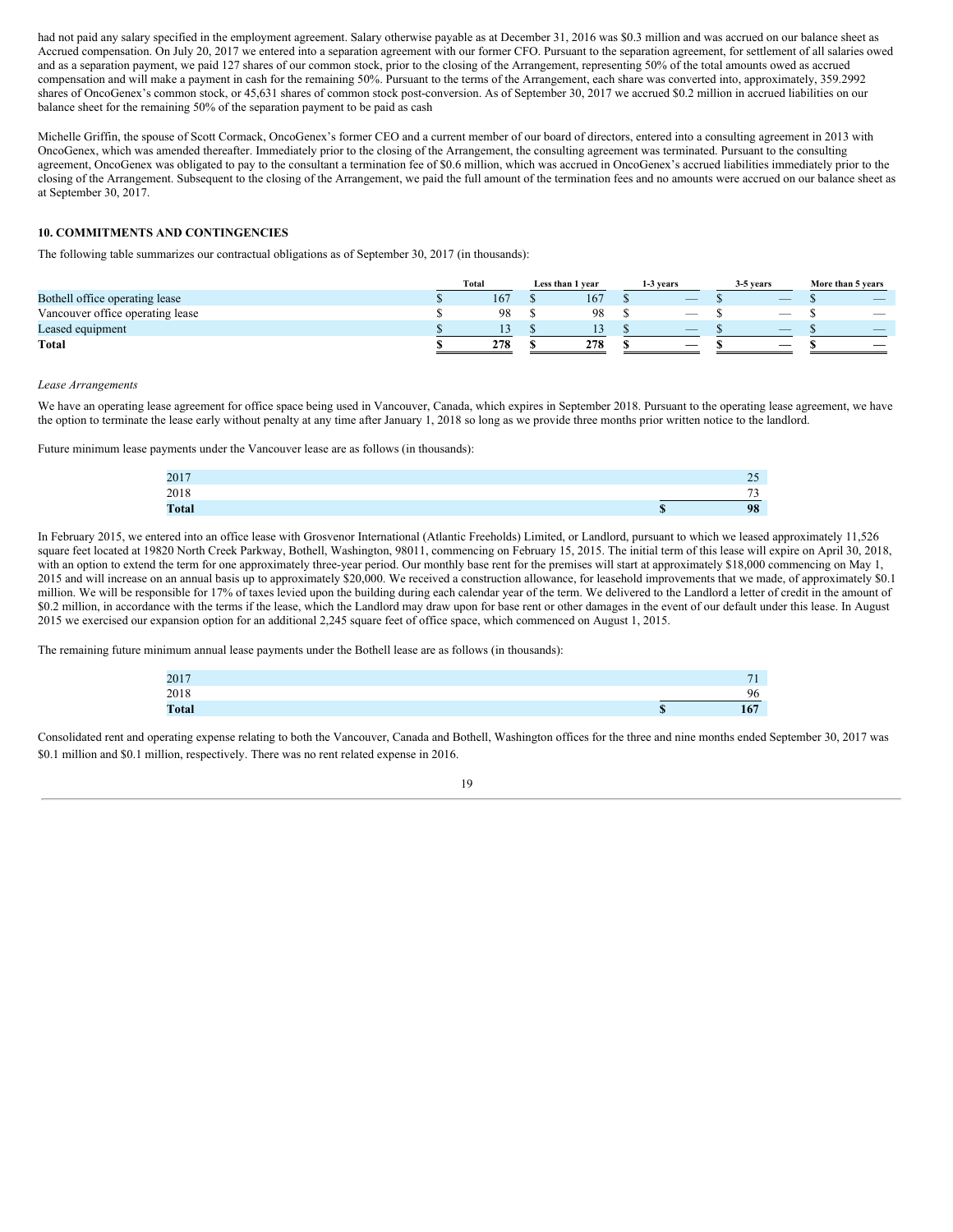had not paid any salary specified in the employment agreement. Salary otherwise payable as at December 31, 2016 was $0.3 million and was accrued on our balance sheet as Accrued compensation. On July 20, 2017 we entered into a separation agreement with our former CFO. Pursuant to the separation agreement, for settlement of all salaries owed and as a separation payment, we paid 127 shares of our common stock, prior to the closing of the Arrangement, representing 50% of the total amounts owed as accrued compensation and will make a payment in cash for the remaining 50%. Pursuant to the terms of the Arrangement, each share was converted into, approximately, 359.2992 shares of OncoGenex's common stock, or 45,631 shares of common stock post-conversion. As of September 30, 2017 we accrued $0.2 million in accrued liabilities on our balance sheet for the remaining 50% of the separation payment to be paid as cash

Michelle Griffin, the spouse of Scott Cormack, OncoGenex's former CEO and a current member of our board of directors, entered into a consulting agreement in 2013 with OncoGenex, which was amended thereafter. Immediately prior to the closing of the Arrangement, the consulting agreement was terminated. Pursuant to the consulting agreement, OncoGenex was obligated to pay to the consultant a termination fee of $0.6 million, which was accrued in OncoGenex's accrued liabilities immediately prior to the closing of the Arrangement. Subsequent to the closing of the Arrangement, we paid the full amount of the termination fees and no amounts were accrued on our balance sheet as at September 30, 2017.

## 10. COMMITMENTS AND CONTINGENCIES

The following table summarizes our contractual obligations as of September 30, 2017 (in thousands):

| | Total | Less than 1 year | 1-3 years | 3-5 years | More than 5 years |
|---|---|---|---|---|---|
| Bothell office operating lease | $ 167 | $ 167 | $ — | $ — | $ — |
| Vancouver office operating lease | $ 98 | $ 98 | $ — | $ — | $ — |
| Leased equipment | $ 13 | $ 13 | $ — | $ — | $ — |
| **Total** | **$ 278** | **$ 278** | **$ —** | **$ —** | **$ —** |

*Lease Arrangements*

We have an operating lease agreement for office space being used in Vancouver, Canada, which expires in September 2018. Pursuant to the operating lease agreement, we have the option to terminate the lease early without penalty at any time after January 1, 2018 so long as we provide three months prior written notice to the landlord.

Future minimum lease payments under the Vancouver lease are as follows (in thousands):

| | |
|---|---|
| 2017 | 25 |
| 2018 | 73 |
| **Total** | **$ 98** |

In February 2015, we entered into an office lease with Grosvenor International (Atlantic Freeholds) Limited, or Landlord, pursuant to which we leased approximately 11,526 square feet located at 19820 North Creek Parkway, Bothell, Washington, 98011, commencing on February 15, 2015. The initial term of this lease will expire on April 30, 2018, with an option to extend the term for one approximately three-year period. Our monthly base rent for the premises will start at approximately $18,000 commencing on May 1, 2015 and will increase on an annual basis up to approximately $20,000. We received a construction allowance, for leasehold improvements that we made, of approximately $0.1 million. We will be responsible for 17% of taxes levied upon the building during each calendar year of the term. We delivered to the Landlord a letter of credit in the amount of $0.2 million, in accordance with the terms if the lease, which the Landlord may draw upon for base rent or other damages in the event of our default under this lease. In August 2015 we exercised our expansion option for an additional 2,245 square feet of office space, which commenced on August 1, 2015.

The remaining future minimum annual lease payments under the Bothell lease are as follows (in thousands):

| | |
|---|---|
| 2017 | 71 |
| 2018 | 96 |
| **Total** | **$ 167** |

Consolidated rent and operating expense relating to both the Vancouver, Canada and Bothell, Washington offices for the three and nine months ended September 30, 2017 was $0.1 million and $0.1 million, respectively. There was no rent related expense in 2016.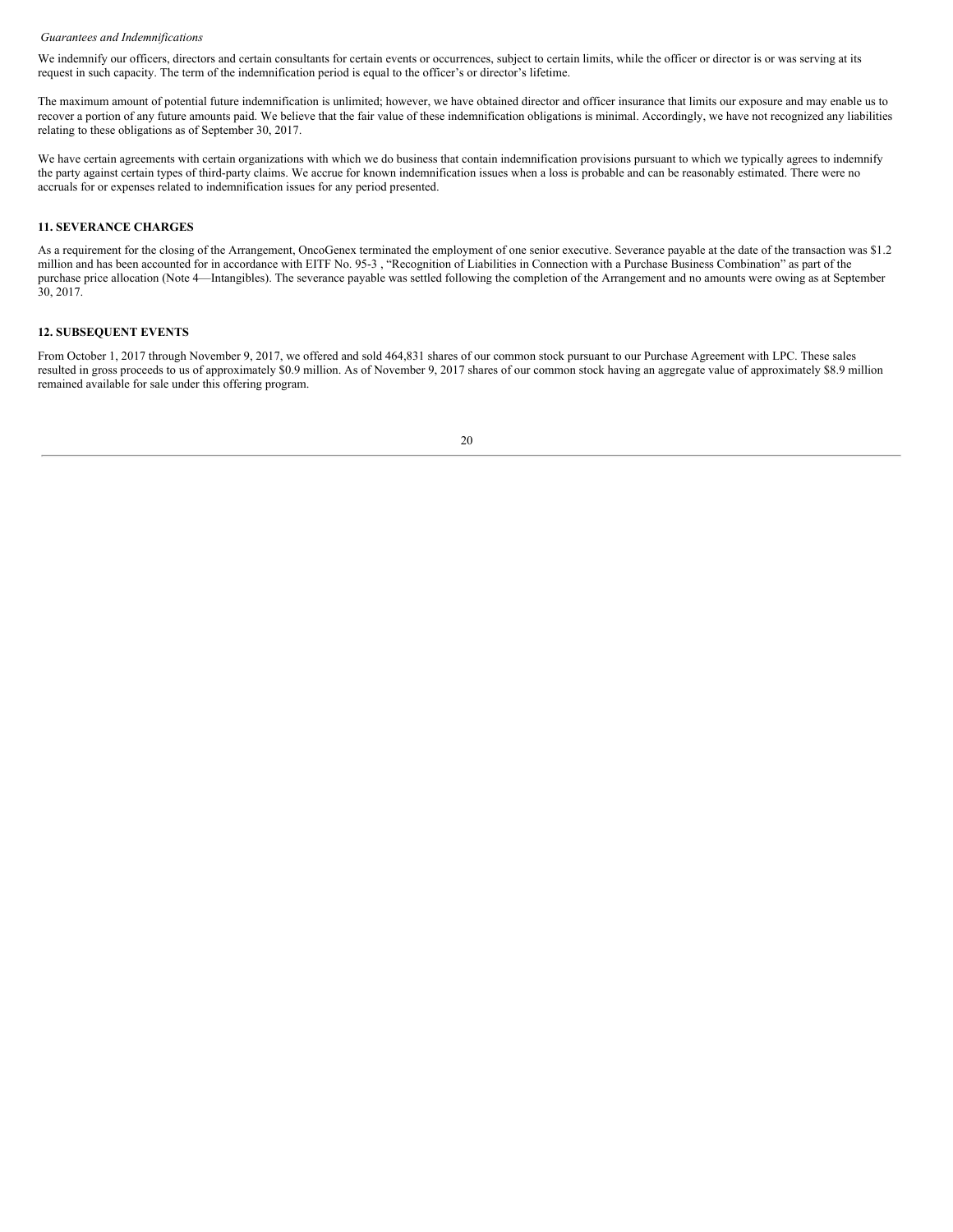*Guarantees and Indemnifications*

We indemnify our officers, directors and certain consultants for certain events or occurrences, subject to certain limits, while the officer or director is or was serving at its request in such capacity. The term of the indemnification period is equal to the officer's or director's lifetime.

The maximum amount of potential future indemnification is unlimited; however, we have obtained director and officer insurance that limits our exposure and may enable us to recover a portion of any future amounts paid. We believe that the fair value of these indemnification obligations is minimal. Accordingly, we have not recognized any liabilities relating to these obligations as of September 30, 2017.

We have certain agreements with certain organizations with which we do business that contain indemnification provisions pursuant to which we typically agrees to indemnify the party against certain types of third-party claims. We accrue for known indemnification issues when a loss is probable and can be reasonably estimated. There were no accruals for or expenses related to indemnification issues for any period presented.

## 11. SEVERANCE CHARGES

As a requirement for the closing of the Arrangement, OncoGenex terminated the employment of one senior executive. Severance payable at the date of the transaction was $1.2 million and has been accounted for in accordance with EITF No. 95-3 , "Recognition of Liabilities in Connection with a Purchase Business Combination" as part of the purchase price allocation (Note 4—Intangibles). The severance payable was settled following the completion of the Arrangement and no amounts were owing as at September 30, 2017.

## 12. SUBSEQUENT EVENTS

From October 1, 2017 through November 9, 2017, we offered and sold 464,831 shares of our common stock pursuant to our Purchase Agreement with LPC. These sales resulted in gross proceeds to us of approximately $0.9 million. As of November 9, 2017 shares of our common stock having an aggregate value of approximately $8.9 million remained available for sale under this offering program.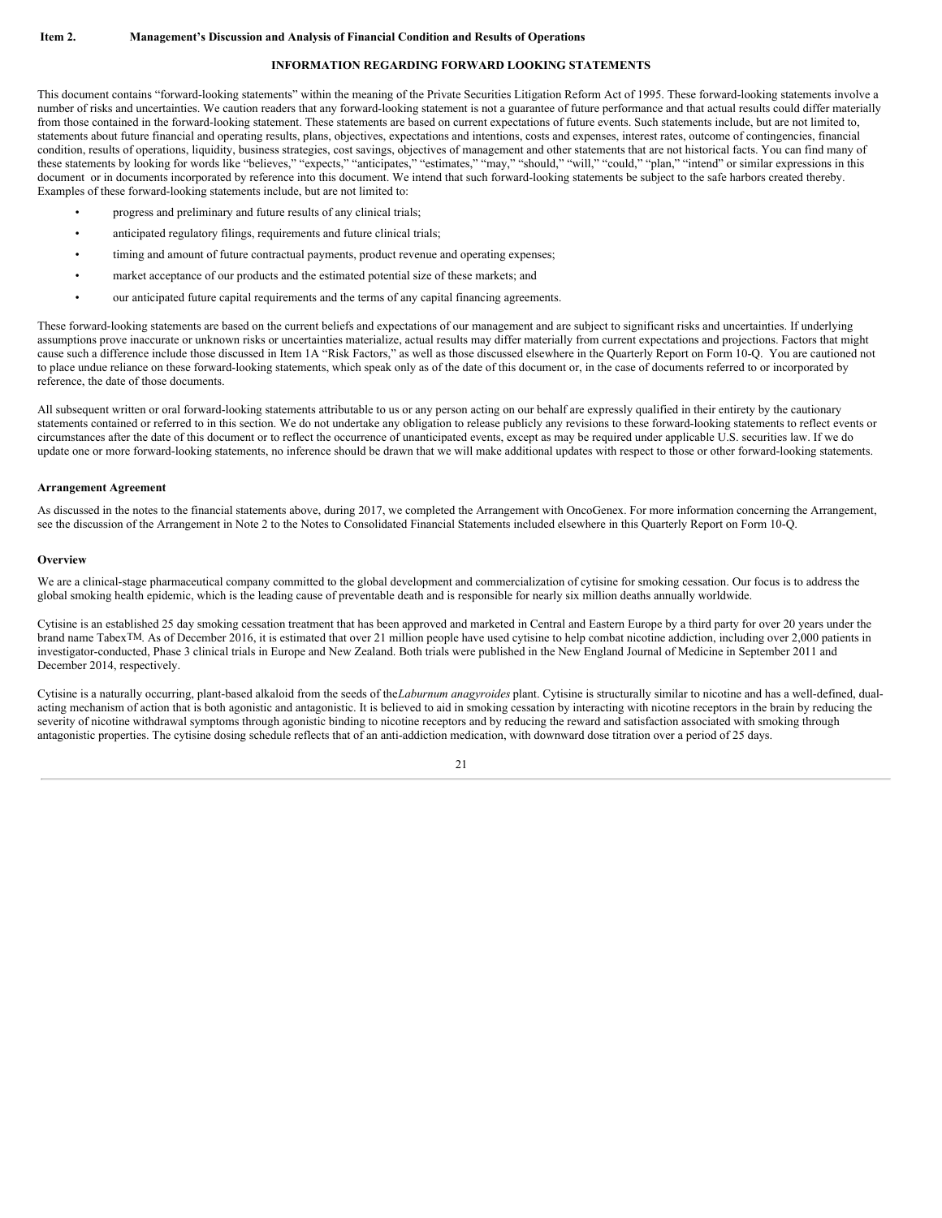**Item 2. Management's Discussion and Analysis of Financial Condition and Results of Operations**

## INFORMATION REGARDING FORWARD LOOKING STATEMENTS

This document contains "forward-looking statements" within the meaning of the Private Securities Litigation Reform Act of 1995. These forward-looking statements involve a number of risks and uncertainties. We caution readers that any forward-looking statement is not a guarantee of future performance and that actual results could differ materially from those contained in the forward-looking statement. These statements are based on current expectations of future events. Such statements include, but are not limited to, statements about future financial and operating results, plans, objectives, expectations and intentions, costs and expenses, interest rates, outcome of contingencies, financial condition, results of operations, liquidity, business strategies, cost savings, objectives of management and other statements that are not historical facts. You can find many of these statements by looking for words like "believes," "expects," "anticipates," "estimates," "may," "should," "will," "could," "plan," "intend" or similar expressions in this document or in documents incorporated by reference into this document. We intend that such forward-looking statements be subject to the safe harbors created thereby. Examples of these forward-looking statements include, but are not limited to:

- progress and preliminary and future results of any clinical trials;
- anticipated regulatory filings, requirements and future clinical trials;
- timing and amount of future contractual payments, product revenue and operating expenses;
- market acceptance of our products and the estimated potential size of these markets; and
- our anticipated future capital requirements and the terms of any capital financing agreements.

These forward-looking statements are based on the current beliefs and expectations of our management and are subject to significant risks and uncertainties. If underlying assumptions prove inaccurate or unknown risks or uncertainties materialize, actual results may differ materially from current expectations and projections. Factors that might cause such a difference include those discussed in Item 1A "Risk Factors," as well as those discussed elsewhere in the Quarterly Report on Form 10-Q. You are cautioned not to place undue reliance on these forward-looking statements, which speak only as of the date of this document or, in the case of documents referred to or incorporated by reference, the date of those documents.

All subsequent written or oral forward-looking statements attributable to us or any person acting on our behalf are expressly qualified in their entirety by the cautionary statements contained or referred to in this section. We do not undertake any obligation to release publicly any revisions to these forward-looking statements to reflect events or circumstances after the date of this document or to reflect the occurrence of unanticipated events, except as may be required under applicable U.S. securities law. If we do update one or more forward-looking statements, no inference should be drawn that we will make additional updates with respect to those or other forward-looking statements.

### Arrangement Agreement

As discussed in the notes to the financial statements above, during 2017, we completed the Arrangement with OncoGenex. For more information concerning the Arrangement, see the discussion of the Arrangement in Note 2 to the Notes to Consolidated Financial Statements included elsewhere in this Quarterly Report on Form 10-Q.

### Overview

We are a clinical-stage pharmaceutical company committed to the global development and commercialization of cytisine for smoking cessation. Our focus is to address the global smoking health epidemic, which is the leading cause of preventable death and is responsible for nearly six million deaths annually worldwide.

Cytisine is an established 25 day smoking cessation treatment that has been approved and marketed in Central and Eastern Europe by a third party for over 20 years under the brand name Tabex™. As of December 2016, it is estimated that over 21 million people have used cytisine to help combat nicotine addiction, including over 2,000 patients in investigator-conducted, Phase 3 clinical trials in Europe and New Zealand. Both trials were published in the New England Journal of Medicine in September 2011 and December 2014, respectively.

Cytisine is a naturally occurring, plant-based alkaloid from the seeds of the *Laburnum anagyroides* plant. Cytisine is structurally similar to nicotine and has a well-defined, dual-acting mechanism of action that is both agonistic and antagonistic. It is believed to aid in smoking cessation by interacting with nicotine receptors in the brain by reducing the severity of nicotine withdrawal symptoms through agonistic binding to nicotine receptors and by reducing the reward and satisfaction associated with smoking through antagonistic properties. The cytisine dosing schedule reflects that of an anti-addiction medication, with downward dose titration over a period of 25 days.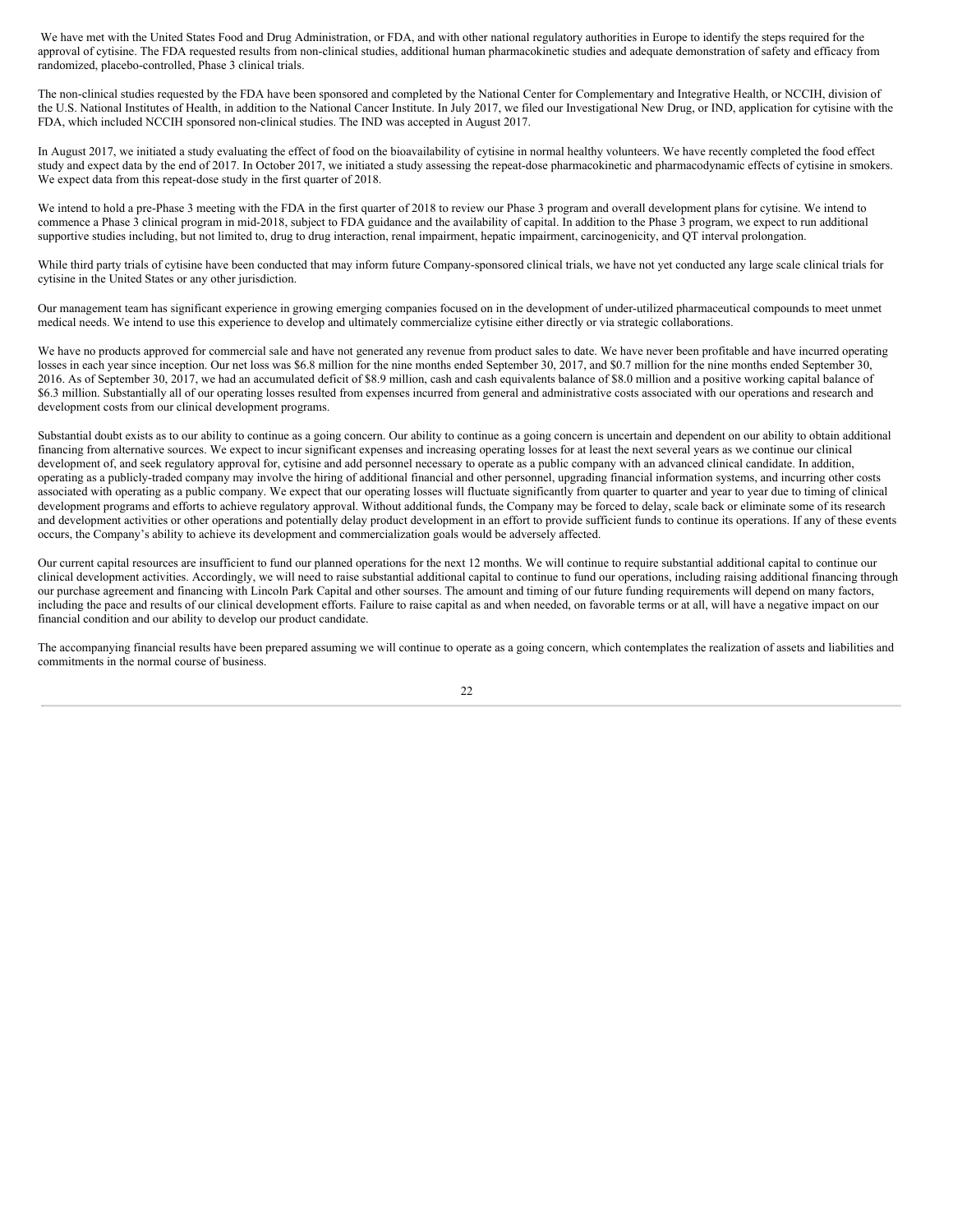We have met with the United States Food and Drug Administration, or FDA, and with other national regulatory authorities in Europe to identify the steps required for the approval of cytisine. The FDA requested results from non-clinical studies, additional human pharmacokinetic studies and adequate demonstration of safety and efficacy from randomized, placebo-controlled, Phase 3 clinical trials.

The non-clinical studies requested by the FDA have been sponsored and completed by the National Center for Complementary and Integrative Health, or NCCIH, division of the U.S. National Institutes of Health, in addition to the National Cancer Institute. In July 2017, we filed our Investigational New Drug, or IND, application for cytisine with the FDA, which included NCCIH sponsored non-clinical studies. The IND was accepted in August 2017.

In August 2017, we initiated a study evaluating the effect of food on the bioavailability of cytisine in normal healthy volunteers. We have recently completed the food effect study and expect data by the end of 2017. In October 2017, we initiated a study assessing the repeat-dose pharmacokinetic and pharmacodynamic effects of cytisine in smokers. We expect data from this repeat-dose study in the first quarter of 2018.

We intend to hold a pre-Phase 3 meeting with the FDA in the first quarter of 2018 to review our Phase 3 program and overall development plans for cytisine. We intend to commence a Phase 3 clinical program in mid-2018, subject to FDA guidance and the availability of capital. In addition to the Phase 3 program, we expect to run additional supportive studies including, but not limited to, drug to drug interaction, renal impairment, hepatic impairment, carcinogenicity, and QT interval prolongation.

While third party trials of cytisine have been conducted that may inform future Company-sponsored clinical trials, we have not yet conducted any large scale clinical trials for cytisine in the United States or any other jurisdiction.

Our management team has significant experience in growing emerging companies focused on in the development of under-utilized pharmaceutical compounds to meet unmet medical needs. We intend to use this experience to develop and ultimately commercialize cytisine either directly or via strategic collaborations.

We have no products approved for commercial sale and have not generated any revenue from product sales to date. We have never been profitable and have incurred operating losses in each year since inception. Our net loss was $6.8 million for the nine months ended September 30, 2017, and $0.7 million for the nine months ended September 30, 2016. As of September 30, 2017, we had an accumulated deficit of $8.9 million, cash and cash equivalents balance of $8.0 million and a positive working capital balance of $6.3 million. Substantially all of our operating losses resulted from expenses incurred from general and administrative costs associated with our operations and research and development costs from our clinical development programs.

Substantial doubt exists as to our ability to continue as a going concern. Our ability to continue as a going concern is uncertain and dependent on our ability to obtain additional financing from alternative sources. We expect to incur significant expenses and increasing operating losses for at least the next several years as we continue our clinical development of, and seek regulatory approval for, cytisine and add personnel necessary to operate as a public company with an advanced clinical candidate. In addition, operating as a publicly-traded company may involve the hiring of additional financial and other personnel, upgrading financial information systems, and incurring other costs associated with operating as a public company. We expect that our operating losses will fluctuate significantly from quarter to quarter and year to year due to timing of clinical development programs and efforts to achieve regulatory approval. Without additional funds, the Company may be forced to delay, scale back or eliminate some of its research and development activities or other operations and potentially delay product development in an effort to provide sufficient funds to continue its operations. If any of these events occurs, the Company's ability to achieve its development and commercialization goals would be adversely affected.

Our current capital resources are insufficient to fund our planned operations for the next 12 months. We will continue to require substantial additional capital to continue our clinical development activities. Accordingly, we will need to raise substantial additional capital to continue to fund our operations, including raising additional financing through our purchase agreement and financing with Lincoln Park Capital and other sourses. The amount and timing of our future funding requirements will depend on many factors, including the pace and results of our clinical development efforts. Failure to raise capital as and when needed, on favorable terms or at all, will have a negative impact on our financial condition and our ability to develop our product candidate.

The accompanying financial results have been prepared assuming we will continue to operate as a going concern, which contemplates the realization of assets and liabilities and commitments in the normal course of business.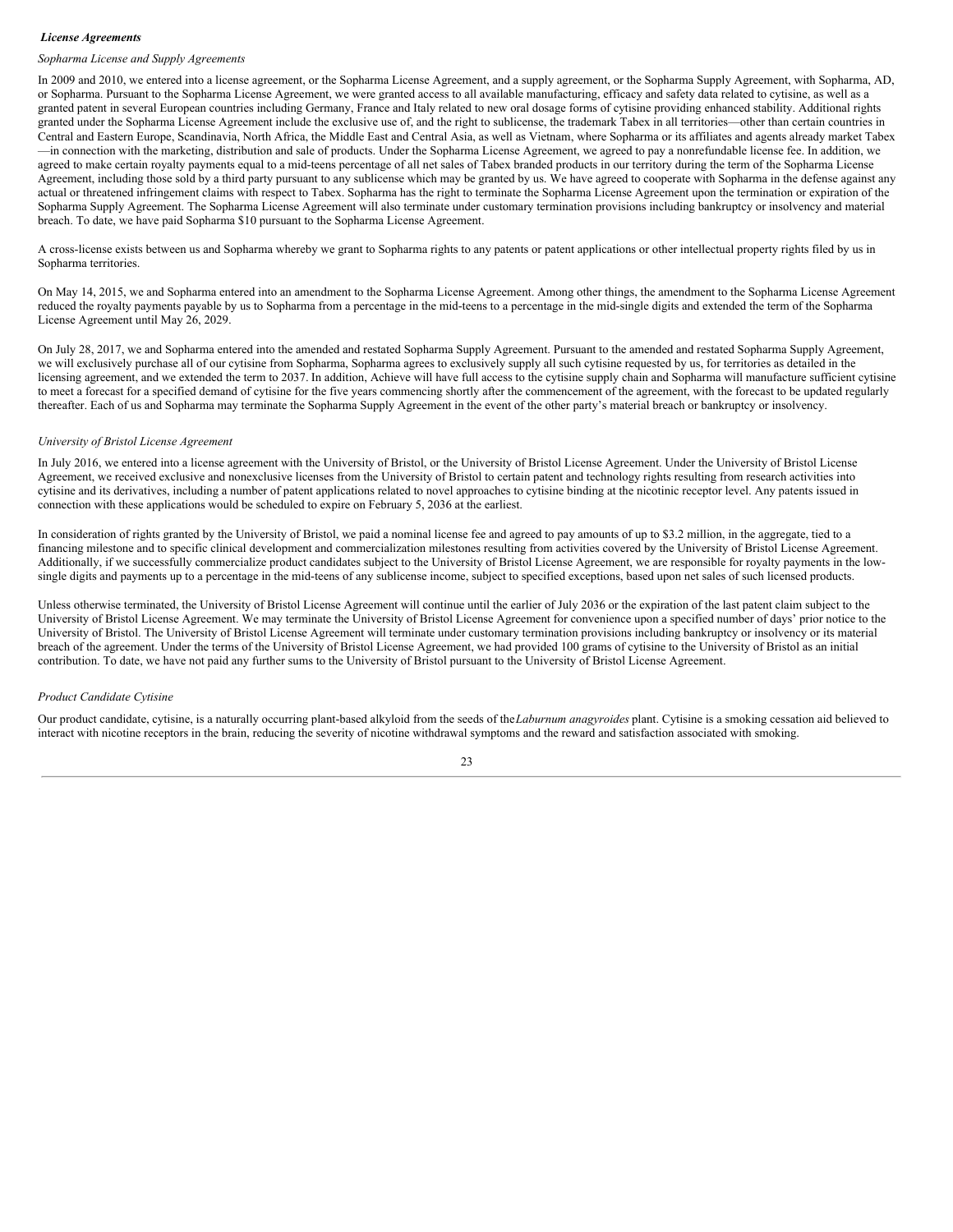***License Agreements***

*Sopharma License and Supply Agreements*

In 2009 and 2010, we entered into a license agreement, or the Sopharma License Agreement, and a supply agreement, or the Sopharma Supply Agreement, with Sopharma, AD, or Sopharma. Pursuant to the Sopharma License Agreement, we were granted access to all available manufacturing, efficacy and safety data related to cytisine, as well as a granted patent in several European countries including Germany, France and Italy related to new oral dosage forms of cytisine providing enhanced stability. Additional rights granted under the Sopharma License Agreement include the exclusive use of, and the right to sublicense, the trademark Tabex in all territories—other than certain countries in Central and Eastern Europe, Scandinavia, North Africa, the Middle East and Central Asia, as well as Vietnam, where Sopharma or its affiliates and agents already market Tabex—in connection with the marketing, distribution and sale of products. Under the Sopharma License Agreement, we agreed to pay a nonrefundable license fee. In addition, we agreed to make certain royalty payments equal to a mid-teens percentage of all net sales of Tabex branded products in our territory during the term of the Sopharma License Agreement, including those sold by a third party pursuant to any sublicense which may be granted by us. We have agreed to cooperate with Sopharma in the defense against any actual or threatened infringement claims with respect to Tabex. Sopharma has the right to terminate the Sopharma License Agreement upon the termination or expiration of the Sopharma Supply Agreement. The Sopharma License Agreement will also terminate under customary termination provisions including bankruptcy or insolvency and material breach. To date, we have paid Sopharma $10 pursuant to the Sopharma License Agreement.

A cross-license exists between us and Sopharma whereby we grant to Sopharma rights to any patents or patent applications or other intellectual property rights filed by us in Sopharma territories.

On May 14, 2015, we and Sopharma entered into an amendment to the Sopharma License Agreement. Among other things, the amendment to the Sopharma License Agreement reduced the royalty payments payable by us to Sopharma from a percentage in the mid-teens to a percentage in the mid-single digits and extended the term of the Sopharma License Agreement until May 26, 2029.

On July 28, 2017, we and Sopharma entered into the amended and restated Sopharma Supply Agreement. Pursuant to the amended and restated Sopharma Supply Agreement, we will exclusively purchase all of our cytisine from Sopharma, Sopharma agrees to exclusively supply all such cytisine requested by us, for territories as detailed in the licensing agreement, and we extended the term to 2037. In addition, Achieve will have full access to the cytisine supply chain and Sopharma will manufacture sufficient cytisine to meet a forecast for a specified demand of cytisine for the five years commencing shortly after the commencement of the agreement, with the forecast to be updated regularly thereafter. Each of us and Sopharma may terminate the Sopharma Supply Agreement in the event of the other party's material breach or bankruptcy or insolvency.

*University of Bristol License Agreement*

In July 2016, we entered into a license agreement with the University of Bristol, or the University of Bristol License Agreement. Under the University of Bristol License Agreement, we received exclusive and nonexclusive licenses from the University of Bristol to certain patent and technology rights resulting from research activities into cytisine and its derivatives, including a number of patent applications related to novel approaches to cytisine binding at the nicotinic receptor level. Any patents issued in connection with these applications would be scheduled to expire on February 5, 2036 at the earliest.

In consideration of rights granted by the University of Bristol, we paid a nominal license fee and agreed to pay amounts of up to $3.2 million, in the aggregate, tied to a financing milestone and to specific clinical development and commercialization milestones resulting from activities covered by the University of Bristol License Agreement. Additionally, if we successfully commercialize product candidates subject to the University of Bristol License Agreement, we are responsible for royalty payments in the low-single digits and payments up to a percentage in the mid-teens of any sublicense income, subject to specified exceptions, based upon net sales of such licensed products.

Unless otherwise terminated, the University of Bristol License Agreement will continue until the earlier of July 2036 or the expiration of the last patent claim subject to the University of Bristol License Agreement. We may terminate the University of Bristol License Agreement for convenience upon a specified number of days' prior notice to the University of Bristol. The University of Bristol License Agreement will terminate under customary termination provisions including bankruptcy or insolvency or its material breach of the agreement. Under the terms of the University of Bristol License Agreement, we had provided 100 grams of cytisine to the University of Bristol as an initial contribution. To date, we have not paid any further sums to the University of Bristol pursuant to the University of Bristol License Agreement.

*Product Candidate Cytisine*

Our product candidate, cytisine, is a naturally occurring plant-based alkyloid from the seeds of the *Laburnum anagyroides* plant. Cytisine is a smoking cessation aid believed to interact with nicotine receptors in the brain, reducing the severity of nicotine withdrawal symptoms and the reward and satisfaction associated with smoking.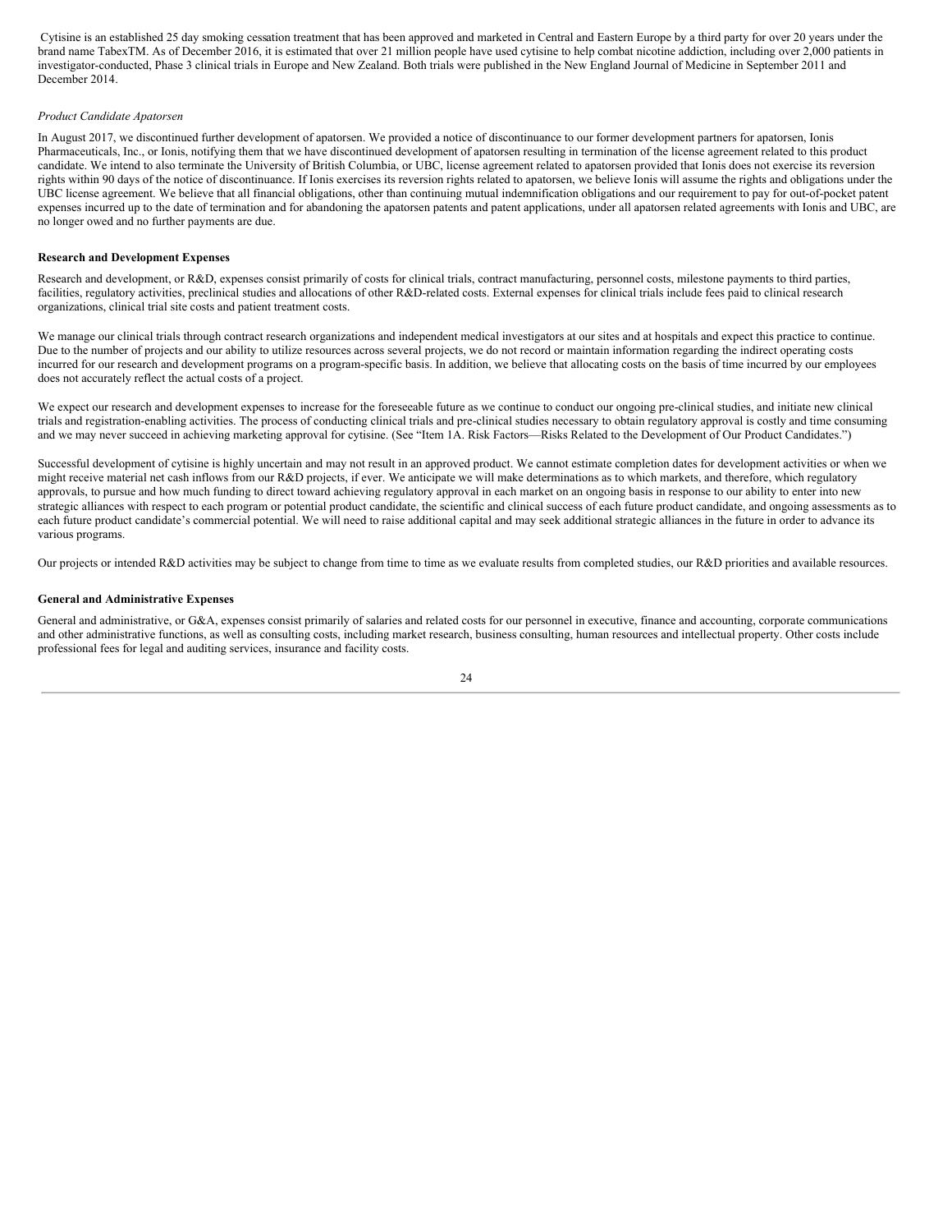Cytisine is an established 25 day smoking cessation treatment that has been approved and marketed in Central and Eastern Europe by a third party for over 20 years under the brand name TabexTM. As of December 2016, it is estimated that over 21 million people have used cytisine to help combat nicotine addiction, including over 2,000 patients in investigator-conducted, Phase 3 clinical trials in Europe and New Zealand. Both trials were published in the New England Journal of Medicine in September 2011 and December 2014.

*Product Candidate Apatorsen*

In August 2017, we discontinued further development of apatorsen. We provided a notice of discontinuance to our former development partners for apatorsen, Ionis Pharmaceuticals, Inc., or Ionis, notifying them that we have discontinued development of apatorsen resulting in termination of the license agreement related to this product candidate. We intend to also terminate the University of British Columbia, or UBC, license agreement related to apatorsen provided that Ionis does not exercise its reversion rights within 90 days of the notice of discontinuance. If Ionis exercises its reversion rights related to apatorsen, we believe Ionis will assume the rights and obligations under the UBC license agreement. We believe that all financial obligations, other than continuing mutual indemnification obligations and our requirement to pay for out-of-pocket patent expenses incurred up to the date of termination and for abandoning the apatorsen patents and patent applications, under all apatorsen related agreements with Ionis and UBC, are no longer owed and no further payments are due.

**Research and Development Expenses**

Research and development, or R&D, expenses consist primarily of costs for clinical trials, contract manufacturing, personnel costs, milestone payments to third parties, facilities, regulatory activities, preclinical studies and allocations of other R&D-related costs. External expenses for clinical trials include fees paid to clinical research organizations, clinical trial site costs and patient treatment costs.

We manage our clinical trials through contract research organizations and independent medical investigators at our sites and at hospitals and expect this practice to continue. Due to the number of projects and our ability to utilize resources across several projects, we do not record or maintain information regarding the indirect operating costs incurred for our research and development programs on a program-specific basis. In addition, we believe that allocating costs on the basis of time incurred by our employees does not accurately reflect the actual costs of a project.

We expect our research and development expenses to increase for the foreseeable future as we continue to conduct our ongoing pre-clinical studies, and initiate new clinical trials and registration-enabling activities. The process of conducting clinical trials and pre-clinical studies necessary to obtain regulatory approval is costly and time consuming and we may never succeed in achieving marketing approval for cytisine. (See "Item 1A. Risk Factors—Risks Related to the Development of Our Product Candidates.")

Successful development of cytisine is highly uncertain and may not result in an approved product. We cannot estimate completion dates for development activities or when we might receive material net cash inflows from our R&D projects, if ever. We anticipate we will make determinations as to which markets, and therefore, which regulatory approvals, to pursue and how much funding to direct toward achieving regulatory approval in each market on an ongoing basis in response to our ability to enter into new strategic alliances with respect to each program or potential product candidate, the scientific and clinical success of each future product candidate, and ongoing assessments as to each future product candidate's commercial potential. We will need to raise additional capital and may seek additional strategic alliances in the future in order to advance its various programs.

Our projects or intended R&D activities may be subject to change from time to time as we evaluate results from completed studies, our R&D priorities and available resources.

**General and Administrative Expenses**

General and administrative, or G&A, expenses consist primarily of salaries and related costs for our personnel in executive, finance and accounting, corporate communications and other administrative functions, as well as consulting costs, including market research, business consulting, human resources and intellectual property. Other costs include professional fees for legal and auditing services, insurance and facility costs.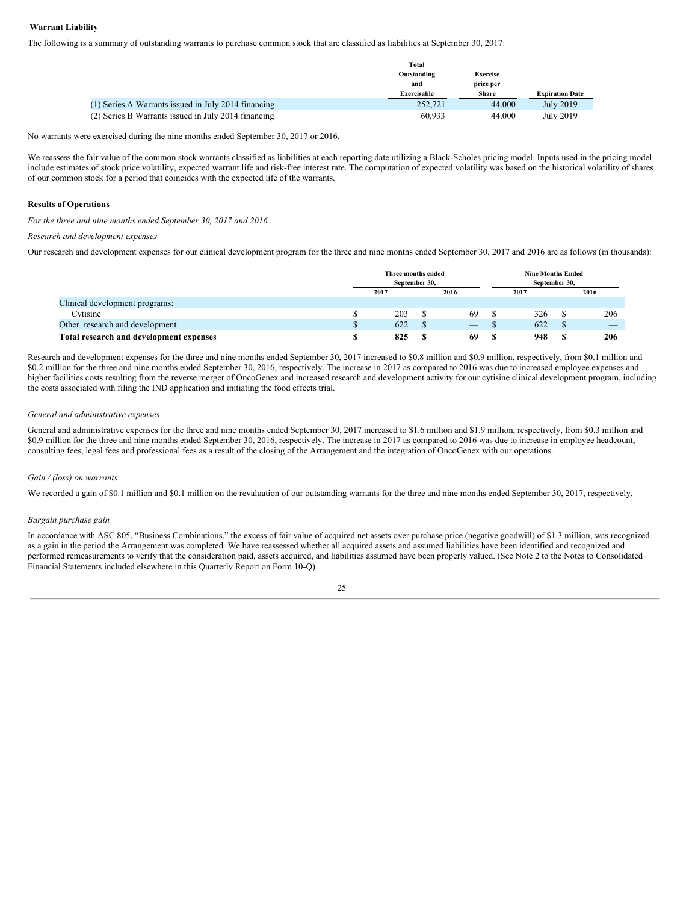**Warrant Liability**

The following is a summary of outstanding warrants to purchase common stock that are classified as liabilities at September 30, 2017:

| | Total Outstanding and Exercisable | Exercise price per Share | Expiration Date |
|---|---|---|---|
| (1) Series A Warrants issued in July 2014 financing | 252,721 | 44.000 | July 2019 |
| (2) Series B Warrants issued in July 2014 financing | 60,933 | 44.000 | July 2019 |

No warrants were exercised during the nine months ended September 30, 2017 or 2016.

We reassess the fair value of the common stock warrants classified as liabilities at each reporting date utilizing a Black-Scholes pricing model. Inputs used in the pricing model include estimates of stock price volatility, expected warrant life and risk-free interest rate. The computation of expected volatility was based on the historical volatility of shares of our common stock for a period that coincides with the expected life of the warrants.

**Results of Operations**

*For the three and nine months ended September 30, 2017 and 2016*

*Research and development expenses*

Our research and development expenses for our clinical development program for the three and nine months ended September 30, 2017 and 2016 are as follows (in thousands):

| | Three months ended September 30, | | Nine Months Ended September 30, | |
|---|---|---|---|---|
| | 2017 | 2016 | 2017 | 2016 |
| Clinical development programs: | | | | |
| Cytisine | $ 203 | $ 69 | $ 326 | $ 206 |
| Other research and development | $ 622 | $ — | $ 622 | $ — |
| **Total research and development expenses** | **$ 825** | **$ 69** | **$ 948** | **$ 206** |

Research and development expenses for the three and nine months ended September 30, 2017 increased to $0.8 million and $0.9 million, respectively, from $0.1 million and $0.2 million for the three and nine months ended September 30, 2016, respectively. The increase in 2017 as compared to 2016 was due to increased employee expenses and higher facilities costs resulting from the reverse merger of OncoGenex and increased research and development activity for our cytisine clinical development program, including the costs associated with filing the IND application and initiating the food effects trial.

*General and administrative expenses*

General and administrative expenses for the three and nine months ended September 30, 2017 increased to $1.6 million and $1.9 million, respectively, from $0.3 million and $0.9 million for the three and nine months ended September 30, 2016, respectively. The increase in 2017 as compared to 2016 was due to increase in employee headcount, consulting fees, legal fees and professional fees as a result of the closing of the Arrangement and the integration of OncoGenex with our operations.

*Gain / (loss) on warrants*

We recorded a gain of $0.1 million and $0.1 million on the revaluation of our outstanding warrants for the three and nine months ended September 30, 2017, respectively.

*Bargain purchase gain*

In accordance with ASC 805, "Business Combinations," the excess of fair value of acquired net assets over purchase price (negative goodwill) of $1.3 million, was recognized as a gain in the period the Arrangement was completed. We have reassessed whether all acquired assets and assumed liabilities have been identified and recognized and performed remeasurements to verify that the consideration paid, assets acquired, and liabilities assumed have been properly valued. (See Note 2 to the Notes to Consolidated Financial Statements included elsewhere in this Quarterly Report on Form 10-Q)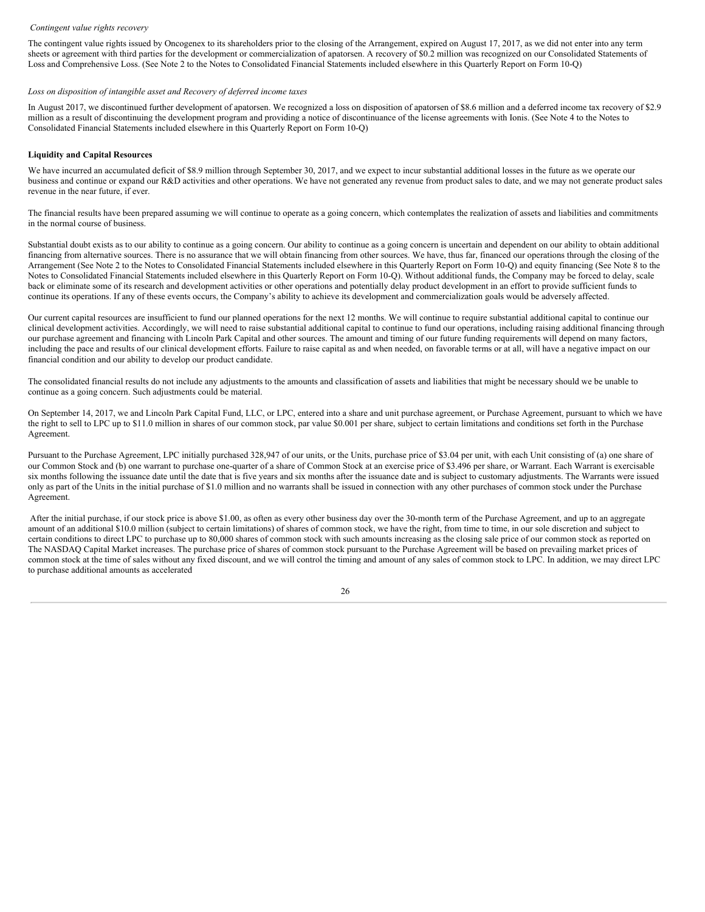*Contingent value rights recovery*

The contingent value rights issued by Oncogenex to its shareholders prior to the closing of the Arrangement, expired on August 17, 2017, as we did not enter into any term sheets or agreement with third parties for the development or commercialization of apatorsen. A recovery of $0.2 million was recognized on our Consolidated Statements of Loss and Comprehensive Loss. (See Note 2 to the Notes to Consolidated Financial Statements included elsewhere in this Quarterly Report on Form 10-Q)

*Loss on disposition of intangible asset and Recovery of deferred income taxes*

In August 2017, we discontinued further development of apatorsen. We recognized a loss on disposition of apatorsen of $8.6 million and a deferred income tax recovery of $2.9 million as a result of discontinuing the development program and providing a notice of discontinuance of the license agreements with Ionis. (See Note 4 to the Notes to Consolidated Financial Statements included elsewhere in this Quarterly Report on Form 10-Q)

**Liquidity and Capital Resources**

We have incurred an accumulated deficit of $8.9 million through September 30, 2017, and we expect to incur substantial additional losses in the future as we operate our business and continue or expand our R&D activities and other operations. We have not generated any revenue from product sales to date, and we may not generate product sales revenue in the near future, if ever.

The financial results have been prepared assuming we will continue to operate as a going concern, which contemplates the realization of assets and liabilities and commitments in the normal course of business.

Substantial doubt exists as to our ability to continue as a going concern. Our ability to continue as a going concern is uncertain and dependent on our ability to obtain additional financing from alternative sources. There is no assurance that we will obtain financing from other sources. We have, thus far, financed our operations through the closing of the Arrangement (See Note 2 to the Notes to Consolidated Financial Statements included elsewhere in this Quarterly Report on Form 10-Q) and equity financing (See Note 8 to the Notes to Consolidated Financial Statements included elsewhere in this Quarterly Report on Form 10-Q). Without additional funds, the Company may be forced to delay, scale back or eliminate some of its research and development activities or other operations and potentially delay product development in an effort to provide sufficient funds to continue its operations. If any of these events occurs, the Company's ability to achieve its development and commercialization goals would be adversely affected.

Our current capital resources are insufficient to fund our planned operations for the next 12 months. We will continue to require substantial additional capital to continue our clinical development activities. Accordingly, we will need to raise substantial additional capital to continue to fund our operations, including raising additional financing through our purchase agreement and financing with Lincoln Park Capital and other sources. The amount and timing of our future funding requirements will depend on many factors, including the pace and results of our clinical development efforts. Failure to raise capital as and when needed, on favorable terms or at all, will have a negative impact on our financial condition and our ability to develop our product candidate.

The consolidated financial results do not include any adjustments to the amounts and classification of assets and liabilities that might be necessary should we be unable to continue as a going concern. Such adjustments could be material.

On September 14, 2017, we and Lincoln Park Capital Fund, LLC, or LPC, entered into a share and unit purchase agreement, or Purchase Agreement, pursuant to which we have the right to sell to LPC up to $11.0 million in shares of our common stock, par value $0.001 per share, subject to certain limitations and conditions set forth in the Purchase Agreement.

Pursuant to the Purchase Agreement, LPC initially purchased 328,947 of our units, or the Units, purchase price of $3.04 per unit, with each Unit consisting of (a) one share of our Common Stock and (b) one warrant to purchase one-quarter of a share of Common Stock at an exercise price of $3.496 per share, or Warrant. Each Warrant is exercisable six months following the issuance date until the date that is five years and six months after the issuance date and is subject to customary adjustments. The Warrants were issued only as part of the Units in the initial purchase of $1.0 million and no warrants shall be issued in connection with any other purchases of common stock under the Purchase Agreement.

After the initial purchase, if our stock price is above $1.00, as often as every other business day over the 30-month term of the Purchase Agreement, and up to an aggregate amount of an additional $10.0 million (subject to certain limitations) of shares of common stock, we have the right, from time to time, in our sole discretion and subject to certain conditions to direct LPC to purchase up to 80,000 shares of common stock with such amounts increasing as the closing sale price of our common stock as reported on The NASDAQ Capital Market increases. The purchase price of shares of common stock pursuant to the Purchase Agreement will be based on prevailing market prices of common stock at the time of sales without any fixed discount, and we will control the timing and amount of any sales of common stock to LPC. In addition, we may direct LPC to purchase additional amounts as accelerated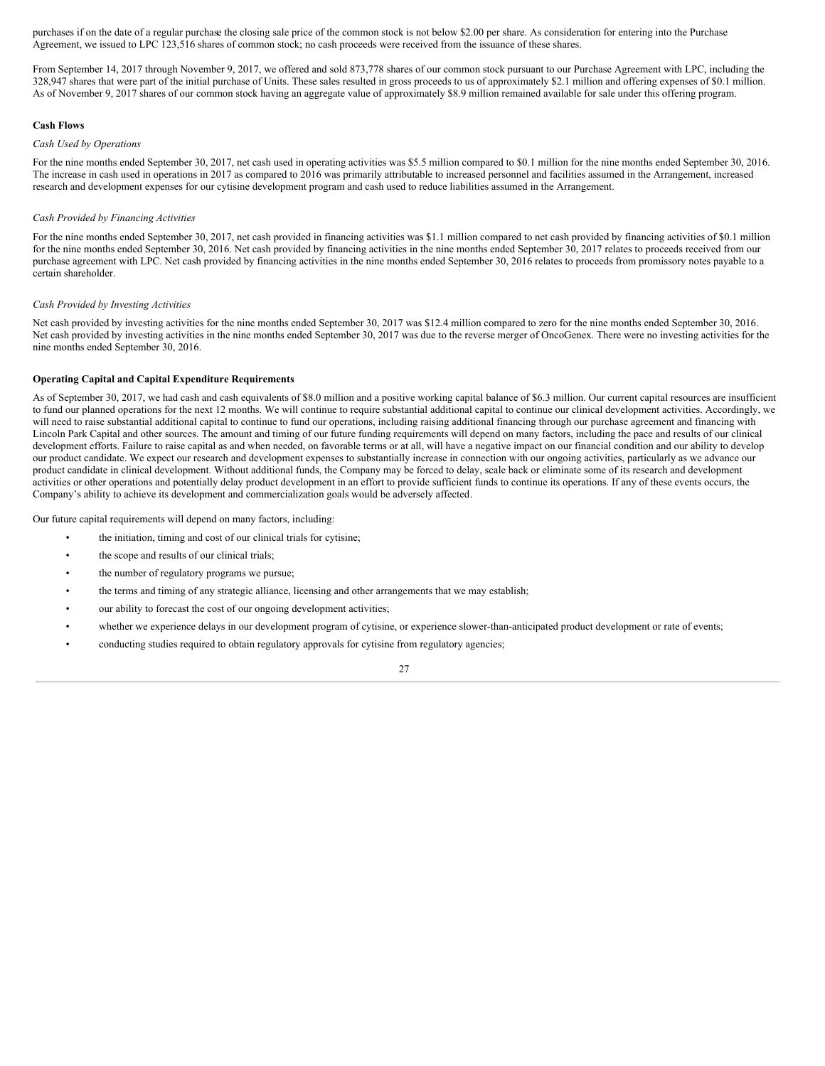purchases if on the date of a regular purchase the closing sale price of the common stock is not below $2.00 per share. As consideration for entering into the Purchase Agreement, we issued to LPC 123,516 shares of common stock; no cash proceeds were received from the issuance of these shares.

From September 14, 2017 through November 9, 2017, we offered and sold 873,778 shares of our common stock pursuant to our Purchase Agreement with LPC, including the 328,947 shares that were part of the initial purchase of Units. These sales resulted in gross proceeds to us of approximately $2.1 million and offering expenses of $0.1 million. As of November 9, 2017 shares of our common stock having an aggregate value of approximately $8.9 million remained available for sale under this offering program.

**Cash Flows**

*Cash Used by Operations*

For the nine months ended September 30, 2017, net cash used in operating activities was $5.5 million compared to $0.1 million for the nine months ended September 30, 2016. The increase in cash used in operations in 2017 as compared to 2016 was primarily attributable to increased personnel and facilities assumed in the Arrangement, increased research and development expenses for our cytisine development program and cash used to reduce liabilities assumed in the Arrangement.

*Cash Provided by Financing Activities*

For the nine months ended September 30, 2017, net cash provided in financing activities was $1.1 million compared to net cash provided by financing activities of $0.1 million for the nine months ended September 30, 2016. Net cash provided by financing activities in the nine months ended September 30, 2017 relates to proceeds received from our purchase agreement with LPC. Net cash provided by financing activities in the nine months ended September 30, 2016 relates to proceeds from promissory notes payable to a certain shareholder.

*Cash Provided by Investing Activities*

Net cash provided by investing activities for the nine months ended September 30, 2017 was $12.4 million compared to zero for the nine months ended September 30, 2016. Net cash provided by investing activities in the nine months ended September 30, 2017 was due to the reverse merger of OncoGenex. There were no investing activities for the nine months ended September 30, 2016.

**Operating Capital and Capital Expenditure Requirements**

As of September 30, 2017, we had cash and cash equivalents of $8.0 million and a positive working capital balance of $6.3 million. Our current capital resources are insufficient to fund our planned operations for the next 12 months. We will continue to require substantial additional capital to continue our clinical development activities. Accordingly, we will need to raise substantial additional capital to continue to fund our operations, including raising additional financing through our purchase agreement and financing with Lincoln Park Capital and other sources. The amount and timing of our future funding requirements will depend on many factors, including the pace and results of our clinical development efforts. Failure to raise capital as and when needed, on favorable terms or at all, will have a negative impact on our financial condition and our ability to develop our product candidate. We expect our research and development expenses to substantially increase in connection with our ongoing activities, particularly as we advance our product candidate in clinical development. Without additional funds, the Company may be forced to delay, scale back or eliminate some of its research and development activities or other operations and potentially delay product development in an effort to provide sufficient funds to continue its operations. If any of these events occurs, the Company's ability to achieve its development and commercialization goals would be adversely affected.

Our future capital requirements will depend on many factors, including:

- the initiation, timing and cost of our clinical trials for cytisine;
- the scope and results of our clinical trials;
- the number of regulatory programs we pursue;
- the terms and timing of any strategic alliance, licensing and other arrangements that we may establish;
- our ability to forecast the cost of our ongoing development activities;
- whether we experience delays in our development program of cytisine, or experience slower-than-anticipated product development or rate of events;
- conducting studies required to obtain regulatory approvals for cytisine from regulatory agencies;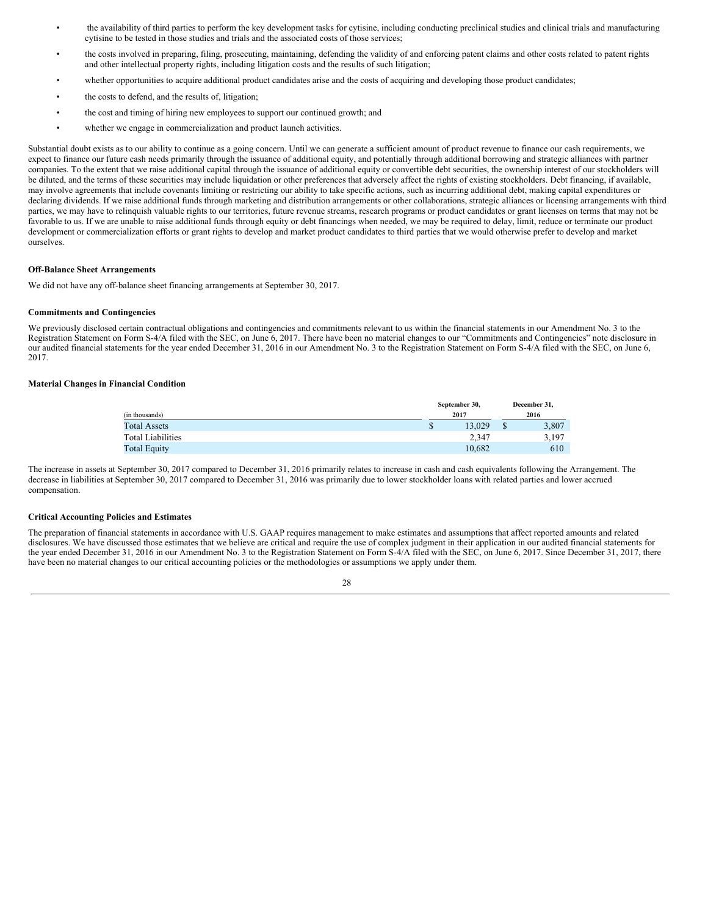- the availability of third parties to perform the key development tasks for cytisine, including conducting preclinical studies and clinical trials and manufacturing cytisine to be tested in those studies and trials and the associated costs of those services;
- the costs involved in preparing, filing, prosecuting, maintaining, defending the validity of and enforcing patent claims and other costs related to patent rights and other intellectual property rights, including litigation costs and the results of such litigation;
- whether opportunities to acquire additional product candidates arise and the costs of acquiring and developing those product candidates;
- the costs to defend, and the results of, litigation;
- the cost and timing of hiring new employees to support our continued growth; and
- whether we engage in commercialization and product launch activities.

Substantial doubt exists as to our ability to continue as a going concern. Until we can generate a sufficient amount of product revenue to finance our cash requirements, we expect to finance our future cash needs primarily through the issuance of additional equity, and potentially through additional borrowing and strategic alliances with partner companies. To the extent that we raise additional capital through the issuance of additional equity or convertible debt securities, the ownership interest of our stockholders will be diluted, and the terms of these securities may include liquidation or other preferences that adversely affect the rights of existing stockholders. Debt financing, if available, may involve agreements that include covenants limiting or restricting our ability to take specific actions, such as incurring additional debt, making capital expenditures or declaring dividends. If we raise additional funds through marketing and distribution arrangements or other collaborations, strategic alliances or licensing arrangements with third parties, we may have to relinquish valuable rights to our territories, future revenue streams, research programs or product candidates or grant licenses on terms that may not be favorable to us. If we are unable to raise additional funds through equity or debt financings when needed, we may be required to delay, limit, reduce or terminate our product development or commercialization efforts or grant rights to develop and market product candidates to third parties that we would otherwise prefer to develop and market ourselves.

**Off-Balance Sheet Arrangements**

We did not have any off-balance sheet financing arrangements at September 30, 2017.

**Commitments and Contingencies**

We previously disclosed certain contractual obligations and contingencies and commitments relevant to us within the financial statements in our Amendment No. 3 to the Registration Statement on Form S-4/A filed with the SEC, on June 6, 2017. There have been no material changes to our "Commitments and Contingencies" note disclosure in our audited financial statements for the year ended December 31, 2016 in our Amendment No. 3 to the Registration Statement on Form S-4/A filed with the SEC, on June 6, 2017.

**Material Changes in Financial Condition**

| (in thousands) | September 30, 2017 | December 31, 2016 |
|---|---|---|
| Total Assets | $ 13,029 | $ 3,807 |
| Total Liabilities | 2,347 | 3,197 |
| Total Equity | 10,682 | 610 |

The increase in assets at September 30, 2017 compared to December 31, 2016 primarily relates to increase in cash and cash equivalents following the Arrangement. The decrease in liabilities at September 30, 2017 compared to December 31, 2016 was primarily due to lower stockholder loans with related parties and lower accrued compensation.

**Critical Accounting Policies and Estimates**

The preparation of financial statements in accordance with U.S. GAAP requires management to make estimates and assumptions that affect reported amounts and related disclosures. We have discussed those estimates that we believe are critical and require the use of complex judgment in their application in our audited financial statements for the year ended December 31, 2016 in our Amendment No. 3 to the Registration Statement on Form S-4/A filed with the SEC, on June 6, 2017. Since December 31, 2017, there have been no material changes to our critical accounting policies or the methodologies or assumptions we apply under them.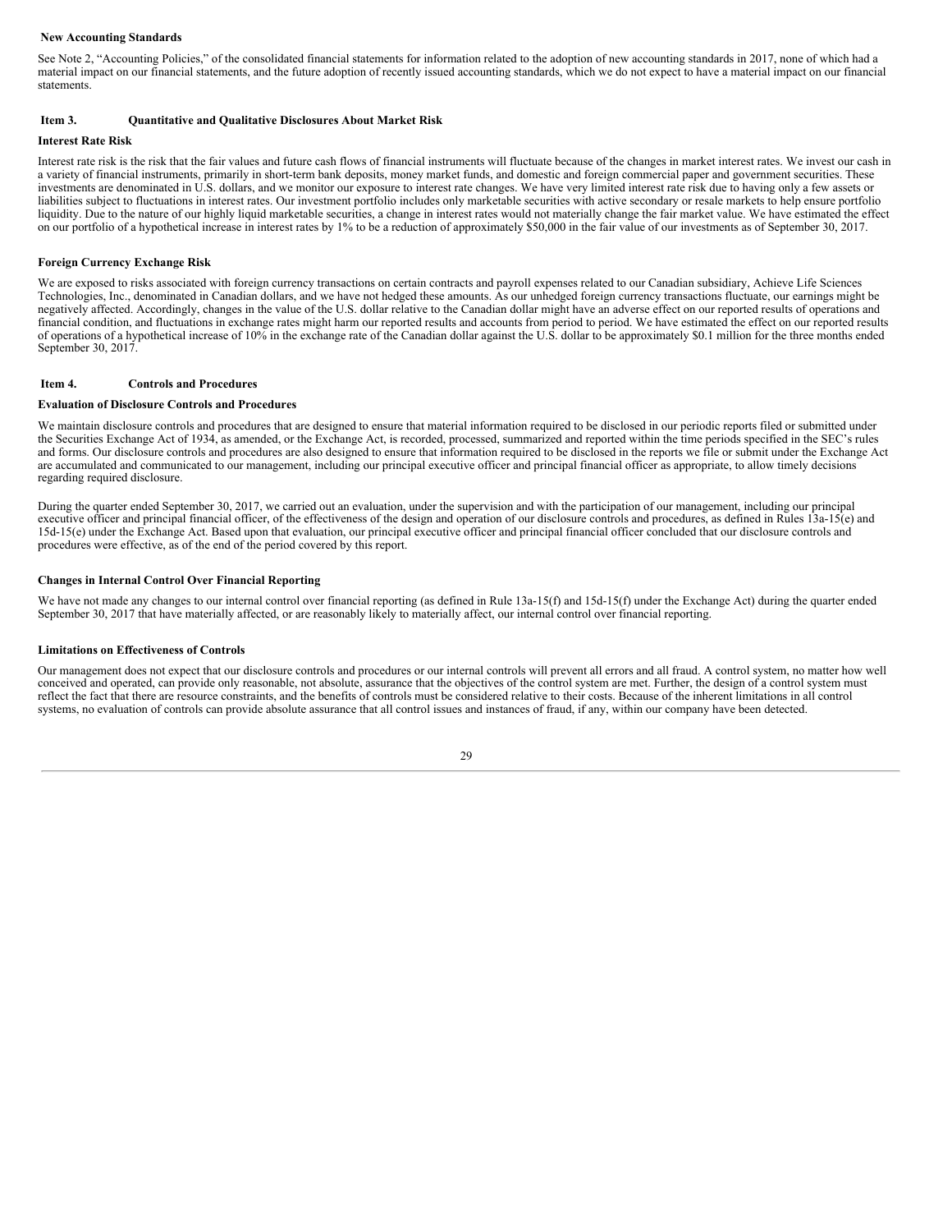### New Accounting Standards

See Note 2, "Accounting Policies," of the consolidated financial statements for information related to the adoption of new accounting standards in 2017, none of which had a material impact on our financial statements, and the future adoption of recently issued accounting standards, which we do not expect to have a material impact on our financial statements.

## Item 3. Quantitative and Qualitative Disclosures About Market Risk

### Interest Rate Risk

Interest rate risk is the risk that the fair values and future cash flows of financial instruments will fluctuate because of the changes in market interest rates. We invest our cash in a variety of financial instruments, primarily in short-term bank deposits, money market funds, and domestic and foreign commercial paper and government securities. These investments are denominated in U.S. dollars, and we monitor our exposure to interest rate changes. We have very limited interest rate risk due to having only a few assets or liabilities subject to fluctuations in interest rates. Our investment portfolio includes only marketable securities with active secondary or resale markets to help ensure portfolio liquidity. Due to the nature of our highly liquid marketable securities, a change in interest rates would not materially change the fair market value. We have estimated the effect on our portfolio of a hypothetical increase in interest rates by 1% to be a reduction of approximately $50,000 in the fair value of our investments as of September 30, 2017.

### Foreign Currency Exchange Risk

We are exposed to risks associated with foreign currency transactions on certain contracts and payroll expenses related to our Canadian subsidiary, Achieve Life Sciences Technologies, Inc., denominated in Canadian dollars, and we have not hedged these amounts. As our unhedged foreign currency transactions fluctuate, our earnings might be negatively affected. Accordingly, changes in the value of the U.S. dollar relative to the Canadian dollar might have an adverse effect on our reported results of operations and financial condition, and fluctuations in exchange rates might harm our reported results and accounts from period to period. We have estimated the effect on our reported results of operations of a hypothetical increase of 10% in the exchange rate of the Canadian dollar against the U.S. dollar to be approximately $0.1 million for the three months ended September 30, 2017.

## Item 4. Controls and Procedures

### Evaluation of Disclosure Controls and Procedures

We maintain disclosure controls and procedures that are designed to ensure that material information required to be disclosed in our periodic reports filed or submitted under the Securities Exchange Act of 1934, as amended, or the Exchange Act, is recorded, processed, summarized and reported within the time periods specified in the SEC's rules and forms. Our disclosure controls and procedures are also designed to ensure that information required to be disclosed in the reports we file or submit under the Exchange Act are accumulated and communicated to our management, including our principal executive officer and principal financial officer as appropriate, to allow timely decisions regarding required disclosure.

During the quarter ended September 30, 2017, we carried out an evaluation, under the supervision and with the participation of our management, including our principal executive officer and principal financial officer, of the effectiveness of the design and operation of our disclosure controls and procedures, as defined in Rules 13a-15(e) and 15d-15(e) under the Exchange Act. Based upon that evaluation, our principal executive officer and principal financial officer concluded that our disclosure controls and procedures were effective, as of the end of the period covered by this report.

### Changes in Internal Control Over Financial Reporting

We have not made any changes to our internal control over financial reporting (as defined in Rule 13a-15(f) and 15d-15(f) under the Exchange Act) during the quarter ended September 30, 2017 that have materially affected, or are reasonably likely to materially affect, our internal control over financial reporting.

### Limitations on Effectiveness of Controls

Our management does not expect that our disclosure controls and procedures or our internal controls will prevent all errors and all fraud. A control system, no matter how well conceived and operated, can provide only reasonable, not absolute, assurance that the objectives of the control system are met. Further, the design of a control system must reflect the fact that there are resource constraints, and the benefits of controls must be considered relative to their costs. Because of the inherent limitations in all control systems, no evaluation of controls can provide absolute assurance that all control issues and instances of fraud, if any, within our company have been detected.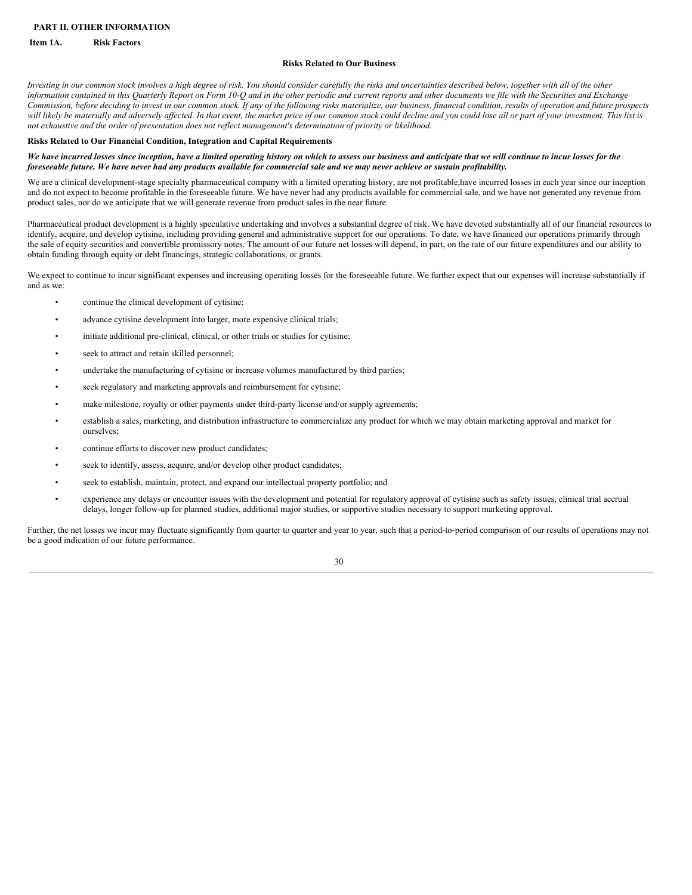## PART II. OTHER INFORMATION

### Item 1A. Risk Factors

### Risks Related to Our Business

*Investing in our common stock involves a high degree of risk. You should consider carefully the risks and uncertainties described below, together with all of the other information contained in this Quarterly Report on Form 10-Q and in the other periodic and current reports and other documents we file with the Securities and Exchange Commission, before deciding to invest in our common stock. If any of the following risks materialize, our business, financial condition, results of operation and future prospects will likely be materially and adversely affected. In that event, the market price of our common stock could decline and you could lose all or part of your investment. This list is not exhaustive and the order of presentation does not reflect management's determination of priority or likelihood.*

#### Risks Related to Our Financial Condition, Integration and Capital Requirements

***We have incurred losses since inception, have a limited operating history on which to assess our business and anticipate that we will continue to incur losses for the foreseeable future. We have never had any products available for commercial sale and we may never achieve or sustain profitability.***

We are a clinical development-stage specialty pharmaceutical company with a limited operating history, are not profitable,have incurred losses in each year since our inception and do not expect to become profitable in the foreseeable future. We have never had any products available for commercial sale, and we have not generated any revenue from product sales, nor do we anticipate that we will generate revenue from product sales in the near future.

Pharmaceutical product development is a highly speculative undertaking and involves a substantial degree of risk. We have devoted substantially all of our financial resources to identify, acquire, and develop cytisine, including providing general and administrative support for our operations. To date, we have financed our operations primarily through the sale of equity securities and convertible promissory notes. The amount of our future net losses will depend, in part, on the rate of our future expenditures and our ability to obtain funding through equity or debt financings, strategic collaborations, or grants.

We expect to continue to incur significant expenses and increasing operating losses for the foreseeable future. We further expect that our expenses will increase substantially if and as we:

- continue the clinical development of cytisine;
- advance cytisine development into larger, more expensive clinical trials;
- initiate additional pre-clinical, clinical, or other trials or studies for cytisine;
- seek to attract and retain skilled personnel;
- undertake the manufacturing of cytisine or increase volumes manufactured by third parties;
- seek regulatory and marketing approvals and reimbursement for cytisine;
- make milestone, royalty or other payments under third-party license and/or supply agreements;
- establish a sales, marketing, and distribution infrastructure to commercialize any product for which we may obtain marketing approval and market for ourselves;
- continue efforts to discover new product candidates;
- seek to identify, assess, acquire, and/or develop other product candidates;
- seek to establish, maintain, protect, and expand our intellectual property portfolio; and
- experience any delays or encounter issues with the development and potential for regulatory approval of cytisine such as safety issues, clinical trial accrual delays, longer follow-up for planned studies, additional major studies, or supportive studies necessary to support marketing approval.

Further, the net losses we incur may fluctuate significantly from quarter to quarter and year to year, such that a period-to-period comparison of our results of operations may not be a good indication of our future performance.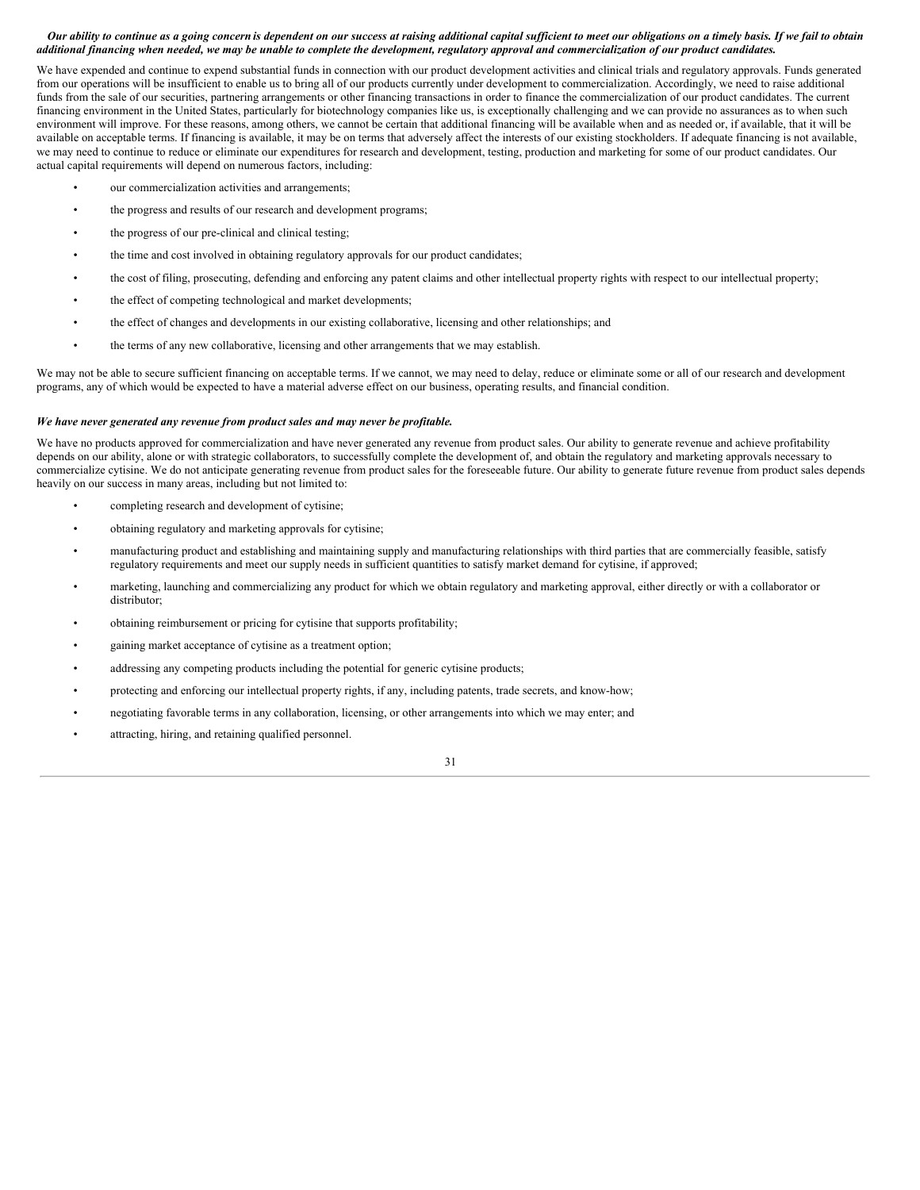***Our ability to continue as a going concern is dependent on our success at raising additional capital sufficient to meet our obligations on a timely basis. If we fail to obtain additional financing when needed, we may be unable to complete the development, regulatory approval and commercialization of our product candidates.***

We have expended and continue to expend substantial funds in connection with our product development activities and clinical trials and regulatory approvals. Funds generated from our operations will be insufficient to enable us to bring all of our products currently under development to commercialization. Accordingly, we need to raise additional funds from the sale of our securities, partnering arrangements or other financing transactions in order to finance the commercialization of our product candidates. The current financing environment in the United States, particularly for biotechnology companies like us, is exceptionally challenging and we can provide no assurances as to when such environment will improve. For these reasons, among others, we cannot be certain that additional financing will be available when and as needed or, if available, that it will be available on acceptable terms. If financing is available, it may be on terms that adversely affect the interests of our existing stockholders. If adequate financing is not available, we may need to continue to reduce or eliminate our expenditures for research and development, testing, production and marketing for some of our product candidates. Our actual capital requirements will depend on numerous factors, including:

- our commercialization activities and arrangements;
- the progress and results of our research and development programs;
- the progress of our pre-clinical and clinical testing;
- the time and cost involved in obtaining regulatory approvals for our product candidates;
- the cost of filing, prosecuting, defending and enforcing any patent claims and other intellectual property rights with respect to our intellectual property;
- the effect of competing technological and market developments;
- the effect of changes and developments in our existing collaborative, licensing and other relationships; and
- the terms of any new collaborative, licensing and other arrangements that we may establish.

We may not be able to secure sufficient financing on acceptable terms. If we cannot, we may need to delay, reduce or eliminate some or all of our research and development programs, any of which would be expected to have a material adverse effect on our business, operating results, and financial condition.

***We have never generated any revenue from product sales and may never be profitable.***

We have no products approved for commercialization and have never generated any revenue from product sales. Our ability to generate revenue and achieve profitability depends on our ability, alone or with strategic collaborators, to successfully complete the development of, and obtain the regulatory and marketing approvals necessary to commercialize cytisine. We do not anticipate generating revenue from product sales for the foreseeable future. Our ability to generate future revenue from product sales depends heavily on our success in many areas, including but not limited to:

- completing research and development of cytisine;
- obtaining regulatory and marketing approvals for cytisine;
- manufacturing product and establishing and maintaining supply and manufacturing relationships with third parties that are commercially feasible, satisfy regulatory requirements and meet our supply needs in sufficient quantities to satisfy market demand for cytisine, if approved;
- marketing, launching and commercializing any product for which we obtain regulatory and marketing approval, either directly or with a collaborator or distributor;
- obtaining reimbursement or pricing for cytisine that supports profitability;
- gaining market acceptance of cytisine as a treatment option;
- addressing any competing products including the potential for generic cytisine products;
- protecting and enforcing our intellectual property rights, if any, including patents, trade secrets, and know-how;
- negotiating favorable terms in any collaboration, licensing, or other arrangements into which we may enter; and
- attracting, hiring, and retaining qualified personnel.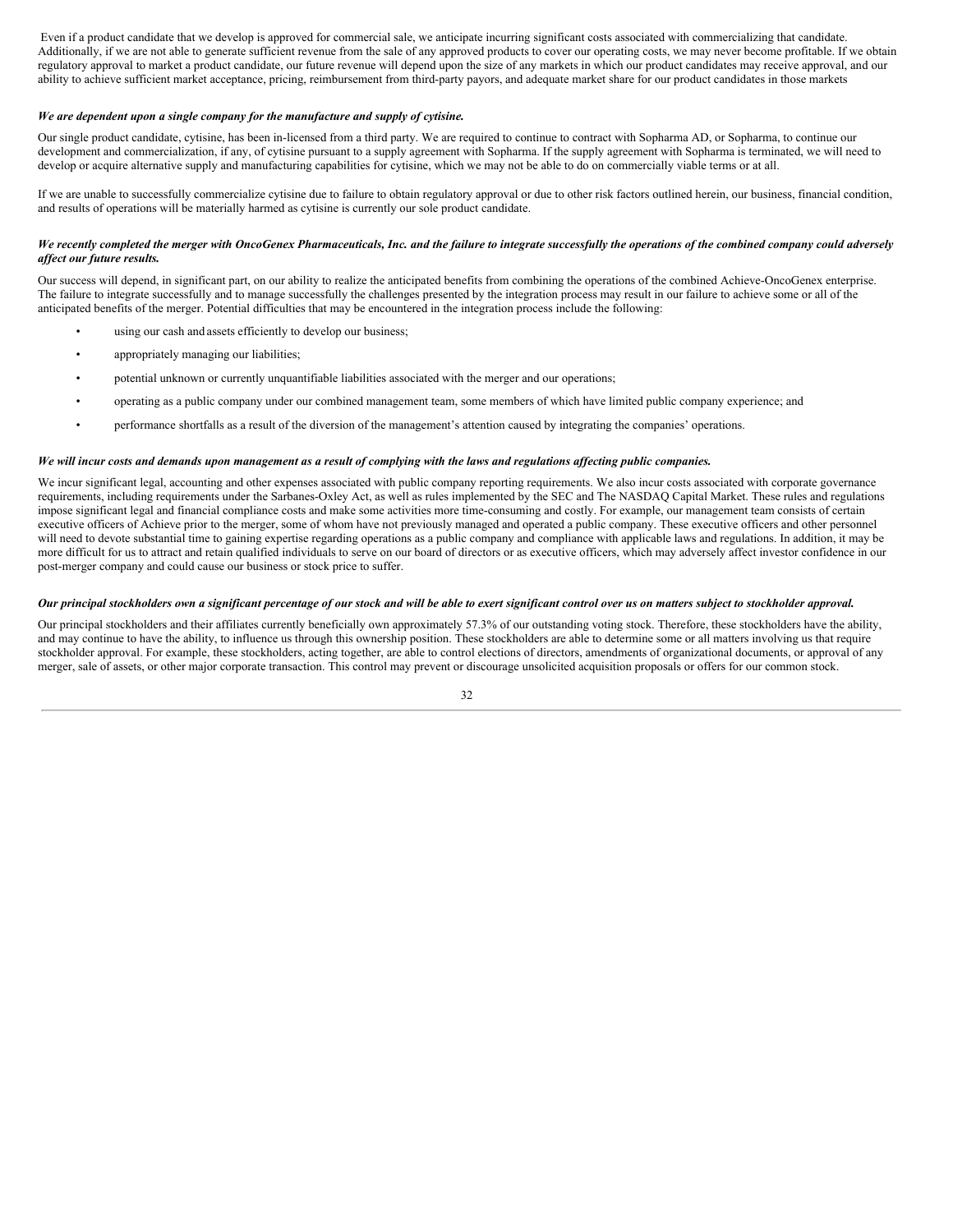Even if a product candidate that we develop is approved for commercial sale, we anticipate incurring significant costs associated with commercializing that candidate. Additionally, if we are not able to generate sufficient revenue from the sale of any approved products to cover our operating costs, we may never become profitable. If we obtain regulatory approval to market a product candidate, our future revenue will depend upon the size of any markets in which our product candidates may receive approval, and our ability to achieve sufficient market acceptance, pricing, reimbursement from third-party payors, and adequate market share for our product candidates in those markets

***We are dependent upon a single company for the manufacture and supply of cytisine.***

Our single product candidate, cytisine, has been in-licensed from a third party. We are required to continue to contract with Sopharma AD, or Sopharma, to continue our development and commercialization, if any, of cytisine pursuant to a supply agreement with Sopharma. If the supply agreement with Sopharma is terminated, we will need to develop or acquire alternative supply and manufacturing capabilities for cytisine, which we may not be able to do on commercially viable terms or at all.

If we are unable to successfully commercialize cytisine due to failure to obtain regulatory approval or due to other risk factors outlined herein, our business, financial condition, and results of operations will be materially harmed as cytisine is currently our sole product candidate.

***We recently completed the merger with OncoGenex Pharmaceuticals, Inc. and the failure to integrate successfully the operations of the combined company could adversely affect our future results.***

Our success will depend, in significant part, on our ability to realize the anticipated benefits from combining the operations of the combined Achieve-OncoGenex enterprise. The failure to integrate successfully and to manage successfully the challenges presented by the integration process may result in our failure to achieve some or all of the anticipated benefits of the merger. Potential difficulties that may be encountered in the integration process include the following:

- using our cash and assets efficiently to develop our business;
- appropriately managing our liabilities;
- potential unknown or currently unquantifiable liabilities associated with the merger and our operations;
- operating as a public company under our combined management team, some members of which have limited public company experience; and
- performance shortfalls as a result of the diversion of the management's attention caused by integrating the companies' operations.

***We will incur costs and demands upon management as a result of complying with the laws and regulations affecting public companies.***

We incur significant legal, accounting and other expenses associated with public company reporting requirements. We also incur costs associated with corporate governance requirements, including requirements under the Sarbanes-Oxley Act, as well as rules implemented by the SEC and The NASDAQ Capital Market. These rules and regulations impose significant legal and financial compliance costs and make some activities more time-consuming and costly. For example, our management team consists of certain executive officers of Achieve prior to the merger, some of whom have not previously managed and operated a public company. These executive officers and other personnel will need to devote substantial time to gaining expertise regarding operations as a public company and compliance with applicable laws and regulations. In addition, it may be more difficult for us to attract and retain qualified individuals to serve on our board of directors or as executive officers, which may adversely affect investor confidence in our post-merger company and could cause our business or stock price to suffer.

***Our principal stockholders own a significant percentage of our stock and will be able to exert significant control over us on matters subject to stockholder approval.***

Our principal stockholders and their affiliates currently beneficially own approximately 57.3% of our outstanding voting stock. Therefore, these stockholders have the ability, and may continue to have the ability, to influence us through this ownership position. These stockholders are able to determine some or all matters involving us that require stockholder approval. For example, these stockholders, acting together, are able to control elections of directors, amendments of organizational documents, or approval of any merger, sale of assets, or other major corporate transaction. This control may prevent or discourage unsolicited acquisition proposals or offers for our common stock.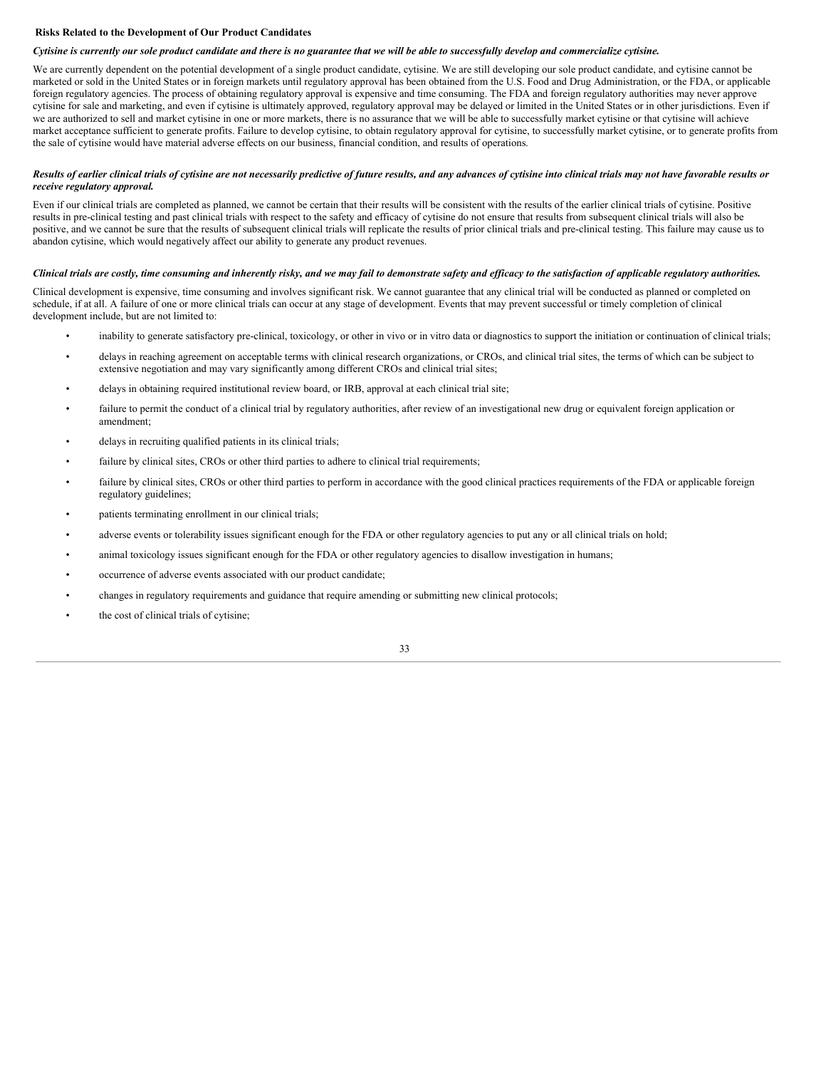**Risks Related to the Development of Our Product Candidates**

***Cytisine is currently our sole product candidate and there is no guarantee that we will be able to successfully develop and commercialize cytisine.***

We are currently dependent on the potential development of a single product candidate, cytisine. We are still developing our sole product candidate, and cytisine cannot be marketed or sold in the United States or in foreign markets until regulatory approval has been obtained from the U.S. Food and Drug Administration, or the FDA, or applicable foreign regulatory agencies. The process of obtaining regulatory approval is expensive and time consuming. The FDA and foreign regulatory authorities may never approve cytisine for sale and marketing, and even if cytisine is ultimately approved, regulatory approval may be delayed or limited in the United States or in other jurisdictions. Even if we are authorized to sell and market cytisine in one or more markets, there is no assurance that we will be able to successfully market cytisine or that cytisine will achieve market acceptance sufficient to generate profits. Failure to develop cytisine, to obtain regulatory approval for cytisine, to successfully market cytisine, or to generate profits from the sale of cytisine would have material adverse effects on our business, financial condition, and results of operations.

***Results of earlier clinical trials of cytisine are not necessarily predictive of future results, and any advances of cytisine into clinical trials may not have favorable results or receive regulatory approval.***

Even if our clinical trials are completed as planned, we cannot be certain that their results will be consistent with the results of the earlier clinical trials of cytisine. Positive results in pre-clinical testing and past clinical trials with respect to the safety and efficacy of cytisine do not ensure that results from subsequent clinical trials will also be positive, and we cannot be sure that the results of subsequent clinical trials will replicate the results of prior clinical trials and pre-clinical testing. This failure may cause us to abandon cytisine, which would negatively affect our ability to generate any product revenues.

***Clinical trials are costly, time consuming and inherently risky, and we may fail to demonstrate safety and efficacy to the satisfaction of applicable regulatory authorities.***

Clinical development is expensive, time consuming and involves significant risk. We cannot guarantee that any clinical trial will be conducted as planned or completed on schedule, if at all. A failure of one or more clinical trials can occur at any stage of development. Events that may prevent successful or timely completion of clinical development include, but are not limited to:

- inability to generate satisfactory pre-clinical, toxicology, or other in vivo or in vitro data or diagnostics to support the initiation or continuation of clinical trials;
- delays in reaching agreement on acceptable terms with clinical research organizations, or CROs, and clinical trial sites, the terms of which can be subject to extensive negotiation and may vary significantly among different CROs and clinical trial sites;
- delays in obtaining required institutional review board, or IRB, approval at each clinical trial site;
- failure to permit the conduct of a clinical trial by regulatory authorities, after review of an investigational new drug or equivalent foreign application or amendment;
- delays in recruiting qualified patients in its clinical trials;
- failure by clinical sites, CROs or other third parties to adhere to clinical trial requirements;
- failure by clinical sites, CROs or other third parties to perform in accordance with the good clinical practices requirements of the FDA or applicable foreign regulatory guidelines;
- patients terminating enrollment in our clinical trials;
- adverse events or tolerability issues significant enough for the FDA or other regulatory agencies to put any or all clinical trials on hold;
- animal toxicology issues significant enough for the FDA or other regulatory agencies to disallow investigation in humans;
- occurrence of adverse events associated with our product candidate;
- changes in regulatory requirements and guidance that require amending or submitting new clinical protocols;
- the cost of clinical trials of cytisine;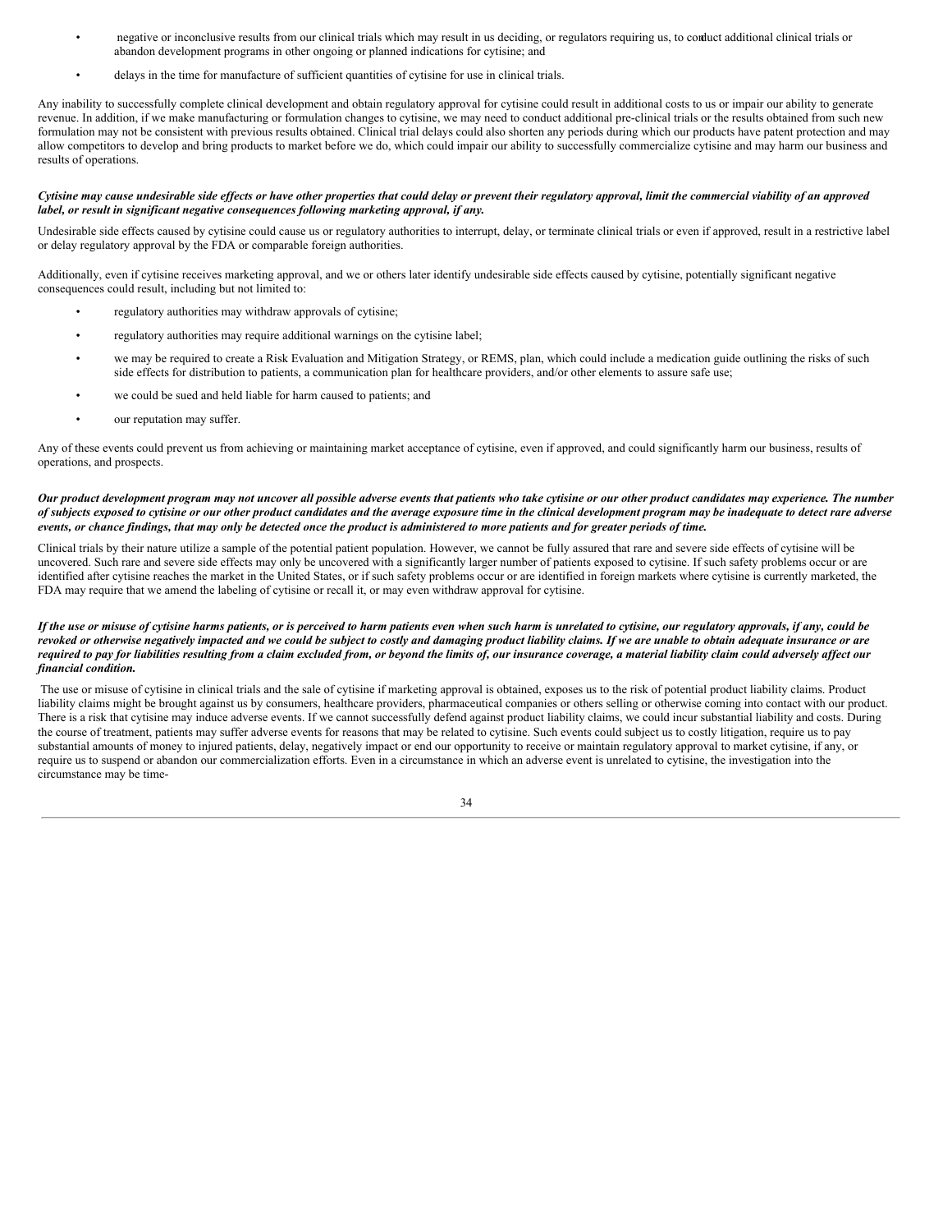- negative or inconclusive results from our clinical trials which may result in us deciding, or regulators requiring us, to conduct additional clinical trials or abandon development programs in other ongoing or planned indications for cytisine; and
- delays in the time for manufacture of sufficient quantities of cytisine for use in clinical trials.

Any inability to successfully complete clinical development and obtain regulatory approval for cytisine could result in additional costs to us or impair our ability to generate revenue. In addition, if we make manufacturing or formulation changes to cytisine, we may need to conduct additional pre-clinical trials or the results obtained from such new formulation may not be consistent with previous results obtained. Clinical trial delays could also shorten any periods during which our products have patent protection and may allow competitors to develop and bring products to market before we do, which could impair our ability to successfully commercialize cytisine and may harm our business and results of operations.

***Cytisine may cause undesirable side effects or have other properties that could delay or prevent their regulatory approval, limit the commercial viability of an approved label, or result in significant negative consequences following marketing approval, if any.***

Undesirable side effects caused by cytisine could cause us or regulatory authorities to interrupt, delay, or terminate clinical trials or even if approved, result in a restrictive label or delay regulatory approval by the FDA or comparable foreign authorities.

Additionally, even if cytisine receives marketing approval, and we or others later identify undesirable side effects caused by cytisine, potentially significant negative consequences could result, including but not limited to:

- regulatory authorities may withdraw approvals of cytisine;
- regulatory authorities may require additional warnings on the cytisine label;
- we may be required to create a Risk Evaluation and Mitigation Strategy, or REMS, plan, which could include a medication guide outlining the risks of such side effects for distribution to patients, a communication plan for healthcare providers, and/or other elements to assure safe use;
- we could be sued and held liable for harm caused to patients; and
- our reputation may suffer.

Any of these events could prevent us from achieving or maintaining market acceptance of cytisine, even if approved, and could significantly harm our business, results of operations, and prospects.

***Our product development program may not uncover all possible adverse events that patients who take cytisine or our other product candidates may experience. The number of subjects exposed to cytisine or our other product candidates and the average exposure time in the clinical development program may be inadequate to detect rare adverse events, or chance findings, that may only be detected once the product is administered to more patients and for greater periods of time.***

Clinical trials by their nature utilize a sample of the potential patient population. However, we cannot be fully assured that rare and severe side effects of cytisine will be uncovered. Such rare and severe side effects may only be uncovered with a significantly larger number of patients exposed to cytisine. If such safety problems occur or are identified after cytisine reaches the market in the United States, or if such safety problems occur or are identified in foreign markets where cytisine is currently marketed, the FDA may require that we amend the labeling of cytisine or recall it, or may even withdraw approval for cytisine.

***If the use or misuse of cytisine harms patients, or is perceived to harm patients even when such harm is unrelated to cytisine, our regulatory approvals, if any, could be revoked or otherwise negatively impacted and we could be subject to costly and damaging product liability claims. If we are unable to obtain adequate insurance or are required to pay for liabilities resulting from a claim excluded from, or beyond the limits of, our insurance coverage, a material liability claim could adversely affect our financial condition.***

The use or misuse of cytisine in clinical trials and the sale of cytisine if marketing approval is obtained, exposes us to the risk of potential product liability claims. Product liability claims might be brought against us by consumers, healthcare providers, pharmaceutical companies or others selling or otherwise coming into contact with our product. There is a risk that cytisine may induce adverse events. If we cannot successfully defend against product liability claims, we could incur substantial liability and costs. During the course of treatment, patients may suffer adverse events for reasons that may be related to cytisine. Such events could subject us to costly litigation, require us to pay substantial amounts of money to injured patients, delay, negatively impact or end our opportunity to receive or maintain regulatory approval to market cytisine, if any, or require us to suspend or abandon our commercialization efforts. Even in a circumstance in which an adverse event is unrelated to cytisine, the investigation into the circumstance may be time-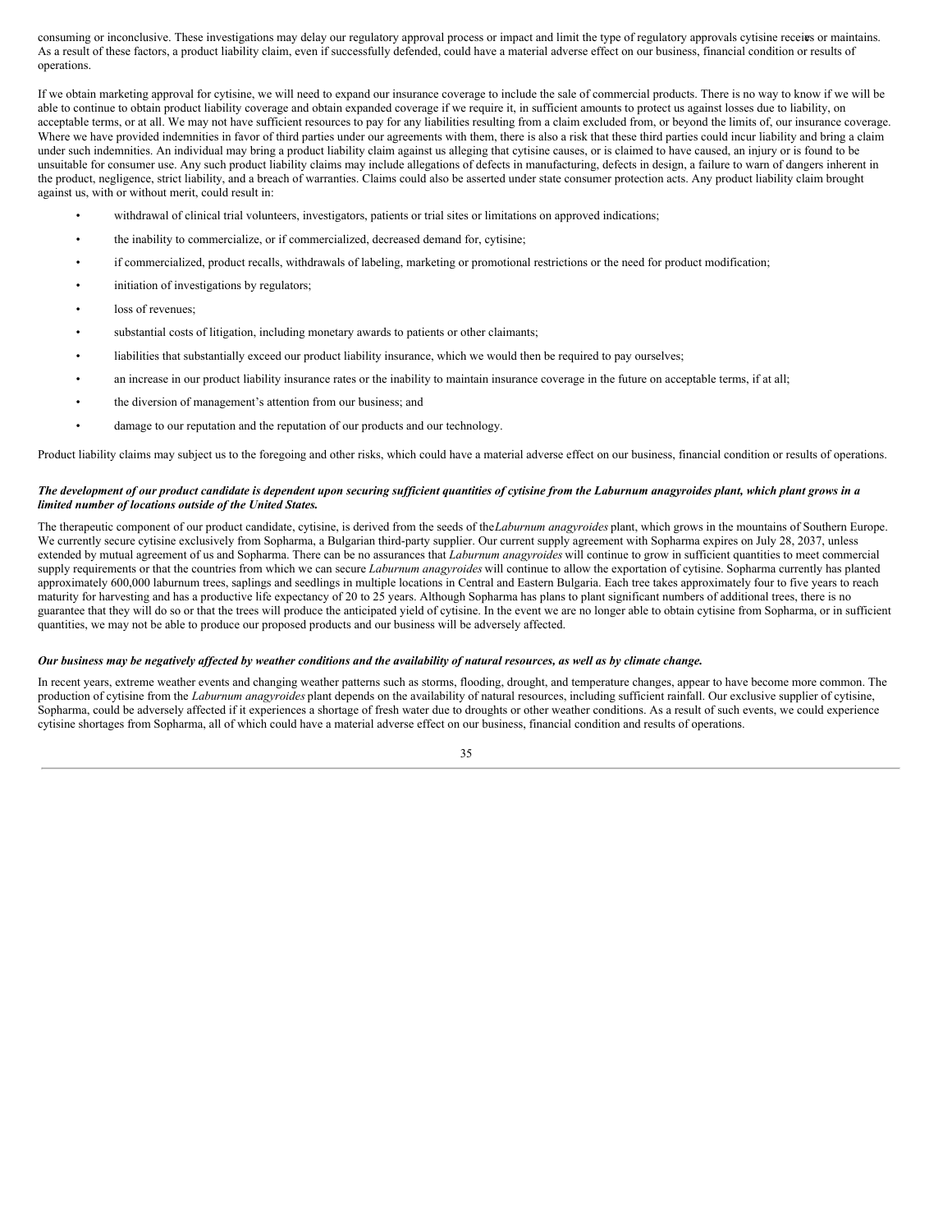consuming or inconclusive. These investigations may delay our regulatory approval process or impact and limit the type of regulatory approvals cytisine receives or maintains. As a result of these factors, a product liability claim, even if successfully defended, could have a material adverse effect on our business, financial condition or results of operations.

If we obtain marketing approval for cytisine, we will need to expand our insurance coverage to include the sale of commercial products. There is no way to know if we will be able to continue to obtain product liability coverage and obtain expanded coverage if we require it, in sufficient amounts to protect us against losses due to liability, on acceptable terms, or at all. We may not have sufficient resources to pay for any liabilities resulting from a claim excluded from, or beyond the limits of, our insurance coverage. Where we have provided indemnities in favor of third parties under our agreements with them, there is also a risk that these third parties could incur liability and bring a claim under such indemnities. An individual may bring a product liability claim against us alleging that cytisine causes, or is claimed to have caused, an injury or is found to be unsuitable for consumer use. Any such product liability claims may include allegations of defects in manufacturing, defects in design, a failure to warn of dangers inherent in the product, negligence, strict liability, and a breach of warranties. Claims could also be asserted under state consumer protection acts. Any product liability claim brought against us, with or without merit, could result in:

- withdrawal of clinical trial volunteers, investigators, patients or trial sites or limitations on approved indications;
- the inability to commercialize, or if commercialized, decreased demand for, cytisine;
- if commercialized, product recalls, withdrawals of labeling, marketing or promotional restrictions or the need for product modification;
- initiation of investigations by regulators;
- loss of revenues;
- substantial costs of litigation, including monetary awards to patients or other claimants;
- liabilities that substantially exceed our product liability insurance, which we would then be required to pay ourselves;
- an increase in our product liability insurance rates or the inability to maintain insurance coverage in the future on acceptable terms, if at all;
- the diversion of management's attention from our business; and
- damage to our reputation and the reputation of our products and our technology.

Product liability claims may subject us to the foregoing and other risks, which could have a material adverse effect on our business, financial condition or results of operations.

***The development of our product candidate is dependent upon securing sufficient quantities of cytisine from the Laburnum anagyroides plant, which plant grows in a limited number of locations outside of the United States.***

The therapeutic component of our product candidate, cytisine, is derived from the seeds of the *Laburnum anagyroides* plant, which grows in the mountains of Southern Europe. We currently secure cytisine exclusively from Sopharma, a Bulgarian third-party supplier. Our current supply agreement with Sopharma expires on July 28, 2037, unless extended by mutual agreement of us and Sopharma. There can be no assurances that *Laburnum anagyroides* will continue to grow in sufficient quantities to meet commercial supply requirements or that the countries from which we can secure *Laburnum anagyroides* will continue to allow the exportation of cytisine. Sopharma currently has planted approximately 600,000 laburnum trees, saplings and seedlings in multiple locations in Central and Eastern Bulgaria. Each tree takes approximately four to five years to reach maturity for harvesting and has a productive life expectancy of 20 to 25 years. Although Sopharma has plans to plant significant numbers of additional trees, there is no guarantee that they will do so or that the trees will produce the anticipated yield of cytisine. In the event we are no longer able to obtain cytisine from Sopharma, or in sufficient quantities, we may not be able to produce our proposed products and our business will be adversely affected.

***Our business may be negatively affected by weather conditions and the availability of natural resources, as well as by climate change.***

In recent years, extreme weather events and changing weather patterns such as storms, flooding, drought, and temperature changes, appear to have become more common. The production of cytisine from the *Laburnum anagyroides* plant depends on the availability of natural resources, including sufficient rainfall. Our exclusive supplier of cytisine, Sopharma, could be adversely affected if it experiences a shortage of fresh water due to droughts or other weather conditions. As a result of such events, we could experience cytisine shortages from Sopharma, all of which could have a material adverse effect on our business, financial condition and results of operations.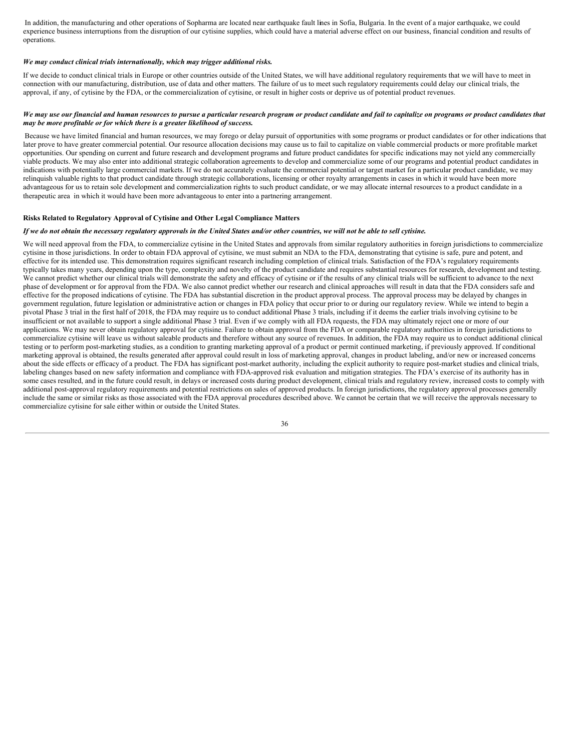In addition, the manufacturing and other operations of Sopharma are located near earthquake fault lines in Sofia, Bulgaria. In the event of a major earthquake, we could experience business interruptions from the disruption of our cytisine supplies, which could have a material adverse effect on our business, financial condition and results of operations.

***We may conduct clinical trials internationally, which may trigger additional risks.***

If we decide to conduct clinical trials in Europe or other countries outside of the United States, we will have additional regulatory requirements that we will have to meet in connection with our manufacturing, distribution, use of data and other matters. The failure of us to meet such regulatory requirements could delay our clinical trials, the approval, if any, of cytisine by the FDA, or the commercialization of cytisine, or result in higher costs or deprive us of potential product revenues.

***We may use our financial and human resources to pursue a particular research program or product candidate and fail to capitalize on programs or product candidates that may be more profitable or for which there is a greater likelihood of success.***

Because we have limited financial and human resources, we may forego or delay pursuit of opportunities with some programs or product candidates or for other indications that later prove to have greater commercial potential. Our resource allocation decisions may cause us to fail to capitalize on viable commercial products or more profitable market opportunities. Our spending on current and future research and development programs and future product candidates for specific indications may not yield any commercially viable products. We may also enter into additional strategic collaboration agreements to develop and commercialize some of our programs and potential product candidates in indications with potentially large commercial markets. If we do not accurately evaluate the commercial potential or target market for a particular product candidate, we may relinquish valuable rights to that product candidate through strategic collaborations, licensing or other royalty arrangements in cases in which it would have been more advantageous for us to retain sole development and commercialization rights to such product candidate, or we may allocate internal resources to a product candidate in a therapeutic area in which it would have been more advantageous to enter into a partnering arrangement.

**Risks Related to Regulatory Approval of Cytisine and Other Legal Compliance Matters**

***If we do not obtain the necessary regulatory approvals in the United States and/or other countries, we will not be able to sell cytisine.***

We will need approval from the FDA, to commercialize cytisine in the United States and approvals from similar regulatory authorities in foreign jurisdictions to commercialize cytisine in those jurisdictions. In order to obtain FDA approval of cytisine, we must submit an NDA to the FDA, demonstrating that cytisine is safe, pure and potent, and effective for its intended use. This demonstration requires significant research including completion of clinical trials. Satisfaction of the FDA's regulatory requirements typically takes many years, depending upon the type, complexity and novelty of the product candidate and requires substantial resources for research, development and testing. We cannot predict whether our clinical trials will demonstrate the safety and efficacy of cytisine or if the results of any clinical trials will be sufficient to advance to the next phase of development or for approval from the FDA. We also cannot predict whether our research and clinical approaches will result in data that the FDA considers safe and effective for the proposed indications of cytisine. The FDA has substantial discretion in the product approval process. The approval process may be delayed by changes in government regulation, future legislation or administrative action or changes in FDA policy that occur prior to or during our regulatory review. While we intend to begin a pivotal Phase 3 trial in the first half of 2018, the FDA may require us to conduct additional Phase 3 trials, including if it deems the earlier trials involving cytisine to be insufficient or not available to support a single additional Phase 3 trial. Even if we comply with all FDA requests, the FDA may ultimately reject one or more of our applications. We may never obtain regulatory approval for cytisine. Failure to obtain approval from the FDA or comparable regulatory authorities in foreign jurisdictions to commercialize cytisine will leave us without saleable products and therefore without any source of revenues. In addition, the FDA may require us to conduct additional clinical testing or to perform post-marketing studies, as a condition to granting marketing approval of a product or permit continued marketing, if previously approved. If conditional marketing approval is obtained, the results generated after approval could result in loss of marketing approval, changes in product labeling, and/or new or increased concerns about the side effects or efficacy of a product. The FDA has significant post-market authority, including the explicit authority to require post-market studies and clinical trials, labeling changes based on new safety information and compliance with FDA-approved risk evaluation and mitigation strategies. The FDA's exercise of its authority has in some cases resulted, and in the future could result, in delays or increased costs during product development, clinical trials and regulatory review, increased costs to comply with additional post-approval regulatory requirements and potential restrictions on sales of approved products. In foreign jurisdictions, the regulatory approval processes generally include the same or similar risks as those associated with the FDA approval procedures described above. We cannot be certain that we will receive the approvals necessary to commercialize cytisine for sale either within or outside the United States.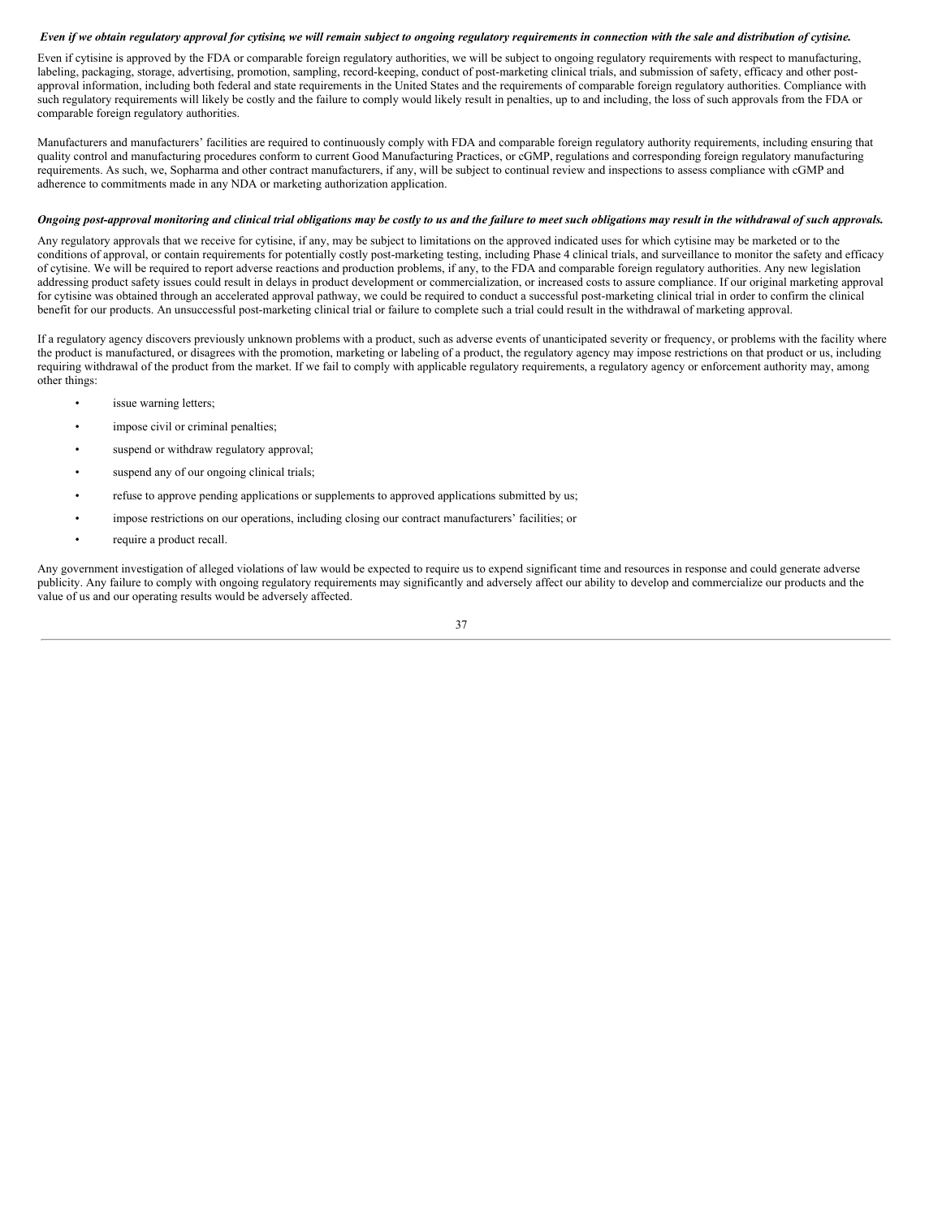***Even if we obtain regulatory approval for cytisine, we will remain subject to ongoing regulatory requirements in connection with the sale and distribution of cytisine.***

Even if cytisine is approved by the FDA or comparable foreign regulatory authorities, we will be subject to ongoing regulatory requirements with respect to manufacturing, labeling, packaging, storage, advertising, promotion, sampling, record-keeping, conduct of post-marketing clinical trials, and submission of safety, efficacy and other post-approval information, including both federal and state requirements in the United States and the requirements of comparable foreign regulatory authorities. Compliance with such regulatory requirements will likely be costly and the failure to comply would likely result in penalties, up to and including, the loss of such approvals from the FDA or comparable foreign regulatory authorities.

Manufacturers and manufacturers' facilities are required to continuously comply with FDA and comparable foreign regulatory authority requirements, including ensuring that quality control and manufacturing procedures conform to current Good Manufacturing Practices, or cGMP, regulations and corresponding foreign regulatory manufacturing requirements. As such, we, Sopharma and other contract manufacturers, if any, will be subject to continual review and inspections to assess compliance with cGMP and adherence to commitments made in any NDA or marketing authorization application.

***Ongoing post-approval monitoring and clinical trial obligations may be costly to us and the failure to meet such obligations may result in the withdrawal of such approvals.***

Any regulatory approvals that we receive for cytisine, if any, may be subject to limitations on the approved indicated uses for which cytisine may be marketed or to the conditions of approval, or contain requirements for potentially costly post-marketing testing, including Phase 4 clinical trials, and surveillance to monitor the safety and efficacy of cytisine. We will be required to report adverse reactions and production problems, if any, to the FDA and comparable foreign regulatory authorities. Any new legislation addressing product safety issues could result in delays in product development or commercialization, or increased costs to assure compliance. If our original marketing approval for cytisine was obtained through an accelerated approval pathway, we could be required to conduct a successful post-marketing clinical trial in order to confirm the clinical benefit for our products. An unsuccessful post-marketing clinical trial or failure to complete such a trial could result in the withdrawal of marketing approval.

If a regulatory agency discovers previously unknown problems with a product, such as adverse events of unanticipated severity or frequency, or problems with the facility where the product is manufactured, or disagrees with the promotion, marketing or labeling of a product, the regulatory agency may impose restrictions on that product or us, including requiring withdrawal of the product from the market. If we fail to comply with applicable regulatory requirements, a regulatory agency or enforcement authority may, among other things:

- issue warning letters;
- impose civil or criminal penalties;
- suspend or withdraw regulatory approval;
- suspend any of our ongoing clinical trials;
- refuse to approve pending applications or supplements to approved applications submitted by us;
- impose restrictions on our operations, including closing our contract manufacturers' facilities; or
- require a product recall.

Any government investigation of alleged violations of law would be expected to require us to expend significant time and resources in response and could generate adverse publicity. Any failure to comply with ongoing regulatory requirements may significantly and adversely affect our ability to develop and commercialize our products and the value of us and our operating results would be adversely affected.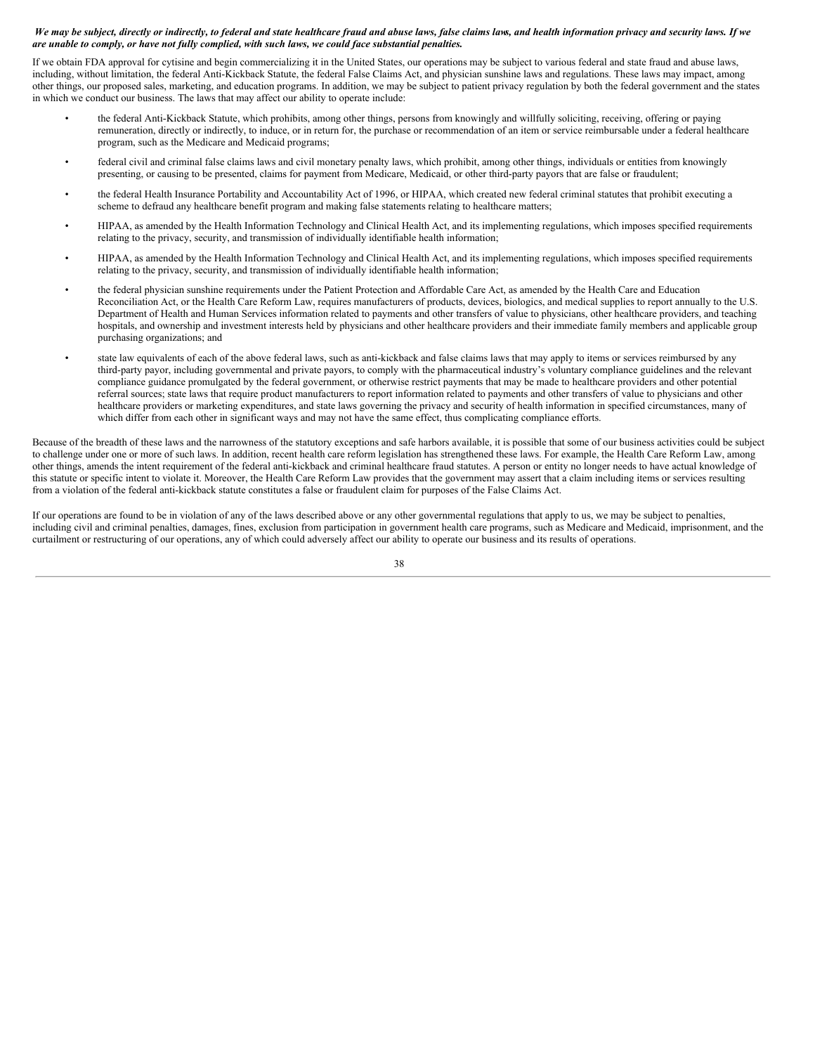***We may be subject, directly or indirectly, to federal and state healthcare fraud and abuse laws, false claims laws, and health information privacy and security laws. If we are unable to comply, or have not fully complied, with such laws, we could face substantial penalties.***

If we obtain FDA approval for cytisine and begin commercializing it in the United States, our operations may be subject to various federal and state fraud and abuse laws, including, without limitation, the federal Anti-Kickback Statute, the federal False Claims Act, and physician sunshine laws and regulations. These laws may impact, among other things, our proposed sales, marketing, and education programs. In addition, we may be subject to patient privacy regulation by both the federal government and the states in which we conduct our business. The laws that may affect our ability to operate include:

- the federal Anti-Kickback Statute, which prohibits, among other things, persons from knowingly and willfully soliciting, receiving, offering or paying remuneration, directly or indirectly, to induce, or in return for, the purchase or recommendation of an item or service reimbursable under a federal healthcare program, such as the Medicare and Medicaid programs;
- federal civil and criminal false claims laws and civil monetary penalty laws, which prohibit, among other things, individuals or entities from knowingly presenting, or causing to be presented, claims for payment from Medicare, Medicaid, or other third-party payors that are false or fraudulent;
- the federal Health Insurance Portability and Accountability Act of 1996, or HIPAA, which created new federal criminal statutes that prohibit executing a scheme to defraud any healthcare benefit program and making false statements relating to healthcare matters;
- HIPAA, as amended by the Health Information Technology and Clinical Health Act, and its implementing regulations, which imposes specified requirements relating to the privacy, security, and transmission of individually identifiable health information;
- HIPAA, as amended by the Health Information Technology and Clinical Health Act, and its implementing regulations, which imposes specified requirements relating to the privacy, security, and transmission of individually identifiable health information;
- the federal physician sunshine requirements under the Patient Protection and Affordable Care Act, as amended by the Health Care and Education Reconciliation Act, or the Health Care Reform Law, requires manufacturers of products, devices, biologics, and medical supplies to report annually to the U.S. Department of Health and Human Services information related to payments and other transfers of value to physicians, other healthcare providers, and teaching hospitals, and ownership and investment interests held by physicians and other healthcare providers and their immediate family members and applicable group purchasing organizations; and
- state law equivalents of each of the above federal laws, such as anti-kickback and false claims laws that may apply to items or services reimbursed by any third-party payor, including governmental and private payors, to comply with the pharmaceutical industry's voluntary compliance guidelines and the relevant compliance guidance promulgated by the federal government, or otherwise restrict payments that may be made to healthcare providers and other potential referral sources; state laws that require product manufacturers to report information related to payments and other transfers of value to physicians and other healthcare providers or marketing expenditures, and state laws governing the privacy and security of health information in specified circumstances, many of which differ from each other in significant ways and may not have the same effect, thus complicating compliance efforts.

Because of the breadth of these laws and the narrowness of the statutory exceptions and safe harbors available, it is possible that some of our business activities could be subject to challenge under one or more of such laws. In addition, recent health care reform legislation has strengthened these laws. For example, the Health Care Reform Law, among other things, amends the intent requirement of the federal anti-kickback and criminal healthcare fraud statutes. A person or entity no longer needs to have actual knowledge of this statute or specific intent to violate it. Moreover, the Health Care Reform Law provides that the government may assert that a claim including items or services resulting from a violation of the federal anti-kickback statute constitutes a false or fraudulent claim for purposes of the False Claims Act.

If our operations are found to be in violation of any of the laws described above or any other governmental regulations that apply to us, we may be subject to penalties, including civil and criminal penalties, damages, fines, exclusion from participation in government health care programs, such as Medicare and Medicaid, imprisonment, and the curtailment or restructuring of our operations, any of which could adversely affect our ability to operate our business and its results of operations.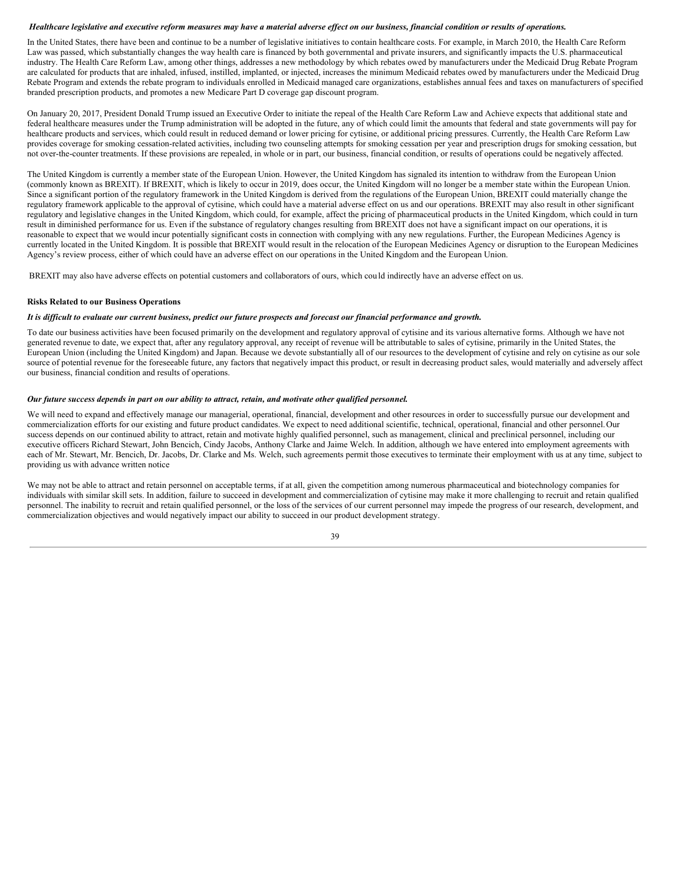***Healthcare legislative and executive reform measures may have a material adverse effect on our business, financial condition or results of operations.***

In the United States, there have been and continue to be a number of legislative initiatives to contain healthcare costs. For example, in March 2010, the Health Care Reform Law was passed, which substantially changes the way health care is financed by both governmental and private insurers, and significantly impacts the U.S. pharmaceutical industry. The Health Care Reform Law, among other things, addresses a new methodology by which rebates owed by manufacturers under the Medicaid Drug Rebate Program are calculated for products that are inhaled, infused, instilled, implanted, or injected, increases the minimum Medicaid rebates owed by manufacturers under the Medicaid Drug Rebate Program and extends the rebate program to individuals enrolled in Medicaid managed care organizations, establishes annual fees and taxes on manufacturers of specified branded prescription products, and promotes a new Medicare Part D coverage gap discount program.

On January 20, 2017, President Donald Trump issued an Executive Order to initiate the repeal of the Health Care Reform Law and Achieve expects that additional state and federal healthcare measures under the Trump administration will be adopted in the future, any of which could limit the amounts that federal and state governments will pay for healthcare products and services, which could result in reduced demand or lower pricing for cytisine, or additional pricing pressures. Currently, the Health Care Reform Law provides coverage for smoking cessation-related activities, including two counseling attempts for smoking cessation per year and prescription drugs for smoking cessation, but not over-the-counter treatments. If these provisions are repealed, in whole or in part, our business, financial condition, or results of operations could be negatively affected.

The United Kingdom is currently a member state of the European Union. However, the United Kingdom has signaled its intention to withdraw from the European Union (commonly known as BREXIT). If BREXIT, which is likely to occur in 2019, does occur, the United Kingdom will no longer be a member state within the European Union. Since a significant portion of the regulatory framework in the United Kingdom is derived from the regulations of the European Union, BREXIT could materially change the regulatory framework applicable to the approval of cytisine, which could have a material adverse effect on us and our operations. BREXIT may also result in other significant regulatory and legislative changes in the United Kingdom, which could, for example, affect the pricing of pharmaceutical products in the United Kingdom, which could in turn result in diminished performance for us. Even if the substance of regulatory changes resulting from BREXIT does not have a significant impact on our operations, it is reasonable to expect that we would incur potentially significant costs in connection with complying with any new regulations. Further, the European Medicines Agency is currently located in the United Kingdom. It is possible that BREXIT would result in the relocation of the European Medicines Agency or disruption to the European Medicines Agency's review process, either of which could have an adverse effect on our operations in the United Kingdom and the European Union.

BREXIT may also have adverse effects on potential customers and collaborators of ours, which could indirectly have an adverse effect on us.

**Risks Related to our Business Operations**

***It is difficult to evaluate our current business, predict our future prospects and forecast our financial performance and growth.***

To date our business activities have been focused primarily on the development and regulatory approval of cytisine and its various alternative forms. Although we have not generated revenue to date, we expect that, after any regulatory approval, any receipt of revenue will be attributable to sales of cytisine, primarily in the United States, the European Union (including the United Kingdom) and Japan. Because we devote substantially all of our resources to the development of cytisine and rely on cytisine as our sole source of potential revenue for the foreseeable future, any factors that negatively impact this product, or result in decreasing product sales, would materially and adversely affect our business, financial condition and results of operations.

***Our future success depends in part on our ability to attract, retain, and motivate other qualified personnel.***

We will need to expand and effectively manage our managerial, operational, financial, development and other resources in order to successfully pursue our development and commercialization efforts for our existing and future product candidates. We expect to need additional scientific, technical, operational, financial and other personnel. Our success depends on our continued ability to attract, retain and motivate highly qualified personnel, such as management, clinical and preclinical personnel, including our executive officers Richard Stewart, John Bencich, Cindy Jacobs, Anthony Clarke and Jaime Welch. In addition, although we have entered into employment agreements with each of Mr. Stewart, Mr. Bencich, Dr. Jacobs, Dr. Clarke and Ms. Welch, such agreements permit those executives to terminate their employment with us at any time, subject to providing us with advance written notice

We may not be able to attract and retain personnel on acceptable terms, if at all, given the competition among numerous pharmaceutical and biotechnology companies for individuals with similar skill sets. In addition, failure to succeed in development and commercialization of cytisine may make it more challenging to recruit and retain qualified personnel. The inability to recruit and retain qualified personnel, or the loss of the services of our current personnel may impede the progress of our research, development, and commercialization objectives and would negatively impact our ability to succeed in our product development strategy.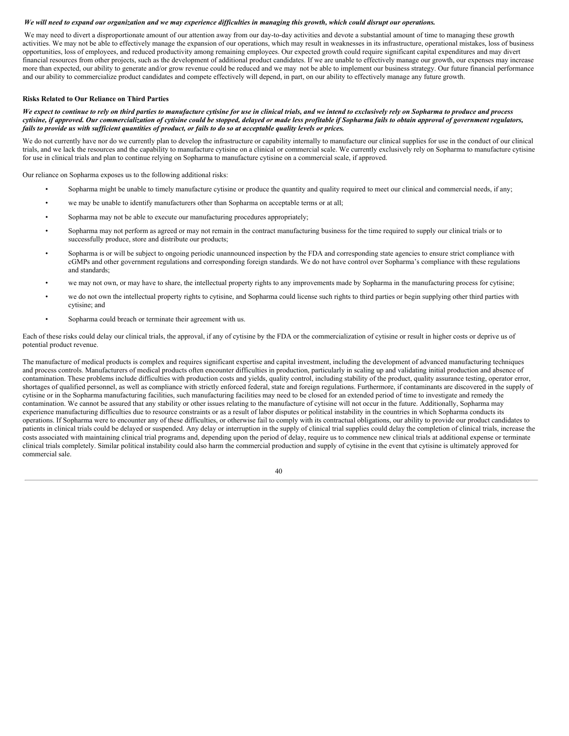***We will need to expand our organization and we may experience difficulties in managing this growth, which could disrupt our operations.***

We may need to divert a disproportionate amount of our attention away from our day-to-day activities and devote a substantial amount of time to managing these growth activities. We may not be able to effectively manage the expansion of our operations, which may result in weaknesses in its infrastructure, operational mistakes, loss of business opportunities, loss of employees, and reduced productivity among remaining employees. Our expected growth could require significant capital expenditures and may divert financial resources from other projects, such as the development of additional product candidates. If we are unable to effectively manage our growth, our expenses may increase more than expected, our ability to generate and/or grow revenue could be reduced and we may not be able to implement our business strategy. Our future financial performance and our ability to commercialize product candidates and compete effectively will depend, in part, on our ability to effectively manage any future growth.

**Risks Related to Our Reliance on Third Parties**

***We expect to continue to rely on third parties to manufacture cytisine for use in clinical trials, and we intend to exclusively rely on Sopharma to produce and process cytisine, if approved. Our commercialization of cytisine could be stopped, delayed or made less profitable if Sopharma fails to obtain approval of government regulators, fails to provide us with sufficient quantities of product, or fails to do so at acceptable quality levels or prices.***

We do not currently have nor do we currently plan to develop the infrastructure or capability internally to manufacture our clinical supplies for use in the conduct of our clinical trials, and we lack the resources and the capability to manufacture cytisine on a clinical or commercial scale. We currently exclusively rely on Sopharma to manufacture cytisine for use in clinical trials and plan to continue relying on Sopharma to manufacture cytisine on a commercial scale, if approved.

Our reliance on Sopharma exposes us to the following additional risks:

- Sopharma might be unable to timely manufacture cytisine or produce the quantity and quality required to meet our clinical and commercial needs, if any;
- we may be unable to identify manufacturers other than Sopharma on acceptable terms or at all;
- Sopharma may not be able to execute our manufacturing procedures appropriately;
- Sopharma may not perform as agreed or may not remain in the contract manufacturing business for the time required to supply our clinical trials or to successfully produce, store and distribute our products;
- Sopharma is or will be subject to ongoing periodic unannounced inspection by the FDA and corresponding state agencies to ensure strict compliance with cGMPs and other government regulations and corresponding foreign standards. We do not have control over Sopharma's compliance with these regulations and standards;
- we may not own, or may have to share, the intellectual property rights to any improvements made by Sopharma in the manufacturing process for cytisine;
- we do not own the intellectual property rights to cytisine, and Sopharma could license such rights to third parties or begin supplying other third parties with cytisine; and
- Sopharma could breach or terminate their agreement with us.

Each of these risks could delay our clinical trials, the approval, if any of cytisine by the FDA or the commercialization of cytisine or result in higher costs or deprive us of potential product revenue.

The manufacture of medical products is complex and requires significant expertise and capital investment, including the development of advanced manufacturing techniques and process controls. Manufacturers of medical products often encounter difficulties in production, particularly in scaling up and validating initial production and absence of contamination. These problems include difficulties with production costs and yields, quality control, including stability of the product, quality assurance testing, operator error, shortages of qualified personnel, as well as compliance with strictly enforced federal, state and foreign regulations. Furthermore, if contaminants are discovered in the supply of cytisine or in the Sopharma manufacturing facilities, such manufacturing facilities may need to be closed for an extended period of time to investigate and remedy the contamination. We cannot be assured that any stability or other issues relating to the manufacture of cytisine will not occur in the future. Additionally, Sopharma may experience manufacturing difficulties due to resource constraints or as a result of labor disputes or political instability in the countries in which Sopharma conducts its operations. If Sopharma were to encounter any of these difficulties, or otherwise fail to comply with its contractual obligations, our ability to provide our product candidates to patients in clinical trials could be delayed or suspended. Any delay or interruption in the supply of clinical trial supplies could delay the completion of clinical trials, increase the costs associated with maintaining clinical trial programs and, depending upon the period of delay, require us to commence new clinical trials at additional expense or terminate clinical trials completely. Similar political instability could also harm the commercial production and supply of cytisine in the event that cytisine is ultimately approved for commercial sale.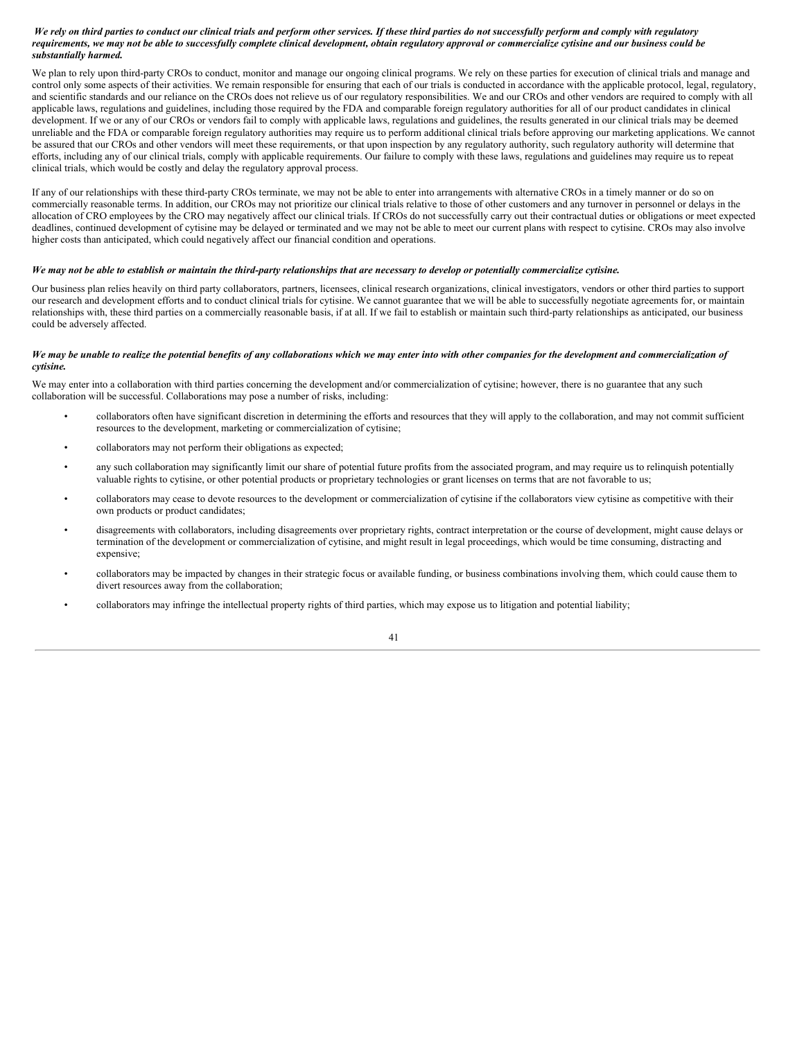***We rely on third parties to conduct our clinical trials and perform other services. If these third parties do not successfully perform and comply with regulatory requirements, we may not be able to successfully complete clinical development, obtain regulatory approval or commercialize cytisine and our business could be substantially harmed.***

We plan to rely upon third-party CROs to conduct, monitor and manage our ongoing clinical programs. We rely on these parties for execution of clinical trials and manage and control only some aspects of their activities. We remain responsible for ensuring that each of our trials is conducted in accordance with the applicable protocol, legal, regulatory, and scientific standards and our reliance on the CROs does not relieve us of our regulatory responsibilities. We and our CROs and other vendors are required to comply with all applicable laws, regulations and guidelines, including those required by the FDA and comparable foreign regulatory authorities for all of our product candidates in clinical development. If we or any of our CROs or vendors fail to comply with applicable laws, regulations and guidelines, the results generated in our clinical trials may be deemed unreliable and the FDA or comparable foreign regulatory authorities may require us to perform additional clinical trials before approving our marketing applications. We cannot be assured that our CROs and other vendors will meet these requirements, or that upon inspection by any regulatory authority, such regulatory authority will determine that efforts, including any of our clinical trials, comply with applicable requirements. Our failure to comply with these laws, regulations and guidelines may require us to repeat clinical trials, which would be costly and delay the regulatory approval process.

If any of our relationships with these third-party CROs terminate, we may not be able to enter into arrangements with alternative CROs in a timely manner or do so on commercially reasonable terms. In addition, our CROs may not prioritize our clinical trials relative to those of other customers and any turnover in personnel or delays in the allocation of CRO employees by the CRO may negatively affect our clinical trials. If CROs do not successfully carry out their contractual duties or obligations or meet expected deadlines, continued development of cytisine may be delayed or terminated and we may not be able to meet our current plans with respect to cytisine. CROs may also involve higher costs than anticipated, which could negatively affect our financial condition and operations.

***We may not be able to establish or maintain the third-party relationships that are necessary to develop or potentially commercialize cytisine.***

Our business plan relies heavily on third party collaborators, partners, licensees, clinical research organizations, clinical investigators, vendors or other third parties to support our research and development efforts and to conduct clinical trials for cytisine. We cannot guarantee that we will be able to successfully negotiate agreements for, or maintain relationships with, these third parties on a commercially reasonable basis, if at all. If we fail to establish or maintain such third-party relationships as anticipated, our business could be adversely affected.

***We may be unable to realize the potential benefits of any collaborations which we may enter into with other companies for the development and commercialization of cytisine.***

We may enter into a collaboration with third parties concerning the development and/or commercialization of cytisine; however, there is no guarantee that any such collaboration will be successful. Collaborations may pose a number of risks, including:

- collaborators often have significant discretion in determining the efforts and resources that they will apply to the collaboration, and may not commit sufficient resources to the development, marketing or commercialization of cytisine;
- collaborators may not perform their obligations as expected;
- any such collaboration may significantly limit our share of potential future profits from the associated program, and may require us to relinquish potentially valuable rights to cytisine, or other potential products or proprietary technologies or grant licenses on terms that are not favorable to us;
- collaborators may cease to devote resources to the development or commercialization of cytisine if the collaborators view cytisine as competitive with their own products or product candidates;
- disagreements with collaborators, including disagreements over proprietary rights, contract interpretation or the course of development, might cause delays or termination of the development or commercialization of cytisine, and might result in legal proceedings, which would be time consuming, distracting and expensive;
- collaborators may be impacted by changes in their strategic focus or available funding, or business combinations involving them, which could cause them to divert resources away from the collaboration;
- collaborators may infringe the intellectual property rights of third parties, which may expose us to litigation and potential liability;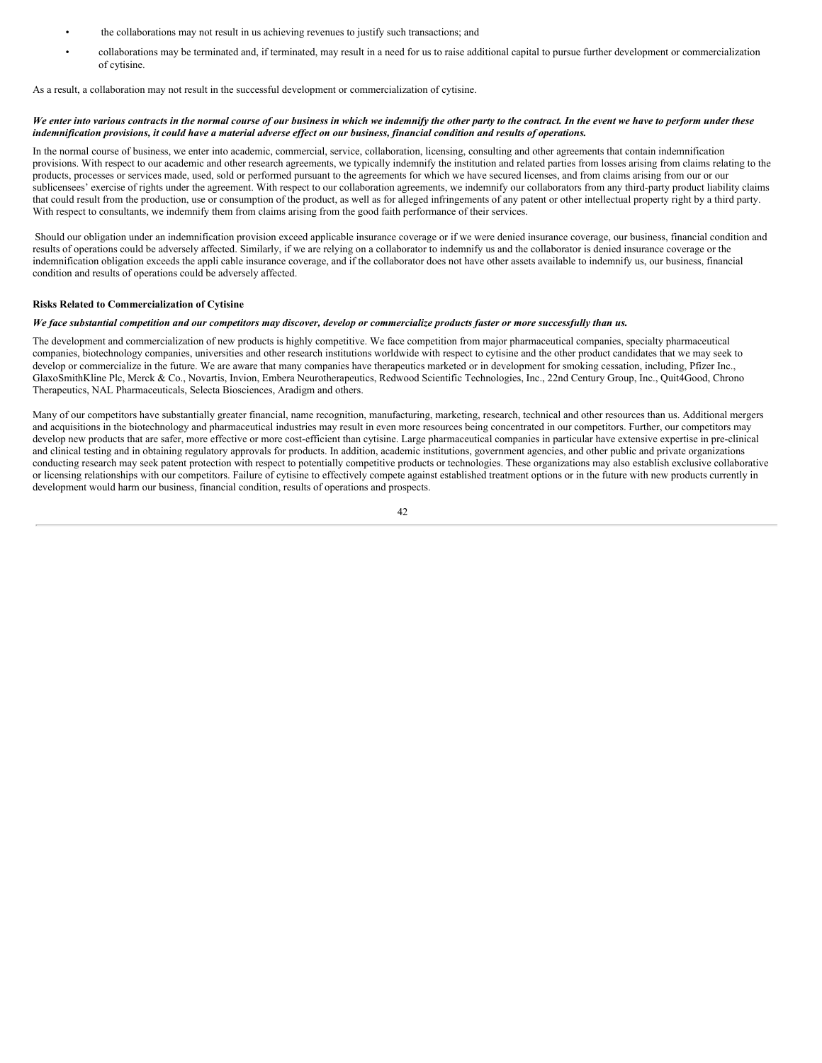- the collaborations may not result in us achieving revenues to justify such transactions; and
- collaborations may be terminated and, if terminated, may result in a need for us to raise additional capital to pursue further development or commercialization of cytisine.

As a result, a collaboration may not result in the successful development or commercialization of cytisine.

***We enter into various contracts in the normal course of our business in which we indemnify the other party to the contract. In the event we have to perform under these indemnification provisions, it could have a material adverse effect on our business, financial condition and results of operations.***

In the normal course of business, we enter into academic, commercial, service, collaboration, licensing, consulting and other agreements that contain indemnification provisions. With respect to our academic and other research agreements, we typically indemnify the institution and related parties from losses arising from claims relating to the products, processes or services made, used, sold or performed pursuant to the agreements for which we have secured licenses, and from claims arising from our or our sublicensees' exercise of rights under the agreement. With respect to our collaboration agreements, we indemnify our collaborators from any third-party product liability claims that could result from the production, use or consumption of the product, as well as for alleged infringements of any patent or other intellectual property right by a third party. With respect to consultants, we indemnify them from claims arising from the good faith performance of their services.

Should our obligation under an indemnification provision exceed applicable insurance coverage or if we were denied insurance coverage, our business, financial condition and results of operations could be adversely affected. Similarly, if we are relying on a collaborator to indemnify us and the collaborator is denied insurance coverage or the indemnification obligation exceeds the appli cable insurance coverage, and if the collaborator does not have other assets available to indemnify us, our business, financial condition and results of operations could be adversely affected.

**Risks Related to Commercialization of Cytisine**

***We face substantial competition and our competitors may discover, develop or commercialize products faster or more successfully than us.***

The development and commercialization of new products is highly competitive. We face competition from major pharmaceutical companies, specialty pharmaceutical companies, biotechnology companies, universities and other research institutions worldwide with respect to cytisine and the other product candidates that we may seek to develop or commercialize in the future. We are aware that many companies have therapeutics marketed or in development for smoking cessation, including, Pfizer Inc., GlaxoSmithKline Plc, Merck & Co., Novartis, Invion, Embera Neurotherapeutics, Redwood Scientific Technologies, Inc., 22nd Century Group, Inc., Quit4Good, Chrono Therapeutics, NAL Pharmaceuticals, Selecta Biosciences, Aradigm and others.

Many of our competitors have substantially greater financial, name recognition, manufacturing, marketing, research, technical and other resources than us. Additional mergers and acquisitions in the biotechnology and pharmaceutical industries may result in even more resources being concentrated in our competitors. Further, our competitors may develop new products that are safer, more effective or more cost-efficient than cytisine. Large pharmaceutical companies in particular have extensive expertise in pre-clinical and clinical testing and in obtaining regulatory approvals for products. In addition, academic institutions, government agencies, and other public and private organizations conducting research may seek patent protection with respect to potentially competitive products or technologies. These organizations may also establish exclusive collaborative or licensing relationships with our competitors. Failure of cytisine to effectively compete against established treatment options or in the future with new products currently in development would harm our business, financial condition, results of operations and prospects.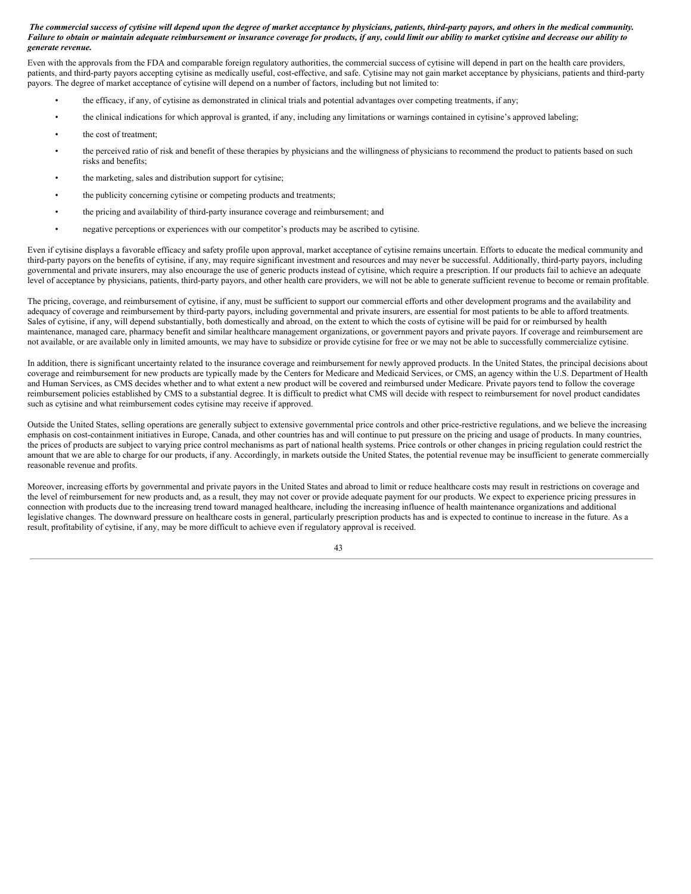***The commercial success of cytisine will depend upon the degree of market acceptance by physicians, patients, third-party payors, and others in the medical community. Failure to obtain or maintain adequate reimbursement or insurance coverage for products, if any, could limit our ability to market cytisine and decrease our ability to generate revenue.***

Even with the approvals from the FDA and comparable foreign regulatory authorities, the commercial success of cytisine will depend in part on the health care providers, patients, and third-party payors accepting cytisine as medically useful, cost-effective, and safe. Cytisine may not gain market acceptance by physicians, patients and third-party payors. The degree of market acceptance of cytisine will depend on a number of factors, including but not limited to:

- the efficacy, if any, of cytisine as demonstrated in clinical trials and potential advantages over competing treatments, if any;
- the clinical indications for which approval is granted, if any, including any limitations or warnings contained in cytisine's approved labeling;
- the cost of treatment;
- the perceived ratio of risk and benefit of these therapies by physicians and the willingness of physicians to recommend the product to patients based on such risks and benefits;
- the marketing, sales and distribution support for cytisine;
- the publicity concerning cytisine or competing products and treatments;
- the pricing and availability of third-party insurance coverage and reimbursement; and
- negative perceptions or experiences with our competitor's products may be ascribed to cytisine.

Even if cytisine displays a favorable efficacy and safety profile upon approval, market acceptance of cytisine remains uncertain. Efforts to educate the medical community and third-party payors on the benefits of cytisine, if any, may require significant investment and resources and may never be successful. Additionally, third-party payors, including governmental and private insurers, may also encourage the use of generic products instead of cytisine, which require a prescription. If our products fail to achieve an adequate level of acceptance by physicians, patients, third-party payors, and other health care providers, we will not be able to generate sufficient revenue to become or remain profitable.

The pricing, coverage, and reimbursement of cytisine, if any, must be sufficient to support our commercial efforts and other development programs and the availability and adequacy of coverage and reimbursement by third-party payors, including governmental and private insurers, are essential for most patients to be able to afford treatments. Sales of cytisine, if any, will depend substantially, both domestically and abroad, on the extent to which the costs of cytisine will be paid for or reimbursed by health maintenance, managed care, pharmacy benefit and similar healthcare management organizations, or government payors and private payors. If coverage and reimbursement are not available, or are available only in limited amounts, we may have to subsidize or provide cytisine for free or we may not be able to successfully commercialize cytisine.

In addition, there is significant uncertainty related to the insurance coverage and reimbursement for newly approved products. In the United States, the principal decisions about coverage and reimbursement for new products are typically made by the Centers for Medicare and Medicaid Services, or CMS, an agency within the U.S. Department of Health and Human Services, as CMS decides whether and to what extent a new product will be covered and reimbursed under Medicare. Private payors tend to follow the coverage reimbursement policies established by CMS to a substantial degree. It is difficult to predict what CMS will decide with respect to reimbursement for novel product candidates such as cytisine and what reimbursement codes cytisine may receive if approved.

Outside the United States, selling operations are generally subject to extensive governmental price controls and other price-restrictive regulations, and we believe the increasing emphasis on cost-containment initiatives in Europe, Canada, and other countries has and will continue to put pressure on the pricing and usage of products. In many countries, the prices of products are subject to varying price control mechanisms as part of national health systems. Price controls or other changes in pricing regulation could restrict the amount that we are able to charge for our products, if any. Accordingly, in markets outside the United States, the potential revenue may be insufficient to generate commercially reasonable revenue and profits.

Moreover, increasing efforts by governmental and private payors in the United States and abroad to limit or reduce healthcare costs may result in restrictions on coverage and the level of reimbursement for new products and, as a result, they may not cover or provide adequate payment for our products. We expect to experience pricing pressures in connection with products due to the increasing trend toward managed healthcare, including the increasing influence of health maintenance organizations and additional legislative changes. The downward pressure on healthcare costs in general, particularly prescription products has and is expected to continue to increase in the future. As a result, profitability of cytisine, if any, may be more difficult to achieve even if regulatory approval is received.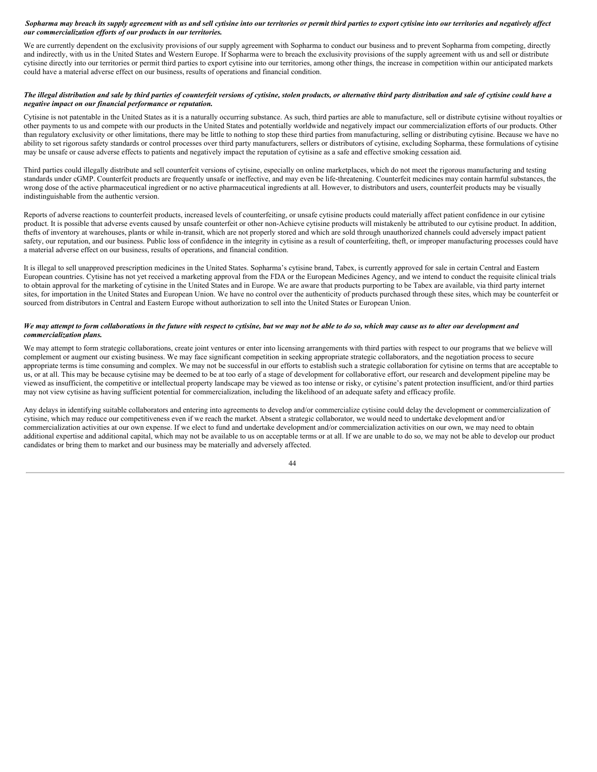***Sopharma may breach its supply agreement with us and sell cytisine into our territories or permit third parties to export cytisine into our territories and negatively affect our commercialization efforts of our products in our territories.***

We are currently dependent on the exclusivity provisions of our supply agreement with Sopharma to conduct our business and to prevent Sopharma from competing, directly and indirectly, with us in the United States and Western Europe. If Sopharma were to breach the exclusivity provisions of the supply agreement with us and sell or distribute cytisine directly into our territories or permit third parties to export cytisine into our territories, among other things, the increase in competition within our anticipated markets could have a material adverse effect on our business, results of operations and financial condition.

***The illegal distribution and sale by third parties of counterfeit versions of cytisine, stolen products, or alternative third party distribution and sale of cytisine could have a negative impact on our financial performance or reputation.***

Cytisine is not patentable in the United States as it is a naturally occurring substance. As such, third parties are able to manufacture, sell or distribute cytisine without royalties or other payments to us and compete with our products in the United States and potentially worldwide and negatively impact our commercialization efforts of our products. Other than regulatory exclusivity or other limitations, there may be little to nothing to stop these third parties from manufacturing, selling or distributing cytisine. Because we have no ability to set rigorous safety standards or control processes over third party manufacturers, sellers or distributors of cytisine, excluding Sopharma, these formulations of cytisine may be unsafe or cause adverse effects to patients and negatively impact the reputation of cytisine as a safe and effective smoking cessation aid.

Third parties could illegally distribute and sell counterfeit versions of cytisine, especially on online marketplaces, which do not meet the rigorous manufacturing and testing standards under cGMP. Counterfeit products are frequently unsafe or ineffective, and may even be life-threatening. Counterfeit medicines may contain harmful substances, the wrong dose of the active pharmaceutical ingredient or no active pharmaceutical ingredients at all. However, to distributors and users, counterfeit products may be visually indistinguishable from the authentic version.

Reports of adverse reactions to counterfeit products, increased levels of counterfeiting, or unsafe cytisine products could materially affect patient confidence in our cytisine product. It is possible that adverse events caused by unsafe counterfeit or other non-Achieve cytisine products will mistakenly be attributed to our cytisine product. In addition, thefts of inventory at warehouses, plants or while in-transit, which are not properly stored and which are sold through unauthorized channels could adversely impact patient safety, our reputation, and our business. Public loss of confidence in the integrity in cytisine as a result of counterfeiting, theft, or improper manufacturing processes could have a material adverse effect on our business, results of operations, and financial condition.

It is illegal to sell unapproved prescription medicines in the United States. Sopharma's cytisine brand, Tabex, is currently approved for sale in certain Central and Eastern European countries. Cytisine has not yet received a marketing approval from the FDA or the European Medicines Agency, and we intend to conduct the requisite clinical trials to obtain approval for the marketing of cytisine in the United States and in Europe. We are aware that products purporting to be Tabex are available, via third party internet sites, for importation in the United States and European Union. We have no control over the authenticity of products purchased through these sites, which may be counterfeit or sourced from distributors in Central and Eastern Europe without authorization to sell into the United States or European Union.

***We may attempt to form collaborations in the future with respect to cytisine, but we may not be able to do so, which may cause us to alter our development and commercialization plans.***

We may attempt to form strategic collaborations, create joint ventures or enter into licensing arrangements with third parties with respect to our programs that we believe will complement or augment our existing business. We may face significant competition in seeking appropriate strategic collaborators, and the negotiation process to secure appropriate terms is time consuming and complex. We may not be successful in our efforts to establish such a strategic collaboration for cytisine on terms that are acceptable to us, or at all. This may be because cytisine may be deemed to be at too early of a stage of development for collaborative effort, our research and development pipeline may be viewed as insufficient, the competitive or intellectual property landscape may be viewed as too intense or risky, or cytisine's patent protection insufficient, and/or third parties may not view cytisine as having sufficient potential for commercialization, including the likelihood of an adequate safety and efficacy profile.

Any delays in identifying suitable collaborators and entering into agreements to develop and/or commercialize cytisine could delay the development or commercialization of cytisine, which may reduce our competitiveness even if we reach the market. Absent a strategic collaborator, we would need to undertake development and/or commercialization activities at our own expense. If we elect to fund and undertake development and/or commercialization activities on our own, we may need to obtain additional expertise and additional capital, which may not be available to us on acceptable terms or at all. If we are unable to do so, we may not be able to develop our product candidates or bring them to market and our business may be materially and adversely affected.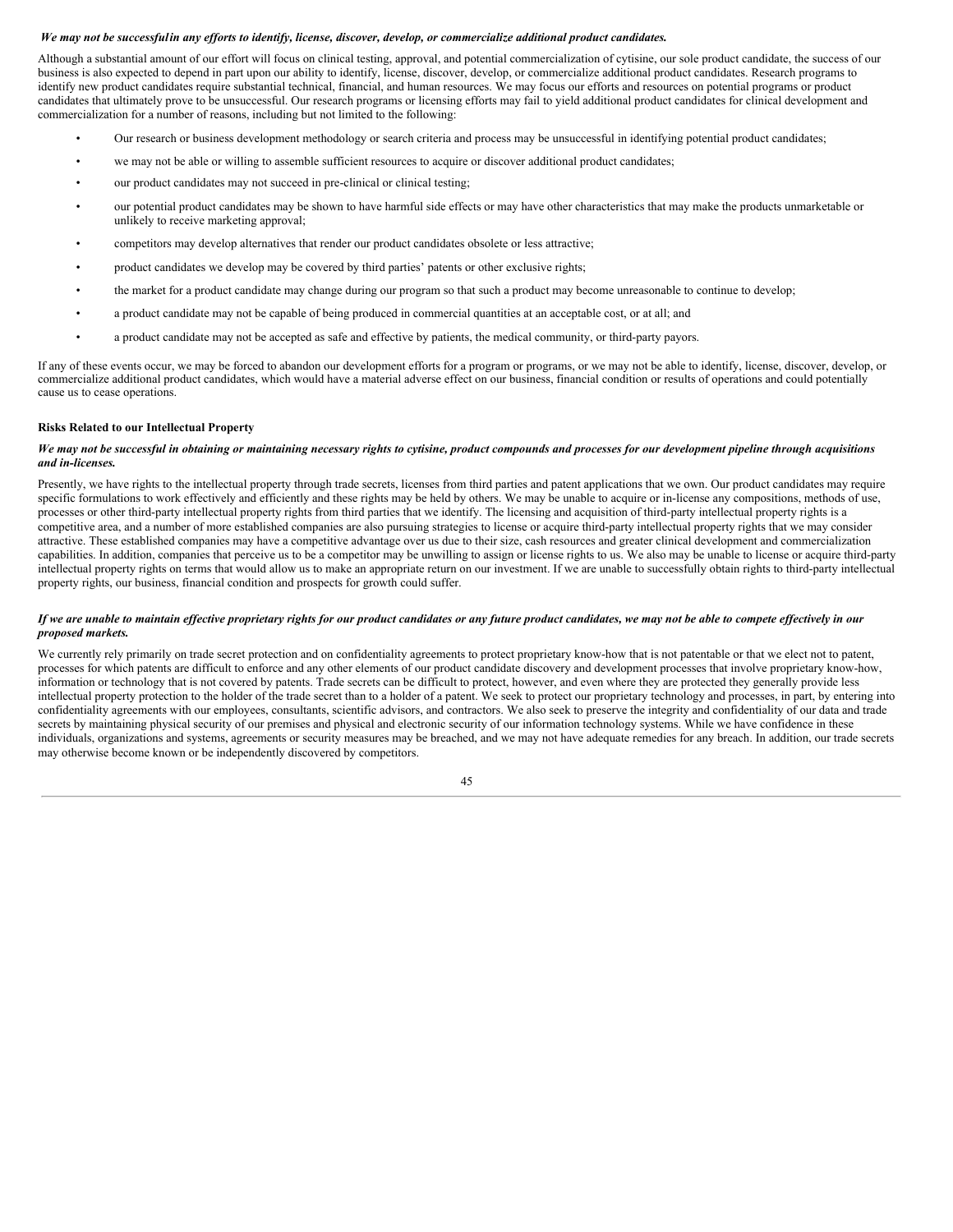*We may not be successful in any efforts to identify, license, discover, develop, or commercialize additional product candidates.*

Although a substantial amount of our effort will focus on clinical testing, approval, and potential commercialization of cytisine, our sole product candidate, the success of our business is also expected to depend in part upon our ability to identify, license, discover, develop, or commercialize additional product candidates. Research programs to identify new product candidates require substantial technical, financial, and human resources. We may focus our efforts and resources on potential programs or product candidates that ultimately prove to be unsuccessful. Our research programs or licensing efforts may fail to yield additional product candidates for clinical development and commercialization for a number of reasons, including but not limited to the following:

- Our research or business development methodology or search criteria and process may be unsuccessful in identifying potential product candidates;
- we may not be able or willing to assemble sufficient resources to acquire or discover additional product candidates;
- our product candidates may not succeed in pre-clinical or clinical testing;
- our potential product candidates may be shown to have harmful side effects or may have other characteristics that may make the products unmarketable or unlikely to receive marketing approval;
- competitors may develop alternatives that render our product candidates obsolete or less attractive;
- product candidates we develop may be covered by third parties' patents or other exclusive rights;
- the market for a product candidate may change during our program so that such a product may become unreasonable to continue to develop;
- a product candidate may not be capable of being produced in commercial quantities at an acceptable cost, or at all; and
- a product candidate may not be accepted as safe and effective by patients, the medical community, or third-party payors.

If any of these events occur, we may be forced to abandon our development efforts for a program or programs, or we may not be able to identify, license, discover, develop, or commercialize additional product candidates, which would have a material adverse effect on our business, financial condition or results of operations and could potentially cause us to cease operations.

**Risks Related to our Intellectual Property**

***We may not be successful in obtaining or maintaining necessary rights to cytisine, product compounds and processes for our development pipeline through acquisitions and in-licenses.***

Presently, we have rights to the intellectual property through trade secrets, licenses from third parties and patent applications that we own. Our product candidates may require specific formulations to work effectively and efficiently and these rights may be held by others. We may be unable to acquire or in-license any compositions, methods of use, processes or other third-party intellectual property rights from third parties that we identify. The licensing and acquisition of third-party intellectual property rights is a competitive area, and a number of more established companies are also pursuing strategies to license or acquire third-party intellectual property rights that we may consider attractive. These established companies may have a competitive advantage over us due to their size, cash resources and greater clinical development and commercialization capabilities. In addition, companies that perceive us to be a competitor may be unwilling to assign or license rights to us. We also may be unable to license or acquire third-party intellectual property rights on terms that would allow us to make an appropriate return on our investment. If we are unable to successfully obtain rights to third-party intellectual property rights, our business, financial condition and prospects for growth could suffer.

***If we are unable to maintain effective proprietary rights for our product candidates or any future product candidates, we may not be able to compete effectively in our proposed markets.***

We currently rely primarily on trade secret protection and on confidentiality agreements to protect proprietary know-how that is not patentable or that we elect not to patent, processes for which patents are difficult to enforce and any other elements of our product candidate discovery and development processes that involve proprietary know-how, information or technology that is not covered by patents. Trade secrets can be difficult to protect, however, and even where they are protected they generally provide less intellectual property protection to the holder of the trade secret than to a holder of a patent. We seek to protect our proprietary technology and processes, in part, by entering into confidentiality agreements with our employees, consultants, scientific advisors, and contractors. We also seek to preserve the integrity and confidentiality of our data and trade secrets by maintaining physical security of our premises and physical and electronic security of our information technology systems. While we have confidence in these individuals, organizations and systems, agreements or security measures may be breached, and we may not have adequate remedies for any breach. In addition, our trade secrets may otherwise become known or be independently discovered by competitors.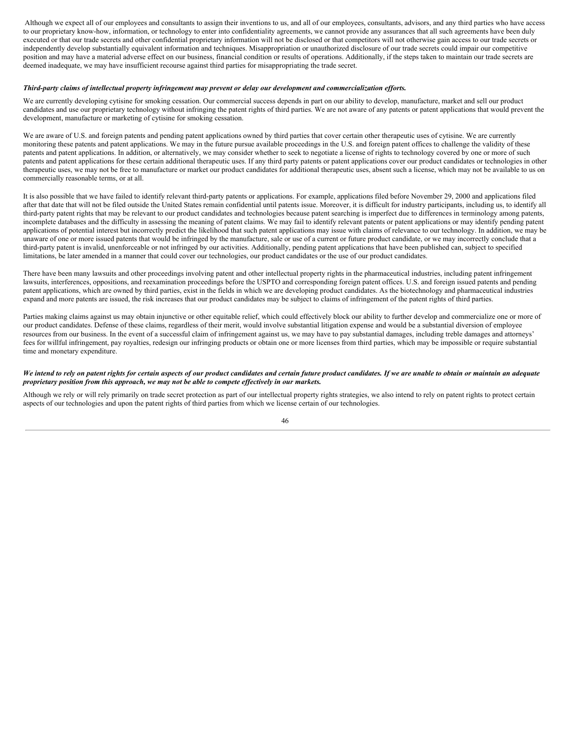Although we expect all of our employees and consultants to assign their inventions to us, and all of our employees, consultants, advisors, and any third parties who have access to our proprietary know-how, information, or technology to enter into confidentiality agreements, we cannot provide any assurances that all such agreements have been duly executed or that our trade secrets and other confidential proprietary information will not be disclosed or that competitors will not otherwise gain access to our trade secrets or independently develop substantially equivalent information and techniques. Misappropriation or unauthorized disclosure of our trade secrets could impair our competitive position and may have a material adverse effect on our business, financial condition or results of operations. Additionally, if the steps taken to maintain our trade secrets are deemed inadequate, we may have insufficient recourse against third parties for misappropriating the trade secret.

***Third-party claims of intellectual property infringement may prevent or delay our development and commercialization efforts.***

We are currently developing cytisine for smoking cessation. Our commercial success depends in part on our ability to develop, manufacture, market and sell our product candidates and use our proprietary technology without infringing the patent rights of third parties. We are not aware of any patents or patent applications that would prevent the development, manufacture or marketing of cytisine for smoking cessation.

We are aware of U.S. and foreign patents and pending patent applications owned by third parties that cover certain other therapeutic uses of cytisine. We are currently monitoring these patents and patent applications. We may in the future pursue available proceedings in the U.S. and foreign patent offices to challenge the validity of these patents and patent applications. In addition, or alternatively, we may consider whether to seek to negotiate a license of rights to technology covered by one or more of such patents and patent applications for these certain additional therapeutic uses. If any third party patents or patent applications cover our product candidates or technologies in other therapeutic uses, we may not be free to manufacture or market our product candidates for additional therapeutic uses, absent such a license, which may not be available to us on commercially reasonable terms, or at all.

It is also possible that we have failed to identify relevant third-party patents or applications. For example, applications filed before November 29, 2000 and applications filed after that date that will not be filed outside the United States remain confidential until patents issue. Moreover, it is difficult for industry participants, including us, to identify all third-party patent rights that may be relevant to our product candidates and technologies because patent searching is imperfect due to differences in terminology among patents, incomplete databases and the difficulty in assessing the meaning of patent claims. We may fail to identify relevant patents or patent applications or may identify pending patent applications of potential interest but incorrectly predict the likelihood that such patent applications may issue with claims of relevance to our technology. In addition, we may be unaware of one or more issued patents that would be infringed by the manufacture, sale or use of a current or future product candidate, or we may incorrectly conclude that a third-party patent is invalid, unenforceable or not infringed by our activities. Additionally, pending patent applications that have been published can, subject to specified limitations, be later amended in a manner that could cover our technologies, our product candidates or the use of our product candidates.

There have been many lawsuits and other proceedings involving patent and other intellectual property rights in the pharmaceutical industries, including patent infringement lawsuits, interferences, oppositions, and reexamination proceedings before the USPTO and corresponding foreign patent offices. U.S. and foreign issued patents and pending patent applications, which are owned by third parties, exist in the fields in which we are developing product candidates. As the biotechnology and pharmaceutical industries expand and more patents are issued, the risk increases that our product candidates may be subject to claims of infringement of the patent rights of third parties.

Parties making claims against us may obtain injunctive or other equitable relief, which could effectively block our ability to further develop and commercialize one or more of our product candidates. Defense of these claims, regardless of their merit, would involve substantial litigation expense and would be a substantial diversion of employee resources from our business. In the event of a successful claim of infringement against us, we may have to pay substantial damages, including treble damages and attorneys' fees for willful infringement, pay royalties, redesign our infringing products or obtain one or more licenses from third parties, which may be impossible or require substantial time and monetary expenditure.

***We intend to rely on patent rights for certain aspects of our product candidates and certain future product candidates. If we are unable to obtain or maintain an adequate proprietary position from this approach, we may not be able to compete effectively in our markets.***

Although we rely or will rely primarily on trade secret protection as part of our intellectual property rights strategies, we also intend to rely on patent rights to protect certain aspects of our technologies and upon the patent rights of third parties from which we license certain of our technologies.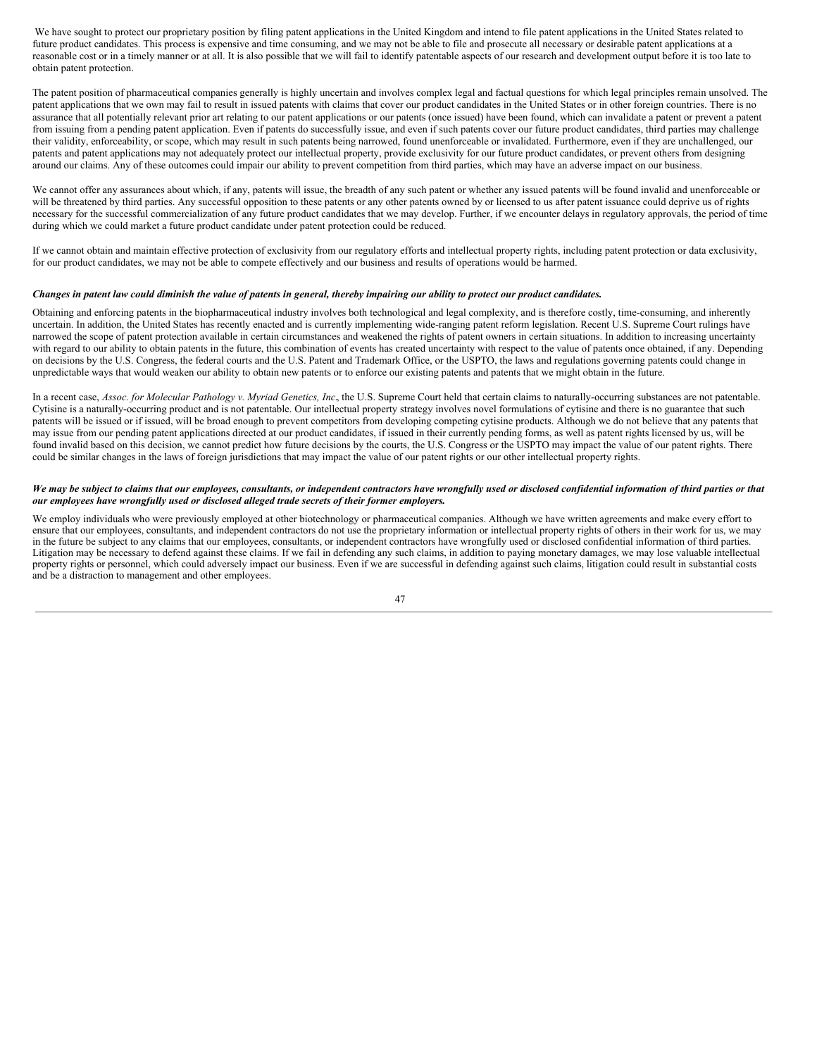We have sought to protect our proprietary position by filing patent applications in the United Kingdom and intend to file patent applications in the United States related to future product candidates. This process is expensive and time consuming, and we may not be able to file and prosecute all necessary or desirable patent applications at a reasonable cost or in a timely manner or at all. It is also possible that we will fail to identify patentable aspects of our research and development output before it is too late to obtain patent protection.

The patent position of pharmaceutical companies generally is highly uncertain and involves complex legal and factual questions for which legal principles remain unsolved. The patent applications that we own may fail to result in issued patents with claims that cover our product candidates in the United States or in other foreign countries. There is no assurance that all potentially relevant prior art relating to our patent applications or our patents (once issued) have been found, which can invalidate a patent or prevent a patent from issuing from a pending patent application. Even if patents do successfully issue, and even if such patents cover our future product candidates, third parties may challenge their validity, enforceability, or scope, which may result in such patents being narrowed, found unenforceable or invalidated. Furthermore, even if they are unchallenged, our patents and patent applications may not adequately protect our intellectual property, provide exclusivity for our future product candidates, or prevent others from designing around our claims. Any of these outcomes could impair our ability to prevent competition from third parties, which may have an adverse impact on our business.

We cannot offer any assurances about which, if any, patents will issue, the breadth of any such patent or whether any issued patents will be found invalid and unenforceable or will be threatened by third parties. Any successful opposition to these patents or any other patents owned by or licensed to us after patent issuance could deprive us of rights necessary for the successful commercialization of any future product candidates that we may develop. Further, if we encounter delays in regulatory approvals, the period of time during which we could market a future product candidate under patent protection could be reduced.

If we cannot obtain and maintain effective protection of exclusivity from our regulatory efforts and intellectual property rights, including patent protection or data exclusivity, for our product candidates, we may not be able to compete effectively and our business and results of operations would be harmed.

***Changes in patent law could diminish the value of patents in general, thereby impairing our ability to protect our product candidates.***

Obtaining and enforcing patents in the biopharmaceutical industry involves both technological and legal complexity, and is therefore costly, time-consuming, and inherently uncertain. In addition, the United States has recently enacted and is currently implementing wide-ranging patent reform legislation. Recent U.S. Supreme Court rulings have narrowed the scope of patent protection available in certain circumstances and weakened the rights of patent owners in certain situations. In addition to increasing uncertainty with regard to our ability to obtain patents in the future, this combination of events has created uncertainty with respect to the value of patents once obtained, if any. Depending on decisions by the U.S. Congress, the federal courts and the U.S. Patent and Trademark Office, or the USPTO, the laws and regulations governing patents could change in unpredictable ways that would weaken our ability to obtain new patents or to enforce our existing patents and patents that we might obtain in the future.

In a recent case, *Assoc. for Molecular Pathology v. Myriad Genetics, Inc*., the U.S. Supreme Court held that certain claims to naturally-occurring substances are not patentable. Cytisine is a naturally-occurring product and is not patentable. Our intellectual property strategy involves novel formulations of cytisine and there is no guarantee that such patents will be issued or if issued, will be broad enough to prevent competitors from developing competing cytisine products. Although we do not believe that any patents that may issue from our pending patent applications directed at our product candidates, if issued in their currently pending forms, as well as patent rights licensed by us, will be found invalid based on this decision, we cannot predict how future decisions by the courts, the U.S. Congress or the USPTO may impact the value of our patent rights. There could be similar changes in the laws of foreign jurisdictions that may impact the value of our patent rights or our other intellectual property rights.

***We may be subject to claims that our employees, consultants, or independent contractors have wrongfully used or disclosed confidential information of third parties or that our employees have wrongfully used or disclosed alleged trade secrets of their former employers.***

We employ individuals who were previously employed at other biotechnology or pharmaceutical companies. Although we have written agreements and make every effort to ensure that our employees, consultants, and independent contractors do not use the proprietary information or intellectual property rights of others in their work for us, we may in the future be subject to any claims that our employees, consultants, or independent contractors have wrongfully used or disclosed confidential information of third parties. Litigation may be necessary to defend against these claims. If we fail in defending any such claims, in addition to paying monetary damages, we may lose valuable intellectual property rights or personnel, which could adversely impact our business. Even if we are successful in defending against such claims, litigation could result in substantial costs and be a distraction to management and other employees.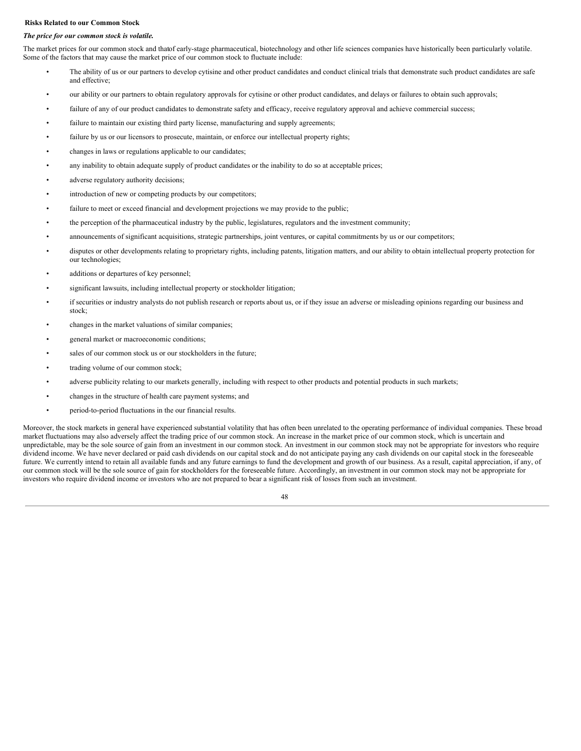**Risks Related to our Common Stock**

***The price for our common stock is volatile.***

The market prices for our common stock and thatof early-stage pharmaceutical, biotechnology and other life sciences companies have historically been particularly volatile. Some of the factors that may cause the market price of our common stock to fluctuate include:

- The ability of us or our partners to develop cytisine and other product candidates and conduct clinical trials that demonstrate such product candidates are safe and effective;
- our ability or our partners to obtain regulatory approvals for cytisine or other product candidates, and delays or failures to obtain such approvals;
- failure of any of our product candidates to demonstrate safety and efficacy, receive regulatory approval and achieve commercial success;
- failure to maintain our existing third party license, manufacturing and supply agreements;
- failure by us or our licensors to prosecute, maintain, or enforce our intellectual property rights;
- changes in laws or regulations applicable to our candidates;
- any inability to obtain adequate supply of product candidates or the inability to do so at acceptable prices;
- adverse regulatory authority decisions;
- introduction of new or competing products by our competitors;
- failure to meet or exceed financial and development projections we may provide to the public;
- the perception of the pharmaceutical industry by the public, legislatures, regulators and the investment community;
- announcements of significant acquisitions, strategic partnerships, joint ventures, or capital commitments by us or our competitors;
- disputes or other developments relating to proprietary rights, including patents, litigation matters, and our ability to obtain intellectual property protection for our technologies;
- additions or departures of key personnel;
- significant lawsuits, including intellectual property or stockholder litigation;
- if securities or industry analysts do not publish research or reports about us, or if they issue an adverse or misleading opinions regarding our business and stock;
- changes in the market valuations of similar companies;
- general market or macroeconomic conditions;
- sales of our common stock us or our stockholders in the future;
- trading volume of our common stock;
- adverse publicity relating to our markets generally, including with respect to other products and potential products in such markets;
- changes in the structure of health care payment systems; and
- period-to-period fluctuations in the our financial results.

Moreover, the stock markets in general have experienced substantial volatility that has often been unrelated to the operating performance of individual companies. These broad market fluctuations may also adversely affect the trading price of our common stock. An increase in the market price of our common stock, which is uncertain and unpredictable, may be the sole source of gain from an investment in our common stock. An investment in our common stock may not be appropriate for investors who require dividend income. We have never declared or paid cash dividends on our capital stock and do not anticipate paying any cash dividends on our capital stock in the foreseeable future. We currently intend to retain all available funds and any future earnings to fund the development and growth of our business. As a result, capital appreciation, if any, of our common stock will be the sole source of gain for stockholders for the foreseeable future. Accordingly, an investment in our common stock may not be appropriate for investors who require dividend income or investors who are not prepared to bear a significant risk of losses from such an investment.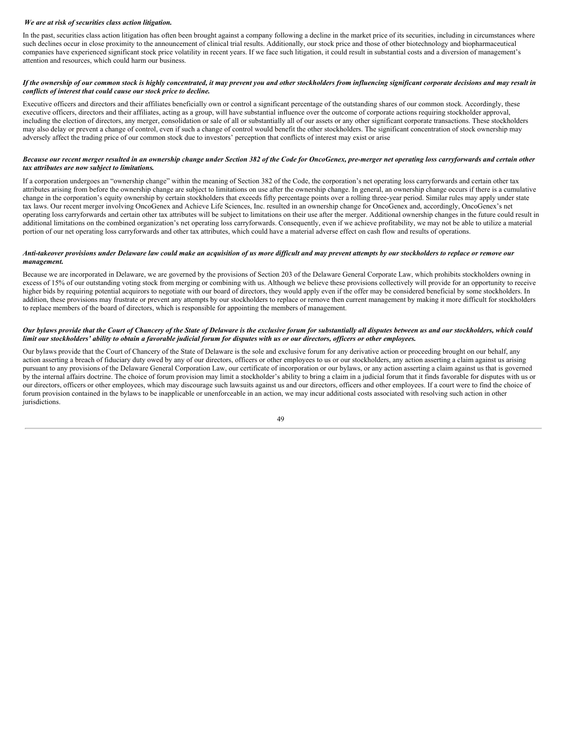*We are at risk of securities class action litigation.*

In the past, securities class action litigation has often been brought against a company following a decline in the market price of its securities, including in circumstances where such declines occur in close proximity to the announcement of clinical trial results. Additionally, our stock price and those of other biotechnology and biopharmaceutical companies have experienced significant stock price volatility in recent years. If we face such litigation, it could result in substantial costs and a diversion of management's attention and resources, which could harm our business.

***If the ownership of our common stock is highly concentrated, it may prevent you and other stockholders from influencing significant corporate decisions and may result in conflicts of interest that could cause our stock price to decline.***

Executive officers and directors and their affiliates beneficially own or control a significant percentage of the outstanding shares of our common stock. Accordingly, these executive officers, directors and their affiliates, acting as a group, will have substantial influence over the outcome of corporate actions requiring stockholder approval, including the election of directors, any merger, consolidation or sale of all or substantially all of our assets or any other significant corporate transactions. These stockholders may also delay or prevent a change of control, even if such a change of control would benefit the other stockholders. The significant concentration of stock ownership may adversely affect the trading price of our common stock due to investors' perception that conflicts of interest may exist or arise

***Because our recent merger resulted in an ownership change under Section 382 of the Code for OncoGenex, pre-merger net operating loss carryforwards and certain other tax attributes are now subject to limitations.***

If a corporation undergoes an "ownership change" within the meaning of Section 382 of the Code, the corporation's net operating loss carryforwards and certain other tax attributes arising from before the ownership change are subject to limitations on use after the ownership change. In general, an ownership change occurs if there is a cumulative change in the corporation's equity ownership by certain stockholders that exceeds fifty percentage points over a rolling three-year period. Similar rules may apply under state tax laws. Our recent merger involving OncoGenex and Achieve Life Sciences, Inc. resulted in an ownership change for OncoGenex and, accordingly, OncoGenex's net operating loss carryforwards and certain other tax attributes will be subject to limitations on their use after the merger. Additional ownership changes in the future could result in additional limitations on the combined organization's net operating loss carryforwards. Consequently, even if we achieve profitability, we may not be able to utilize a material portion of our net operating loss carryforwards and other tax attributes, which could have a material adverse effect on cash flow and results of operations.

***Anti-takeover provisions under Delaware law could make an acquisition of us more difficult and may prevent attempts by our stockholders to replace or remove our management.***

Because we are incorporated in Delaware, we are governed by the provisions of Section 203 of the Delaware General Corporate Law, which prohibits stockholders owning in excess of 15% of our outstanding voting stock from merging or combining with us. Although we believe these provisions collectively will provide for an opportunity to receive higher bids by requiring potential acquirors to negotiate with our board of directors, they would apply even if the offer may be considered beneficial by some stockholders. In addition, these provisions may frustrate or prevent any attempts by our stockholders to replace or remove then current management by making it more difficult for stockholders to replace members of the board of directors, which is responsible for appointing the members of management.

***Our bylaws provide that the Court of Chancery of the State of Delaware is the exclusive forum for substantially all disputes between us and our stockholders, which could limit our stockholders' ability to obtain a favorable judicial forum for disputes with us or our directors, officers or other employees.***

Our bylaws provide that the Court of Chancery of the State of Delaware is the sole and exclusive forum for any derivative action or proceeding brought on our behalf, any action asserting a breach of fiduciary duty owed by any of our directors, officers or other employees to us or our stockholders, any action asserting a claim against us arising pursuant to any provisions of the Delaware General Corporation Law, our certificate of incorporation or our bylaws, or any action asserting a claim against us that is governed by the internal affairs doctrine. The choice of forum provision may limit a stockholder's ability to bring a claim in a judicial forum that it finds favorable for disputes with us or our directors, officers or other employees, which may discourage such lawsuits against us and our directors, officers and other employees. If a court were to find the choice of forum provision contained in the bylaws to be inapplicable or unenforceable in an action, we may incur additional costs associated with resolving such action in other jurisdictions.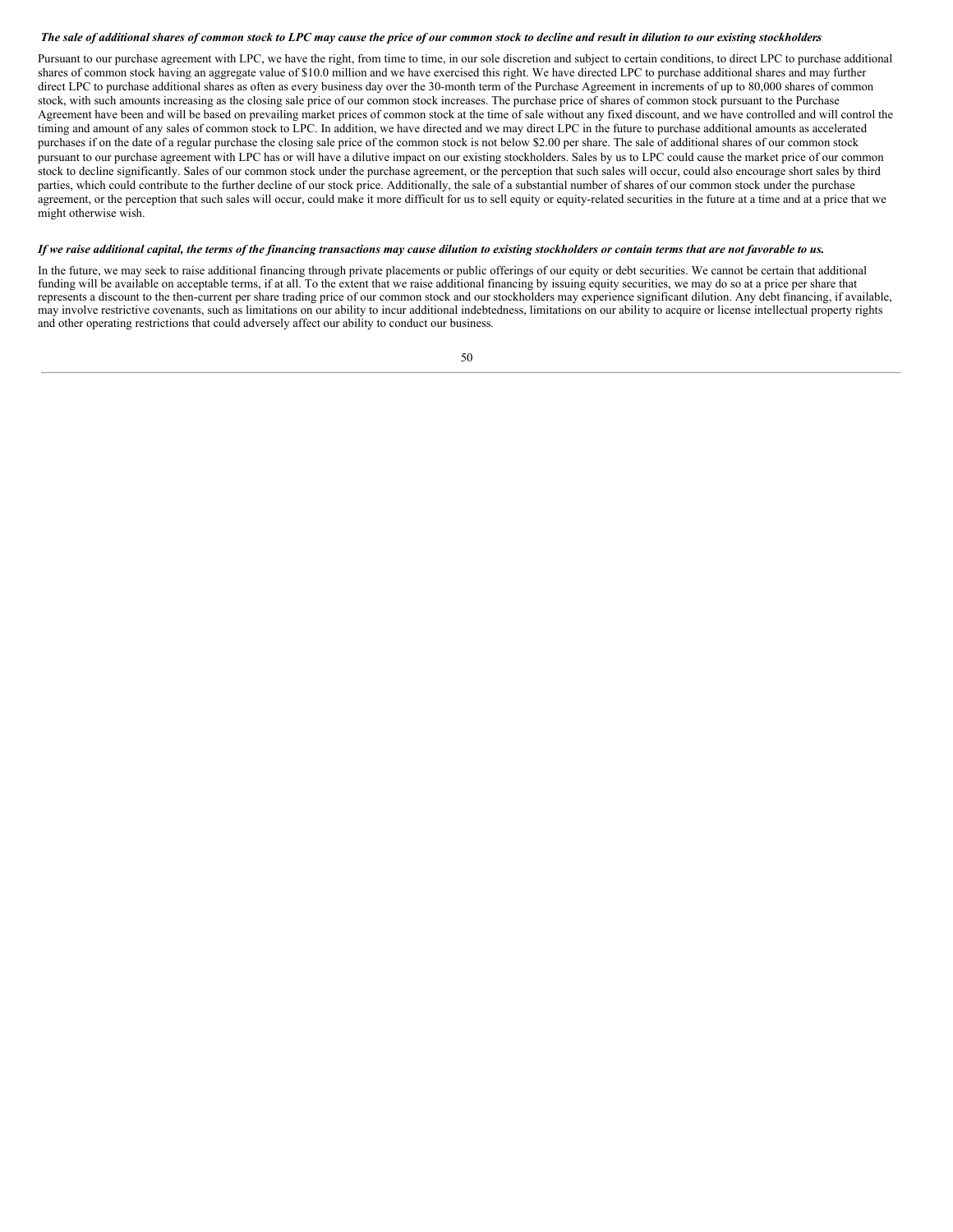***The sale of additional shares of common stock to LPC may cause the price of our common stock to decline and result in dilution to our existing stockholders***

Pursuant to our purchase agreement with LPC, we have the right, from time to time, in our sole discretion and subject to certain conditions, to direct LPC to purchase additional shares of common stock having an aggregate value of $10.0 million and we have exercised this right. We have directed LPC to purchase additional shares and may further direct LPC to purchase additional shares as often as every business day over the 30-month term of the Purchase Agreement in increments of up to 80,000 shares of common stock, with such amounts increasing as the closing sale price of our common stock increases. The purchase price of shares of common stock pursuant to the Purchase Agreement have been and will be based on prevailing market prices of common stock at the time of sale without any fixed discount, and we have controlled and will control the timing and amount of any sales of common stock to LPC. In addition, we have directed and we may direct LPC in the future to purchase additional amounts as accelerated purchases if on the date of a regular purchase the closing sale price of the common stock is not below $2.00 per share. The sale of additional shares of our common stock pursuant to our purchase agreement with LPC has or will have a dilutive impact on our existing stockholders. Sales by us to LPC could cause the market price of our common stock to decline significantly. Sales of our common stock under the purchase agreement, or the perception that such sales will occur, could also encourage short sales by third parties, which could contribute to the further decline of our stock price. Additionally, the sale of a substantial number of shares of our common stock under the purchase agreement, or the perception that such sales will occur, could make it more difficult for us to sell equity or equity-related securities in the future at a time and at a price that we might otherwise wish.

***If we raise additional capital, the terms of the financing transactions may cause dilution to existing stockholders or contain terms that are not favorable to us.***

In the future, we may seek to raise additional financing through private placements or public offerings of our equity or debt securities. We cannot be certain that additional funding will be available on acceptable terms, if at all. To the extent that we raise additional financing by issuing equity securities, we may do so at a price per share that represents a discount to the then-current per share trading price of our common stock and our stockholders may experience significant dilution. Any debt financing, if available, may involve restrictive covenants, such as limitations on our ability to incur additional indebtedness, limitations on our ability to acquire or license intellectual property rights and other operating restrictions that could adversely affect our ability to conduct our business.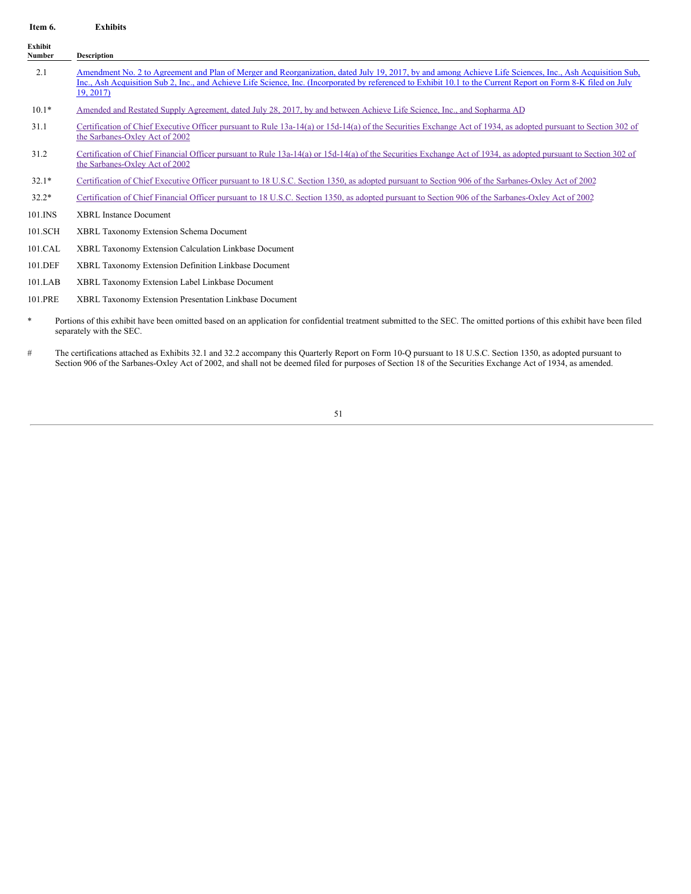## Item 6. Exhibits

| Exhibit Number | Description |
|---|---|
| 2.1 | Amendment No. 2 to Agreement and Plan of Merger and Reorganization, dated July 19, 2017, by and among Achieve Life Sciences, Inc., Ash Acquisition Sub, Inc., Ash Acquisition Sub 2, Inc., and Achieve Life Science, Inc. (Incorporated by referenced to Exhibit 10.1 to the Current Report on Form 8-K filed on July 19, 2017) |
| 10.1* | Amended and Restated Supply Agreement, dated July 28, 2017, by and between Achieve Life Science, Inc., and Sopharma AD |
| 31.1 | Certification of Chief Executive Officer pursuant to Rule 13a-14(a) or 15d-14(a) of the Securities Exchange Act of 1934, as adopted pursuant to Section 302 of the Sarbanes-Oxley Act of 2002 |
| 31.2 | Certification of Chief Financial Officer pursuant to Rule 13a-14(a) or 15d-14(a) of the Securities Exchange Act of 1934, as adopted pursuant to Section 302 of the Sarbanes-Oxley Act of 2002 |
| 32.1* | Certification of Chief Executive Officer pursuant to 18 U.S.C. Section 1350, as adopted pursuant to Section 906 of the Sarbanes-Oxley Act of 2002 |
| 32.2* | Certification of Chief Financial Officer pursuant to 18 U.S.C. Section 1350, as adopted pursuant to Section 906 of the Sarbanes-Oxley Act of 2002 |
| 101.INS | XBRL Instance Document |
| 101.SCH | XBRL Taxonomy Extension Schema Document |
| 101.CAL | XBRL Taxonomy Extension Calculation Linkbase Document |
| 101.DEF | XBRL Taxonomy Extension Definition Linkbase Document |
| 101.LAB | XBRL Taxonomy Extension Label Linkbase Document |
| 101.PRE | XBRL Taxonomy Extension Presentation Linkbase Document |

\* Portions of this exhibit have been omitted based on an application for confidential treatment submitted to the SEC. The omitted portions of this exhibit have been filed separately with the SEC.

\# The certifications attached as Exhibits 32.1 and 32.2 accompany this Quarterly Report on Form 10-Q pursuant to 18 U.S.C. Section 1350, as adopted pursuant to Section 906 of the Sarbanes-Oxley Act of 2002, and shall not be deemed filed for purposes of Section 18 of the Securities Exchange Act of 1934, as amended.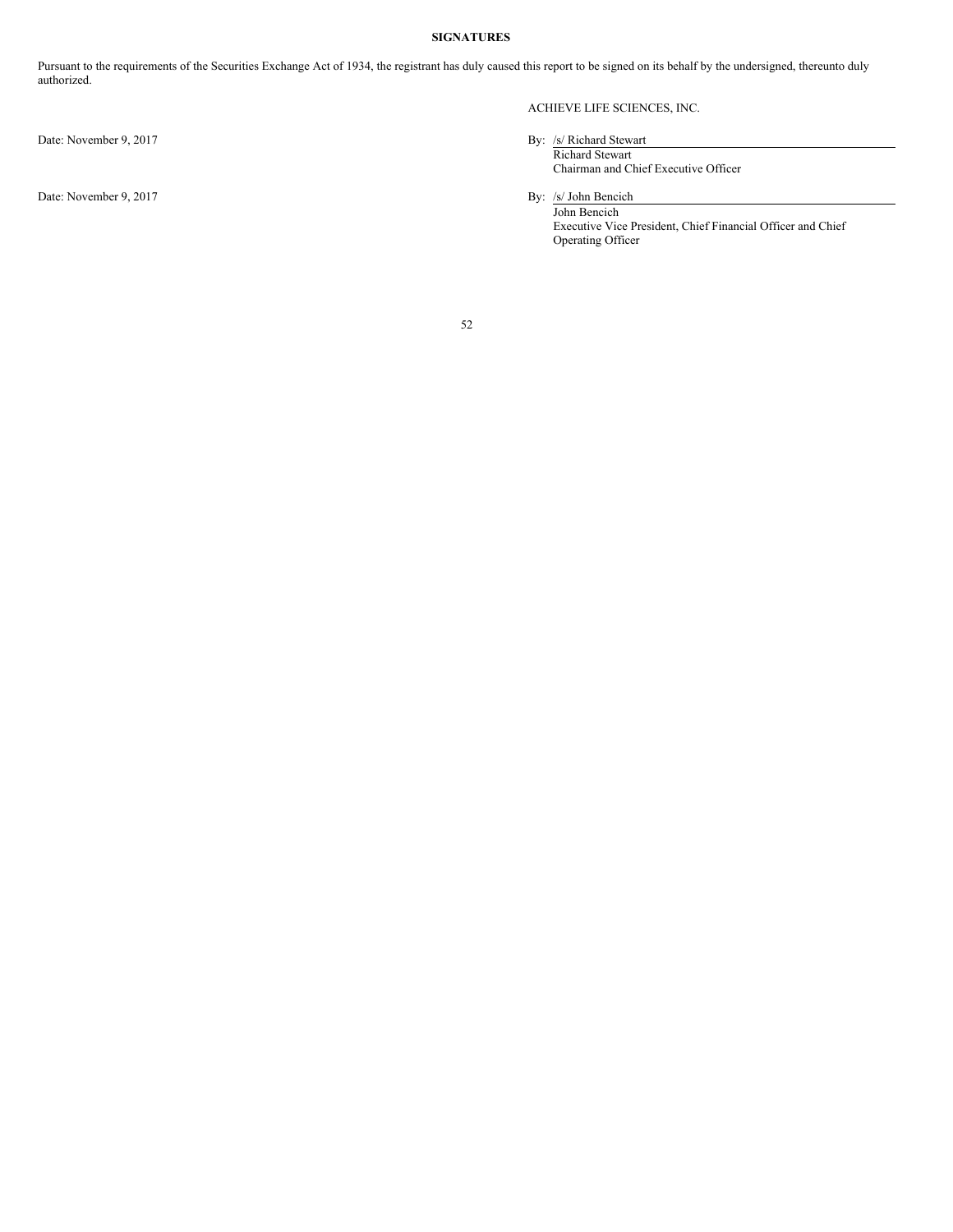**SIGNATURES**

Pursuant to the requirements of the Securities Exchange Act of 1934, the registrant has duly caused this report to be signed on its behalf by the undersigned, thereunto duly authorized.

ACHIEVE LIFE SCIENCES, INC.

Date: November 9, 2017

By: /s/ Richard Stewart
Richard Stewart
Chairman and Chief Executive Officer

Date: November 9, 2017

By: /s/ John Bencich
John Bencich
Executive Vice President, Chief Financial Officer and Chief Operating Officer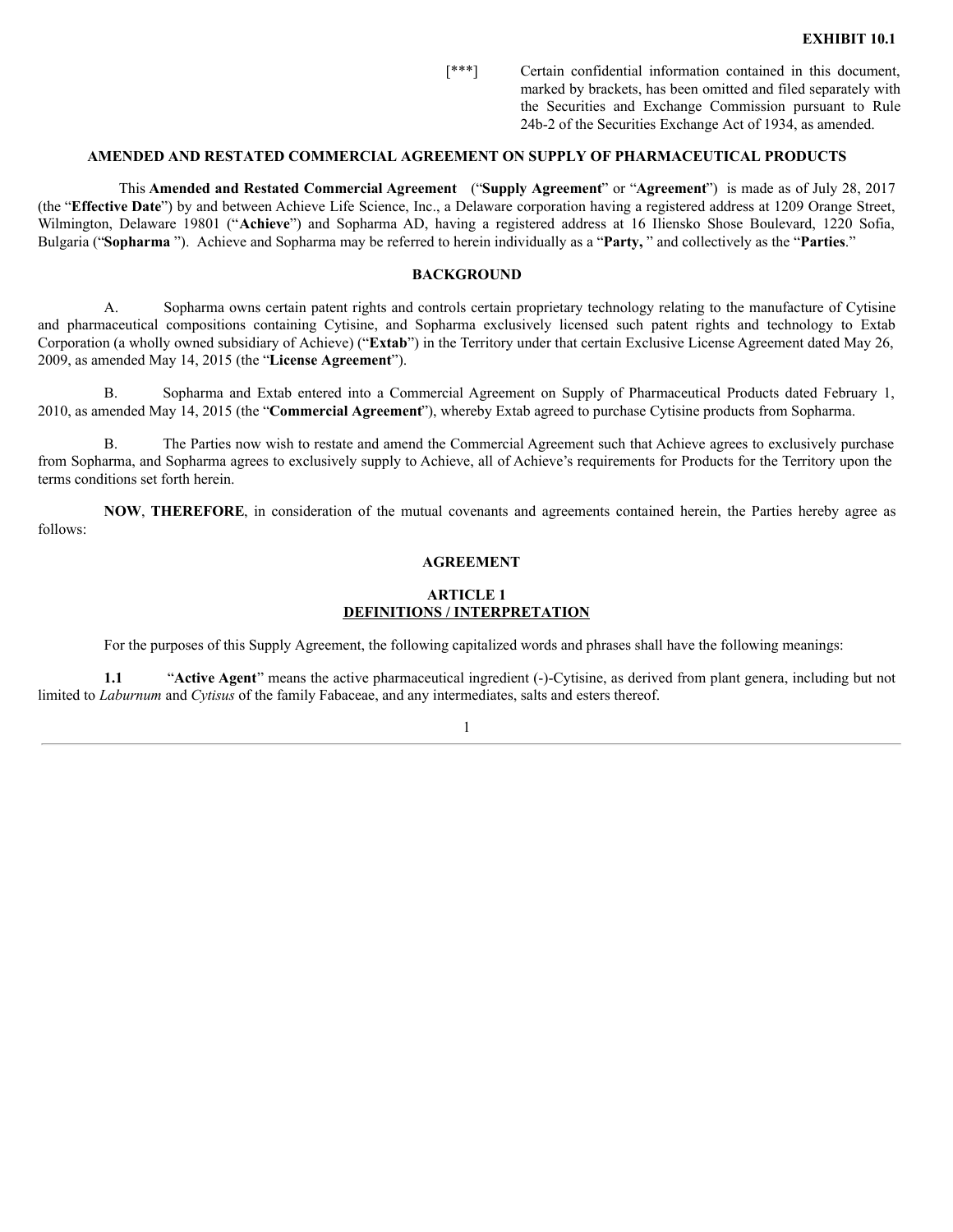**EXHIBIT 10.1**

[***] Certain confidential information contained in this document, marked by brackets, has been omitted and filed separately with the Securities and Exchange Commission pursuant to Rule 24b-2 of the Securities Exchange Act of 1934, as amended.

**AMENDED AND RESTATED COMMERCIAL AGREEMENT ON SUPPLY OF PHARMACEUTICAL PRODUCTS**

This **Amended and Restated Commercial Agreement** ("**Supply Agreement**" or "**Agreement**") is made as of July 28, 2017 (the "**Effective Date**") by and between Achieve Life Science, Inc., a Delaware corporation having a registered address at 1209 Orange Street, Wilmington, Delaware 19801 ("**Achieve**") and Sopharma AD, having a registered address at 16 Iliensko Shose Boulevard, 1220 Sofia, Bulgaria ("**Sopharma** "). Achieve and Sopharma may be referred to herein individually as a "**Party,** " and collectively as the "**Parties**."

**BACKGROUND**

A. Sopharma owns certain patent rights and controls certain proprietary technology relating to the manufacture of Cytisine and pharmaceutical compositions containing Cytisine, and Sopharma exclusively licensed such patent rights and technology to Extab Corporation (a wholly owned subsidiary of Achieve) ("**Extab**") in the Territory under that certain Exclusive License Agreement dated May 26, 2009, as amended May 14, 2015 (the "**License Agreement**").

B. Sopharma and Extab entered into a Commercial Agreement on Supply of Pharmaceutical Products dated February 1, 2010, as amended May 14, 2015 (the "**Commercial Agreement**"), whereby Extab agreed to purchase Cytisine products from Sopharma.

B. The Parties now wish to restate and amend the Commercial Agreement such that Achieve agrees to exclusively purchase from Sopharma, and Sopharma agrees to exclusively supply to Achieve, all of Achieve's requirements for Products for the Territory upon the terms conditions set forth herein.

**NOW**, **THEREFORE**, in consideration of the mutual covenants and agreements contained herein, the Parties hereby agree as follows:

**AGREEMENT**

**ARTICLE 1**
**DEFINITIONS / INTERPRETATION**

For the purposes of this Supply Agreement, the following capitalized words and phrases shall have the following meanings:

**1.1** "**Active Agent**" means the active pharmaceutical ingredient (-)-Cytisine, as derived from plant genera, including but not limited to *Laburnum* and *Cytisus* of the family Fabaceae, and any intermediates, salts and esters thereof.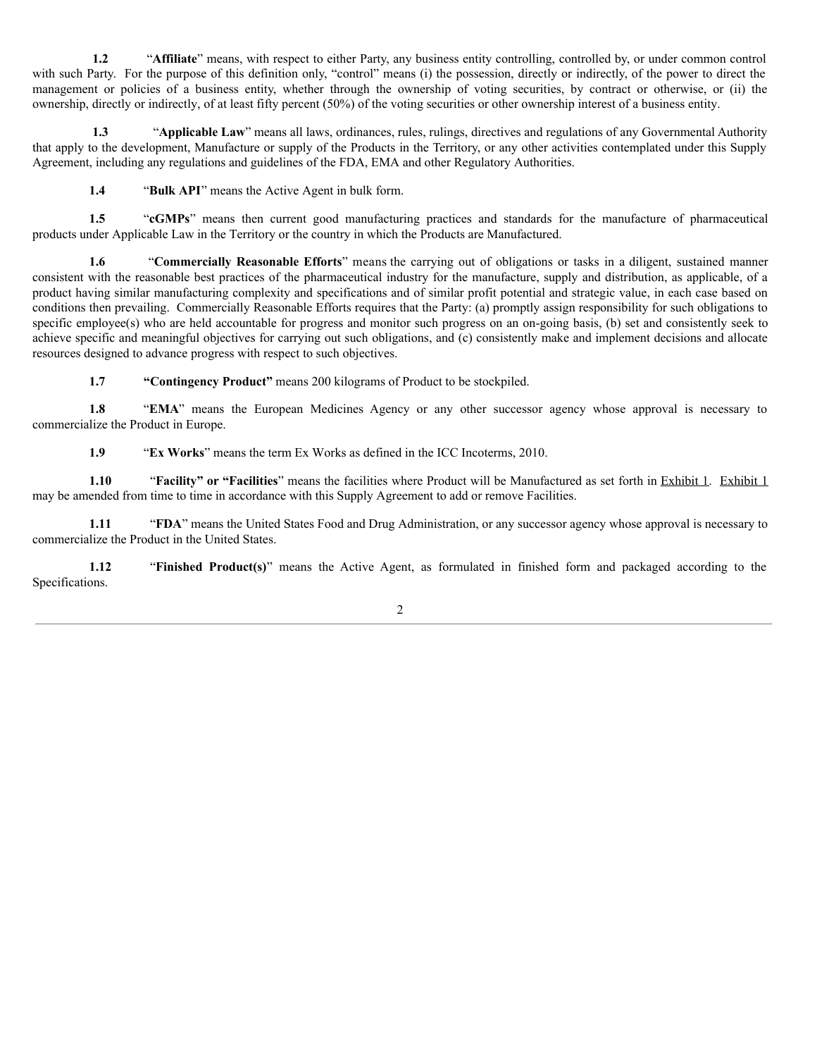**1.2** "**Affiliate**" means, with respect to either Party, any business entity controlling, controlled by, or under common control with such Party. For the purpose of this definition only, "control" means (i) the possession, directly or indirectly, of the power to direct the management or policies of a business entity, whether through the ownership of voting securities, by contract or otherwise, or (ii) the ownership, directly or indirectly, of at least fifty percent (50%) of the voting securities or other ownership interest of a business entity.

**1.3** "**Applicable Law**" means all laws, ordinances, rules, rulings, directives and regulations of any Governmental Authority that apply to the development, Manufacture or supply of the Products in the Territory, or any other activities contemplated under this Supply Agreement, including any regulations and guidelines of the FDA, EMA and other Regulatory Authorities.

**1.4** "**Bulk API**" means the Active Agent in bulk form.

**1.5** "**cGMPs**" means then current good manufacturing practices and standards for the manufacture of pharmaceutical products under Applicable Law in the Territory or the country in which the Products are Manufactured.

**1.6** "**Commercially Reasonable Efforts**" means the carrying out of obligations or tasks in a diligent, sustained manner consistent with the reasonable best practices of the pharmaceutical industry for the manufacture, supply and distribution, as applicable, of a product having similar manufacturing complexity and specifications and of similar profit potential and strategic value, in each case based on conditions then prevailing. Commercially Reasonable Efforts requires that the Party: (a) promptly assign responsibility for such obligations to specific employee(s) who are held accountable for progress and monitor such progress on an on-going basis, (b) set and consistently seek to achieve specific and meaningful objectives for carrying out such obligations, and (c) consistently make and implement decisions and allocate resources designed to advance progress with respect to such objectives.

**1.7** **"Contingency Product"** means 200 kilograms of Product to be stockpiled.

**1.8** "**EMA**" means the European Medicines Agency or any other successor agency whose approval is necessary to commercialize the Product in Europe.

**1.9** "**Ex Works**" means the term Ex Works as defined in the ICC Incoterms, 2010.

**1.10** "**Facility" or "Facilities**" means the facilities where Product will be Manufactured as set forth in Exhibit 1. Exhibit 1 may be amended from time to time in accordance with this Supply Agreement to add or remove Facilities.

**1.11** "**FDA**" means the United States Food and Drug Administration, or any successor agency whose approval is necessary to commercialize the Product in the United States.

**1.12** "**Finished Product(s)**" means the Active Agent, as formulated in finished form and packaged according to the Specifications.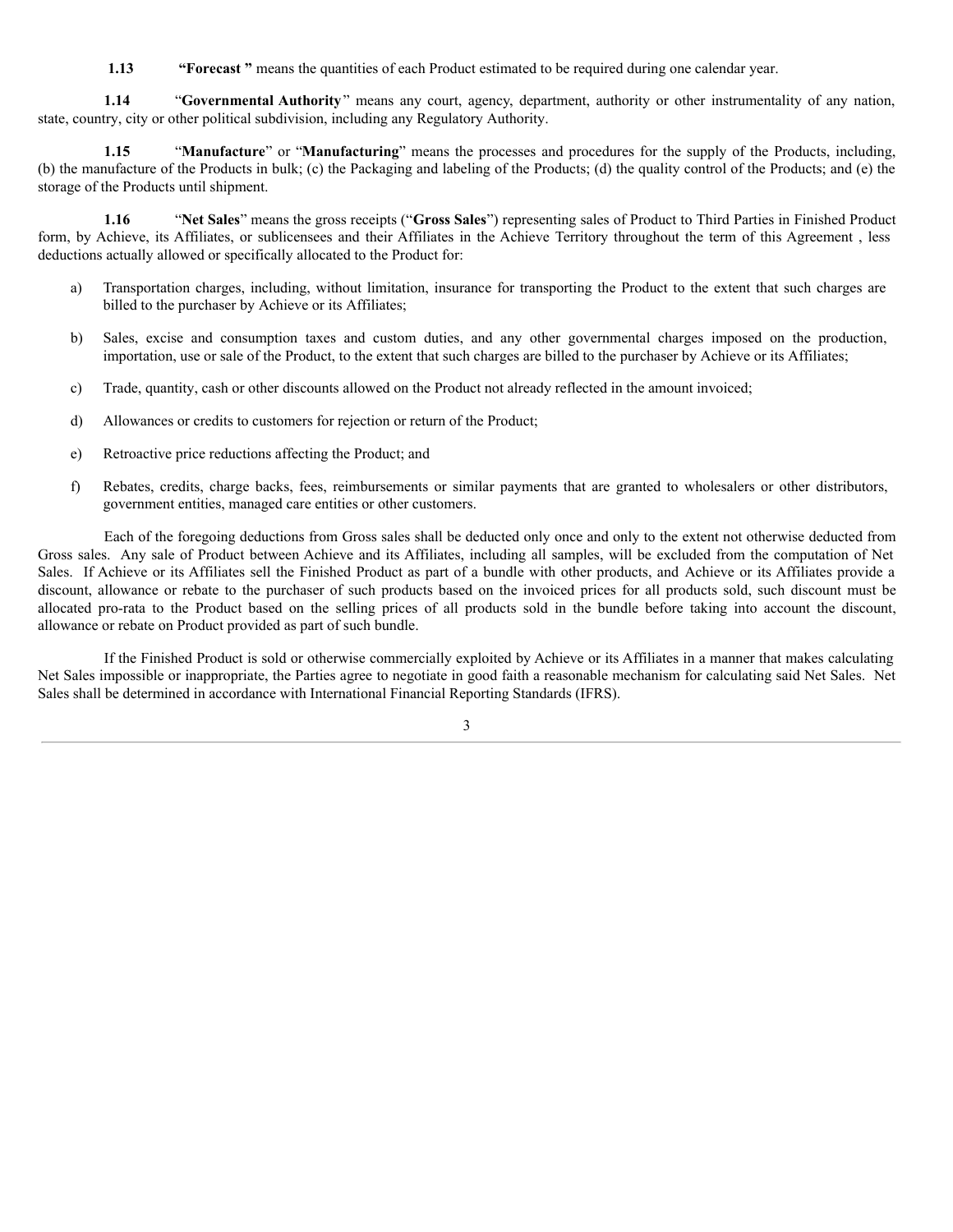**1.13** **"Forecast "** means the quantities of each Product estimated to be required during one calendar year.

**1.14** "**Governmental Authority**" means any court, agency, department, authority or other instrumentality of any nation, state, country, city or other political subdivision, including any Regulatory Authority.

**1.15** "**Manufacture**" or "**Manufacturing**" means the processes and procedures for the supply of the Products, including, (b) the manufacture of the Products in bulk; (c) the Packaging and labeling of the Products; (d) the quality control of the Products; and (e) the storage of the Products until shipment.

**1.16** "**Net Sales**" means the gross receipts ("**Gross Sales**") representing sales of Product to Third Parties in Finished Product form, by Achieve, its Affiliates, or sublicensees and their Affiliates in the Achieve Territory throughout the term of this Agreement , less deductions actually allowed or specifically allocated to the Product for:

a) Transportation charges, including, without limitation, insurance for transporting the Product to the extent that such charges are billed to the purchaser by Achieve or its Affiliates;

b) Sales, excise and consumption taxes and custom duties, and any other governmental charges imposed on the production, importation, use or sale of the Product, to the extent that such charges are billed to the purchaser by Achieve or its Affiliates;

c) Trade, quantity, cash or other discounts allowed on the Product not already reflected in the amount invoiced;

d) Allowances or credits to customers for rejection or return of the Product;

e) Retroactive price reductions affecting the Product; and

f) Rebates, credits, charge backs, fees, reimbursements or similar payments that are granted to wholesalers or other distributors, government entities, managed care entities or other customers.

Each of the foregoing deductions from Gross sales shall be deducted only once and only to the extent not otherwise deducted from Gross sales. Any sale of Product between Achieve and its Affiliates, including all samples, will be excluded from the computation of Net Sales. If Achieve or its Affiliates sell the Finished Product as part of a bundle with other products, and Achieve or its Affiliates provide a discount, allowance or rebate to the purchaser of such products based on the invoiced prices for all products sold, such discount must be allocated pro-rata to the Product based on the selling prices of all products sold in the bundle before taking into account the discount, allowance or rebate on Product provided as part of such bundle.

If the Finished Product is sold or otherwise commercially exploited by Achieve or its Affiliates in a manner that makes calculating Net Sales impossible or inappropriate, the Parties agree to negotiate in good faith a reasonable mechanism for calculating said Net Sales. Net Sales shall be determined in accordance with International Financial Reporting Standards (IFRS).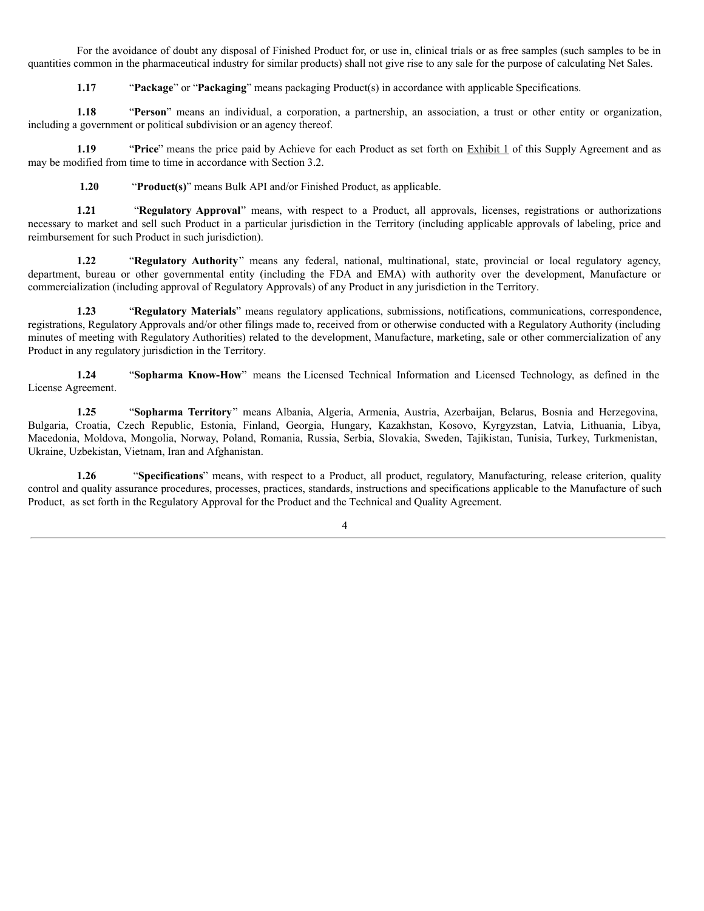For the avoidance of doubt any disposal of Finished Product for, or use in, clinical trials or as free samples (such samples to be in quantities common in the pharmaceutical industry for similar products) shall not give rise to any sale for the purpose of calculating Net Sales.

**1.17** "**Package**" or "**Packaging**" means packaging Product(s) in accordance with applicable Specifications.

**1.18** "**Person**" means an individual, a corporation, a partnership, an association, a trust or other entity or organization, including a government or political subdivision or an agency thereof.

**1.19** "**Price**" means the price paid by Achieve for each Product as set forth on Exhibit 1 of this Supply Agreement and as may be modified from time to time in accordance with Section 3.2.

**1.20** "**Product(s)**" means Bulk API and/or Finished Product, as applicable.

**1.21** "**Regulatory Approval**" means, with respect to a Product, all approvals, licenses, registrations or authorizations necessary to market and sell such Product in a particular jurisdiction in the Territory (including applicable approvals of labeling, price and reimbursement for such Product in such jurisdiction).

**1.22** "**Regulatory Authority**" means any federal, national, multinational, state, provincial or local regulatory agency, department, bureau or other governmental entity (including the FDA and EMA) with authority over the development, Manufacture or commercialization (including approval of Regulatory Approvals) of any Product in any jurisdiction in the Territory.

**1.23** "**Regulatory Materials**" means regulatory applications, submissions, notifications, communications, correspondence, registrations, Regulatory Approvals and/or other filings made to, received from or otherwise conducted with a Regulatory Authority (including minutes of meeting with Regulatory Authorities) related to the development, Manufacture, marketing, sale or other commercialization of any Product in any regulatory jurisdiction in the Territory.

**1.24** "**Sopharma Know-How**" means the Licensed Technical Information and Licensed Technology, as defined in the License Agreement.

**1.25** "**Sopharma Territory**" means Albania, Algeria, Armenia, Austria, Azerbaijan, Belarus, Bosnia and Herzegovina, Bulgaria, Croatia, Czech Republic, Estonia, Finland, Georgia, Hungary, Kazakhstan, Kosovo, Kyrgyzstan, Latvia, Lithuania, Libya, Macedonia, Moldova, Mongolia, Norway, Poland, Romania, Russia, Serbia, Slovakia, Sweden, Tajikistan, Tunisia, Turkey, Turkmenistan, Ukraine, Uzbekistan, Vietnam, Iran and Afghanistan.

**1.26** "**Specifications**" means, with respect to a Product, all product, regulatory, Manufacturing, release criterion, quality control and quality assurance procedures, processes, practices, standards, instructions and specifications applicable to the Manufacture of such Product, as set forth in the Regulatory Approval for the Product and the Technical and Quality Agreement.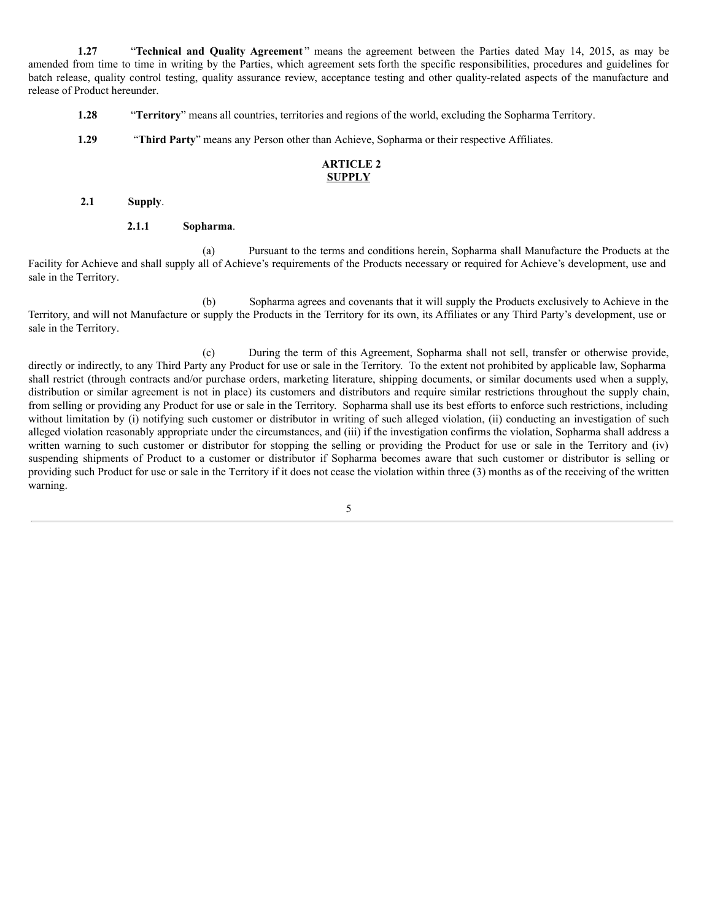**1.27** "**Technical and Quality Agreement**" means the agreement between the Parties dated May 14, 2015, as may be amended from time to time in writing by the Parties, which agreement sets forth the specific responsibilities, procedures and guidelines for batch release, quality control testing, quality assurance review, acceptance testing and other quality-related aspects of the manufacture and release of Product hereunder.

**1.28** "**Territory**" means all countries, territories and regions of the world, excluding the Sopharma Territory.

**1.29** "**Third Party**" means any Person other than Achieve, Sopharma or their respective Affiliates.

## ARTICLE 2
## SUPPLY

**2.1 Supply**.

**2.1.1 Sopharma**.

(a) Pursuant to the terms and conditions herein, Sopharma shall Manufacture the Products at the Facility for Achieve and shall supply all of Achieve's requirements of the Products necessary or required for Achieve's development, use and sale in the Territory.

(b) Sopharma agrees and covenants that it will supply the Products exclusively to Achieve in the Territory, and will not Manufacture or supply the Products in the Territory for its own, its Affiliates or any Third Party's development, use or sale in the Territory.

(c) During the term of this Agreement, Sopharma shall not sell, transfer or otherwise provide, directly or indirectly, to any Third Party any Product for use or sale in the Territory. To the extent not prohibited by applicable law, Sopharma shall restrict (through contracts and/or purchase orders, marketing literature, shipping documents, or similar documents used when a supply, distribution or similar agreement is not in place) its customers and distributors and require similar restrictions throughout the supply chain, from selling or providing any Product for use or sale in the Territory. Sopharma shall use its best efforts to enforce such restrictions, including without limitation by (i) notifying such customer or distributor in writing of such alleged violation, (ii) conducting an investigation of such alleged violation reasonably appropriate under the circumstances, and (iii) if the investigation confirms the violation, Sopharma shall address a written warning to such customer or distributor for stopping the selling or providing the Product for use or sale in the Territory and (iv) suspending shipments of Product to a customer or distributor if Sopharma becomes aware that such customer or distributor is selling or providing such Product for use or sale in the Territory if it does not cease the violation within three (3) months as of the receiving of the written warning.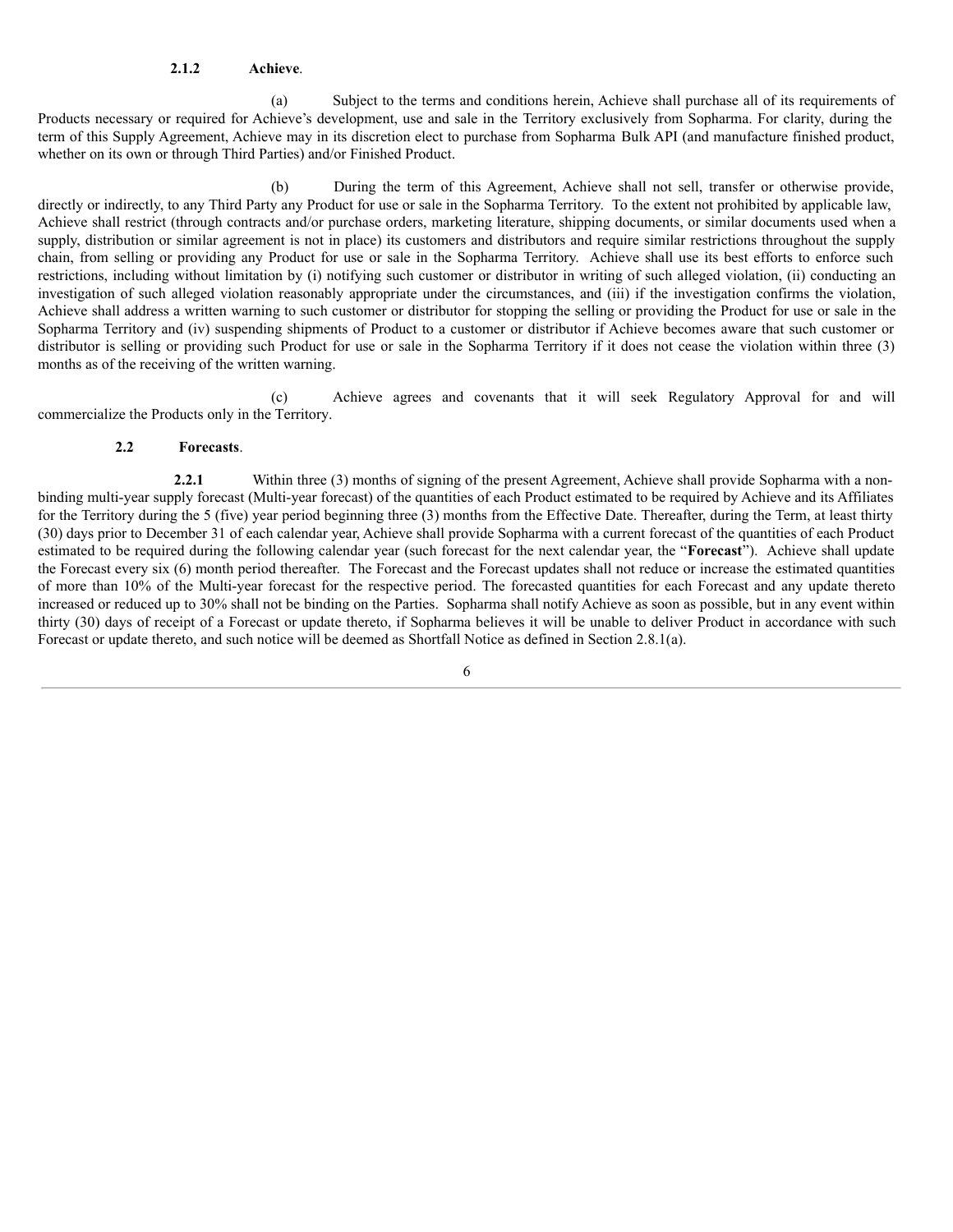**2.1.2 Achieve**.

(a) Subject to the terms and conditions herein, Achieve shall purchase all of its requirements of Products necessary or required for Achieve's development, use and sale in the Territory exclusively from Sopharma. For clarity, during the term of this Supply Agreement, Achieve may in its discretion elect to purchase from Sopharma Bulk API (and manufacture finished product, whether on its own or through Third Parties) and/or Finished Product.

(b) During the term of this Agreement, Achieve shall not sell, transfer or otherwise provide, directly or indirectly, to any Third Party any Product for use or sale in the Sopharma Territory. To the extent not prohibited by applicable law, Achieve shall restrict (through contracts and/or purchase orders, marketing literature, shipping documents, or similar documents used when a supply, distribution or similar agreement is not in place) its customers and distributors and require similar restrictions throughout the supply chain, from selling or providing any Product for use or sale in the Sopharma Territory. Achieve shall use its best efforts to enforce such restrictions, including without limitation by (i) notifying such customer or distributor in writing of such alleged violation, (ii) conducting an investigation of such alleged violation reasonably appropriate under the circumstances, and (iii) if the investigation confirms the violation, Achieve shall address a written warning to such customer or distributor for stopping the selling or providing the Product for use or sale in the Sopharma Territory and (iv) suspending shipments of Product to a customer or distributor if Achieve becomes aware that such customer or distributor is selling or providing such Product for use or sale in the Sopharma Territory if it does not cease the violation within three (3) months as of the receiving of the written warning.

(c) Achieve agrees and covenants that it will seek Regulatory Approval for and will commercialize the Products only in the Territory.

**2.2 Forecasts**.

**2.2.1** Within three (3) months of signing of the present Agreement, Achieve shall provide Sopharma with a non-binding multi-year supply forecast (Multi-year forecast) of the quantities of each Product estimated to be required by Achieve and its Affiliates for the Territory during the 5 (five) year period beginning three (3) months from the Effective Date. Thereafter, during the Term, at least thirty (30) days prior to December 31 of each calendar year, Achieve shall provide Sopharma with a current forecast of the quantities of each Product estimated to be required during the following calendar year (such forecast for the next calendar year, the "**Forecast**"). Achieve shall update the Forecast every six (6) month period thereafter. The Forecast and the Forecast updates shall not reduce or increase the estimated quantities of more than 10% of the Multi-year forecast for the respective period. The forecasted quantities for each Forecast and any update thereto increased or reduced up to 30% shall not be binding on the Parties. Sopharma shall notify Achieve as soon as possible, but in any event within thirty (30) days of receipt of a Forecast or update thereto, if Sopharma believes it will be unable to deliver Product in accordance with such Forecast or update thereto, and such notice will be deemed as Shortfall Notice as defined in Section 2.8.1(a).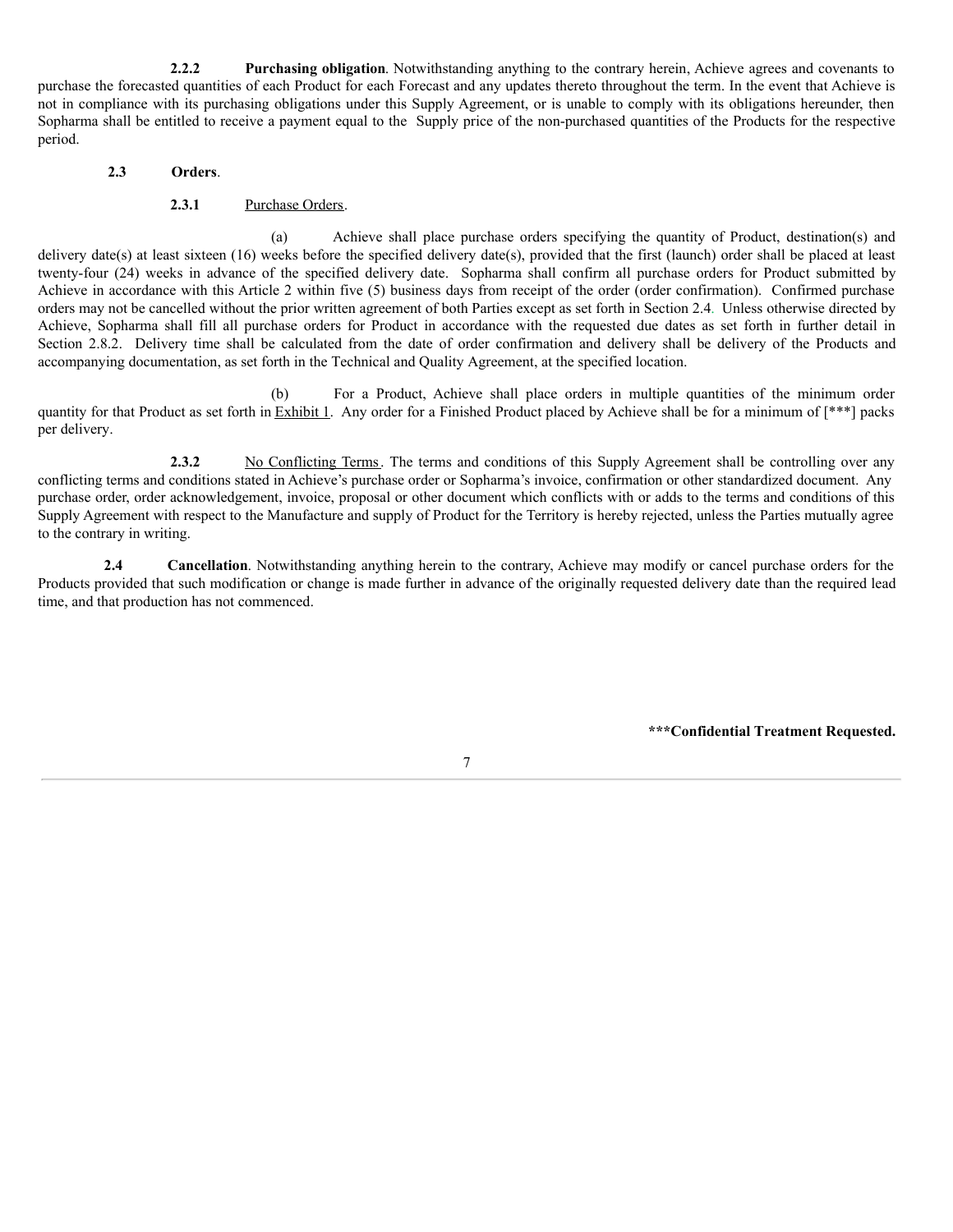**2.2.2 Purchasing obligation**. Notwithstanding anything to the contrary herein, Achieve agrees and covenants to purchase the forecasted quantities of each Product for each Forecast and any updates thereto throughout the term. In the event that Achieve is not in compliance with its purchasing obligations under this Supply Agreement, or is unable to comply with its obligations hereunder, then Sopharma shall be entitled to receive a payment equal to the Supply price of the non-purchased quantities of the Products for the respective period.

**2.3 Orders**.

**2.3.1** Purchase Orders.

(a) Achieve shall place purchase orders specifying the quantity of Product, destination(s) and delivery date(s) at least sixteen (16) weeks before the specified delivery date(s), provided that the first (launch) order shall be placed at least twenty-four (24) weeks in advance of the specified delivery date. Sopharma shall confirm all purchase orders for Product submitted by Achieve in accordance with this Article 2 within five (5) business days from receipt of the order (order confirmation). Confirmed purchase orders may not be cancelled without the prior written agreement of both Parties except as set forth in Section 2.4. Unless otherwise directed by Achieve, Sopharma shall fill all purchase orders for Product in accordance with the requested due dates as set forth in further detail in Section 2.8.2. Delivery time shall be calculated from the date of order confirmation and delivery shall be delivery of the Products and accompanying documentation, as set forth in the Technical and Quality Agreement, at the specified location.

(b) For a Product, Achieve shall place orders in multiple quantities of the minimum order quantity for that Product as set forth in Exhibit 1. Any order for a Finished Product placed by Achieve shall be for a minimum of [***] packs per delivery.

**2.3.2** No Conflicting Terms. The terms and conditions of this Supply Agreement shall be controlling over any conflicting terms and conditions stated in Achieve's purchase order or Sopharma's invoice, confirmation or other standardized document. Any purchase order, order acknowledgement, invoice, proposal or other document which conflicts with or adds to the terms and conditions of this Supply Agreement with respect to the Manufacture and supply of Product for the Territory is hereby rejected, unless the Parties mutually agree to the contrary in writing.

**2.4 Cancellation**. Notwithstanding anything herein to the contrary, Achieve may modify or cancel purchase orders for the Products provided that such modification or change is made further in advance of the originally requested delivery date than the required lead time, and that production has not commenced.

**\*\*\*Confidential Treatment Requested.**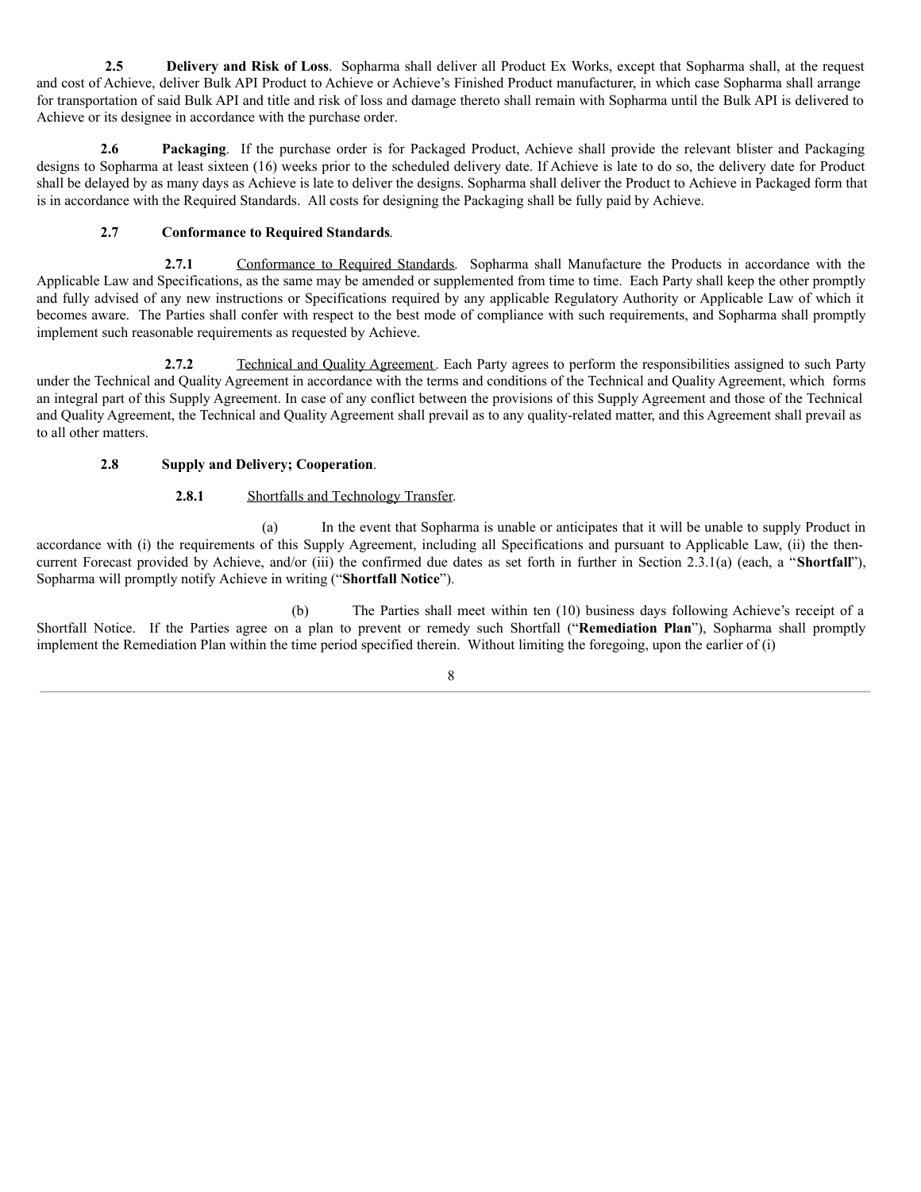**2.5 Delivery and Risk of Loss**. Sopharma shall deliver all Product Ex Works, except that Sopharma shall, at the request and cost of Achieve, deliver Bulk API Product to Achieve or Achieve's Finished Product manufacturer, in which case Sopharma shall arrange for transportation of said Bulk API and title and risk of loss and damage thereto shall remain with Sopharma until the Bulk API is delivered to Achieve or its designee in accordance with the purchase order.

**2.6 Packaging**. If the purchase order is for Packaged Product, Achieve shall provide the relevant blister and Packaging designs to Sopharma at least sixteen (16) weeks prior to the scheduled delivery date. If Achieve is late to do so, the delivery date for Product shall be delayed by as many days as Achieve is late to deliver the designs. Sopharma shall deliver the Product to Achieve in Packaged form that is in accordance with the Required Standards. All costs for designing the Packaging shall be fully paid by Achieve.

**2.7 Conformance to Required Standards**.

**2.7.1** Conformance to Required Standards. Sopharma shall Manufacture the Products in accordance with the Applicable Law and Specifications, as the same may be amended or supplemented from time to time. Each Party shall keep the other promptly and fully advised of any new instructions or Specifications required by any applicable Regulatory Authority or Applicable Law of which it becomes aware. The Parties shall confer with respect to the best mode of compliance with such requirements, and Sopharma shall promptly implement such reasonable requirements as requested by Achieve.

**2.7.2** Technical and Quality Agreement. Each Party agrees to perform the responsibilities assigned to such Party under the Technical and Quality Agreement in accordance with the terms and conditions of the Technical and Quality Agreement, which forms an integral part of this Supply Agreement. In case of any conflict between the provisions of this Supply Agreement and those of the Technical and Quality Agreement, the Technical and Quality Agreement shall prevail as to any quality-related matter, and this Agreement shall prevail as to all other matters.

**2.8 Supply and Delivery; Cooperation**.

**2.8.1** Shortfalls and Technology Transfer.

(a) In the event that Sopharma is unable or anticipates that it will be unable to supply Product in accordance with (i) the requirements of this Supply Agreement, including all Specifications and pursuant to Applicable Law, (ii) the then-current Forecast provided by Achieve, and/or (iii) the confirmed due dates as set forth in further in Section 2.3.1(a) (each, a "**Shortfall**"), Sopharma will promptly notify Achieve in writing ("**Shortfall Notice**").

(b) The Parties shall meet within ten (10) business days following Achieve's receipt of a Shortfall Notice. If the Parties agree on a plan to prevent or remedy such Shortfall ("**Remediation Plan**"), Sopharma shall promptly implement the Remediation Plan within the time period specified therein. Without limiting the foregoing, upon the earlier of (i)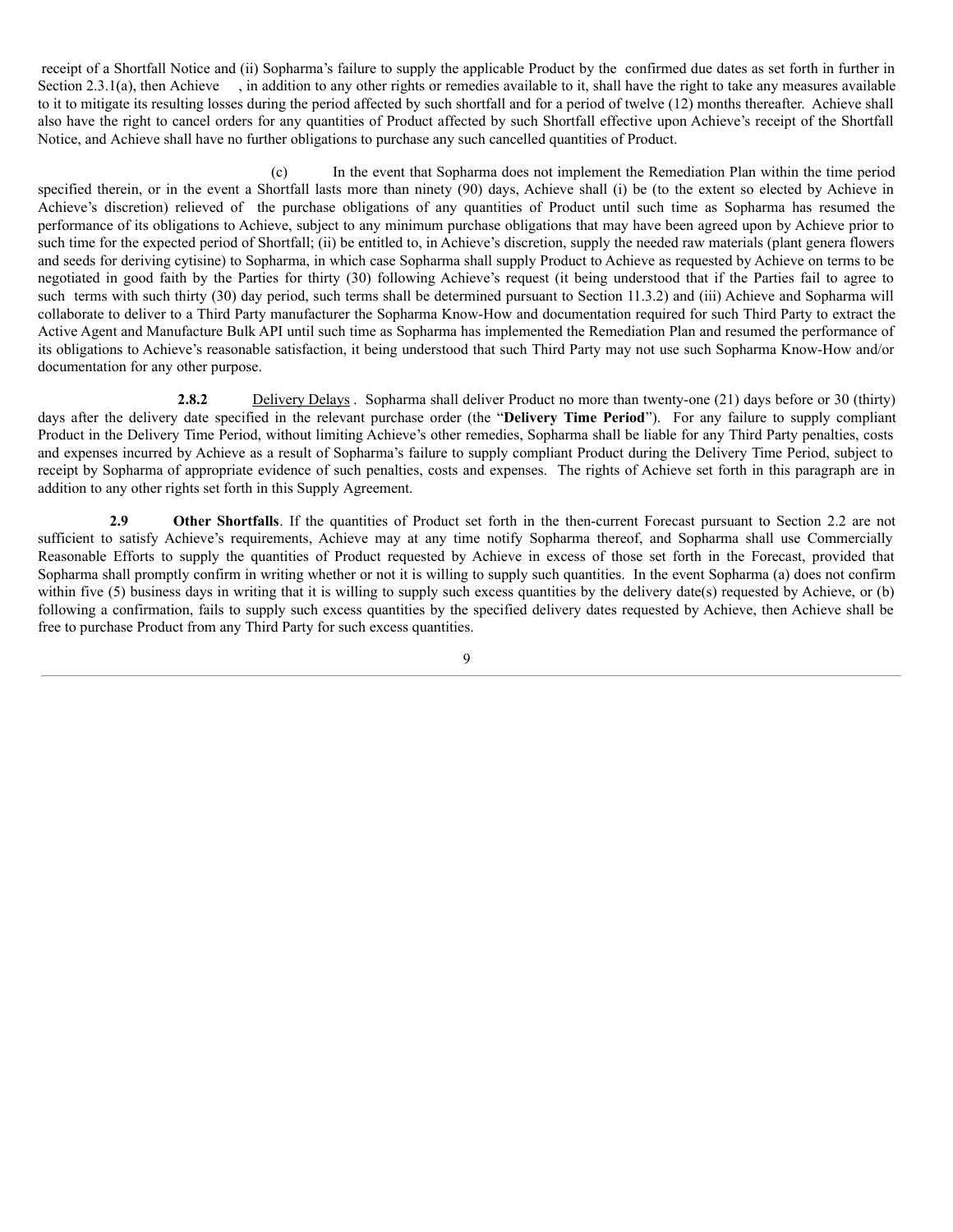receipt of a Shortfall Notice and (ii) Sopharma's failure to supply the applicable Product by the confirmed due dates as set forth in further in Section 2.3.1(a), then Achieve , in addition to any other rights or remedies available to it, shall have the right to take any measures available to it to mitigate its resulting losses during the period affected by such shortfall and for a period of twelve (12) months thereafter. Achieve shall also have the right to cancel orders for any quantities of Product affected by such Shortfall effective upon Achieve's receipt of the Shortfall Notice, and Achieve shall have no further obligations to purchase any such cancelled quantities of Product.

(c) In the event that Sopharma does not implement the Remediation Plan within the time period specified therein, or in the event a Shortfall lasts more than ninety (90) days, Achieve shall (i) be (to the extent so elected by Achieve in Achieve's discretion) relieved of the purchase obligations of any quantities of Product until such time as Sopharma has resumed the performance of its obligations to Achieve, subject to any minimum purchase obligations that may have been agreed upon by Achieve prior to such time for the expected period of Shortfall; (ii) be entitled to, in Achieve's discretion, supply the needed raw materials (plant genera flowers and seeds for deriving cytisine) to Sopharma, in which case Sopharma shall supply Product to Achieve as requested by Achieve on terms to be negotiated in good faith by the Parties for thirty (30) following Achieve's request (it being understood that if the Parties fail to agree to such terms with such thirty (30) day period, such terms shall be determined pursuant to Section 11.3.2) and (iii) Achieve and Sopharma will collaborate to deliver to a Third Party manufacturer the Sopharma Know-How and documentation required for such Third Party to extract the Active Agent and Manufacture Bulk API until such time as Sopharma has implemented the Remediation Plan and resumed the performance of its obligations to Achieve's reasonable satisfaction, it being understood that such Third Party may not use such Sopharma Know-How and/or documentation for any other purpose.

**2.8.2** Delivery Delays . Sopharma shall deliver Product no more than twenty-one (21) days before or 30 (thirty) days after the delivery date specified in the relevant purchase order (the "**Delivery Time Period**"). For any failure to supply compliant Product in the Delivery Time Period, without limiting Achieve's other remedies, Sopharma shall be liable for any Third Party penalties, costs and expenses incurred by Achieve as a result of Sopharma's failure to supply compliant Product during the Delivery Time Period, subject to receipt by Sopharma of appropriate evidence of such penalties, costs and expenses. The rights of Achieve set forth in this paragraph are in addition to any other rights set forth in this Supply Agreement.

**2.9 Other Shortfalls**. If the quantities of Product set forth in the then-current Forecast pursuant to Section 2.2 are not sufficient to satisfy Achieve's requirements, Achieve may at any time notify Sopharma thereof, and Sopharma shall use Commercially Reasonable Efforts to supply the quantities of Product requested by Achieve in excess of those set forth in the Forecast, provided that Sopharma shall promptly confirm in writing whether or not it is willing to supply such quantities. In the event Sopharma (a) does not confirm within five (5) business days in writing that it is willing to supply such excess quantities by the delivery date(s) requested by Achieve, or (b) following a confirmation, fails to supply such excess quantities by the specified delivery dates requested by Achieve, then Achieve shall be free to purchase Product from any Third Party for such excess quantities.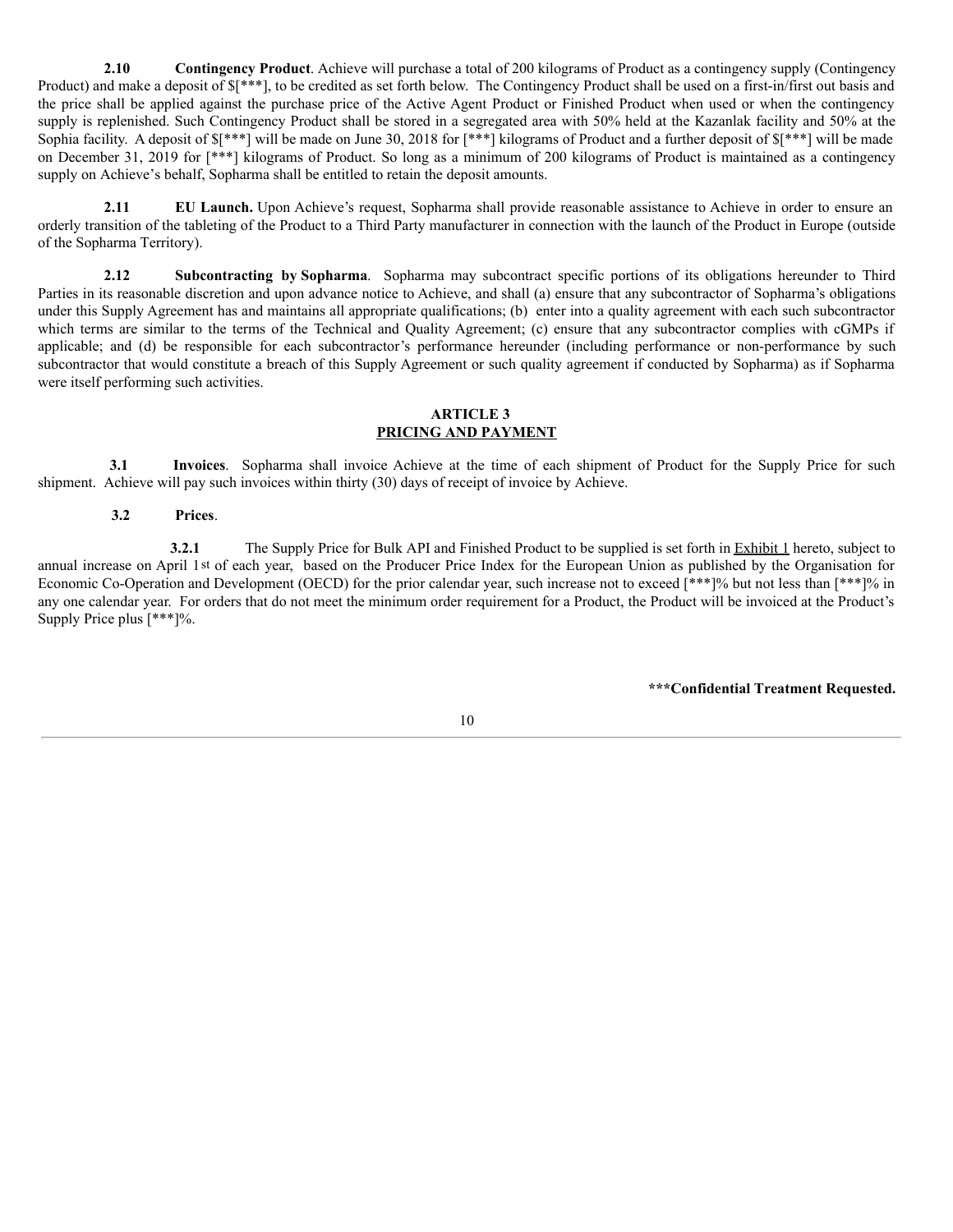**2.10 Contingency Product**. Achieve will purchase a total of 200 kilograms of Product as a contingency supply (Contingency Product) and make a deposit of $[***], to be credited as set forth below. The Contingency Product shall be used on a first-in/first out basis and the price shall be applied against the purchase price of the Active Agent Product or Finished Product when used or when the contingency supply is replenished. Such Contingency Product shall be stored in a segregated area with 50% held at the Kazanlak facility and 50% at the Sophia facility. A deposit of $[***] will be made on June 30, 2018 for [***] kilograms of Product and a further deposit of $[***] will be made on December 31, 2019 for [***] kilograms of Product. So long as a minimum of 200 kilograms of Product is maintained as a contingency supply on Achieve's behalf, Sopharma shall be entitled to retain the deposit amounts.

**2.11 EU Launch.** Upon Achieve's request, Sopharma shall provide reasonable assistance to Achieve in order to ensure an orderly transition of the tableting of the Product to a Third Party manufacturer in connection with the launch of the Product in Europe (outside of the Sopharma Territory).

**2.12 Subcontracting by Sopharma**. Sopharma may subcontract specific portions of its obligations hereunder to Third Parties in its reasonable discretion and upon advance notice to Achieve, and shall (a) ensure that any subcontractor of Sopharma's obligations under this Supply Agreement has and maintains all appropriate qualifications; (b) enter into a quality agreement with each such subcontractor which terms are similar to the terms of the Technical and Quality Agreement; (c) ensure that any subcontractor complies with cGMPs if applicable; and (d) be responsible for each subcontractor's performance hereunder (including performance or non-performance by such subcontractor that would constitute a breach of this Supply Agreement or such quality agreement if conducted by Sopharma) as if Sopharma were itself performing such activities.

## ARTICLE 3
## PRICING AND PAYMENT

**3.1 Invoices**. Sopharma shall invoice Achieve at the time of each shipment of Product for the Supply Price for such shipment. Achieve will pay such invoices within thirty (30) days of receipt of invoice by Achieve.

**3.2 Prices**.

**3.2.1** The Supply Price for Bulk API and Finished Product to be supplied is set forth in Exhibit 1 hereto, subject to annual increase on April 1st of each year, based on the Producer Price Index for the European Union as published by the Organisation for Economic Co-Operation and Development (OECD) for the prior calendar year, such increase not to exceed [***]% but not less than [***]% in any one calendar year. For orders that do not meet the minimum order requirement for a Product, the Product will be invoiced at the Product's Supply Price plus [***]%.

**\*\*\*Confidential Treatment Requested.**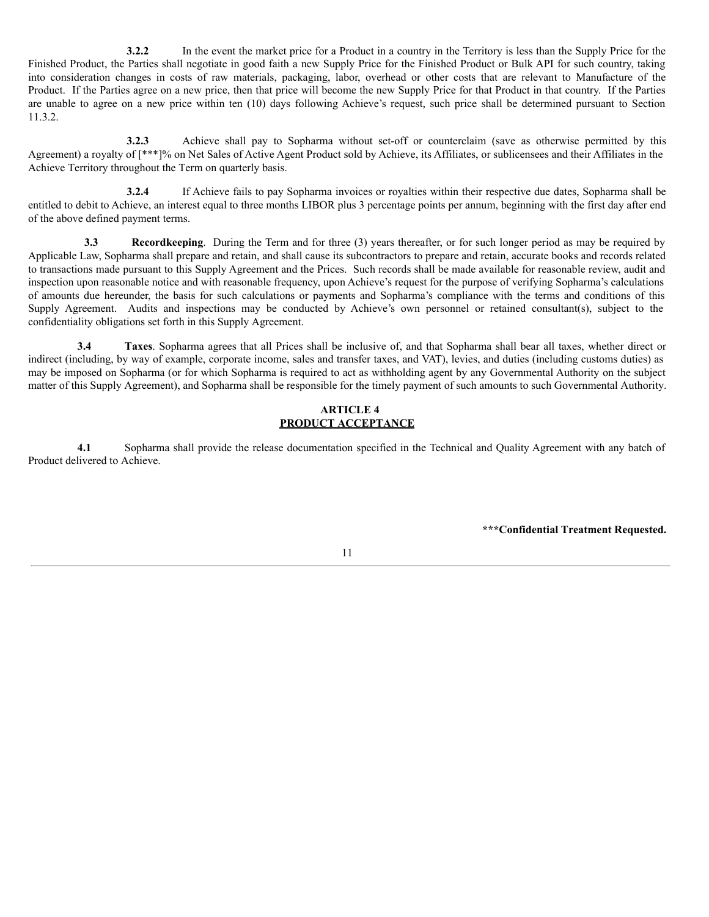**3.2.2** In the event the market price for a Product in a country in the Territory is less than the Supply Price for the Finished Product, the Parties shall negotiate in good faith a new Supply Price for the Finished Product or Bulk API for such country, taking into consideration changes in costs of raw materials, packaging, labor, overhead or other costs that are relevant to Manufacture of the Product. If the Parties agree on a new price, then that price will become the new Supply Price for that Product in that country. If the Parties are unable to agree on a new price within ten (10) days following Achieve's request, such price shall be determined pursuant to Section 11.3.2.

**3.2.3** Achieve shall pay to Sopharma without set-off or counterclaim (save as otherwise permitted by this Agreement) a royalty of [***]% on Net Sales of Active Agent Product sold by Achieve, its Affiliates, or sublicensees and their Affiliates in the Achieve Territory throughout the Term on quarterly basis.

**3.2.4** If Achieve fails to pay Sopharma invoices or royalties within their respective due dates, Sopharma shall be entitled to debit to Achieve, an interest equal to three months LIBOR plus 3 percentage points per annum, beginning with the first day after end of the above defined payment terms.

**3.3 Recordkeeping**. During the Term and for three (3) years thereafter, or for such longer period as may be required by Applicable Law, Sopharma shall prepare and retain, and shall cause its subcontractors to prepare and retain, accurate books and records related to transactions made pursuant to this Supply Agreement and the Prices. Such records shall be made available for reasonable review, audit and inspection upon reasonable notice and with reasonable frequency, upon Achieve's request for the purpose of verifying Sopharma's calculations of amounts due hereunder, the basis for such calculations or payments and Sopharma's compliance with the terms and conditions of this Supply Agreement. Audits and inspections may be conducted by Achieve's own personnel or retained consultant(s), subject to the confidentiality obligations set forth in this Supply Agreement.

**3.4 Taxes**. Sopharma agrees that all Prices shall be inclusive of, and that Sopharma shall bear all taxes, whether direct or indirect (including, by way of example, corporate income, sales and transfer taxes, and VAT), levies, and duties (including customs duties) as may be imposed on Sopharma (or for which Sopharma is required to act as withholding agent by any Governmental Authority on the subject matter of this Supply Agreement), and Sopharma shall be responsible for the timely payment of such amounts to such Governmental Authority.

## ARTICLE 4
## PRODUCT ACCEPTANCE

**4.1** Sopharma shall provide the release documentation specified in the Technical and Quality Agreement with any batch of Product delivered to Achieve.

**\*\*\*Confidential Treatment Requested.**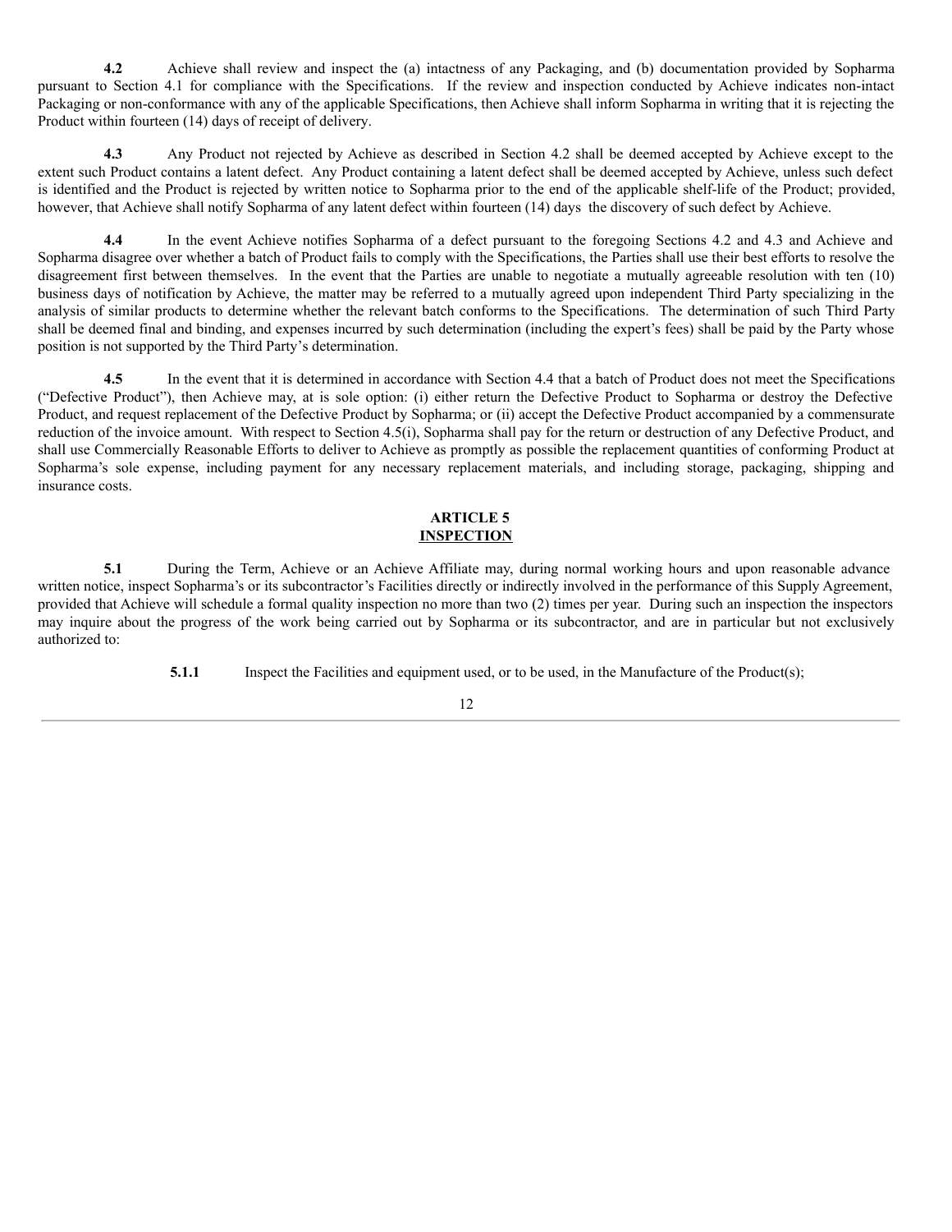**4.2** Achieve shall review and inspect the (a) intactness of any Packaging, and (b) documentation provided by Sopharma pursuant to Section 4.1 for compliance with the Specifications. If the review and inspection conducted by Achieve indicates non-intact Packaging or non-conformance with any of the applicable Specifications, then Achieve shall inform Sopharma in writing that it is rejecting the Product within fourteen (14) days of receipt of delivery.

**4.3** Any Product not rejected by Achieve as described in Section 4.2 shall be deemed accepted by Achieve except to the extent such Product contains a latent defect. Any Product containing a latent defect shall be deemed accepted by Achieve, unless such defect is identified and the Product is rejected by written notice to Sopharma prior to the end of the applicable shelf-life of the Product; provided, however, that Achieve shall notify Sopharma of any latent defect within fourteen (14) days the discovery of such defect by Achieve.

**4.4** In the event Achieve notifies Sopharma of a defect pursuant to the foregoing Sections 4.2 and 4.3 and Achieve and Sopharma disagree over whether a batch of Product fails to comply with the Specifications, the Parties shall use their best efforts to resolve the disagreement first between themselves. In the event that the Parties are unable to negotiate a mutually agreeable resolution with ten (10) business days of notification by Achieve, the matter may be referred to a mutually agreed upon independent Third Party specializing in the analysis of similar products to determine whether the relevant batch conforms to the Specifications. The determination of such Third Party shall be deemed final and binding, and expenses incurred by such determination (including the expert's fees) shall be paid by the Party whose position is not supported by the Third Party's determination.

**4.5** In the event that it is determined in accordance with Section 4.4 that a batch of Product does not meet the Specifications ("Defective Product"), then Achieve may, at is sole option: (i) either return the Defective Product to Sopharma or destroy the Defective Product, and request replacement of the Defective Product by Sopharma; or (ii) accept the Defective Product accompanied by a commensurate reduction of the invoice amount. With respect to Section 4.5(i), Sopharma shall pay for the return or destruction of any Defective Product, and shall use Commercially Reasonable Efforts to deliver to Achieve as promptly as possible the replacement quantities of conforming Product at Sopharma's sole expense, including payment for any necessary replacement materials, and including storage, packaging, shipping and insurance costs.

## ARTICLE 5
## INSPECTION

**5.1** During the Term, Achieve or an Achieve Affiliate may, during normal working hours and upon reasonable advance written notice, inspect Sopharma's or its subcontractor's Facilities directly or indirectly involved in the performance of this Supply Agreement, provided that Achieve will schedule a formal quality inspection no more than two (2) times per year. During such an inspection the inspectors may inquire about the progress of the work being carried out by Sopharma or its subcontractor, and are in particular but not exclusively authorized to:

**5.1.1** Inspect the Facilities and equipment used, or to be used, in the Manufacture of the Product(s);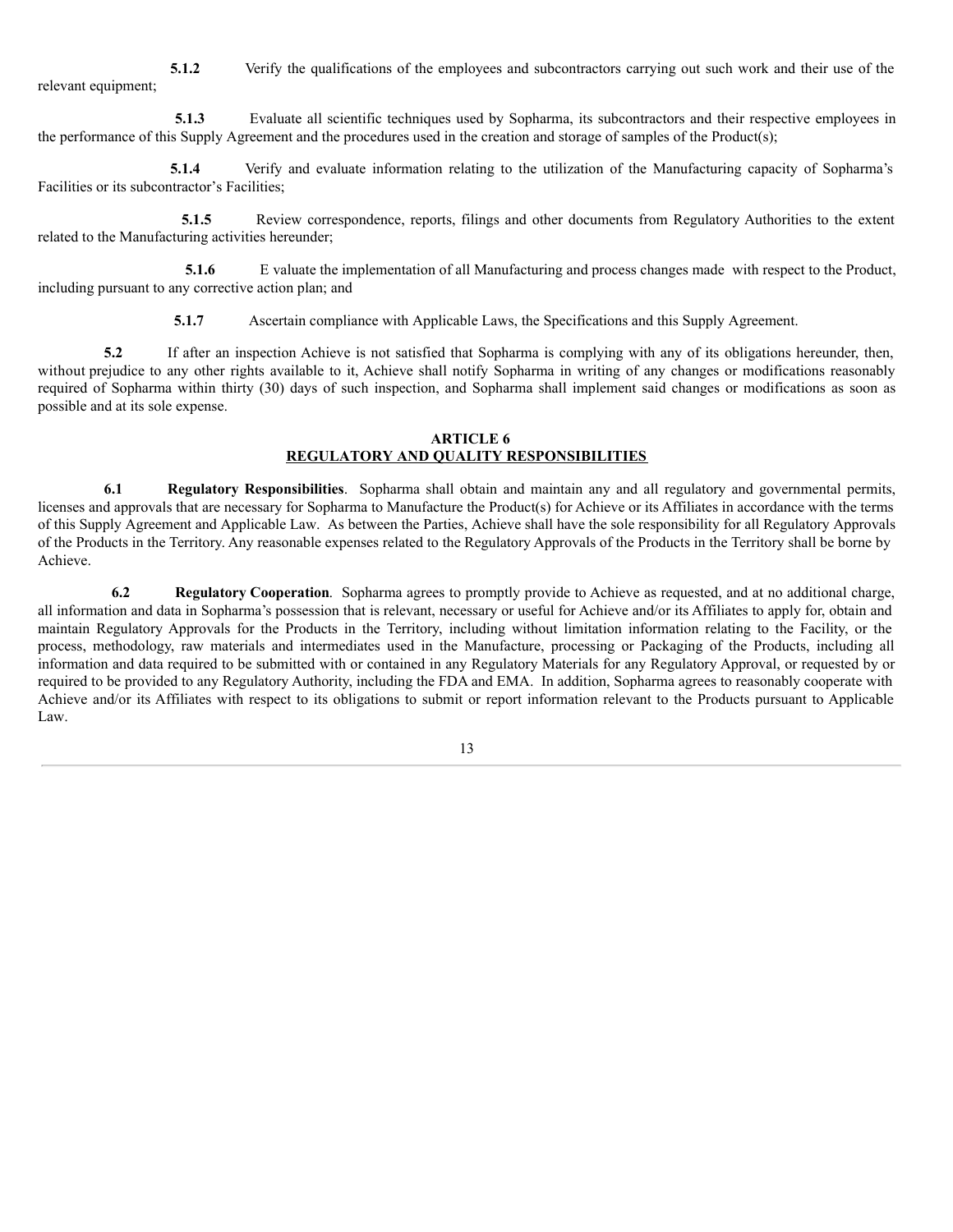**5.1.2** Verify the qualifications of the employees and subcontractors carrying out such work and their use of the relevant equipment;

**5.1.3** Evaluate all scientific techniques used by Sopharma, its subcontractors and their respective employees in the performance of this Supply Agreement and the procedures used in the creation and storage of samples of the Product(s);

**5.1.4** Verify and evaluate information relating to the utilization of the Manufacturing capacity of Sopharma's Facilities or its subcontractor's Facilities;

**5.1.5** Review correspondence, reports, filings and other documents from Regulatory Authorities to the extent related to the Manufacturing activities hereunder;

**5.1.6** E valuate the implementation of all Manufacturing and process changes made with respect to the Product, including pursuant to any corrective action plan; and

**5.1.7** Ascertain compliance with Applicable Laws, the Specifications and this Supply Agreement.

**5.2** If after an inspection Achieve is not satisfied that Sopharma is complying with any of its obligations hereunder, then, without prejudice to any other rights available to it, Achieve shall notify Sopharma in writing of any changes or modifications reasonably required of Sopharma within thirty (30) days of such inspection, and Sopharma shall implement said changes or modifications as soon as possible and at its sole expense.

## ARTICLE 6
## REGULATORY AND QUALITY RESPONSIBILITIES

**6.1 Regulatory Responsibilities**. Sopharma shall obtain and maintain any and all regulatory and governmental permits, licenses and approvals that are necessary for Sopharma to Manufacture the Product(s) for Achieve or its Affiliates in accordance with the terms of this Supply Agreement and Applicable Law. As between the Parties, Achieve shall have the sole responsibility for all Regulatory Approvals of the Products in the Territory. Any reasonable expenses related to the Regulatory Approvals of the Products in the Territory shall be borne by Achieve.

**6.2 Regulatory Cooperation**. Sopharma agrees to promptly provide to Achieve as requested, and at no additional charge, all information and data in Sopharma's possession that is relevant, necessary or useful for Achieve and/or its Affiliates to apply for, obtain and maintain Regulatory Approvals for the Products in the Territory, including without limitation information relating to the Facility, or the process, methodology, raw materials and intermediates used in the Manufacture, processing or Packaging of the Products, including all information and data required to be submitted with or contained in any Regulatory Materials for any Regulatory Approval, or requested by or required to be provided to any Regulatory Authority, including the FDA and EMA. In addition, Sopharma agrees to reasonably cooperate with Achieve and/or its Affiliates with respect to its obligations to submit or report information relevant to the Products pursuant to Applicable Law.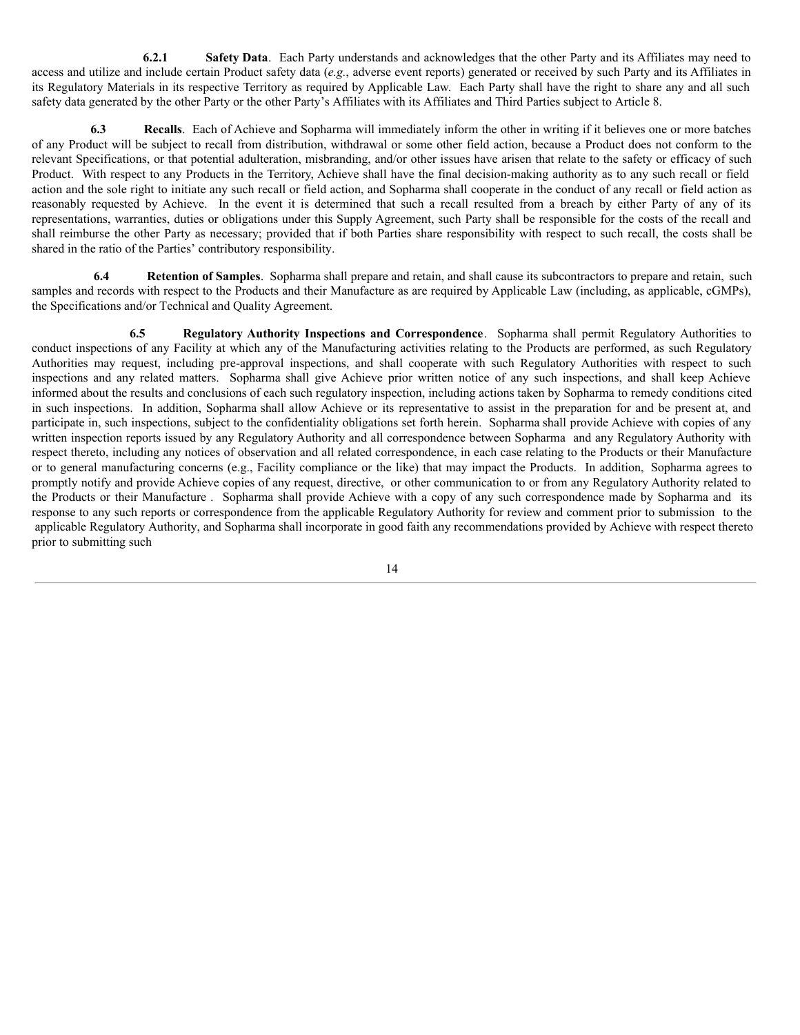**6.2.1 Safety Data**. Each Party understands and acknowledges that the other Party and its Affiliates may need to access and utilize and include certain Product safety data (*e.g.*, adverse event reports) generated or received by such Party and its Affiliates in its Regulatory Materials in its respective Territory as required by Applicable Law. Each Party shall have the right to share any and all such safety data generated by the other Party or the other Party's Affiliates with its Affiliates and Third Parties subject to Article 8.

**6.3 Recalls**. Each of Achieve and Sopharma will immediately inform the other in writing if it believes one or more batches of any Product will be subject to recall from distribution, withdrawal or some other field action, because a Product does not conform to the relevant Specifications, or that potential adulteration, misbranding, and/or other issues have arisen that relate to the safety or efficacy of such Product. With respect to any Products in the Territory, Achieve shall have the final decision-making authority as to any such recall or field action and the sole right to initiate any such recall or field action, and Sopharma shall cooperate in the conduct of any recall or field action as reasonably requested by Achieve. In the event it is determined that such a recall resulted from a breach by either Party of any of its representations, warranties, duties or obligations under this Supply Agreement, such Party shall be responsible for the costs of the recall and shall reimburse the other Party as necessary; provided that if both Parties share responsibility with respect to such recall, the costs shall be shared in the ratio of the Parties' contributory responsibility.

**6.4 Retention of Samples**. Sopharma shall prepare and retain, and shall cause its subcontractors to prepare and retain, such samples and records with respect to the Products and their Manufacture as are required by Applicable Law (including, as applicable, cGMPs), the Specifications and/or Technical and Quality Agreement.

**6.5 Regulatory Authority Inspections and Correspondence**. Sopharma shall permit Regulatory Authorities to conduct inspections of any Facility at which any of the Manufacturing activities relating to the Products are performed, as such Regulatory Authorities may request, including pre-approval inspections, and shall cooperate with such Regulatory Authorities with respect to such inspections and any related matters. Sopharma shall give Achieve prior written notice of any such inspections, and shall keep Achieve informed about the results and conclusions of each such regulatory inspection, including actions taken by Sopharma to remedy conditions cited in such inspections. In addition, Sopharma shall allow Achieve or its representative to assist in the preparation for and be present at, and participate in, such inspections, subject to the confidentiality obligations set forth herein. Sopharma shall provide Achieve with copies of any written inspection reports issued by any Regulatory Authority and all correspondence between Sopharma and any Regulatory Authority with respect thereto, including any notices of observation and all related correspondence, in each case relating to the Products or their Manufacture or to general manufacturing concerns (e.g., Facility compliance or the like) that may impact the Products. In addition, Sopharma agrees to promptly notify and provide Achieve copies of any request, directive, or other communication to or from any Regulatory Authority related to the Products or their Manufacture . Sopharma shall provide Achieve with a copy of any such correspondence made by Sopharma and its response to any such reports or correspondence from the applicable Regulatory Authority for review and comment prior to submission to the applicable Regulatory Authority, and Sopharma shall incorporate in good faith any recommendations provided by Achieve with respect thereto prior to submitting such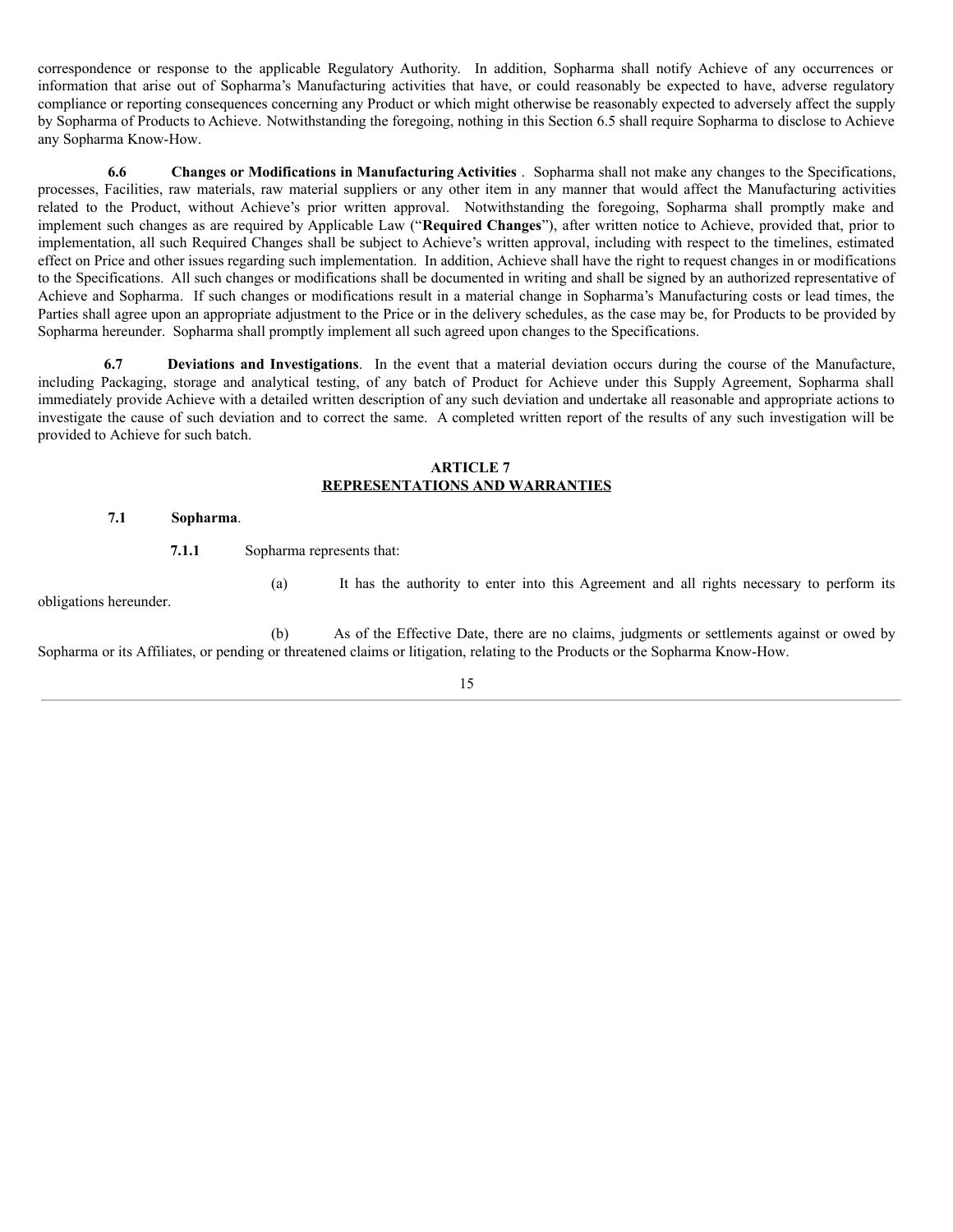correspondence or response to the applicable Regulatory Authority. In addition, Sopharma shall notify Achieve of any occurrences or information that arise out of Sopharma's Manufacturing activities that have, or could reasonably be expected to have, adverse regulatory compliance or reporting consequences concerning any Product or which might otherwise be reasonably expected to adversely affect the supply by Sopharma of Products to Achieve. Notwithstanding the foregoing, nothing in this Section 6.5 shall require Sopharma to disclose to Achieve any Sopharma Know-How.

**6.6 Changes or Modifications in Manufacturing Activities**. Sopharma shall not make any changes to the Specifications, processes, Facilities, raw materials, raw material suppliers or any other item in any manner that would affect the Manufacturing activities related to the Product, without Achieve's prior written approval. Notwithstanding the foregoing, Sopharma shall promptly make and implement such changes as are required by Applicable Law ("**Required Changes**"), after written notice to Achieve, provided that, prior to implementation, all such Required Changes shall be subject to Achieve's written approval, including with respect to the timelines, estimated effect on Price and other issues regarding such implementation. In addition, Achieve shall have the right to request changes in or modifications to the Specifications. All such changes or modifications shall be documented in writing and shall be signed by an authorized representative of Achieve and Sopharma. If such changes or modifications result in a material change in Sopharma's Manufacturing costs or lead times, the Parties shall agree upon an appropriate adjustment to the Price or in the delivery schedules, as the case may be, for Products to be provided by Sopharma hereunder. Sopharma shall promptly implement all such agreed upon changes to the Specifications.

**6.7 Deviations and Investigations**. In the event that a material deviation occurs during the course of the Manufacture, including Packaging, storage and analytical testing, of any batch of Product for Achieve under this Supply Agreement, Sopharma shall immediately provide Achieve with a detailed written description of any such deviation and undertake all reasonable and appropriate actions to investigate the cause of such deviation and to correct the same. A completed written report of the results of any such investigation will be provided to Achieve for such batch.

## ARTICLE 7
## REPRESENTATIONS AND WARRANTIES

**7.1 Sopharma**.

**7.1.1** Sopharma represents that:

(a) It has the authority to enter into this Agreement and all rights necessary to perform its obligations hereunder.

(b) As of the Effective Date, there are no claims, judgments or settlements against or owed by Sopharma or its Affiliates, or pending or threatened claims or litigation, relating to the Products or the Sopharma Know-How.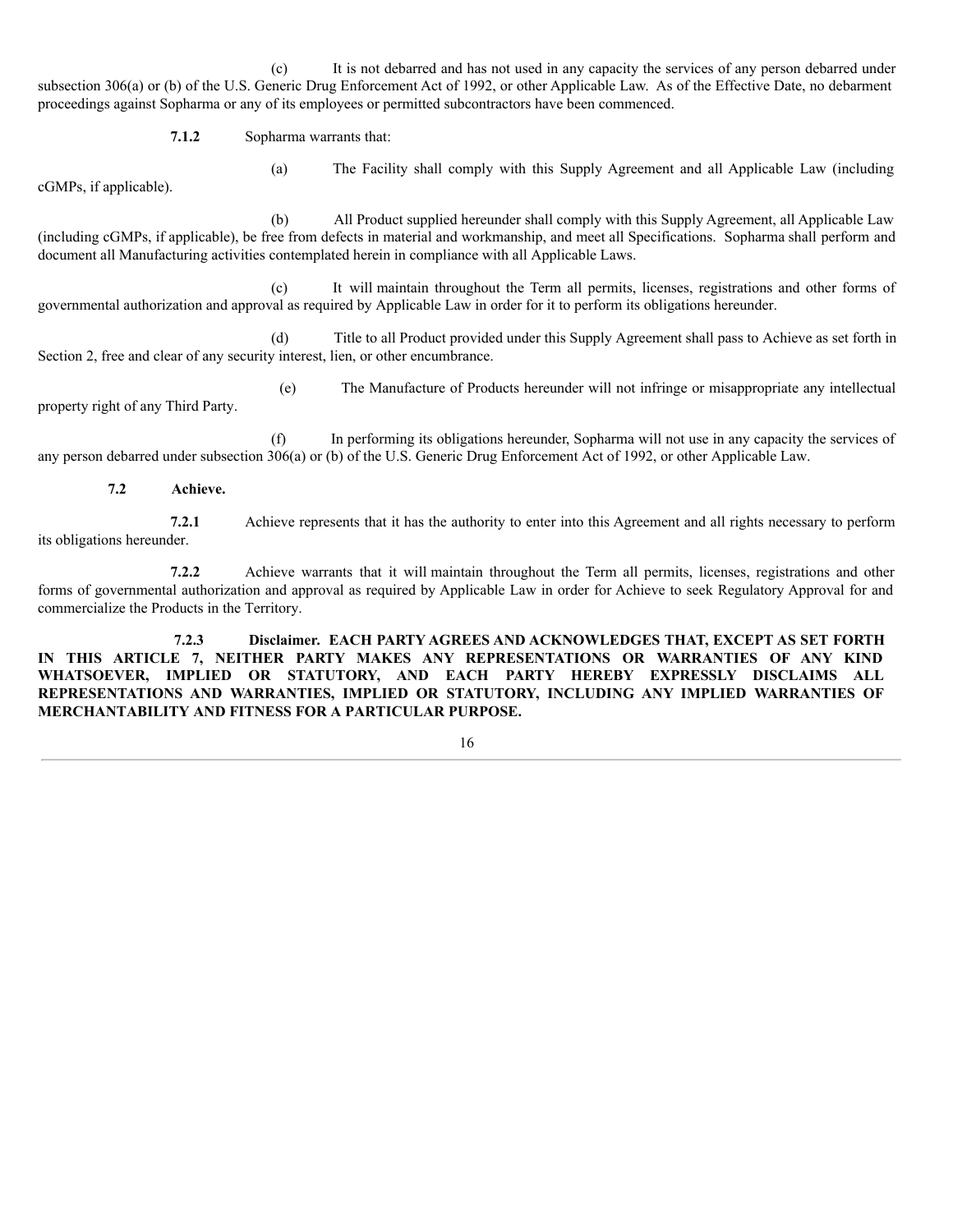(c) It is not debarred and has not used in any capacity the services of any person debarred under subsection 306(a) or (b) of the U.S. Generic Drug Enforcement Act of 1992, or other Applicable Law. As of the Effective Date, no debarment proceedings against Sopharma or any of its employees or permitted subcontractors have been commenced.

**7.1.2** Sopharma warrants that:

(a) The Facility shall comply with this Supply Agreement and all Applicable Law (including cGMPs, if applicable).

(b) All Product supplied hereunder shall comply with this Supply Agreement, all Applicable Law (including cGMPs, if applicable), be free from defects in material and workmanship, and meet all Specifications. Sopharma shall perform and document all Manufacturing activities contemplated herein in compliance with all Applicable Laws.

(c) It will maintain throughout the Term all permits, licenses, registrations and other forms of governmental authorization and approval as required by Applicable Law in order for it to perform its obligations hereunder.

(d) Title to all Product provided under this Supply Agreement shall pass to Achieve as set forth in Section 2, free and clear of any security interest, lien, or other encumbrance.

(e) The Manufacture of Products hereunder will not infringe or misappropriate any intellectual property right of any Third Party.

(f) In performing its obligations hereunder, Sopharma will not use in any capacity the services of any person debarred under subsection 306(a) or (b) of the U.S. Generic Drug Enforcement Act of 1992, or other Applicable Law.

**7.2 Achieve.**

**7.2.1** Achieve represents that it has the authority to enter into this Agreement and all rights necessary to perform its obligations hereunder.

**7.2.2** Achieve warrants that it will maintain throughout the Term all permits, licenses, registrations and other forms of governmental authorization and approval as required by Applicable Law in order for Achieve to seek Regulatory Approval for and commercialize the Products in the Territory.

**7.2.3 Disclaimer. EACH PARTY AGREES AND ACKNOWLEDGES THAT, EXCEPT AS SET FORTH IN THIS ARTICLE 7, NEITHER PARTY MAKES ANY REPRESENTATIONS OR WARRANTIES OF ANY KIND WHATSOEVER, IMPLIED OR STATUTORY, AND EACH PARTY HEREBY EXPRESSLY DISCLAIMS ALL REPRESENTATIONS AND WARRANTIES, IMPLIED OR STATUTORY, INCLUDING ANY IMPLIED WARRANTIES OF MERCHANTABILITY AND FITNESS FOR A PARTICULAR PURPOSE.**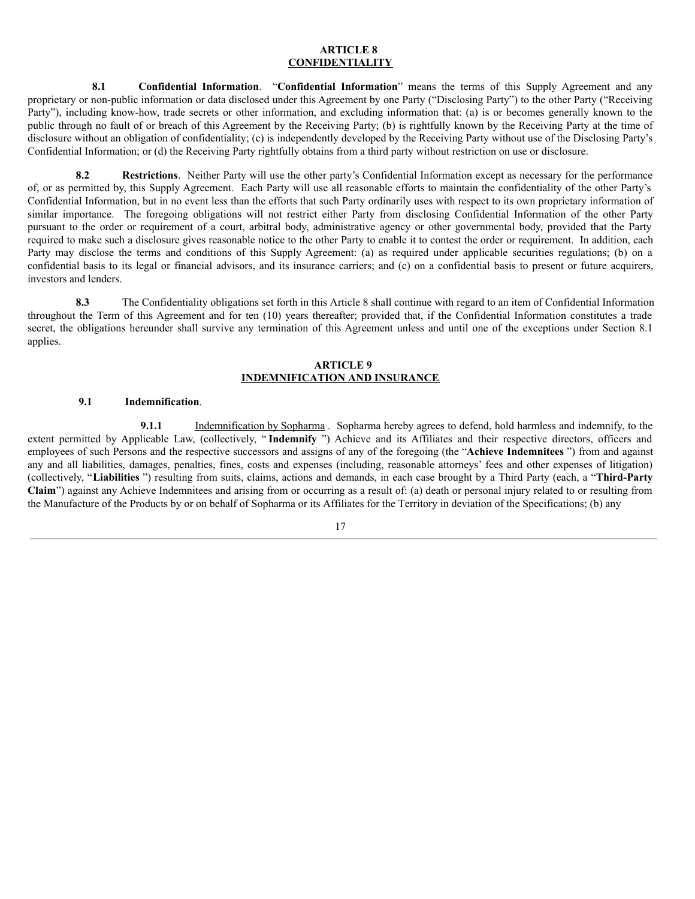## ARTICLE 8
## CONFIDENTIALITY

**8.1 Confidential Information**. "**Confidential Information**" means the terms of this Supply Agreement and any proprietary or non-public information or data disclosed under this Agreement by one Party ("Disclosing Party") to the other Party ("Receiving Party"), including know-how, trade secrets or other information, and excluding information that: (a) is or becomes generally known to the public through no fault of or breach of this Agreement by the Receiving Party; (b) is rightfully known by the Receiving Party at the time of disclosure without an obligation of confidentiality; (c) is independently developed by the Receiving Party without use of the Disclosing Party's Confidential Information; or (d) the Receiving Party rightfully obtains from a third party without restriction on use or disclosure.

**8.2 Restrictions**. Neither Party will use the other party's Confidential Information except as necessary for the performance of, or as permitted by, this Supply Agreement. Each Party will use all reasonable efforts to maintain the confidentiality of the other Party's Confidential Information, but in no event less than the efforts that such Party ordinarily uses with respect to its own proprietary information of similar importance. The foregoing obligations will not restrict either Party from disclosing Confidential Information of the other Party pursuant to the order or requirement of a court, arbitral body, administrative agency or other governmental body, provided that the Party required to make such a disclosure gives reasonable notice to the other Party to enable it to contest the order or requirement. In addition, each Party may disclose the terms and conditions of this Supply Agreement: (a) as required under applicable securities regulations; (b) on a confidential basis to its legal or financial advisors, and its insurance carriers; and (c) on a confidential basis to present or future acquirers, investors and lenders.

**8.3** The Confidentiality obligations set forth in this Article 8 shall continue with regard to an item of Confidential Information throughout the Term of this Agreement and for ten (10) years thereafter; provided that, if the Confidential Information constitutes a trade secret, the obligations hereunder shall survive any termination of this Agreement unless and until one of the exceptions under Section 8.1 applies.

## ARTICLE 9
## INDEMNIFICATION AND INSURANCE

**9.1 Indemnification**.

**9.1.1** Indemnification by Sopharma. Sopharma hereby agrees to defend, hold harmless and indemnify, to the extent permitted by Applicable Law, (collectively, "**Indemnify**") Achieve and its Affiliates and their respective directors, officers and employees of such Persons and the respective successors and assigns of any of the foregoing (the "**Achieve Indemnitees**") from and against any and all liabilities, damages, penalties, fines, costs and expenses (including, reasonable attorneys' fees and other expenses of litigation) (collectively, "**Liabilities**") resulting from suits, claims, actions and demands, in each case brought by a Third Party (each, a "**Third-Party Claim**") against any Achieve Indemnitees and arising from or occurring as a result of: (a) death or personal injury related to or resulting from the Manufacture of the Products by or on behalf of Sopharma or its Affiliates for the Territory in deviation of the Specifications; (b) any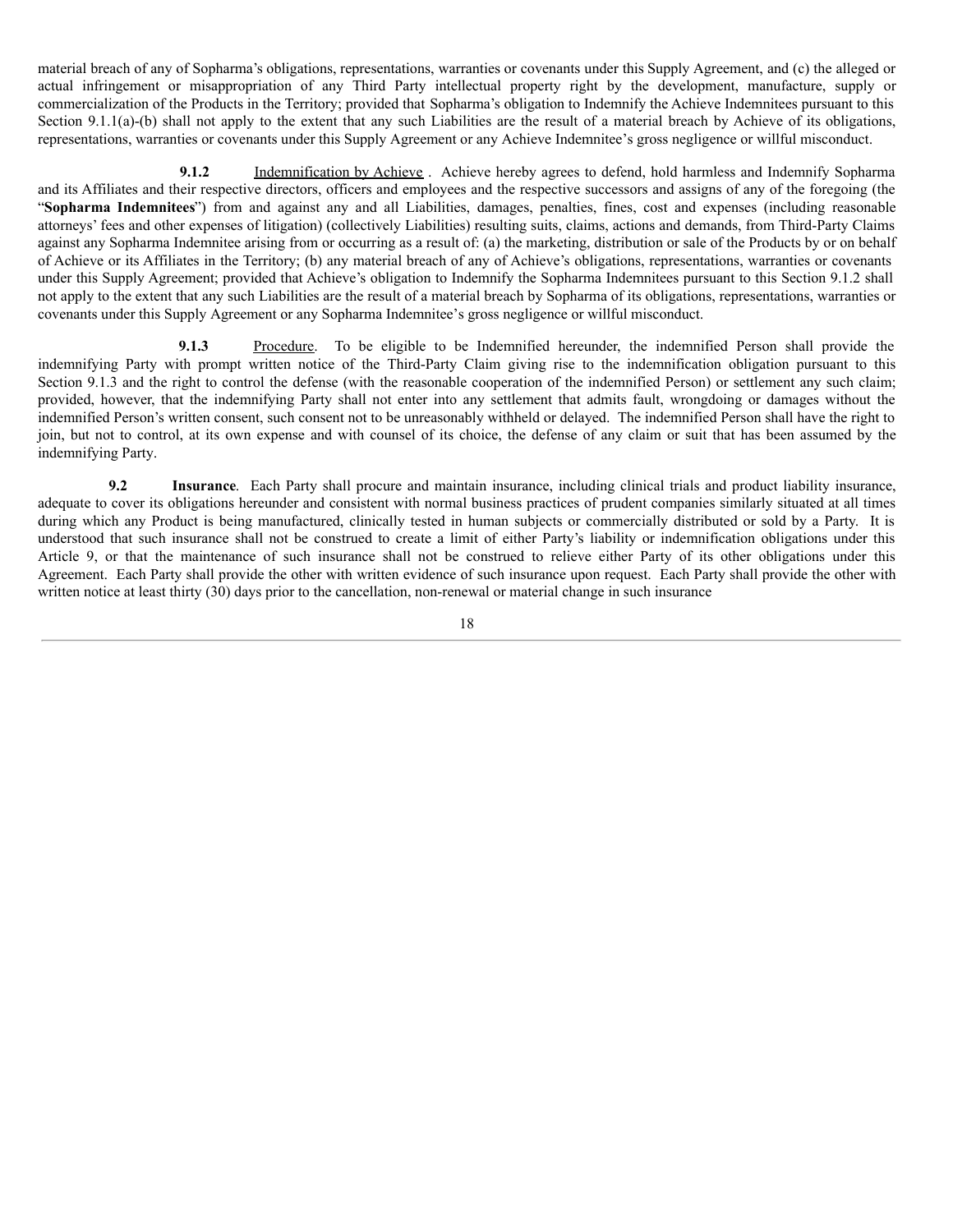material breach of any of Sopharma's obligations, representations, warranties or covenants under this Supply Agreement, and (c) the alleged or actual infringement or misappropriation of any Third Party intellectual property right by the development, manufacture, supply or commercialization of the Products in the Territory; provided that Sopharma's obligation to Indemnify the Achieve Indemnitees pursuant to this Section 9.1.1(a)-(b) shall not apply to the extent that any such Liabilities are the result of a material breach by Achieve of its obligations, representations, warranties or covenants under this Supply Agreement or any Achieve Indemnitee's gross negligence or willful misconduct.

**9.1.2** Indemnification by Achieve . Achieve hereby agrees to defend, hold harmless and Indemnify Sopharma and its Affiliates and their respective directors, officers and employees and the respective successors and assigns of any of the foregoing (the "**Sopharma Indemnitees**") from and against any and all Liabilities, damages, penalties, fines, cost and expenses (including reasonable attorneys' fees and other expenses of litigation) (collectively Liabilities) resulting suits, claims, actions and demands, from Third-Party Claims against any Sopharma Indemnitee arising from or occurring as a result of: (a) the marketing, distribution or sale of the Products by or on behalf of Achieve or its Affiliates in the Territory; (b) any material breach of any of Achieve's obligations, representations, warranties or covenants under this Supply Agreement; provided that Achieve's obligation to Indemnify the Sopharma Indemnitees pursuant to this Section 9.1.2 shall not apply to the extent that any such Liabilities are the result of a material breach by Sopharma of its obligations, representations, warranties or covenants under this Supply Agreement or any Sopharma Indemnitee's gross negligence or willful misconduct.

**9.1.3** Procedure. To be eligible to be Indemnified hereunder, the indemnified Person shall provide the indemnifying Party with prompt written notice of the Third-Party Claim giving rise to the indemnification obligation pursuant to this Section 9.1.3 and the right to control the defense (with the reasonable cooperation of the indemnified Person) or settlement any such claim; provided, however, that the indemnifying Party shall not enter into any settlement that admits fault, wrongdoing or damages without the indemnified Person's written consent, such consent not to be unreasonably withheld or delayed. The indemnified Person shall have the right to join, but not to control, at its own expense and with counsel of its choice, the defense of any claim or suit that has been assumed by the indemnifying Party.

**9.2** **Insurance**. Each Party shall procure and maintain insurance, including clinical trials and product liability insurance, adequate to cover its obligations hereunder and consistent with normal business practices of prudent companies similarly situated at all times during which any Product is being manufactured, clinically tested in human subjects or commercially distributed or sold by a Party. It is understood that such insurance shall not be construed to create a limit of either Party's liability or indemnification obligations under this Article 9, or that the maintenance of such insurance shall not be construed to relieve either Party of its other obligations under this Agreement. Each Party shall provide the other with written evidence of such insurance upon request. Each Party shall provide the other with written notice at least thirty (30) days prior to the cancellation, non-renewal or material change in such insurance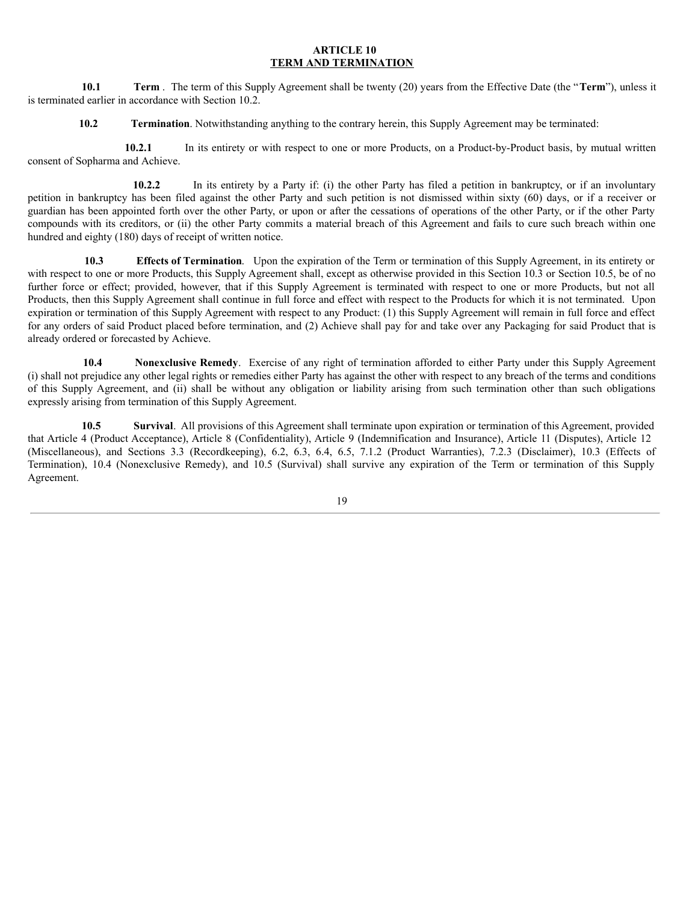## ARTICLE 10
## TERM AND TERMINATION

**10.1 Term** . The term of this Supply Agreement shall be twenty (20) years from the Effective Date (the "**Term**"), unless it is terminated earlier in accordance with Section 10.2.

**10.2 Termination**. Notwithstanding anything to the contrary herein, this Supply Agreement may be terminated:

**10.2.1** In its entirety or with respect to one or more Products, on a Product-by-Product basis, by mutual written consent of Sopharma and Achieve.

**10.2.2** In its entirety by a Party if: (i) the other Party has filed a petition in bankruptcy, or if an involuntary petition in bankruptcy has been filed against the other Party and such petition is not dismissed within sixty (60) days, or if a receiver or guardian has been appointed forth over the other Party, or upon or after the cessations of operations of the other Party, or if the other Party compounds with its creditors, or (ii) the other Party commits a material breach of this Agreement and fails to cure such breach within one hundred and eighty (180) days of receipt of written notice.

**10.3 Effects of Termination**. Upon the expiration of the Term or termination of this Supply Agreement, in its entirety or with respect to one or more Products, this Supply Agreement shall, except as otherwise provided in this Section 10.3 or Section 10.5, be of no further force or effect; provided, however, that if this Supply Agreement is terminated with respect to one or more Products, but not all Products, then this Supply Agreement shall continue in full force and effect with respect to the Products for which it is not terminated. Upon expiration or termination of this Supply Agreement with respect to any Product: (1) this Supply Agreement will remain in full force and effect for any orders of said Product placed before termination, and (2) Achieve shall pay for and take over any Packaging for said Product that is already ordered or forecasted by Achieve.

**10.4 Nonexclusive Remedy**. Exercise of any right of termination afforded to either Party under this Supply Agreement (i) shall not prejudice any other legal rights or remedies either Party has against the other with respect to any breach of the terms and conditions of this Supply Agreement, and (ii) shall be without any obligation or liability arising from such termination other than such obligations expressly arising from termination of this Supply Agreement.

**10.5 Survival**. All provisions of this Agreement shall terminate upon expiration or termination of this Agreement, provided that Article 4 (Product Acceptance), Article 8 (Confidentiality), Article 9 (Indemnification and Insurance), Article 11 (Disputes), Article 12 (Miscellaneous), and Sections 3.3 (Recordkeeping), 6.2, 6.3, 6.4, 6.5, 7.1.2 (Product Warranties), 7.2.3 (Disclaimer), 10.3 (Effects of Termination), 10.4 (Nonexclusive Remedy), and 10.5 (Survival) shall survive any expiration of the Term or termination of this Supply Agreement.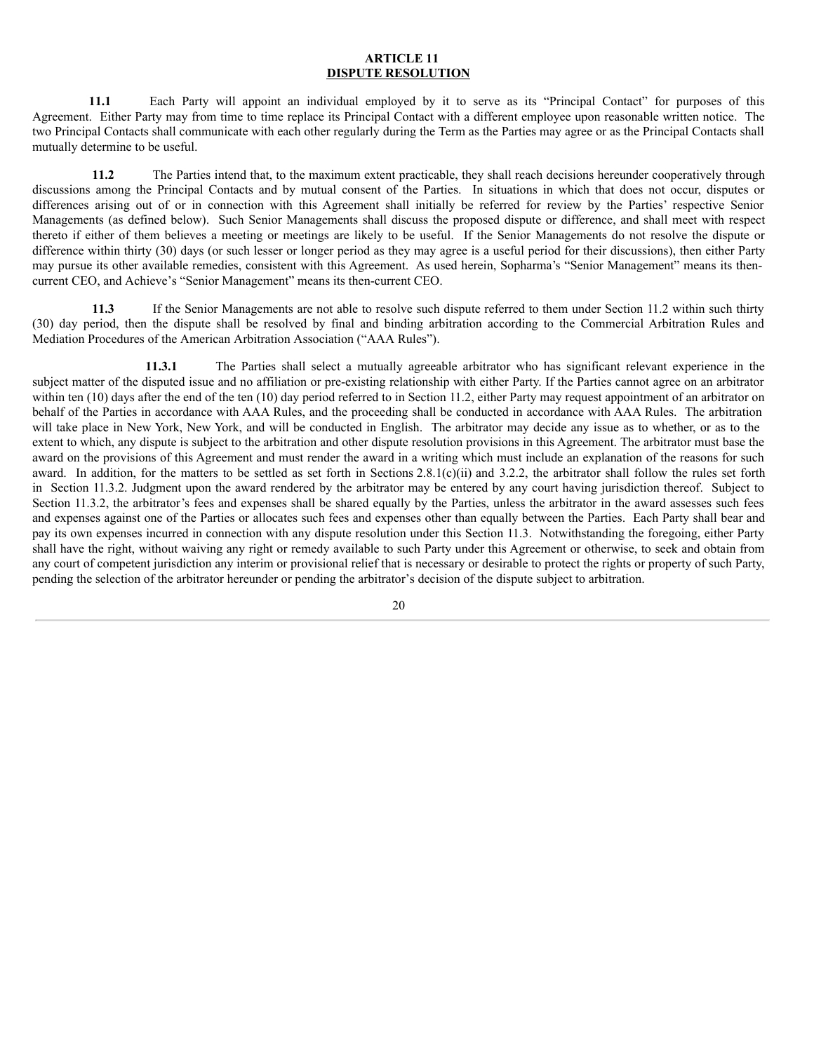# ARTICLE 11
## DISPUTE RESOLUTION

**11.1** Each Party will appoint an individual employed by it to serve as its "Principal Contact" for purposes of this Agreement. Either Party may from time to time replace its Principal Contact with a different employee upon reasonable written notice. The two Principal Contacts shall communicate with each other regularly during the Term as the Parties may agree or as the Principal Contacts shall mutually determine to be useful.

**11.2** The Parties intend that, to the maximum extent practicable, they shall reach decisions hereunder cooperatively through discussions among the Principal Contacts and by mutual consent of the Parties. In situations in which that does not occur, disputes or differences arising out of or in connection with this Agreement shall initially be referred for review by the Parties' respective Senior Managements (as defined below). Such Senior Managements shall discuss the proposed dispute or difference, and shall meet with respect thereto if either of them believes a meeting or meetings are likely to be useful. If the Senior Managements do not resolve the dispute or difference within thirty (30) days (or such lesser or longer period as they may agree is a useful period for their discussions), then either Party may pursue its other available remedies, consistent with this Agreement. As used herein, Sopharma's "Senior Management" means its then-current CEO, and Achieve's "Senior Management" means its then-current CEO.

**11.3** If the Senior Managements are not able to resolve such dispute referred to them under Section 11.2 within such thirty (30) day period, then the dispute shall be resolved by final and binding arbitration according to the Commercial Arbitration Rules and Mediation Procedures of the American Arbitration Association ("AAA Rules").

**11.3.1** The Parties shall select a mutually agreeable arbitrator who has significant relevant experience in the subject matter of the disputed issue and no affiliation or pre-existing relationship with either Party. If the Parties cannot agree on an arbitrator within ten (10) days after the end of the ten (10) day period referred to in Section 11.2, either Party may request appointment of an arbitrator on behalf of the Parties in accordance with AAA Rules, and the proceeding shall be conducted in accordance with AAA Rules. The arbitration will take place in New York, New York, and will be conducted in English. The arbitrator may decide any issue as to whether, or as to the extent to which, any dispute is subject to the arbitration and other dispute resolution provisions in this Agreement. The arbitrator must base the award on the provisions of this Agreement and must render the award in a writing which must include an explanation of the reasons for such award. In addition, for the matters to be settled as set forth in Sections 2.8.1(c)(ii) and 3.2.2, the arbitrator shall follow the rules set forth in Section 11.3.2. Judgment upon the award rendered by the arbitrator may be entered by any court having jurisdiction thereof. Subject to Section 11.3.2, the arbitrator's fees and expenses shall be shared equally by the Parties, unless the arbitrator in the award assesses such fees and expenses against one of the Parties or allocates such fees and expenses other than equally between the Parties. Each Party shall bear and pay its own expenses incurred in connection with any dispute resolution under this Section 11.3. Notwithstanding the foregoing, either Party shall have the right, without waiving any right or remedy available to such Party under this Agreement or otherwise, to seek and obtain from any court of competent jurisdiction any interim or provisional relief that is necessary or desirable to protect the rights or property of such Party, pending the selection of the arbitrator hereunder or pending the arbitrator's decision of the dispute subject to arbitration.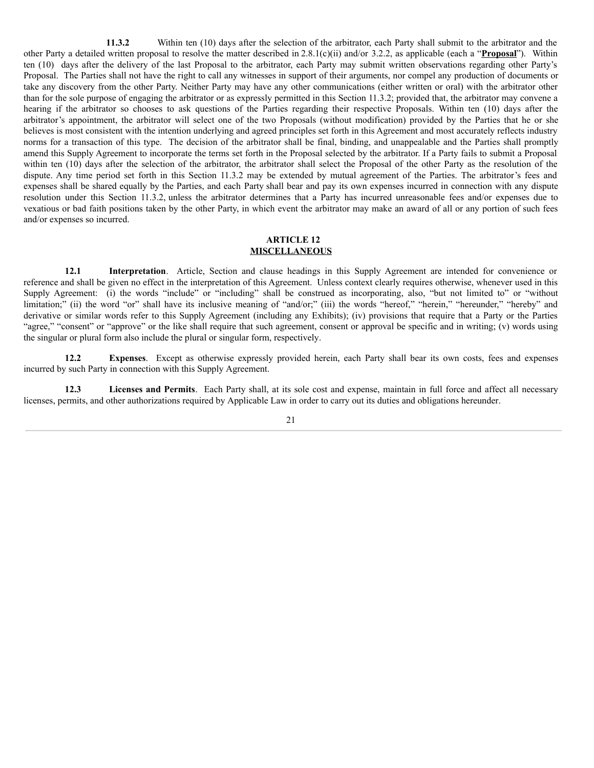**11.3.2** Within ten (10) days after the selection of the arbitrator, each Party shall submit to the arbitrator and the other Party a detailed written proposal to resolve the matter described in 2.8.1(c)(ii) and/or 3.2.2, as applicable (each a "**Proposal**"). Within ten (10) days after the delivery of the last Proposal to the arbitrator, each Party may submit written observations regarding other Party's Proposal. The Parties shall not have the right to call any witnesses in support of their arguments, nor compel any production of documents or take any discovery from the other Party. Neither Party may have any other communications (either written or oral) with the arbitrator other than for the sole purpose of engaging the arbitrator or as expressly permitted in this Section 11.3.2; provided that, the arbitrator may convene a hearing if the arbitrator so chooses to ask questions of the Parties regarding their respective Proposals. Within ten (10) days after the arbitrator's appointment, the arbitrator will select one of the two Proposals (without modification) provided by the Parties that he or she believes is most consistent with the intention underlying and agreed principles set forth in this Agreement and most accurately reflects industry norms for a transaction of this type. The decision of the arbitrator shall be final, binding, and unappealable and the Parties shall promptly amend this Supply Agreement to incorporate the terms set forth in the Proposal selected by the arbitrator. If a Party fails to submit a Proposal within ten (10) days after the selection of the arbitrator, the arbitrator shall select the Proposal of the other Party as the resolution of the dispute. Any time period set forth in this Section 11.3.2 may be extended by mutual agreement of the Parties. The arbitrator's fees and expenses shall be shared equally by the Parties, and each Party shall bear and pay its own expenses incurred in connection with any dispute resolution under this Section 11.3.2, unless the arbitrator determines that a Party has incurred unreasonable fees and/or expenses due to vexatious or bad faith positions taken by the other Party, in which event the arbitrator may make an award of all or any portion of such fees and/or expenses so incurred.

## ARTICLE 12
## MISCELLANEOUS

**12.1 Interpretation**. Article, Section and clause headings in this Supply Agreement are intended for convenience or reference and shall be given no effect in the interpretation of this Agreement. Unless context clearly requires otherwise, whenever used in this Supply Agreement: (i) the words "include" or "including" shall be construed as incorporating, also, "but not limited to" or "without limitation;" (ii) the word "or" shall have its inclusive meaning of "and/or;" (iii) the words "hereof," "herein," "hereunder," "hereby" and derivative or similar words refer to this Supply Agreement (including any Exhibits); (iv) provisions that require that a Party or the Parties "agree," "consent" or "approve" or the like shall require that such agreement, consent or approval be specific and in writing; (v) words using the singular or plural form also include the plural or singular form, respectively.

**12.2 Expenses**. Except as otherwise expressly provided herein, each Party shall bear its own costs, fees and expenses incurred by such Party in connection with this Supply Agreement.

**12.3 Licenses and Permits**. Each Party shall, at its sole cost and expense, maintain in full force and affect all necessary licenses, permits, and other authorizations required by Applicable Law in order to carry out its duties and obligations hereunder.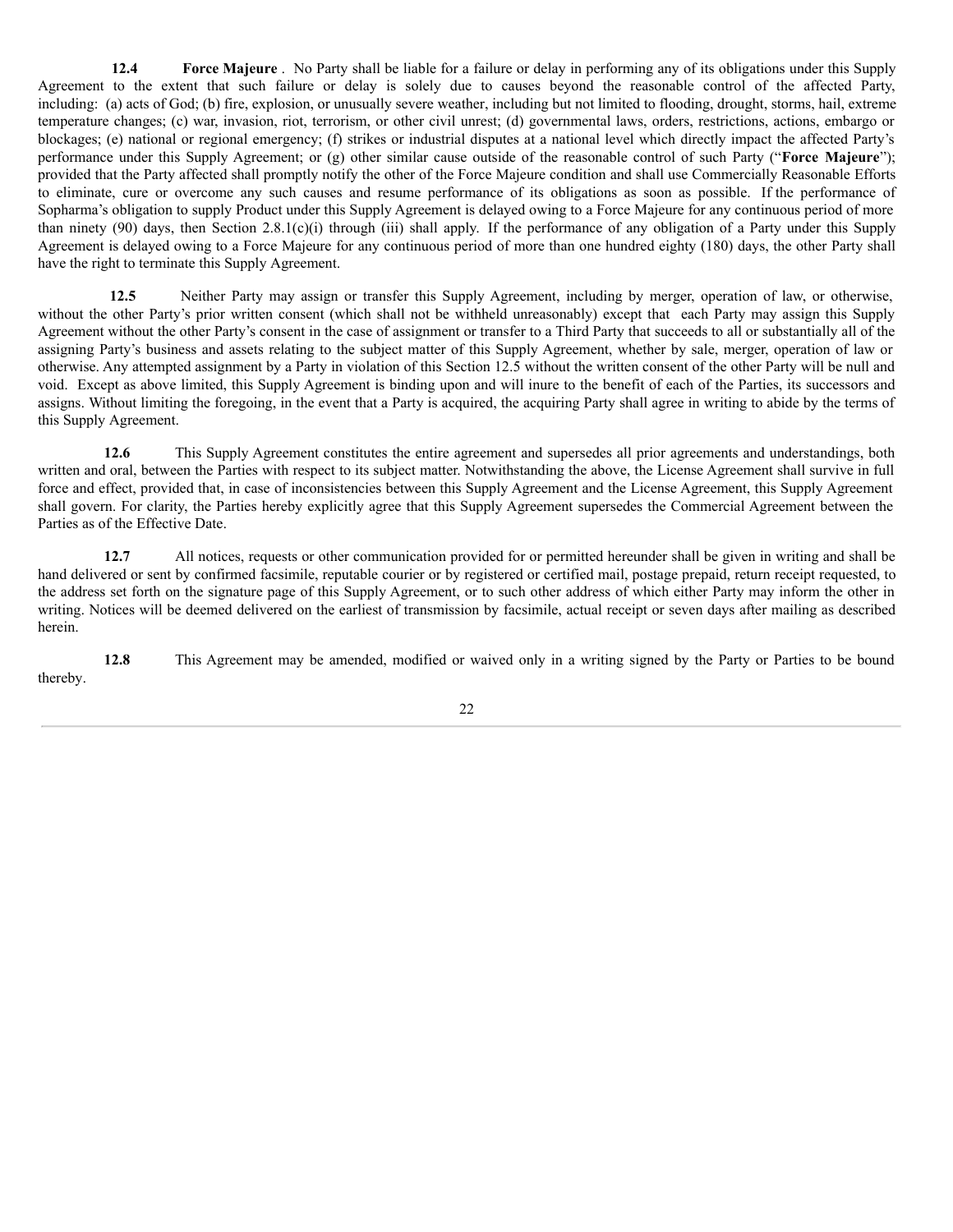**12.4 Force Majeure**. No Party shall be liable for a failure or delay in performing any of its obligations under this Supply Agreement to the extent that such failure or delay is solely due to causes beyond the reasonable control of the affected Party, including: (a) acts of God; (b) fire, explosion, or unusually severe weather, including but not limited to flooding, drought, storms, hail, extreme temperature changes; (c) war, invasion, riot, terrorism, or other civil unrest; (d) governmental laws, orders, restrictions, actions, embargo or blockages; (e) national or regional emergency; (f) strikes or industrial disputes at a national level which directly impact the affected Party's performance under this Supply Agreement; or (g) other similar cause outside of the reasonable control of such Party ("**Force Majeure**"); provided that the Party affected shall promptly notify the other of the Force Majeure condition and shall use Commercially Reasonable Efforts to eliminate, cure or overcome any such causes and resume performance of its obligations as soon as possible. If the performance of Sopharma's obligation to supply Product under this Supply Agreement is delayed owing to a Force Majeure for any continuous period of more than ninety (90) days, then Section 2.8.1(c)(i) through (iii) shall apply. If the performance of any obligation of a Party under this Supply Agreement is delayed owing to a Force Majeure for any continuous period of more than one hundred eighty (180) days, the other Party shall have the right to terminate this Supply Agreement.

**12.5** Neither Party may assign or transfer this Supply Agreement, including by merger, operation of law, or otherwise, without the other Party's prior written consent (which shall not be withheld unreasonably) except that each Party may assign this Supply Agreement without the other Party's consent in the case of assignment or transfer to a Third Party that succeeds to all or substantially all of the assigning Party's business and assets relating to the subject matter of this Supply Agreement, whether by sale, merger, operation of law or otherwise. Any attempted assignment by a Party in violation of this Section 12.5 without the written consent of the other Party will be null and void. Except as above limited, this Supply Agreement is binding upon and will inure to the benefit of each of the Parties, its successors and assigns. Without limiting the foregoing, in the event that a Party is acquired, the acquiring Party shall agree in writing to abide by the terms of this Supply Agreement.

**12.6** This Supply Agreement constitutes the entire agreement and supersedes all prior agreements and understandings, both written and oral, between the Parties with respect to its subject matter. Notwithstanding the above, the License Agreement shall survive in full force and effect, provided that, in case of inconsistencies between this Supply Agreement and the License Agreement, this Supply Agreement shall govern. For clarity, the Parties hereby explicitly agree that this Supply Agreement supersedes the Commercial Agreement between the Parties as of the Effective Date.

**12.7** All notices, requests or other communication provided for or permitted hereunder shall be given in writing and shall be hand delivered or sent by confirmed facsimile, reputable courier or by registered or certified mail, postage prepaid, return receipt requested, to the address set forth on the signature page of this Supply Agreement, or to such other address of which either Party may inform the other in writing. Notices will be deemed delivered on the earliest of transmission by facsimile, actual receipt or seven days after mailing as described herein.

**12.8** This Agreement may be amended, modified or waived only in a writing signed by the Party or Parties to be bound thereby.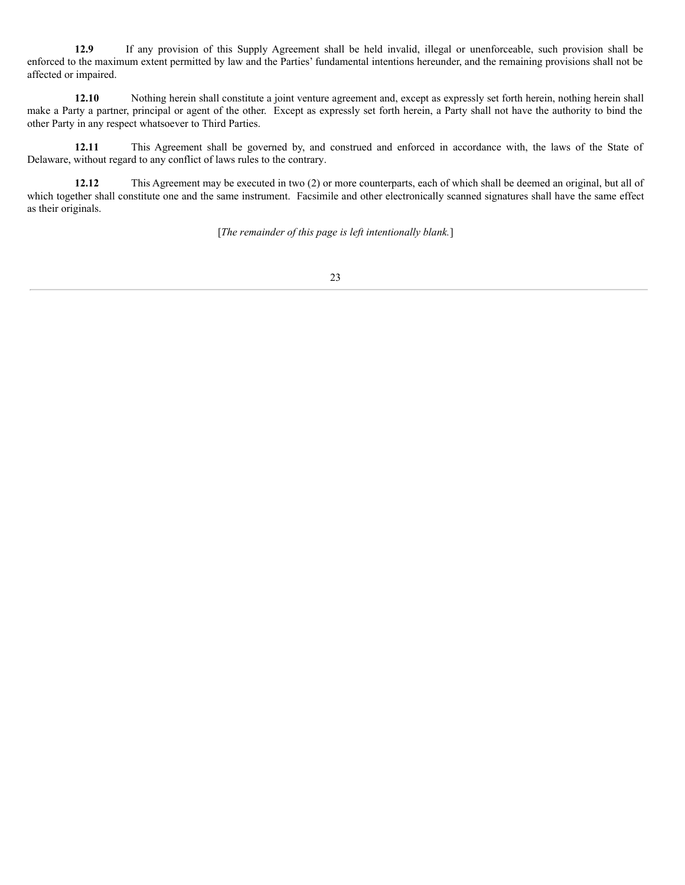**12.9** If any provision of this Supply Agreement shall be held invalid, illegal or unenforceable, such provision shall be enforced to the maximum extent permitted by law and the Parties' fundamental intentions hereunder, and the remaining provisions shall not be affected or impaired.

**12.10** Nothing herein shall constitute a joint venture agreement and, except as expressly set forth herein, nothing herein shall make a Party a partner, principal or agent of the other. Except as expressly set forth herein, a Party shall not have the authority to bind the other Party in any respect whatsoever to Third Parties.

**12.11** This Agreement shall be governed by, and construed and enforced in accordance with, the laws of the State of Delaware, without regard to any conflict of laws rules to the contrary.

**12.12** This Agreement may be executed in two (2) or more counterparts, each of which shall be deemed an original, but all of which together shall constitute one and the same instrument. Facsimile and other electronically scanned signatures shall have the same effect as their originals.

[*The remainder of this page is left intentionally blank.*]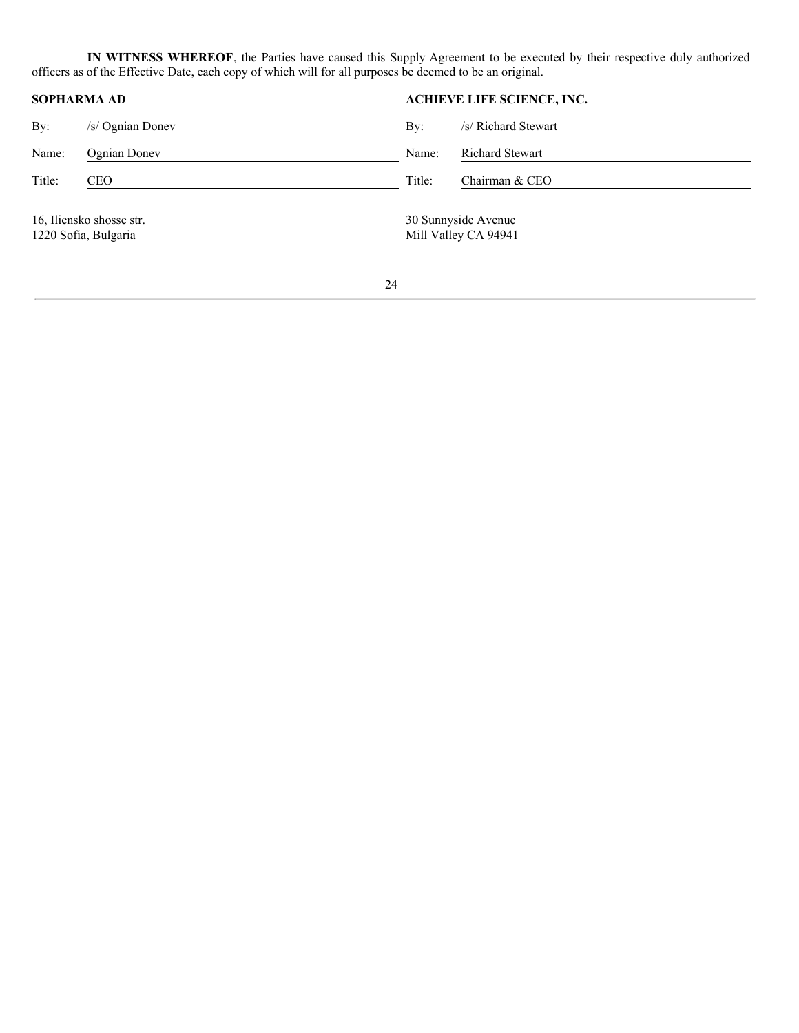**IN WITNESS WHEREOF**, the Parties have caused this Supply Agreement to be executed by their respective duly authorized officers as of the Effective Date, each copy of which will for all purposes be deemed to be an original.

| **SOPHARMA AD** | | **ACHIEVE LIFE SCIENCE, INC.** | |
|---|---|---|---|
| By: | /s/ Ognian Donev | By: | /s/ Richard Stewart |
| Name: | Ognian Donev | Name: | Richard Stewart |
| Title: | CEO | Title: | Chairman & CEO |

16, Iliensko shosse str.
1220 Sofia, Bulgaria

30 Sunnyside Avenue
Mill Valley CA 94941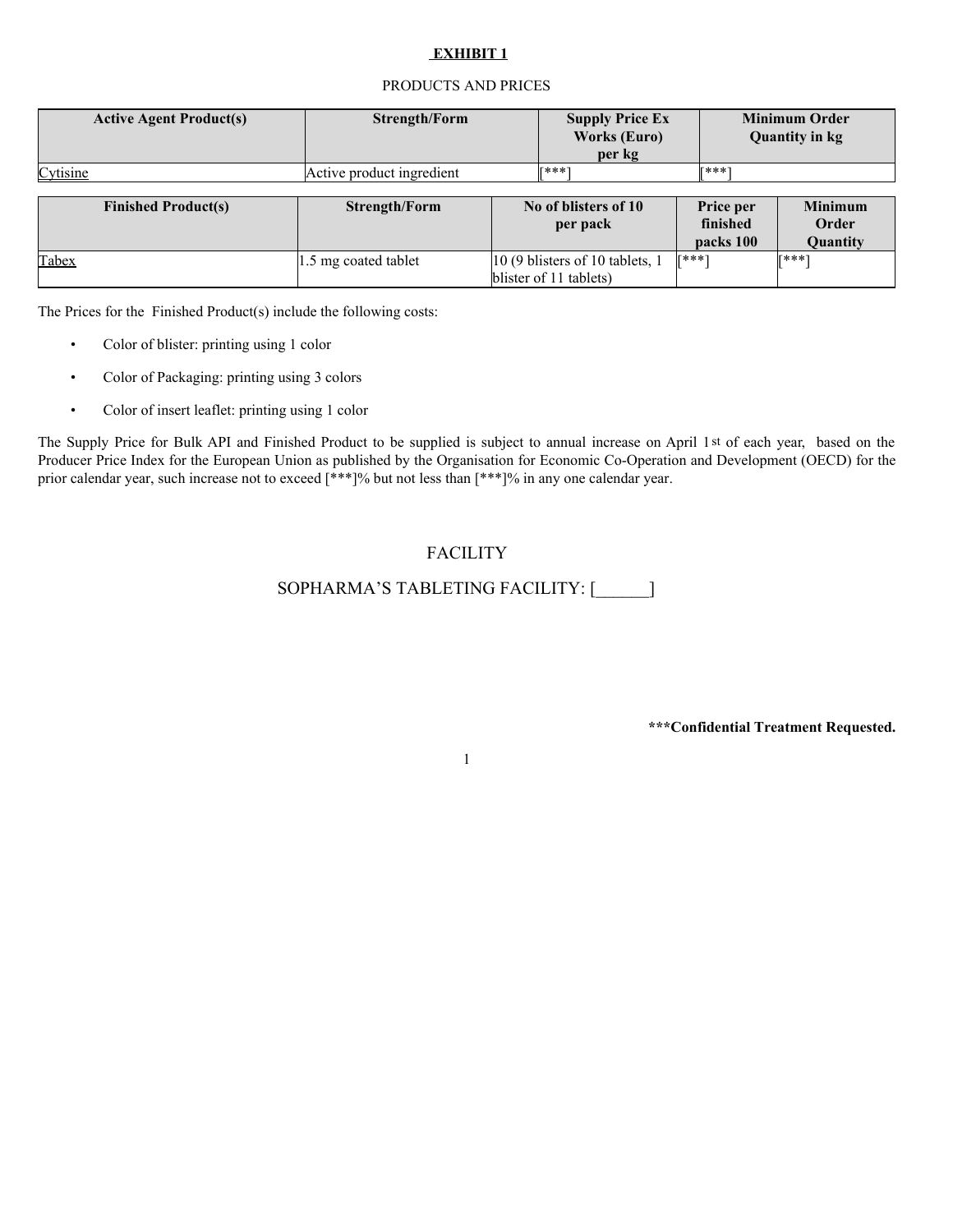**EXHIBIT 1**

PRODUCTS AND PRICES

| Active Agent Product(s) | Strength/Form | Supply Price Ex Works (Euro) per kg | Minimum Order Quantity in kg |
|---|---|---|---|
| Cytisine | Active product ingredient | [***] | [***] |

| Finished Product(s) | Strength/Form | No of blisters of 10 per pack | Price per finished packs 100 | Minimum Order Quantity |
|---|---|---|---|---|
| Tabex | 1.5 mg coated tablet | 10 (9 blisters of 10 tablets, 1 blister of 11 tablets) | [***] | [***] |

The Prices for the Finished Product(s) include the following costs:

- Color of blister: printing using 1 color
- Color of Packaging: printing using 3 colors
- Color of insert leaflet: printing using 1 color

The Supply Price for Bulk API and Finished Product to be supplied is subject to annual increase on April 1st of each year, based on the Producer Price Index for the European Union as published by the Organisation for Economic Co-Operation and Development (OECD) for the prior calendar year, such increase not to exceed [***]% but not less than [***]% in any one calendar year.

FACILITY

SOPHARMA'S TABLETING FACILITY: [______]

**\*\*\*Confidential Treatment Requested.**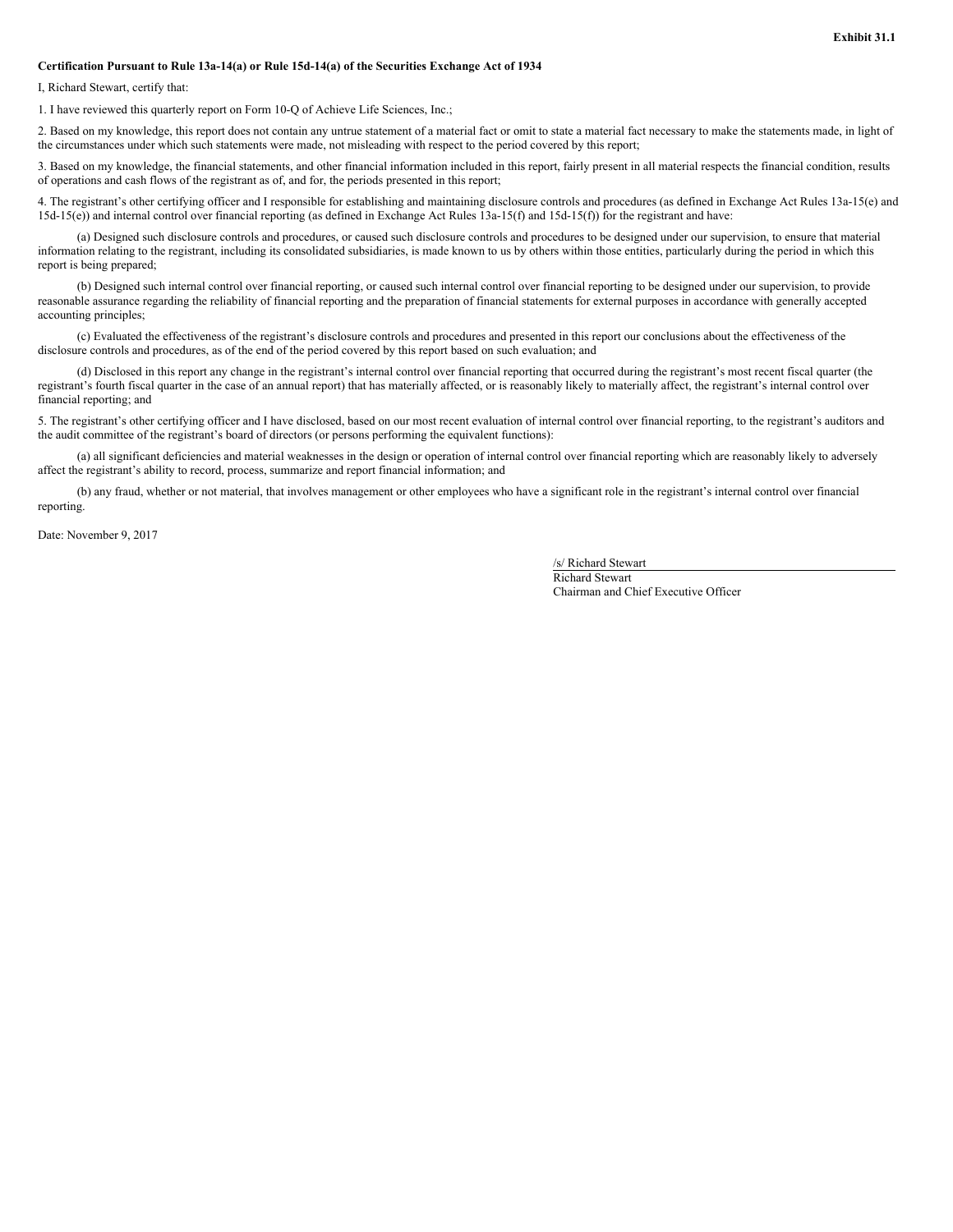**Exhibit 31.1**

**Certification Pursuant to Rule 13a-14(a) or Rule 15d-14(a) of the Securities Exchange Act of 1934**

I, Richard Stewart, certify that:

1. I have reviewed this quarterly report on Form 10-Q of Achieve Life Sciences, Inc.;

2. Based on my knowledge, this report does not contain any untrue statement of a material fact or omit to state a material fact necessary to make the statements made, in light of the circumstances under which such statements were made, not misleading with respect to the period covered by this report;

3. Based on my knowledge, the financial statements, and other financial information included in this report, fairly present in all material respects the financial condition, results of operations and cash flows of the registrant as of, and for, the periods presented in this report;

4. The registrant's other certifying officer and I responsible for establishing and maintaining disclosure controls and procedures (as defined in Exchange Act Rules 13a-15(e) and 15d-15(e)) and internal control over financial reporting (as defined in Exchange Act Rules 13a-15(f) and 15d-15(f)) for the registrant and have:

(a) Designed such disclosure controls and procedures, or caused such disclosure controls and procedures to be designed under our supervision, to ensure that material information relating to the registrant, including its consolidated subsidiaries, is made known to us by others within those entities, particularly during the period in which this report is being prepared;

(b) Designed such internal control over financial reporting, or caused such internal control over financial reporting to be designed under our supervision, to provide reasonable assurance regarding the reliability of financial reporting and the preparation of financial statements for external purposes in accordance with generally accepted accounting principles;

(c) Evaluated the effectiveness of the registrant's disclosure controls and procedures and presented in this report our conclusions about the effectiveness of the disclosure controls and procedures, as of the end of the period covered by this report based on such evaluation; and

(d) Disclosed in this report any change in the registrant's internal control over financial reporting that occurred during the registrant's most recent fiscal quarter (the registrant's fourth fiscal quarter in the case of an annual report) that has materially affected, or is reasonably likely to materially affect, the registrant's internal control over financial reporting; and

5. The registrant's other certifying officer and I have disclosed, based on our most recent evaluation of internal control over financial reporting, to the registrant's auditors and the audit committee of the registrant's board of directors (or persons performing the equivalent functions):

(a) all significant deficiencies and material weaknesses in the design or operation of internal control over financial reporting which are reasonably likely to adversely affect the registrant's ability to record, process, summarize and report financial information; and

(b) any fraud, whether or not material, that involves management or other employees who have a significant role in the registrant's internal control over financial reporting.

Date: November 9, 2017

/s/ Richard Stewart
Richard Stewart
Chairman and Chief Executive Officer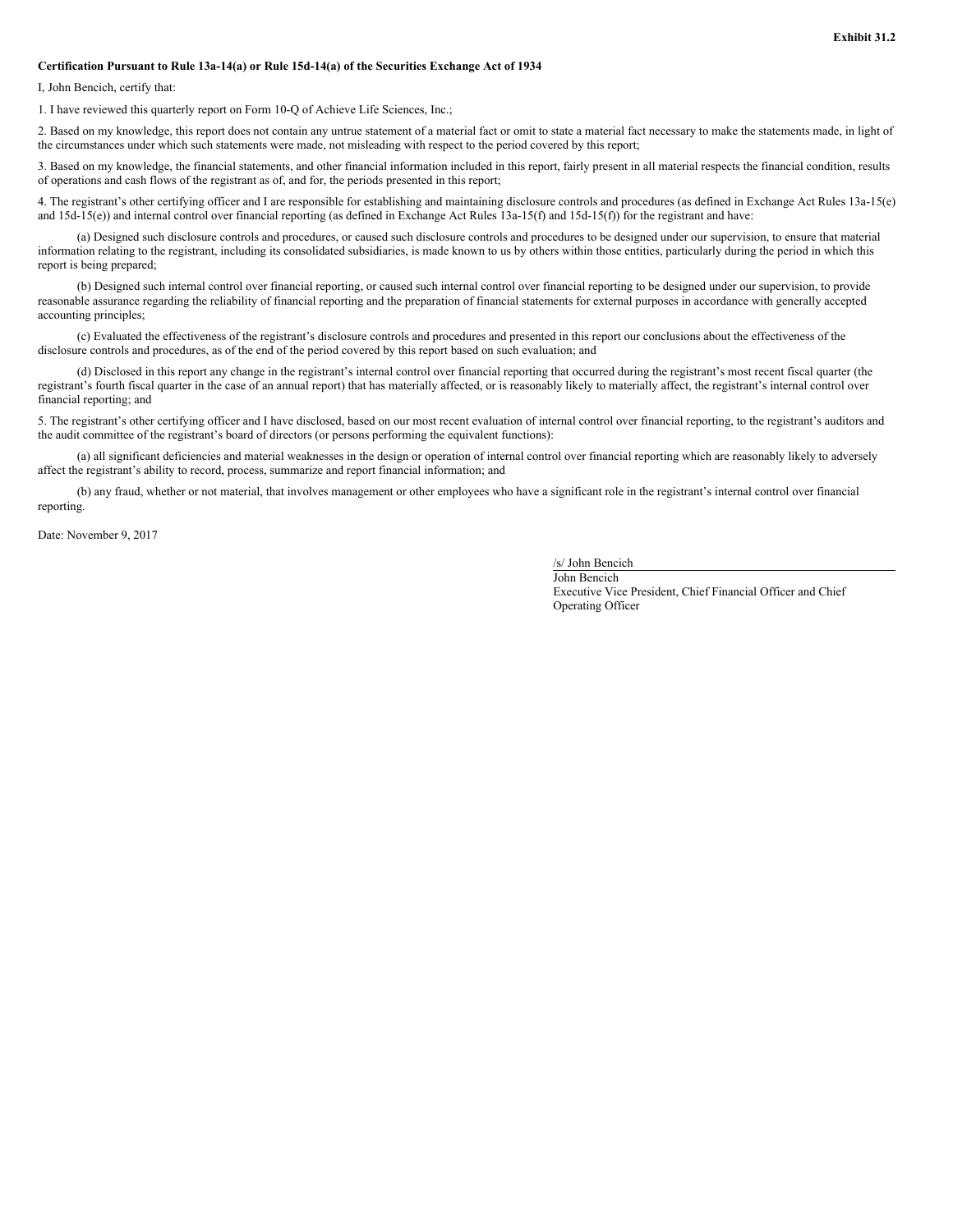**Exhibit 31.2**

**Certification Pursuant to Rule 13a-14(a) or Rule 15d-14(a) of the Securities Exchange Act of 1934**

I, John Bencich, certify that:

1. I have reviewed this quarterly report on Form 10-Q of Achieve Life Sciences, Inc.;

2. Based on my knowledge, this report does not contain any untrue statement of a material fact or omit to state a material fact necessary to make the statements made, in light of the circumstances under which such statements were made, not misleading with respect to the period covered by this report;

3. Based on my knowledge, the financial statements, and other financial information included in this report, fairly present in all material respects the financial condition, results of operations and cash flows of the registrant as of, and for, the periods presented in this report;

4. The registrant's other certifying officer and I are responsible for establishing and maintaining disclosure controls and procedures (as defined in Exchange Act Rules 13a-15(e) and 15d-15(e)) and internal control over financial reporting (as defined in Exchange Act Rules 13a-15(f) and 15d-15(f)) for the registrant and have:

(a) Designed such disclosure controls and procedures, or caused such disclosure controls and procedures to be designed under our supervision, to ensure that material information relating to the registrant, including its consolidated subsidiaries, is made known to us by others within those entities, particularly during the period in which this report is being prepared;

(b) Designed such internal control over financial reporting, or caused such internal control over financial reporting to be designed under our supervision, to provide reasonable assurance regarding the reliability of financial reporting and the preparation of financial statements for external purposes in accordance with generally accepted accounting principles;

(c) Evaluated the effectiveness of the registrant's disclosure controls and procedures and presented in this report our conclusions about the effectiveness of the disclosure controls and procedures, as of the end of the period covered by this report based on such evaluation; and

(d) Disclosed in this report any change in the registrant's internal control over financial reporting that occurred during the registrant's most recent fiscal quarter (the registrant's fourth fiscal quarter in the case of an annual report) that has materially affected, or is reasonably likely to materially affect, the registrant's internal control over financial reporting; and

5. The registrant's other certifying officer and I have disclosed, based on our most recent evaluation of internal control over financial reporting, to the registrant's auditors and the audit committee of the registrant's board of directors (or persons performing the equivalent functions):

(a) all significant deficiencies and material weaknesses in the design or operation of internal control over financial reporting which are reasonably likely to adversely affect the registrant's ability to record, process, summarize and report financial information; and

(b) any fraud, whether or not material, that involves management or other employees who have a significant role in the registrant's internal control over financial reporting.

Date: November 9, 2017

/s/ John Bencich
John Bencich
Executive Vice President, Chief Financial Officer and Chief Operating Officer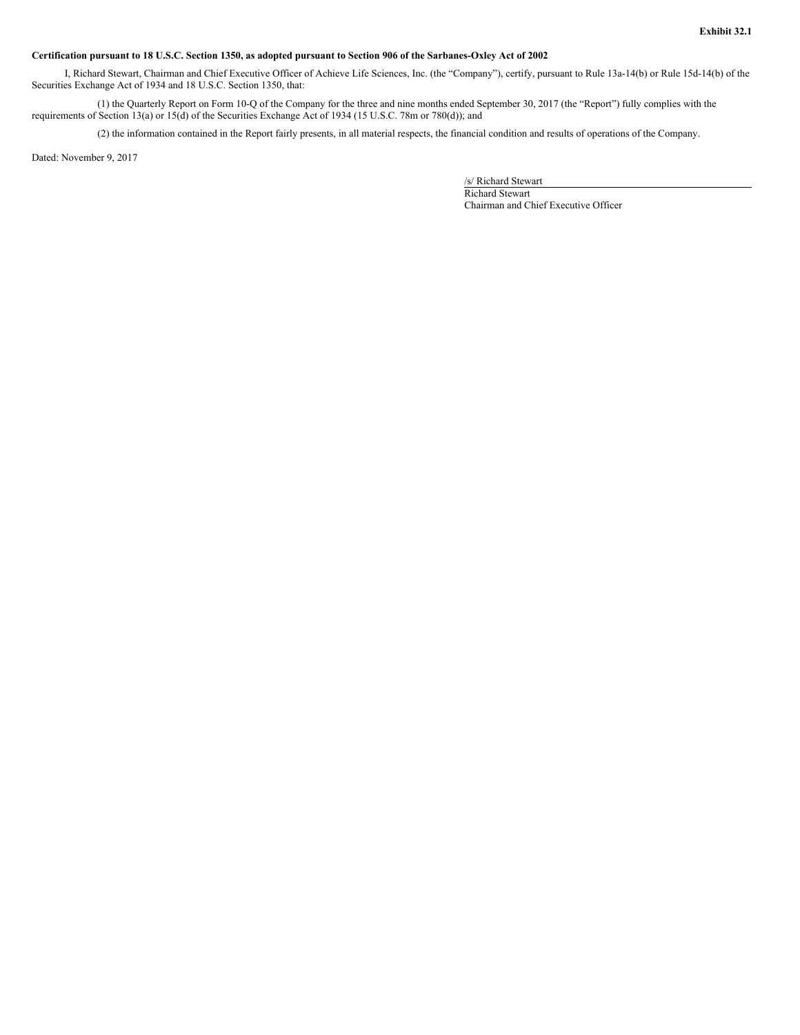**Exhibit 32.1**

**Certification pursuant to 18 U.S.C. Section 1350, as adopted pursuant to Section 906 of the Sarbanes-Oxley Act of 2002**

I, Richard Stewart, Chairman and Chief Executive Officer of Achieve Life Sciences, Inc. (the "Company"), certify, pursuant to Rule 13a-14(b) or Rule 15d-14(b) of the Securities Exchange Act of 1934 and 18 U.S.C. Section 1350, that:

(1) the Quarterly Report on Form 10-Q of the Company for the three and nine months ended September 30, 2017 (the "Report") fully complies with the requirements of Section 13(a) or 15(d) of the Securities Exchange Act of 1934 (15 U.S.C. 78m or 78o(d)); and

(2) the information contained in the Report fairly presents, in all material respects, the financial condition and results of operations of the Company.

Dated: November 9, 2017

/s/ Richard Stewart
Richard Stewart
Chairman and Chief Executive Officer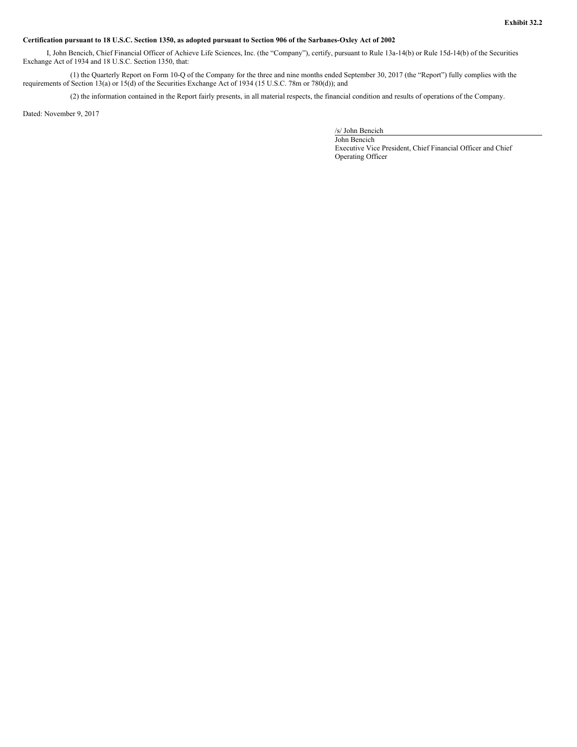**Exhibit 32.2**

**Certification pursuant to 18 U.S.C. Section 1350, as adopted pursuant to Section 906 of the Sarbanes-Oxley Act of 2002**

I, John Bencich, Chief Financial Officer of Achieve Life Sciences, Inc. (the "Company"), certify, pursuant to Rule 13a-14(b) or Rule 15d-14(b) of the Securities Exchange Act of 1934 and 18 U.S.C. Section 1350, that:

(1) the Quarterly Report on Form 10-Q of the Company for the three and nine months ended September 30, 2017 (the "Report") fully complies with the requirements of Section 13(a) or 15(d) of the Securities Exchange Act of 1934 (15 U.S.C. 78m or 780(d)); and

(2) the information contained in the Report fairly presents, in all material respects, the financial condition and results of operations of the Company.

Dated: November 9, 2017

/s/ John Bencich
John Bencich
Executive Vice President, Chief Financial Officer and Chief Operating Officer